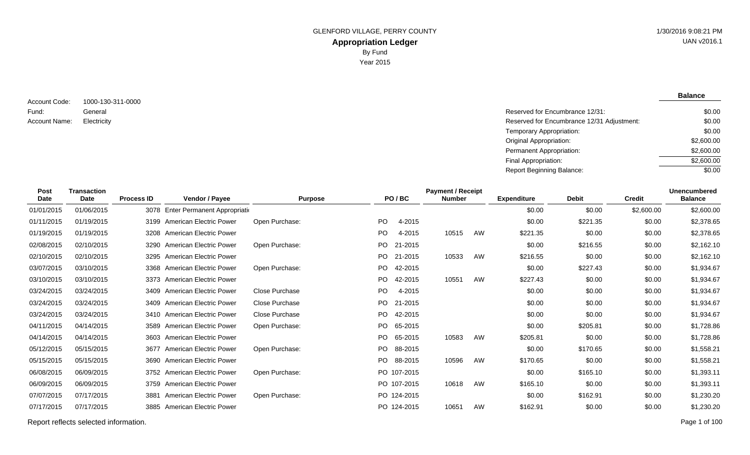GLENFORD VILLAGE, PERRY COUNTY

# Appropriation Ledger

By Fund

Year 2015

1/30/2016 9:08:21 PM

UAN v2016.1

Account Code: 1000-130-311-0000

Fund: General

Account Name: Electricity

| | **Balance** |
|---|---|
| Reserved for Encumbrance 12/31: | $0.00 |
| Reserved for Encumbrance 12/31 Adjustment: | $0.00 |
| Temporary Appropriation: | $0.00 |
| Original Appropriation: | $2,600.00 |
| Permanent Appropriation: | $2,600.00 |
| Final Appropriation: | $2,600.00 |
| Report Beginning Balance: | $0.00 |

| Post Date | Transaction Date | Process ID | Vendor / Payee | Purpose | PO / BC | | Payment / Receipt Number | | Expenditure | Debit | Credit | Unencumbered Balance |
|---|---|---|---|---|---|---|---|---|---|---|---|---|
| 01/01/2015 | 01/06/2015 | 3078 | Enter Permanent Appropriati | | | | | | $0.00 | $0.00 | $2,600.00 | $2,600.00 |
| 01/11/2015 | 01/19/2015 | 3199 | American Electric Power | Open Purchase: | PO | 4-2015 | | | $0.00 | $221.35 | $0.00 | $2,378.65 |
| 01/19/2015 | 01/19/2015 | 3208 | American Electric Power | | PO | 4-2015 | 10515 | AW | $221.35 | $0.00 | $0.00 | $2,378.65 |
| 02/08/2015 | 02/10/2015 | 3290 | American Electric Power | Open Purchase: | PO | 21-2015 | | | $0.00 | $216.55 | $0.00 | $2,162.10 |
| 02/10/2015 | 02/10/2015 | 3295 | American Electric Power | | PO | 21-2015 | 10533 | AW | $216.55 | $0.00 | $0.00 | $2,162.10 |
| 03/07/2015 | 03/10/2015 | 3368 | American Electric Power | Open Purchase: | PO | 42-2015 | | | $0.00 | $227.43 | $0.00 | $1,934.67 |
| 03/10/2015 | 03/10/2015 | 3373 | American Electric Power | | PO | 42-2015 | 10551 | AW | $227.43 | $0.00 | $0.00 | $1,934.67 |
| 03/24/2015 | 03/24/2015 | 3409 | American Electric Power | Close Purchase | PO | 4-2015 | | | $0.00 | $0.00 | $0.00 | $1,934.67 |
| 03/24/2015 | 03/24/2015 | 3409 | American Electric Power | Close Purchase | PO | 21-2015 | | | $0.00 | $0.00 | $0.00 | $1,934.67 |
| 03/24/2015 | 03/24/2015 | 3410 | American Electric Power | Close Purchase | PO | 42-2015 | | | $0.00 | $0.00 | $0.00 | $1,934.67 |
| 04/11/2015 | 04/14/2015 | 3589 | American Electric Power | Open Purchase: | PO | 65-2015 | | | $0.00 | $205.81 | $0.00 | $1,728.86 |
| 04/14/2015 | 04/14/2015 | 3603 | American Electric Power | | PO | 65-2015 | 10583 | AW | $205.81 | $0.00 | $0.00 | $1,728.86 |
| 05/12/2015 | 05/15/2015 | 3677 | American Electric Power | Open Purchase: | PO | 88-2015 | | | $0.00 | $170.65 | $0.00 | $1,558.21 |
| 05/15/2015 | 05/15/2015 | 3690 | American Electric Power | | PO | 88-2015 | 10596 | AW | $170.65 | $0.00 | $0.00 | $1,558.21 |
| 06/08/2015 | 06/09/2015 | 3752 | American Electric Power | Open Purchase: | PO | 107-2015 | | | $0.00 | $165.10 | $0.00 | $1,393.11 |
| 06/09/2015 | 06/09/2015 | 3759 | American Electric Power | | PO | 107-2015 | 10618 | AW | $165.10 | $0.00 | $0.00 | $1,393.11 |
| 07/07/2015 | 07/17/2015 | 3881 | American Electric Power | Open Purchase: | PO | 124-2015 | | | $0.00 | $162.91 | $0.00 | $1,230.20 |
| 07/17/2015 | 07/17/2015 | 3885 | American Electric Power | | PO | 124-2015 | 10651 | AW | $162.91 | $0.00 | $0.00 | $1,230.20 |

Report reflects selected information.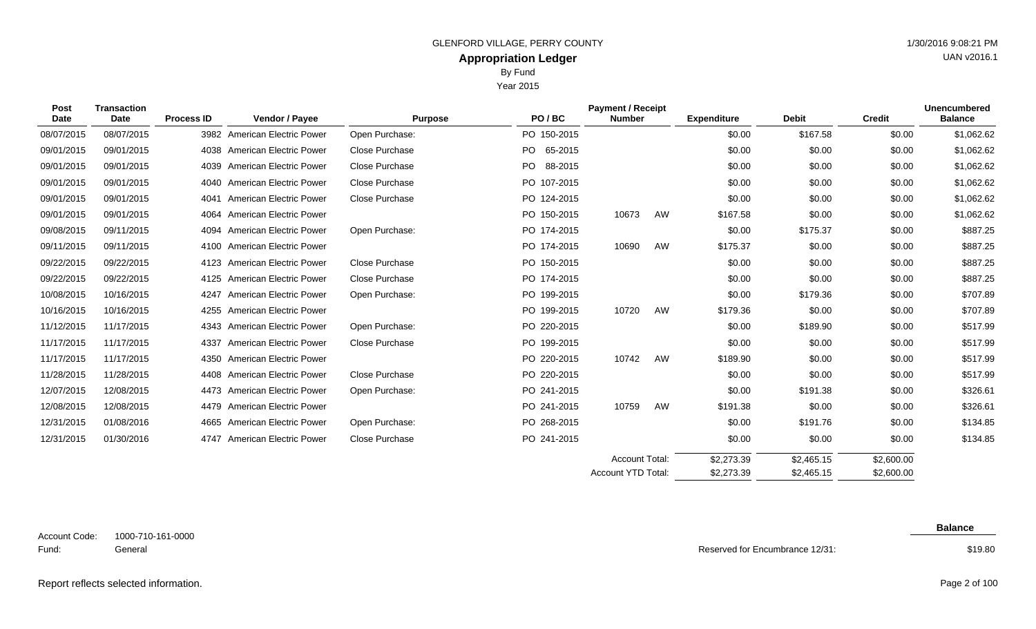GLENFORD VILLAGE, PERRY COUNTY

**Appropriation Ledger**

By Fund

Year 2015

1/30/2016 9:08:21 PM

UAN v2016.1

| Post Date | Transaction Date | Process ID | Vendor / Payee | Purpose | PO / BC | Payment / Receipt Number | | Expenditure | Debit | Credit | Unencumbered Balance |
|---|---|---|---|---|---|---|---|---|---|---|---|
| 08/07/2015 | 08/07/2015 | 3982 | American Electric Power | Open Purchase: | PO 150-2015 | | | $0.00 | $167.58 | $0.00 | $1,062.62 |
| 09/01/2015 | 09/01/2015 | 4038 | American Electric Power | Close Purchase | PO 65-2015 | | | $0.00 | $0.00 | $0.00 | $1,062.62 |
| 09/01/2015 | 09/01/2015 | 4039 | American Electric Power | Close Purchase | PO 88-2015 | | | $0.00 | $0.00 | $0.00 | $1,062.62 |
| 09/01/2015 | 09/01/2015 | 4040 | American Electric Power | Close Purchase | PO 107-2015 | | | $0.00 | $0.00 | $0.00 | $1,062.62 |
| 09/01/2015 | 09/01/2015 | 4041 | American Electric Power | Close Purchase | PO 124-2015 | | | $0.00 | $0.00 | $0.00 | $1,062.62 |
| 09/01/2015 | 09/01/2015 | 4064 | American Electric Power | | PO 150-2015 | 10673 | AW | $167.58 | $0.00 | $0.00 | $1,062.62 |
| 09/08/2015 | 09/11/2015 | 4094 | American Electric Power | Open Purchase: | PO 174-2015 | | | $0.00 | $175.37 | $0.00 | $887.25 |
| 09/11/2015 | 09/11/2015 | 4100 | American Electric Power | | PO 174-2015 | 10690 | AW | $175.37 | $0.00 | $0.00 | $887.25 |
| 09/22/2015 | 09/22/2015 | 4123 | American Electric Power | Close Purchase | PO 150-2015 | | | $0.00 | $0.00 | $0.00 | $887.25 |
| 09/22/2015 | 09/22/2015 | 4125 | American Electric Power | Close Purchase | PO 174-2015 | | | $0.00 | $0.00 | $0.00 | $887.25 |
| 10/08/2015 | 10/16/2015 | 4247 | American Electric Power | Open Purchase: | PO 199-2015 | | | $0.00 | $179.36 | $0.00 | $707.89 |
| 10/16/2015 | 10/16/2015 | 4255 | American Electric Power | | PO 199-2015 | 10720 | AW | $179.36 | $0.00 | $0.00 | $707.89 |
| 11/12/2015 | 11/17/2015 | 4343 | American Electric Power | Open Purchase: | PO 220-2015 | | | $0.00 | $189.90 | $0.00 | $517.99 |
| 11/17/2015 | 11/17/2015 | 4337 | American Electric Power | Close Purchase | PO 199-2015 | | | $0.00 | $0.00 | $0.00 | $517.99 |
| 11/17/2015 | 11/17/2015 | 4350 | American Electric Power | | PO 220-2015 | 10742 | AW | $189.90 | $0.00 | $0.00 | $517.99 |
| 11/28/2015 | 11/28/2015 | 4408 | American Electric Power | Close Purchase | PO 220-2015 | | | $0.00 | $0.00 | $0.00 | $517.99 |
| 12/07/2015 | 12/08/2015 | 4473 | American Electric Power | Open Purchase: | PO 241-2015 | | | $0.00 | $191.38 | $0.00 | $326.61 |
| 12/08/2015 | 12/08/2015 | 4479 | American Electric Power | | PO 241-2015 | 10759 | AW | $191.38 | $0.00 | $0.00 | $326.61 |
| 12/31/2015 | 01/08/2016 | 4665 | American Electric Power | Open Purchase: | PO 268-2015 | | | $0.00 | $191.76 | $0.00 | $134.85 |
| 12/31/2015 | 01/30/2016 | 4747 | American Electric Power | Close Purchase | PO 241-2015 | | | $0.00 | $0.00 | $0.00 | $134.85 |
| | | | | | | Account Total: | | $2,273.39 | $2,465.15 | $2,600.00 | |
| | | | | | | Account YTD Total: | | $2,273.39 | $2,465.15 | $2,600.00 | |

Account Code: 1000-710-161-0000

Fund: General

| | Balance |
|---|---|
| Reserved for Encumbrance 12/31: | $19.80 |

Report reflects selected information.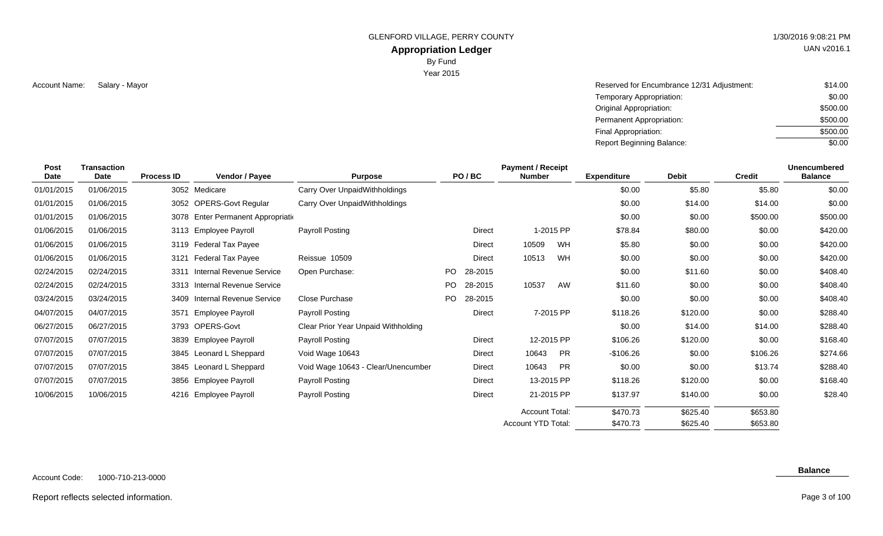GLENFORD VILLAGE, PERRY COUNTY

**Appropriation Ledger**

By Fund

Year 2015

1/30/2016 9:08:21 PM

UAN v2016.1

Account Name: Salary - Mayor

| | |
|---|---|
| Reserved for Encumbrance 12/31 Adjustment: | $14.00 |
| Temporary Appropriation: | $0.00 |
| Original Appropriation: | $500.00 |
| Permanent Appropriation: | $500.00 |
| Final Appropriation: | $500.00 |
| Report Beginning Balance: | $0.00 |

| Post Date | Transaction Date | Process ID | Vendor / Payee | Purpose | PO / BC | | Payment / Receipt Number | | Expenditure | Debit | Credit | Unencumbered Balance |
|---|---|---|---|---|---|---|---|---|---|---|---|---|
| 01/01/2015 | 01/06/2015 | 3052 | Medicare | Carry Over UnpaidWithholdings | | | | | $0.00 | $5.80 | $5.80 | $0.00 |
| 01/01/2015 | 01/06/2015 | 3052 | OPERS-Govt Regular | Carry Over UnpaidWithholdings | | | | | $0.00 | $14.00 | $14.00 | $0.00 |
| 01/01/2015 | 01/06/2015 | 3078 | Enter Permanent Appropriati | | | | | | $0.00 | $0.00 | $500.00 | $500.00 |
| 01/06/2015 | 01/06/2015 | 3113 | Employee Payroll | Payroll Posting | | Direct | 1-2015 | PP | $78.84 | $80.00 | $0.00 | $420.00 |
| 01/06/2015 | 01/06/2015 | 3119 | Federal Tax Payee | | | Direct | 10509 | WH | $5.80 | $0.00 | $0.00 | $420.00 |
| 01/06/2015 | 01/06/2015 | 3121 | Federal Tax Payee | Reissue 10509 | | Direct | 10513 | WH | $0.00 | $0.00 | $0.00 | $420.00 |
| 02/24/2015 | 02/24/2015 | 3311 | Internal Revenue Service | Open Purchase: | PO | 28-2015 | | | $0.00 | $11.60 | $0.00 | $408.40 |
| 02/24/2015 | 02/24/2015 | 3313 | Internal Revenue Service | | PO | 28-2015 | 10537 | AW | $11.60 | $0.00 | $0.00 | $408.40 |
| 03/24/2015 | 03/24/2015 | 3409 | Internal Revenue Service | Close Purchase | PO | 28-2015 | | | $0.00 | $0.00 | $0.00 | $408.40 |
| 04/07/2015 | 04/07/2015 | 3571 | Employee Payroll | Payroll Posting | | Direct | 7-2015 | PP | $118.26 | $120.00 | $0.00 | $288.40 |
| 06/27/2015 | 06/27/2015 | 3793 | OPERS-Govt | Clear Prior Year Unpaid Withholding | | | | | $0.00 | $14.00 | $14.00 | $288.40 |
| 07/07/2015 | 07/07/2015 | 3839 | Employee Payroll | Payroll Posting | | Direct | 12-2015 | PP | $106.26 | $120.00 | $0.00 | $168.40 |
| 07/07/2015 | 07/07/2015 | 3845 | Leonard L Sheppard | Void Wage 10643 | | Direct | 10643 | PR | -$106.26 | $0.00 | $106.26 | $274.66 |
| 07/07/2015 | 07/07/2015 | 3845 | Leonard L Sheppard | Void Wage 10643 - Clear/Unencumber | | Direct | 10643 | PR | $0.00 | $0.00 | $13.74 | $288.40 |
| 07/07/2015 | 07/07/2015 | 3856 | Employee Payroll | Payroll Posting | | Direct | 13-2015 | PP | $118.26 | $120.00 | $0.00 | $168.40 |
| 10/06/2015 | 10/06/2015 | 4216 | Employee Payroll | Payroll Posting | | Direct | 21-2015 | PP | $137.97 | $140.00 | $0.00 | $28.40 |
| | | | | | | | Account Total: | | $470.73 | $625.40 | $653.80 | |
| | | | | | | | Account YTD Total: | | $470.73 | $625.40 | $653.80 | |

Account Code: 1000-710-213-0000

**Balance**

Report reflects selected information.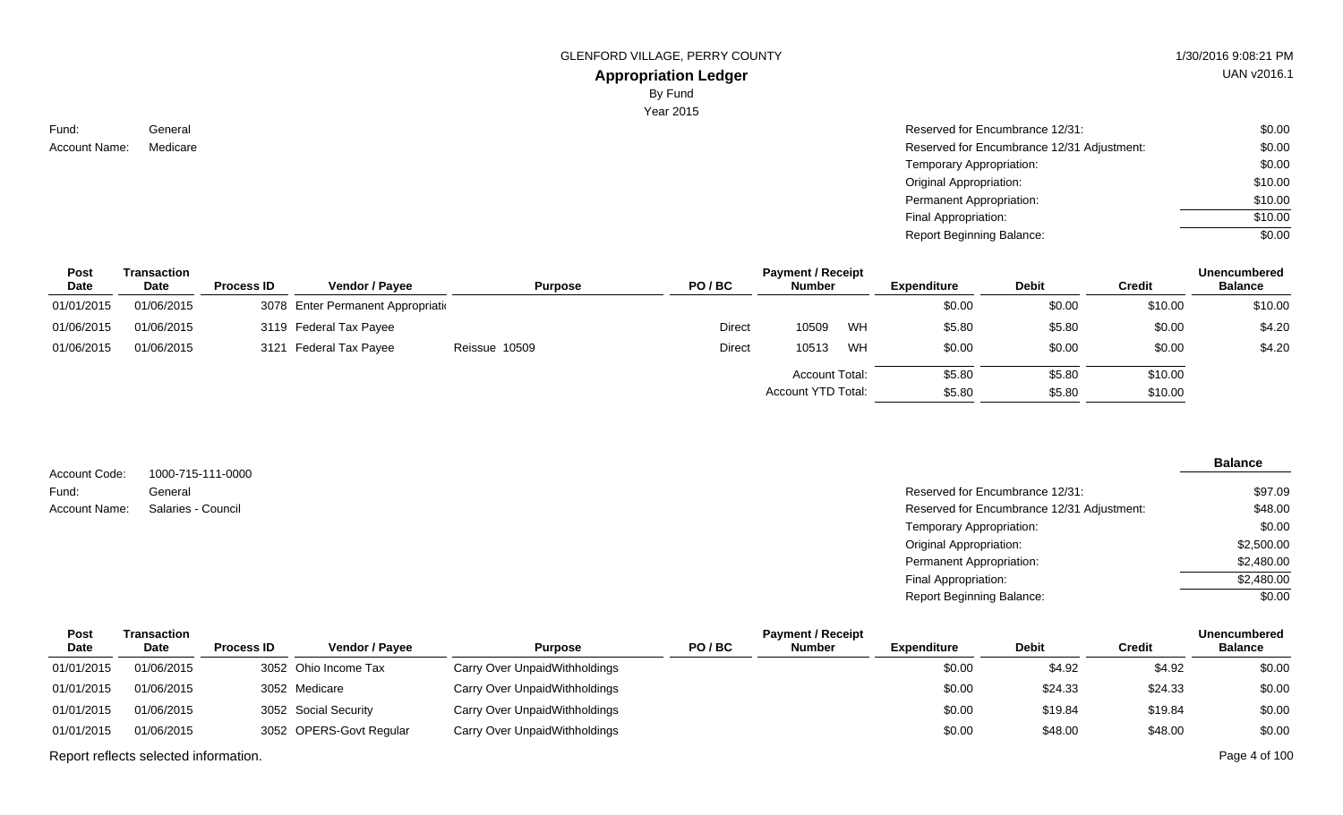GLENFORD VILLAGE, PERRY COUNTY

## Appropriation Ledger

By Fund

Year 2015

Fund: General
Account Name: Medicare

| | |
|---|---|
| Reserved for Encumbrance 12/31: | $0.00 |
| Reserved for Encumbrance 12/31 Adjustment: | $0.00 |
| Temporary Appropriation: | $0.00 |
| Original Appropriation: | $10.00 |
| Permanent Appropriation: | $10.00 |
| Final Appropriation: | $10.00 |
| Report Beginning Balance: | $0.00 |

| Post Date | Transaction Date | Process ID | Vendor / Payee | Purpose | PO / BC | Payment / Receipt Number | | Expenditure | Debit | Credit | Unencumbered Balance |
|---|---|---|---|---|---|---|---|---|---|---|---|
| 01/01/2015 | 01/06/2015 | 3078 | Enter Permanent Appropriati | | | | | $0.00 | $0.00 | $10.00 | $10.00 |
| 01/06/2015 | 01/06/2015 | 3119 | Federal Tax Payee | | Direct | 10509 | WH | $5.80 | $5.80 | $0.00 | $4.20 |
| 01/06/2015 | 01/06/2015 | 3121 | Federal Tax Payee | Reissue 10509 | Direct | 10513 | WH | $0.00 | $0.00 | $0.00 | $4.20 |
| | | | | | | Account Total: | | $5.80 | $5.80 | $10.00 | |
| | | | | | | Account YTD Total: | | $5.80 | $5.80 | $10.00 | |

Account Code: 1000-715-111-0000
Fund: General
Account Name: Salaries - Council

| | Balance |
|---|---|
| Reserved for Encumbrance 12/31: | $97.09 |
| Reserved for Encumbrance 12/31 Adjustment: | $48.00 |
| Temporary Appropriation: | $0.00 |
| Original Appropriation: | $2,500.00 |
| Permanent Appropriation: | $2,480.00 |
| Final Appropriation: | $2,480.00 |
| Report Beginning Balance: | $0.00 |

| Post Date | Transaction Date | Process ID | Vendor / Payee | Purpose | PO / BC | Payment / Receipt Number | Expenditure | Debit | Credit | Unencumbered Balance |
|---|---|---|---|---|---|---|---|---|---|---|
| 01/01/2015 | 01/06/2015 | 3052 | Ohio Income Tax | Carry Over UnpaidWithholdings | | | $0.00 | $4.92 | $4.92 | $0.00 |
| 01/01/2015 | 01/06/2015 | 3052 | Medicare | Carry Over UnpaidWithholdings | | | $0.00 | $24.33 | $24.33 | $0.00 |
| 01/01/2015 | 01/06/2015 | 3052 | Social Security | Carry Over UnpaidWithholdings | | | $0.00 | $19.84 | $19.84 | $0.00 |
| 01/01/2015 | 01/06/2015 | 3052 | OPERS-Govt Regular | Carry Over UnpaidWithholdings | | | $0.00 | $48.00 | $48.00 | $0.00 |

Report reflects selected information.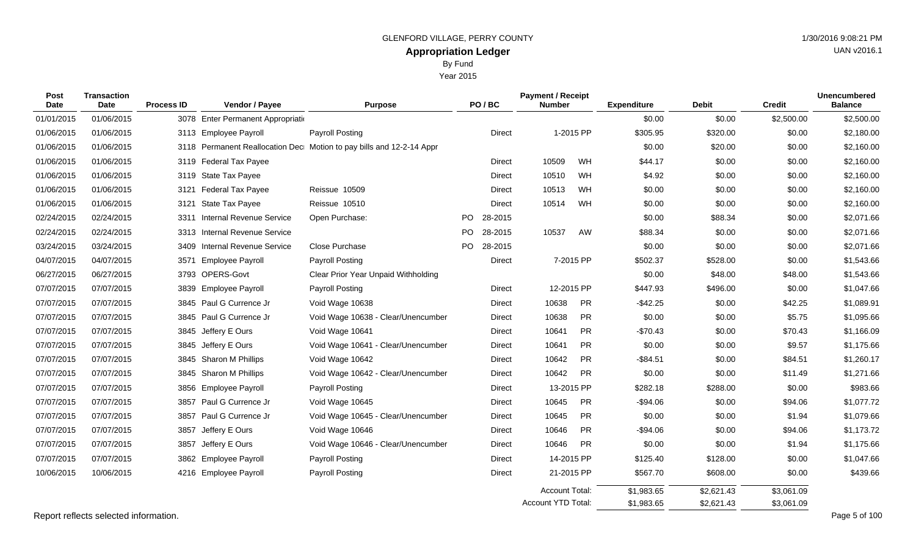GLENFORD VILLAGE, PERRY COUNTY

# Appropriation Ledger

By Fund

Year 2015

| Post Date | Transaction Date | Process ID | Vendor / Payee | Purpose | PO / BC | | Payment / Receipt Number | | Expenditure | Debit | Credit | Unencumbered Balance |
|---|---|---|---|---|---|---|---|---|---|---|---|---|
| 01/01/2015 | 01/06/2015 | 3078 | Enter Permanent Appropriati | | | | | | $0.00 | $0.00 | $2,500.00 | $2,500.00 |
| 01/06/2015 | 01/06/2015 | 3113 | Employee Payroll | Payroll Posting | | Direct | 1-2015 PP | | $305.95 | $320.00 | $0.00 | $2,180.00 |
| 01/06/2015 | 01/06/2015 | 3118 | Permanent Reallocation Dec | Motion to pay bills and 12-2-14 Appr | | | | | $0.00 | $20.00 | $0.00 | $2,160.00 |
| 01/06/2015 | 01/06/2015 | 3119 | Federal Tax Payee | | | Direct | 10509 | WH | $44.17 | $0.00 | $0.00 | $2,160.00 |
| 01/06/2015 | 01/06/2015 | 3119 | State Tax Payee | | | Direct | 10510 | WH | $4.92 | $0.00 | $0.00 | $2,160.00 |
| 01/06/2015 | 01/06/2015 | 3121 | Federal Tax Payee | Reissue 10509 | | Direct | 10513 | WH | $0.00 | $0.00 | $0.00 | $2,160.00 |
| 01/06/2015 | 01/06/2015 | 3121 | State Tax Payee | Reissue 10510 | | Direct | 10514 | WH | $0.00 | $0.00 | $0.00 | $2,160.00 |
| 02/24/2015 | 02/24/2015 | 3311 | Internal Revenue Service | Open Purchase: | PO | 28-2015 | | | $0.00 | $88.34 | $0.00 | $2,071.66 |
| 02/24/2015 | 02/24/2015 | 3313 | Internal Revenue Service | | PO | 28-2015 | 10537 | AW | $88.34 | $0.00 | $0.00 | $2,071.66 |
| 03/24/2015 | 03/24/2015 | 3409 | Internal Revenue Service | Close Purchase | PO | 28-2015 | | | $0.00 | $0.00 | $0.00 | $2,071.66 |
| 04/07/2015 | 04/07/2015 | 3571 | Employee Payroll | Payroll Posting | | Direct | 7-2015 PP | | $502.37 | $528.00 | $0.00 | $1,543.66 |
| 06/27/2015 | 06/27/2015 | 3793 | OPERS-Govt | Clear Prior Year Unpaid Withholding | | | | | $0.00 | $48.00 | $48.00 | $1,543.66 |
| 07/07/2015 | 07/07/2015 | 3839 | Employee Payroll | Payroll Posting | | Direct | 12-2015 PP | | $447.93 | $496.00 | $0.00 | $1,047.66 |
| 07/07/2015 | 07/07/2015 | 3845 | Paul G Currence Jr | Void Wage 10638 | | Direct | 10638 | PR | -$42.25 | $0.00 | $42.25 | $1,089.91 |
| 07/07/2015 | 07/07/2015 | 3845 | Paul G Currence Jr | Void Wage 10638 - Clear/Unencumber | | Direct | 10638 | PR | $0.00 | $0.00 | $5.75 | $1,095.66 |
| 07/07/2015 | 07/07/2015 | 3845 | Jeffery E Ours | Void Wage 10641 | | Direct | 10641 | PR | -$70.43 | $0.00 | $70.43 | $1,166.09 |
| 07/07/2015 | 07/07/2015 | 3845 | Jeffery E Ours | Void Wage 10641 - Clear/Unencumber | | Direct | 10641 | PR | $0.00 | $0.00 | $9.57 | $1,175.66 |
| 07/07/2015 | 07/07/2015 | 3845 | Sharon M Phillips | Void Wage 10642 | | Direct | 10642 | PR | -$84.51 | $0.00 | $84.51 | $1,260.17 |
| 07/07/2015 | 07/07/2015 | 3845 | Sharon M Phillips | Void Wage 10642 - Clear/Unencumber | | Direct | 10642 | PR | $0.00 | $0.00 | $11.49 | $1,271.66 |
| 07/07/2015 | 07/07/2015 | 3856 | Employee Payroll | Payroll Posting | | Direct | 13-2015 PP | | $282.18 | $288.00 | $0.00 | $983.66 |
| 07/07/2015 | 07/07/2015 | 3857 | Paul G Currence Jr | Void Wage 10645 | | Direct | 10645 | PR | -$94.06 | $0.00 | $94.06 | $1,077.72 |
| 07/07/2015 | 07/07/2015 | 3857 | Paul G Currence Jr | Void Wage 10645 - Clear/Unencumber | | Direct | 10645 | PR | $0.00 | $0.00 | $1.94 | $1,079.66 |
| 07/07/2015 | 07/07/2015 | 3857 | Jeffery E Ours | Void Wage 10646 | | Direct | 10646 | PR | -$94.06 | $0.00 | $94.06 | $1,173.72 |
| 07/07/2015 | 07/07/2015 | 3857 | Jeffery E Ours | Void Wage 10646 - Clear/Unencumber | | Direct | 10646 | PR | $0.00 | $0.00 | $1.94 | $1,175.66 |
| 07/07/2015 | 07/07/2015 | 3862 | Employee Payroll | Payroll Posting | | Direct | 14-2015 PP | | $125.40 | $128.00 | $0.00 | $1,047.66 |
| 10/06/2015 | 10/06/2015 | 4216 | Employee Payroll | Payroll Posting | | Direct | 21-2015 PP | | $567.70 | $608.00 | $0.00 | $439.66 |
| | | | | | | | Account Total: | | $1,983.65 | $2,621.43 | $3,061.09 | |
| | | | | | | | Account YTD Total: | | $1,983.65 | $2,621.43 | $3,061.09 | |

Report reflects selected information.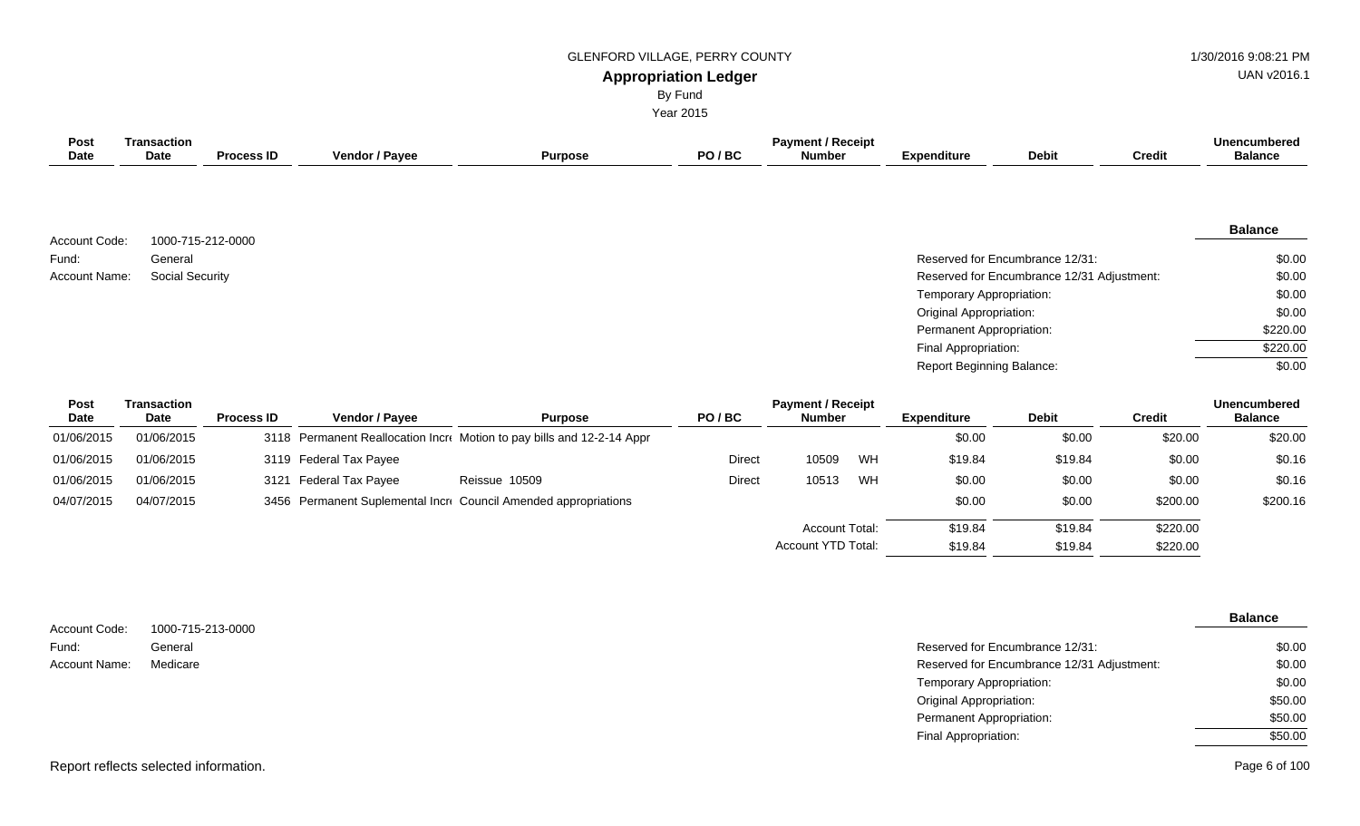GLENFORD VILLAGE, PERRY COUNTY

**Appropriation Ledger**

By Fund

Year 2015

1/30/2016 9:08:21 PM

UAN v2016.1

Account Code: 1000-715-212-0000
Fund: General
Account Name: Social Security

| | Balance |
|---|---|
| Reserved for Encumbrance 12/31: | $0.00 |
| Reserved for Encumbrance 12/31 Adjustment: | $0.00 |
| Temporary Appropriation: | $0.00 |
| Original Appropriation: | $0.00 |
| Permanent Appropriation: | $220.00 |
| Final Appropriation: | $220.00 |
| Report Beginning Balance: | $0.00 |

| Post Date | Transaction Date | Process ID | Vendor / Payee | Purpose | PO / BC | Payment / Receipt Number | | Expenditure | Debit | Credit | Unencumbered Balance |
|---|---|---|---|---|---|---|---|---|---|---|---|
| 01/06/2015 | 01/06/2015 | 3118 | Permanent Reallocation Incr | Motion to pay bills and 12-2-14 Appr | | | | $0.00 | $0.00 | $20.00 | $20.00 |
| 01/06/2015 | 01/06/2015 | 3119 | Federal Tax Payee | | Direct | 10509 | WH | $19.84 | $19.84 | $0.00 | $0.16 |
| 01/06/2015 | 01/06/2015 | 3121 | Federal Tax Payee | Reissue 10509 | Direct | 10513 | WH | $0.00 | $0.00 | $0.00 | $0.16 |
| 04/07/2015 | 04/07/2015 | 3456 | Permanent Suplemental Incr | Council Amended appropriations | | | | $0.00 | $0.00 | $200.00 | $200.16 |
| | | | | | | Account Total: | | $19.84 | $19.84 | $220.00 | |
| | | | | | | Account YTD Total: | | $19.84 | $19.84 | $220.00 | |

Account Code: 1000-715-213-0000
Fund: General
Account Name: Medicare

| | Balance |
|---|---|
| Reserved for Encumbrance 12/31: | $0.00 |
| Reserved for Encumbrance 12/31 Adjustment: | $0.00 |
| Temporary Appropriation: | $0.00 |
| Original Appropriation: | $50.00 |
| Permanent Appropriation: | $50.00 |
| Final Appropriation: | $50.00 |

Report reflects selected information.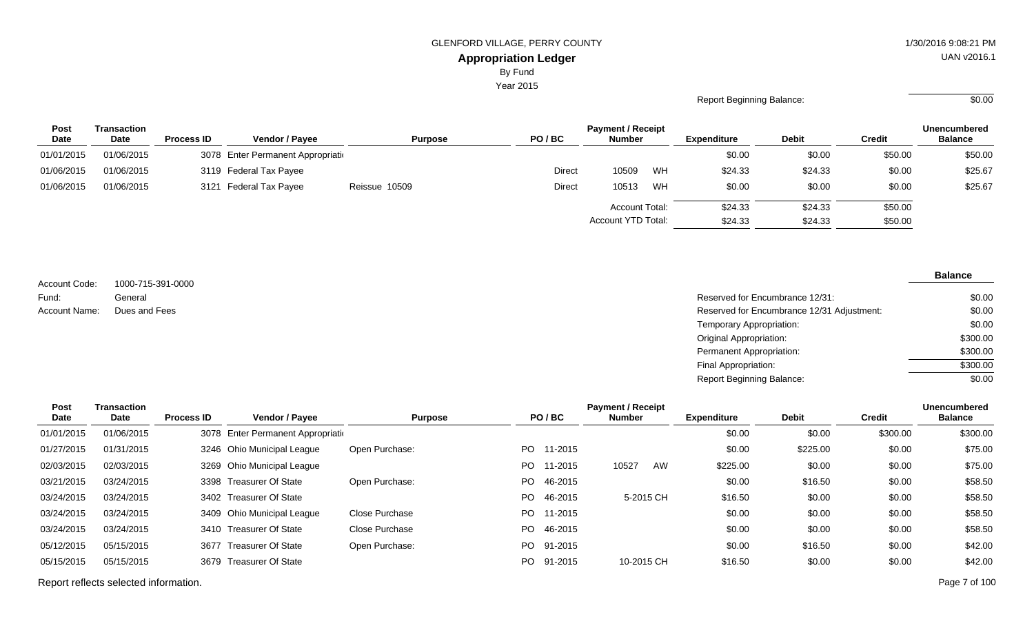GLENFORD VILLAGE, PERRY COUNTY

# Appropriation Ledger

By Fund

Year 2015

1/30/2016 9:08:21 PM

UAN v2016.1

Report Beginning Balance: $0.00

| Post Date | Transaction Date | Process ID | Vendor / Payee | Purpose | PO / BC | Payment / Receipt Number | | Expenditure | Debit | Credit | Unencumbered Balance |
|---|---|---|---|---|---|---|---|---|---|---|---|
| 01/01/2015 | 01/06/2015 | 3078 | Enter Permanent Appropriati | | | | | $0.00 | $0.00 | $50.00 | $50.00 |
| 01/06/2015 | 01/06/2015 | 3119 | Federal Tax Payee | | Direct | 10509 | WH | $24.33 | $24.33 | $0.00 | $25.67 |
| 01/06/2015 | 01/06/2015 | 3121 | Federal Tax Payee | Reissue 10509 | Direct | 10513 | WH | $0.00 | $0.00 | $0.00 | $25.67 |
| | | | | | | Account Total: | | $24.33 | $24.33 | $50.00 | |
| | | | | | | Account YTD Total: | | $24.33 | $24.33 | $50.00 | |

Account Code: 1000-715-391-0000

Fund: General

Account Name: Dues and Fees

| | Balance |
|---|---|
| Reserved for Encumbrance 12/31: | $0.00 |
| Reserved for Encumbrance 12/31 Adjustment: | $0.00 |
| Temporary Appropriation: | $0.00 |
| Original Appropriation: | $300.00 |
| Permanent Appropriation: | $300.00 |
| Final Appropriation: | $300.00 |
| Report Beginning Balance: | $0.00 |

| Post Date | Transaction Date | Process ID | Vendor / Payee | Purpose | PO / BC | Payment / Receipt Number | | Expenditure | Debit | Credit | Unencumbered Balance |
|---|---|---|---|---|---|---|---|---|---|---|---|
| 01/01/2015 | 01/06/2015 | 3078 | Enter Permanent Appropriati | | | | | $0.00 | $0.00 | $300.00 | $300.00 |
| 01/27/2015 | 01/31/2015 | 3246 | Ohio Municipal League | Open Purchase: | PO 11-2015 | | | $0.00 | $225.00 | $0.00 | $75.00 |
| 02/03/2015 | 02/03/2015 | 3269 | Ohio Municipal League | | PO 11-2015 | 10527 | AW | $225.00 | $0.00 | $0.00 | $75.00 |
| 03/21/2015 | 03/24/2015 | 3398 | Treasurer Of State | Open Purchase: | PO 46-2015 | | | $0.00 | $16.50 | $0.00 | $58.50 |
| 03/24/2015 | 03/24/2015 | 3402 | Treasurer Of State | | PO 46-2015 | 5-2015 | CH | $16.50 | $0.00 | $0.00 | $58.50 |
| 03/24/2015 | 03/24/2015 | 3409 | Ohio Municipal League | Close Purchase | PO 11-2015 | | | $0.00 | $0.00 | $0.00 | $58.50 |
| 03/24/2015 | 03/24/2015 | 3410 | Treasurer Of State | Close Purchase | PO 46-2015 | | | $0.00 | $0.00 | $0.00 | $58.50 |
| 05/12/2015 | 05/15/2015 | 3677 | Treasurer Of State | Open Purchase: | PO 91-2015 | | | $0.00 | $16.50 | $0.00 | $42.00 |
| 05/15/2015 | 05/15/2015 | 3679 | Treasurer Of State | | PO 91-2015 | 10-2015 | CH | $16.50 | $0.00 | $0.00 | $42.00 |

Report reflects selected information.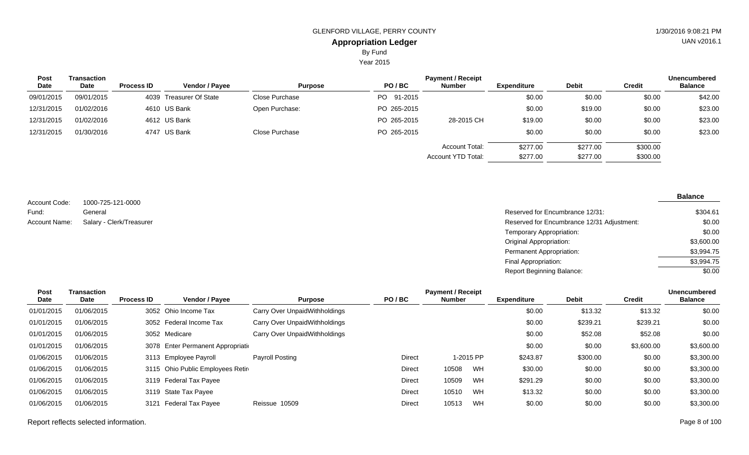GLENFORD VILLAGE, PERRY COUNTY

**Appropriation Ledger**

By Fund

Year 2015

| Post Date | Transaction Date | Process ID | Vendor / Payee | Purpose | PO / BC | Payment / Receipt Number | Expenditure | Debit | Credit | Unencumbered Balance |
|---|---|---|---|---|---|---|---|---|---|---|
| 09/01/2015 | 09/01/2015 | 4039 | Treasurer Of State | Close Purchase | PO 91-2015 | | $0.00 | $0.00 | $0.00 | $42.00 |
| 12/31/2015 | 01/02/2016 | 4610 | US Bank | Open Purchase: | PO 265-2015 | | $0.00 | $19.00 | $0.00 | $23.00 |
| 12/31/2015 | 01/02/2016 | 4612 | US Bank | | PO 265-2015 | 28-2015 CH | $19.00 | $0.00 | $0.00 | $23.00 |
| 12/31/2015 | 01/30/2016 | 4747 | US Bank | Close Purchase | PO 265-2015 | | $0.00 | $0.00 | $0.00 | $23.00 |
| | | | | | | Account Total: | $277.00 | $277.00 | $300.00 | |
| | | | | | | Account YTD Total: | $277.00 | $277.00 | $300.00 | |

Account Code: 1000-725-121-0000

Fund: General

Account Name: Salary - Clerk/Treasurer

| | Balance |
|---|---|
| Reserved for Encumbrance 12/31: | $304.61 |
| Reserved for Encumbrance 12/31 Adjustment: | $0.00 |
| Temporary Appropriation: | $0.00 |
| Original Appropriation: | $3,600.00 |
| Permanent Appropriation: | $3,994.75 |
| Final Appropriation: | $3,994.75 |
| Report Beginning Balance: | $0.00 |

| Post Date | Transaction Date | Process ID | Vendor / Payee | Purpose | PO / BC | Payment / Receipt Number | Expenditure | Debit | Credit | Unencumbered Balance |
|---|---|---|---|---|---|---|---|---|---|---|
| 01/01/2015 | 01/06/2015 | 3052 | Ohio Income Tax | Carry Over UnpaidWithholdings | | | $0.00 | $13.32 | $13.32 | $0.00 |
| 01/01/2015 | 01/06/2015 | 3052 | Federal Income Tax | Carry Over UnpaidWithholdings | | | $0.00 | $239.21 | $239.21 | $0.00 |
| 01/01/2015 | 01/06/2015 | 3052 | Medicare | Carry Over UnpaidWithholdings | | | $0.00 | $52.08 | $52.08 | $0.00 |
| 01/01/2015 | 01/06/2015 | 3078 | Enter Permanent Appropriati | | | | $0.00 | $0.00 | $3,600.00 | $3,600.00 |
| 01/06/2015 | 01/06/2015 | 3113 | Employee Payroll | Payroll Posting | Direct | 1-2015 PP | $243.87 | $300.00 | $0.00 | $3,300.00 |
| 01/06/2015 | 01/06/2015 | 3115 | Ohio Public Employees Retir | | Direct | 10508 WH | $30.00 | $0.00 | $0.00 | $3,300.00 |
| 01/06/2015 | 01/06/2015 | 3119 | Federal Tax Payee | | Direct | 10509 WH | $291.29 | $0.00 | $0.00 | $3,300.00 |
| 01/06/2015 | 01/06/2015 | 3119 | State Tax Payee | | Direct | 10510 WH | $13.32 | $0.00 | $0.00 | $3,300.00 |
| 01/06/2015 | 01/06/2015 | 3121 | Federal Tax Payee | Reissue 10509 | Direct | 10513 WH | $0.00 | $0.00 | $0.00 | $3,300.00 |

Report reflects selected information.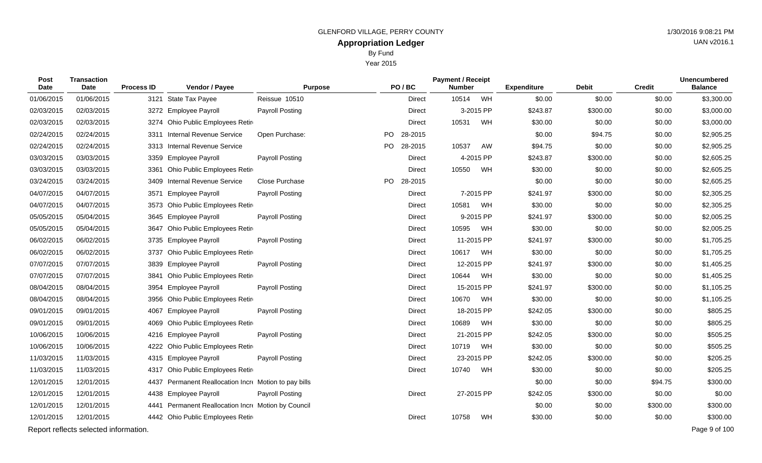GLENFORD VILLAGE, PERRY COUNTY

# Appropriation Ledger

By Fund

Year 2015

| Post Date | Transaction Date | Process ID | Vendor / Payee | Purpose | PO / BC | Payment / Receipt Number | Expenditure | Debit | Credit | Unencumbered Balance |
|---|---|---|---|---|---|---|---|---|---|---|
| 01/06/2015 | 01/06/2015 | 3121 | State Tax Payee | Reissue 10510 | Direct | 10514 WH | $0.00 | $0.00 | $0.00 | $3,300.00 |
| 02/03/2015 | 02/03/2015 | 3272 | Employee Payroll | Payroll Posting | Direct | 3-2015 PP | $243.87 | $300.00 | $0.00 | $3,000.00 |
| 02/03/2015 | 02/03/2015 | 3274 | Ohio Public Employees Retir | | Direct | 10531 WH | $30.00 | $0.00 | $0.00 | $3,000.00 |
| 02/24/2015 | 02/24/2015 | 3311 | Internal Revenue Service | Open Purchase: | PO 28-2015 | | $0.00 | $94.75 | $0.00 | $2,905.25 |
| 02/24/2015 | 02/24/2015 | 3313 | Internal Revenue Service | | PO 28-2015 | 10537 AW | $94.75 | $0.00 | $0.00 | $2,905.25 |
| 03/03/2015 | 03/03/2015 | 3359 | Employee Payroll | Payroll Posting | Direct | 4-2015 PP | $243.87 | $300.00 | $0.00 | $2,605.25 |
| 03/03/2015 | 03/03/2015 | 3361 | Ohio Public Employees Retir | | Direct | 10550 WH | $30.00 | $0.00 | $0.00 | $2,605.25 |
| 03/24/2015 | 03/24/2015 | 3409 | Internal Revenue Service | Close Purchase | PO 28-2015 | | $0.00 | $0.00 | $0.00 | $2,605.25 |
| 04/07/2015 | 04/07/2015 | 3571 | Employee Payroll | Payroll Posting | Direct | 7-2015 PP | $241.97 | $300.00 | $0.00 | $2,305.25 |
| 04/07/2015 | 04/07/2015 | 3573 | Ohio Public Employees Retir | | Direct | 10581 WH | $30.00 | $0.00 | $0.00 | $2,305.25 |
| 05/05/2015 | 05/04/2015 | 3645 | Employee Payroll | Payroll Posting | Direct | 9-2015 PP | $241.97 | $300.00 | $0.00 | $2,005.25 |
| 05/05/2015 | 05/04/2015 | 3647 | Ohio Public Employees Retir | | Direct | 10595 WH | $30.00 | $0.00 | $0.00 | $2,005.25 |
| 06/02/2015 | 06/02/2015 | 3735 | Employee Payroll | Payroll Posting | Direct | 11-2015 PP | $241.97 | $300.00 | $0.00 | $1,705.25 |
| 06/02/2015 | 06/02/2015 | 3737 | Ohio Public Employees Retir | | Direct | 10617 WH | $30.00 | $0.00 | $0.00 | $1,705.25 |
| 07/07/2015 | 07/07/2015 | 3839 | Employee Payroll | Payroll Posting | Direct | 12-2015 PP | $241.97 | $300.00 | $0.00 | $1,405.25 |
| 07/07/2015 | 07/07/2015 | 3841 | Ohio Public Employees Retir | | Direct | 10644 WH | $30.00 | $0.00 | $0.00 | $1,405.25 |
| 08/04/2015 | 08/04/2015 | 3954 | Employee Payroll | Payroll Posting | Direct | 15-2015 PP | $241.97 | $300.00 | $0.00 | $1,105.25 |
| 08/04/2015 | 08/04/2015 | 3956 | Ohio Public Employees Retir | | Direct | 10670 WH | $30.00 | $0.00 | $0.00 | $1,105.25 |
| 09/01/2015 | 09/01/2015 | 4067 | Employee Payroll | Payroll Posting | Direct | 18-2015 PP | $242.05 | $300.00 | $0.00 | $805.25 |
| 09/01/2015 | 09/01/2015 | 4069 | Ohio Public Employees Retir | | Direct | 10689 WH | $30.00 | $0.00 | $0.00 | $805.25 |
| 10/06/2015 | 10/06/2015 | 4216 | Employee Payroll | Payroll Posting | Direct | 21-2015 PP | $242.05 | $300.00 | $0.00 | $505.25 |
| 10/06/2015 | 10/06/2015 | 4222 | Ohio Public Employees Retir | | Direct | 10719 WH | $30.00 | $0.00 | $0.00 | $505.25 |
| 11/03/2015 | 11/03/2015 | 4315 | Employee Payroll | Payroll Posting | Direct | 23-2015 PP | $242.05 | $300.00 | $0.00 | $205.25 |
| 11/03/2015 | 11/03/2015 | 4317 | Ohio Public Employees Retir | | Direct | 10740 WH | $30.00 | $0.00 | $0.00 | $205.25 |
| 12/01/2015 | 12/01/2015 | 4437 | Permanent Reallocation Incr | Motion to pay bills | | | $0.00 | $0.00 | $94.75 | $300.00 |
| 12/01/2015 | 12/01/2015 | 4438 | Employee Payroll | Payroll Posting | Direct | 27-2015 PP | $242.05 | $300.00 | $0.00 | $0.00 |
| 12/01/2015 | 12/01/2015 | 4441 | Permanent Reallocation Incr | Motion by Council | | | $0.00 | $0.00 | $300.00 | $300.00 |
| 12/01/2015 | 12/01/2015 | 4442 | Ohio Public Employees Retir | | Direct | 10758 WH | $30.00 | $0.00 | $0.00 | $300.00 |

Report reflects selected information.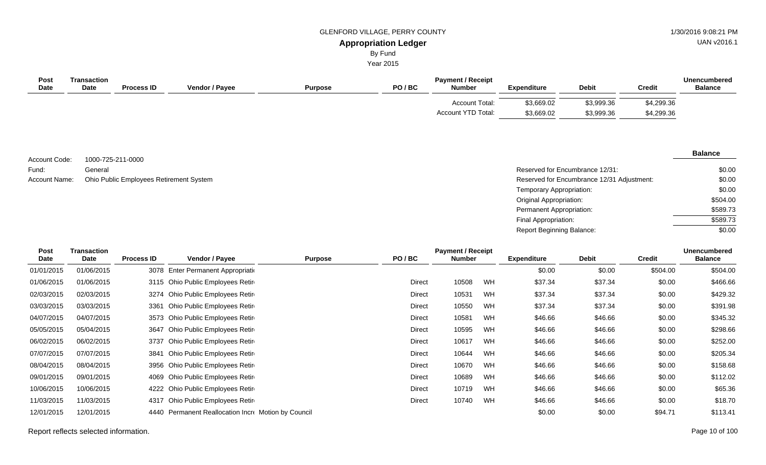GLENFORD VILLAGE, PERRY COUNTY

**Appropriation Ledger**

By Fund

Year 2015

| Post Date | Transaction Date | Process ID | Vendor / Payee | Purpose | PO / BC | Payment / Receipt Number | | Expenditure | Debit | Credit | Unencumbered Balance |
|---|---|---|---|---|---|---|---|---|---|---|---|
| | | | | | | Account Total: | | $3,669.02 | $3,999.36 | $4,299.36 | |
| | | | | | | Account YTD Total: | | $3,669.02 | $3,999.36 | $4,299.36 | |

Account Code: 1000-725-211-0000

Fund: General

Account Name: Ohio Public Employees Retirement System

| | Balance |
|---|---|
| Reserved for Encumbrance 12/31: | $0.00 |
| Reserved for Encumbrance 12/31 Adjustment: | $0.00 |
| Temporary Appropriation: | $0.00 |
| Original Appropriation: | $504.00 |
| Permanent Appropriation: | $589.73 |
| Final Appropriation: | $589.73 |
| Report Beginning Balance: | $0.00 |

| Post Date | Transaction Date | Process ID | Vendor / Payee | Purpose | PO / BC | Payment / Receipt Number | | Expenditure | Debit | Credit | Unencumbered Balance |
|---|---|---|---|---|---|---|---|---|---|---|---|
| 01/01/2015 | 01/06/2015 | 3078 | Enter Permanent Appropriati | | | | | $0.00 | $0.00 | $504.00 | $504.00 |
| 01/06/2015 | 01/06/2015 | 3115 | Ohio Public Employees Retir | | Direct | 10508 | WH | $37.34 | $37.34 | $0.00 | $466.66 |
| 02/03/2015 | 02/03/2015 | 3274 | Ohio Public Employees Retir | | Direct | 10531 | WH | $37.34 | $37.34 | $0.00 | $429.32 |
| 03/03/2015 | 03/03/2015 | 3361 | Ohio Public Employees Retir | | Direct | 10550 | WH | $37.34 | $37.34 | $0.00 | $391.98 |
| 04/07/2015 | 04/07/2015 | 3573 | Ohio Public Employees Retir | | Direct | 10581 | WH | $46.66 | $46.66 | $0.00 | $345.32 |
| 05/05/2015 | 05/04/2015 | 3647 | Ohio Public Employees Retir | | Direct | 10595 | WH | $46.66 | $46.66 | $0.00 | $298.66 |
| 06/02/2015 | 06/02/2015 | 3737 | Ohio Public Employees Retir | | Direct | 10617 | WH | $46.66 | $46.66 | $0.00 | $252.00 |
| 07/07/2015 | 07/07/2015 | 3841 | Ohio Public Employees Retir | | Direct | 10644 | WH | $46.66 | $46.66 | $0.00 | $205.34 |
| 08/04/2015 | 08/04/2015 | 3956 | Ohio Public Employees Retir | | Direct | 10670 | WH | $46.66 | $46.66 | $0.00 | $158.68 |
| 09/01/2015 | 09/01/2015 | 4069 | Ohio Public Employees Retir | | Direct | 10689 | WH | $46.66 | $46.66 | $0.00 | $112.02 |
| 10/06/2015 | 10/06/2015 | 4222 | Ohio Public Employees Retir | | Direct | 10719 | WH | $46.66 | $46.66 | $0.00 | $65.36 |
| 11/03/2015 | 11/03/2015 | 4317 | Ohio Public Employees Retir | | Direct | 10740 | WH | $46.66 | $46.66 | $0.00 | $18.70 |
| 12/01/2015 | 12/01/2015 | 4440 | Permanent Reallocation Incr | Motion by Council | | | | $0.00 | $0.00 | $94.71 | $113.41 |

Report reflects selected information.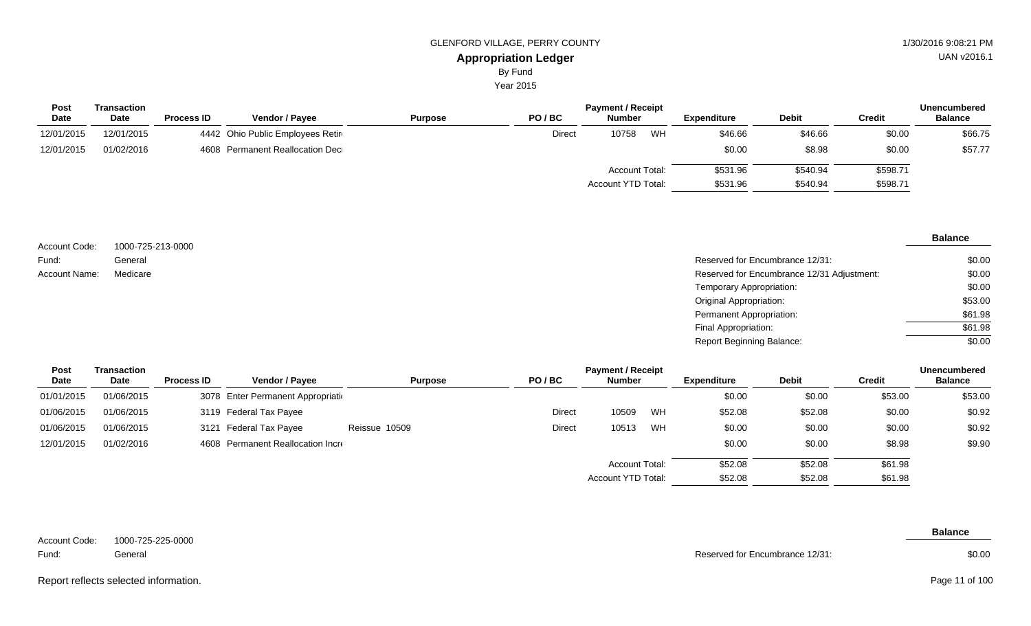GLENFORD VILLAGE, PERRY COUNTY

# Appropriation Ledger

By Fund

Year 2015

| Post Date | Transaction Date | Process ID | Vendor / Payee | Purpose | PO / BC | Payment / Receipt Number | | Expenditure | Debit | Credit | Unencumbered Balance |
|---|---|---|---|---|---|---|---|---|---|---|---|
| 12/01/2015 | 12/01/2015 | 4442 | Ohio Public Employees Retir | | Direct | 10758 | WH | $46.66 | $46.66 | $0.00 | $66.75 |
| 12/01/2015 | 01/02/2016 | 4608 | Permanent Reallocation Dec | | | | | $0.00 | $8.98 | $0.00 | $57.77 |
| | | | | | | Account Total: | | $531.96 | $540.94 | $598.71 | |
| | | | | | | Account YTD Total: | | $531.96 | $540.94 | $598.71 | |

Account Code: 1000-725-213-0000
Fund: General
Account Name: Medicare

| | Balance |
|---|---|
| Reserved for Encumbrance 12/31: | $0.00 |
| Reserved for Encumbrance 12/31 Adjustment: | $0.00 |
| Temporary Appropriation: | $0.00 |
| Original Appropriation: | $53.00 |
| Permanent Appropriation: | $61.98 |
| Final Appropriation: | $61.98 |
| Report Beginning Balance: | $0.00 |

| Post Date | Transaction Date | Process ID | Vendor / Payee | Purpose | PO / BC | Payment / Receipt Number | | Expenditure | Debit | Credit | Unencumbered Balance |
|---|---|---|---|---|---|---|---|---|---|---|---|
| 01/01/2015 | 01/06/2015 | 3078 | Enter Permanent Appropriati | | | | | $0.00 | $0.00 | $53.00 | $53.00 |
| 01/06/2015 | 01/06/2015 | 3119 | Federal Tax Payee | | Direct | 10509 | WH | $52.08 | $52.08 | $0.00 | $0.92 |
| 01/06/2015 | 01/06/2015 | 3121 | Federal Tax Payee | Reissue 10509 | Direct | 10513 | WH | $0.00 | $0.00 | $0.00 | $0.92 |
| 12/01/2015 | 01/02/2016 | 4608 | Permanent Reallocation Incr | | | | | $0.00 | $0.00 | $8.98 | $9.90 |
| | | | | | | Account Total: | | $52.08 | $52.08 | $61.98 | |
| | | | | | | Account YTD Total: | | $52.08 | $52.08 | $61.98 | |

Account Code: 1000-725-225-0000
Fund: General

| | Balance |
|---|---|
| Reserved for Encumbrance 12/31: | $0.00 |

Report reflects selected information.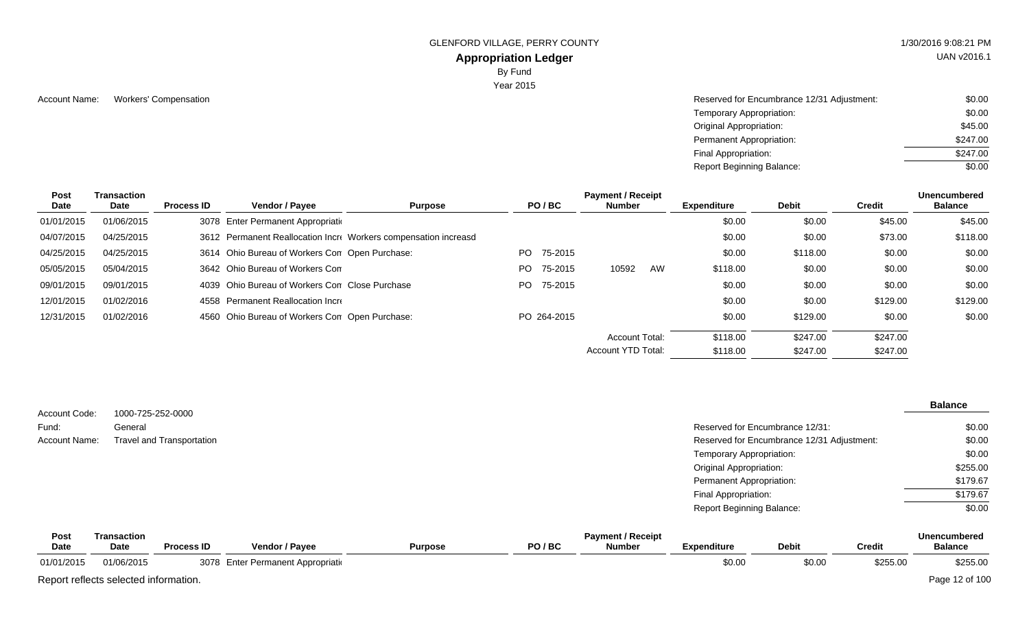Account Name: Workers' Compensation

| | |
|---|---|
| Reserved for Encumbrance 12/31 Adjustment: | $0.00 |
| Temporary Appropriation: | $0.00 |
| Original Appropriation: | $45.00 |
| Permanent Appropriation: | $247.00 |
| Final Appropriation: | $247.00 |
| Report Beginning Balance: | $0.00 |

| Post Date | Transaction Date | Process ID | Vendor / Payee | Purpose | PO / BC | Payment / Receipt Number | Expenditure | Debit | Credit | Unencumbered Balance |
|---|---|---|---|---|---|---|---|---|---|---|
| 01/01/2015 | 01/06/2015 | 3078 | Enter Permanent Appropriati | | | | $0.00 | $0.00 | $45.00 | $45.00 |
| 04/07/2015 | 04/25/2015 | 3612 | Permanent Reallocation Incr | Workers compensation increasd | | | $0.00 | $0.00 | $73.00 | $118.00 |
| 04/25/2015 | 04/25/2015 | 3614 | Ohio Bureau of Workers Con | Open Purchase: | PO 75-2015 | | $0.00 | $118.00 | $0.00 | $0.00 |
| 05/05/2015 | 05/04/2015 | 3642 | Ohio Bureau of Workers Con | | PO 75-2015 | 10592 AW | $118.00 | $0.00 | $0.00 | $0.00 |
| 09/01/2015 | 09/01/2015 | 4039 | Ohio Bureau of Workers Con | Close Purchase | PO 75-2015 | | $0.00 | $0.00 | $0.00 | $0.00 |
| 12/01/2015 | 01/02/2016 | 4558 | Permanent Reallocation Incr | | | | $0.00 | $0.00 | $129.00 | $129.00 |
| 12/31/2015 | 01/02/2016 | 4560 | Ohio Bureau of Workers Con | Open Purchase: | PO 264-2015 | | $0.00 | $129.00 | $0.00 | $0.00 |
| | | | | | | Account Total: | $118.00 | $247.00 | $247.00 | |
| | | | | | | Account YTD Total: | $118.00 | $247.00 | $247.00 | |

Account Code: 1000-725-252-0000
Fund: General
Account Name: Travel and Transportation

| | Balance |
|---|---|
| Reserved for Encumbrance 12/31: | $0.00 |
| Reserved for Encumbrance 12/31 Adjustment: | $0.00 |
| Temporary Appropriation: | $0.00 |
| Original Appropriation: | $255.00 |
| Permanent Appropriation: | $179.67 |
| Final Appropriation: | $179.67 |
| Report Beginning Balance: | $0.00 |

| Post Date | Transaction Date | Process ID | Vendor / Payee | Purpose | PO / BC | Payment / Receipt Number | Expenditure | Debit | Credit | Unencumbered Balance |
|---|---|---|---|---|---|---|---|---|---|---|
| 01/01/2015 | 01/06/2015 | 3078 | Enter Permanent Appropriati | | | | $0.00 | $0.00 | $255.00 | $255.00 |

Report reflects selected information.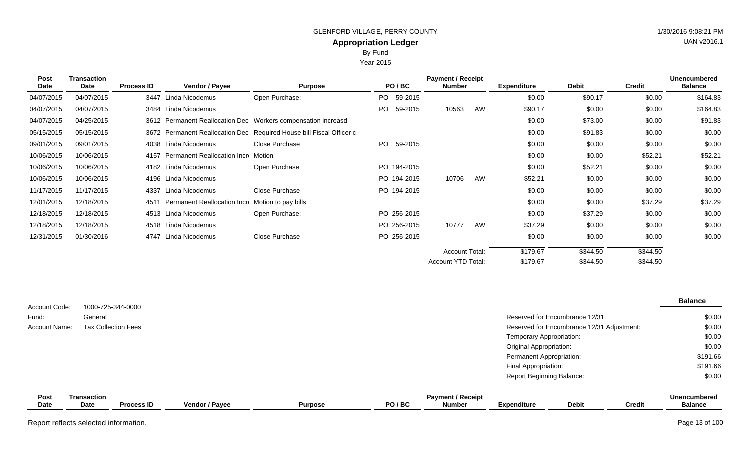GLENFORD VILLAGE, PERRY COUNTY

## Appropriation Ledger

By Fund

Year 2015

| Post Date | Transaction Date | Process ID | Vendor / Payee | Purpose | PO / BC | Payment / Receipt Number | | Expenditure | Debit | Credit | Unencumbered Balance |
|---|---|---|---|---|---|---|---|---|---|---|---|
| 04/07/2015 | 04/07/2015 | 3447 | Linda Nicodemus | Open Purchase: | PO 59-2015 | | | $0.00 | $90.17 | $0.00 | $164.83 |
| 04/07/2015 | 04/07/2015 | 3484 | Linda Nicodemus | | PO 59-2015 | 10563 | AW | $90.17 | $0.00 | $0.00 | $164.83 |
| 04/07/2015 | 04/25/2015 | 3612 | Permanent Reallocation Decr | Workers compensation increasd | | | | $0.00 | $73.00 | $0.00 | $91.83 |
| 05/15/2015 | 05/15/2015 | 3672 | Permanent Reallocation Decr | Required House bill Fiscal Officer c | | | | $0.00 | $91.83 | $0.00 | $0.00 |
| 09/01/2015 | 09/01/2015 | 4038 | Linda Nicodemus | Close Purchase | PO 59-2015 | | | $0.00 | $0.00 | $0.00 | $0.00 |
| 10/06/2015 | 10/06/2015 | 4157 | Permanent Reallocation Incre | Motion | | | | $0.00 | $0.00 | $52.21 | $52.21 |
| 10/06/2015 | 10/06/2015 | 4182 | Linda Nicodemus | Open Purchase: | PO 194-2015 | | | $0.00 | $52.21 | $0.00 | $0.00 |
| 10/06/2015 | 10/06/2015 | 4196 | Linda Nicodemus | | PO 194-2015 | 10706 | AW | $52.21 | $0.00 | $0.00 | $0.00 |
| 11/17/2015 | 11/17/2015 | 4337 | Linda Nicodemus | Close Purchase | PO 194-2015 | | | $0.00 | $0.00 | $0.00 | $0.00 |
| 12/01/2015 | 12/18/2015 | 4511 | Permanent Reallocation Incre | Motion to pay bills | | | | $0.00 | $0.00 | $37.29 | $37.29 |
| 12/18/2015 | 12/18/2015 | 4513 | Linda Nicodemus | Open Purchase: | PO 256-2015 | | | $0.00 | $37.29 | $0.00 | $0.00 |
| 12/18/2015 | 12/18/2015 | 4518 | Linda Nicodemus | | PO 256-2015 | 10777 | AW | $37.29 | $0.00 | $0.00 | $0.00 |
| 12/31/2015 | 01/30/2016 | 4747 | Linda Nicodemus | Close Purchase | PO 256-2015 | | | $0.00 | $0.00 | $0.00 | $0.00 |
| | | | | | | Account Total: | | $179.67 | $344.50 | $344.50 | |
| | | | | | | Account YTD Total: | | $179.67 | $344.50 | $344.50 | |

Account Code: 1000-725-344-0000
Fund: General
Account Name: Tax Collection Fees

| | Balance |
|---|---|
| Reserved for Encumbrance 12/31: | $0.00 |
| Reserved for Encumbrance 12/31 Adjustment: | $0.00 |
| Temporary Appropriation: | $0.00 |
| Original Appropriation: | $0.00 |
| Permanent Appropriation: | $191.66 |
| Final Appropriation: | $191.66 |
| Report Beginning Balance: | $0.00 |

| Post Date | Transaction Date | Process ID | Vendor / Payee | Purpose | PO / BC | Payment / Receipt Number | Expenditure | Debit | Credit | Unencumbered Balance |
|---|---|---|---|---|---|---|---|---|---|---|

Report reflects selected information.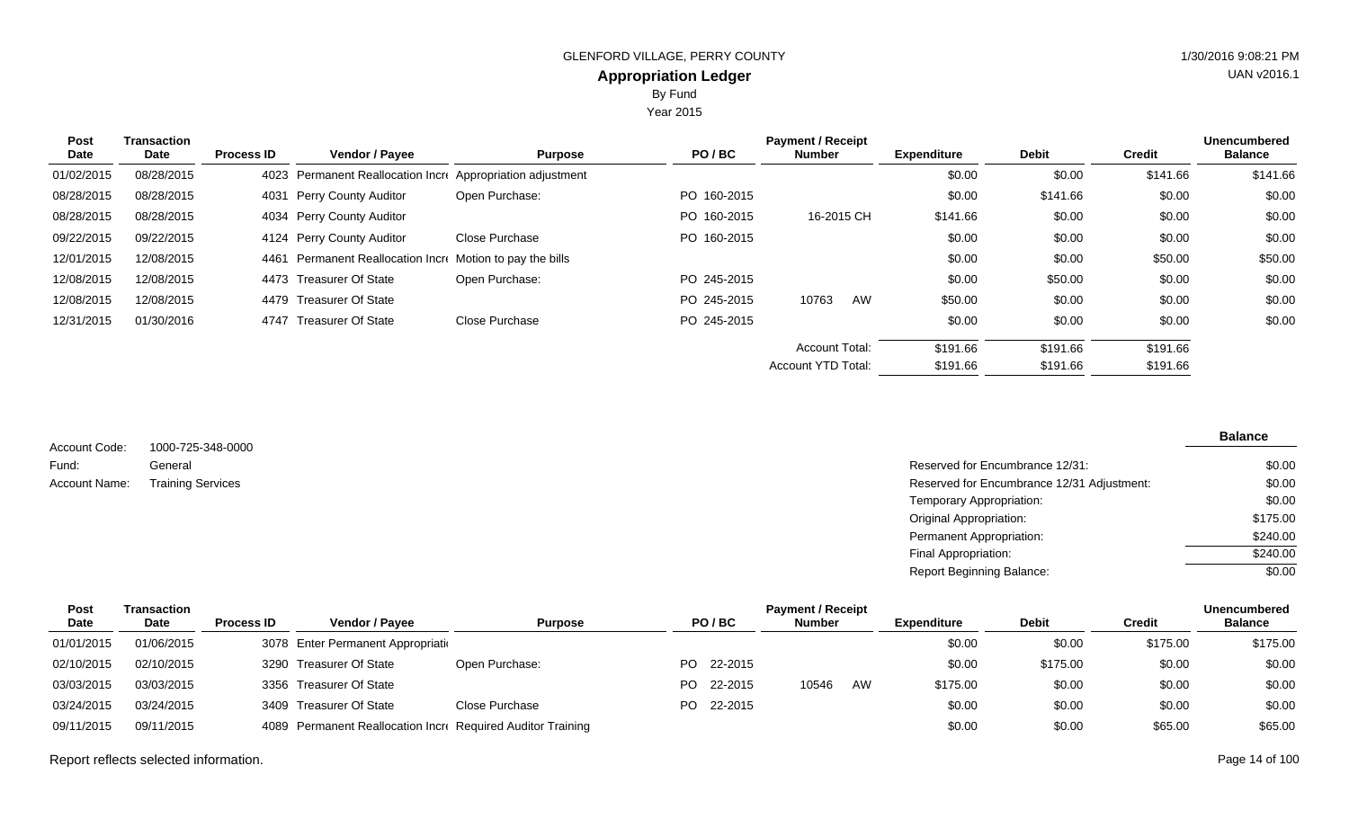GLENFORD VILLAGE, PERRY COUNTY

## Appropriation Ledger

By Fund

Year 2015

| Post Date | Transaction Date | Process ID | Vendor / Payee | Purpose | PO / BC | Payment / Receipt Number | Expenditure | Debit | Credit | Unencumbered Balance |
|---|---|---|---|---|---|---|---|---|---|---|
| 01/02/2015 | 08/28/2015 | 4023 | Permanent Reallocation Incre | Appropriation adjustment | | | $0.00 | $0.00 | $141.66 | $141.66 |
| 08/28/2015 | 08/28/2015 | 4031 | Perry County Auditor | Open Purchase: | PO 160-2015 | | $0.00 | $141.66 | $0.00 | $0.00 |
| 08/28/2015 | 08/28/2015 | 4034 | Perry County Auditor | | PO 160-2015 | 16-2015 CH | $141.66 | $0.00 | $0.00 | $0.00 |
| 09/22/2015 | 09/22/2015 | 4124 | Perry County Auditor | Close Purchase | PO 160-2015 | | $0.00 | $0.00 | $0.00 | $0.00 |
| 12/01/2015 | 12/08/2015 | 4461 | Permanent Reallocation Incre | Motion to pay the bills | | | $0.00 | $0.00 | $50.00 | $50.00 |
| 12/08/2015 | 12/08/2015 | 4473 | Treasurer Of State | Open Purchase: | PO 245-2015 | | $0.00 | $50.00 | $0.00 | $0.00 |
| 12/08/2015 | 12/08/2015 | 4479 | Treasurer Of State | | PO 245-2015 | 10763 AW | $50.00 | $0.00 | $0.00 | $0.00 |
| 12/31/2015 | 01/30/2016 | 4747 | Treasurer Of State | Close Purchase | PO 245-2015 | | $0.00 | $0.00 | $0.00 | $0.00 |
| | | | | | | Account Total: | $191.66 | $191.66 | $191.66 | |
| | | | | | | Account YTD Total: | $191.66 | $191.66 | $191.66 | |

Account Code: 1000-725-348-0000

Fund: General

Account Name: Training Services

| | Balance |
|---|---|
| Reserved for Encumbrance 12/31: | $0.00 |
| Reserved for Encumbrance 12/31 Adjustment: | $0.00 |
| Temporary Appropriation: | $0.00 |
| Original Appropriation: | $175.00 |
| Permanent Appropriation: | $240.00 |
| Final Appropriation: | $240.00 |
| Report Beginning Balance: | $0.00 |

| Post Date | Transaction Date | Process ID | Vendor / Payee | Purpose | PO / BC | Payment / Receipt Number | Expenditure | Debit | Credit | Unencumbered Balance |
|---|---|---|---|---|---|---|---|---|---|---|
| 01/01/2015 | 01/06/2015 | 3078 | Enter Permanent Appropriati | | | | $0.00 | $0.00 | $175.00 | $175.00 |
| 02/10/2015 | 02/10/2015 | 3290 | Treasurer Of State | Open Purchase: | PO 22-2015 | | $0.00 | $175.00 | $0.00 | $0.00 |
| 03/03/2015 | 03/03/2015 | 3356 | Treasurer Of State | | PO 22-2015 | 10546 AW | $175.00 | $0.00 | $0.00 | $0.00 |
| 03/24/2015 | 03/24/2015 | 3409 | Treasurer Of State | Close Purchase | PO 22-2015 | | $0.00 | $0.00 | $0.00 | $0.00 |
| 09/11/2015 | 09/11/2015 | 4089 | Permanent Reallocation Incre | Required Auditor Training | | | $0.00 | $0.00 | $65.00 | $65.00 |

Report reflects selected information.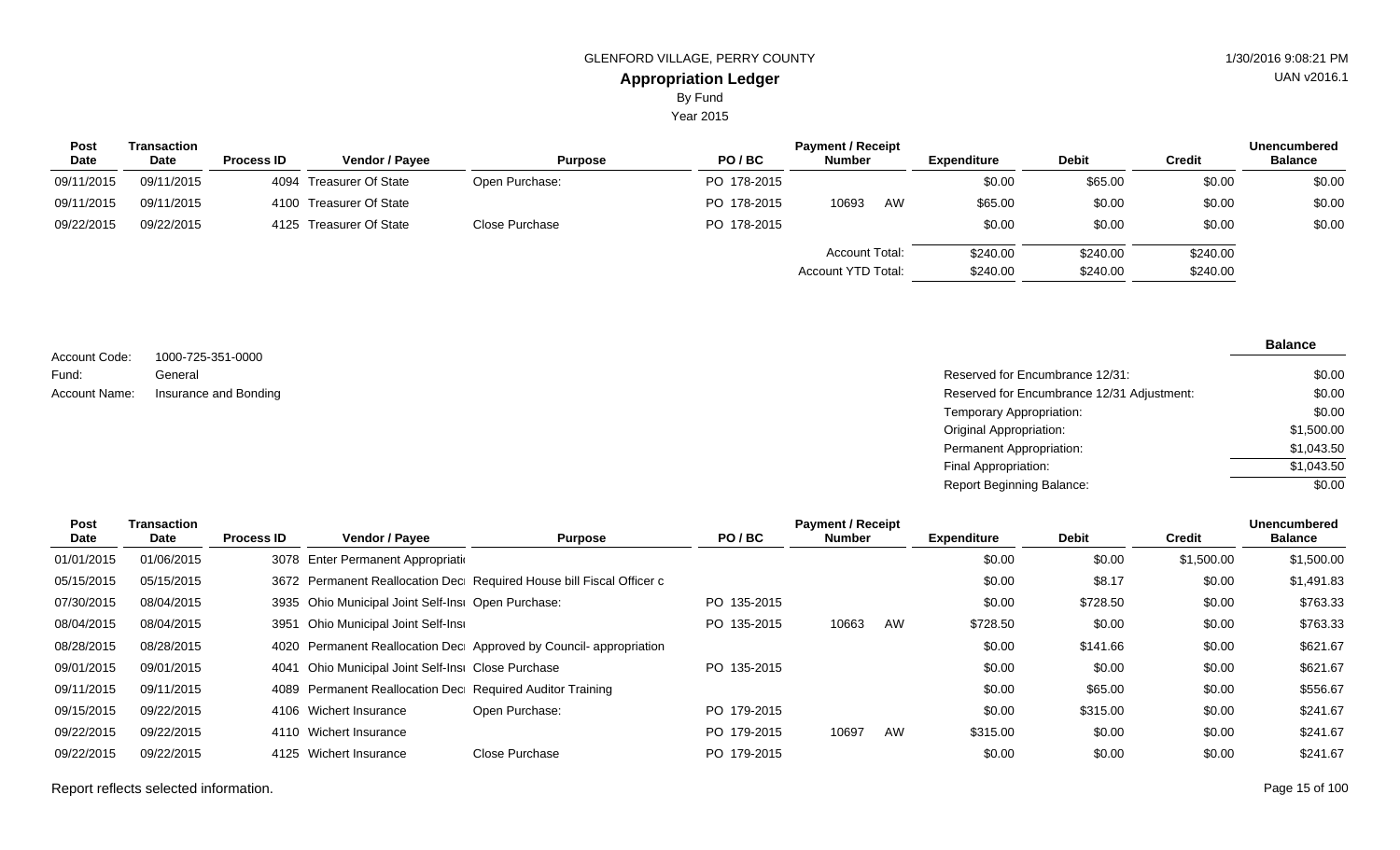GLENFORD VILLAGE, PERRY COUNTY

**Appropriation Ledger**

By Fund

Year 2015

| Post Date | Transaction Date | Process ID | Vendor / Payee | Purpose | PO / BC | Payment / Receipt Number | | Expenditure | Debit | Credit | Unencumbered Balance |
|---|---|---|---|---|---|---|---|---|---|---|---|
| 09/11/2015 | 09/11/2015 | 4094 | Treasurer Of State | Open Purchase: | PO 178-2015 | | | $0.00 | $65.00 | $0.00 | $0.00 |
| 09/11/2015 | 09/11/2015 | 4100 | Treasurer Of State | | PO 178-2015 | 10693 | AW | $65.00 | $0.00 | $0.00 | $0.00 |
| 09/22/2015 | 09/22/2015 | 4125 | Treasurer Of State | Close Purchase | PO 178-2015 | | | $0.00 | $0.00 | $0.00 | $0.00 |
| | | | | | | Account Total: | | $240.00 | $240.00 | $240.00 | |
| | | | | | | Account YTD Total: | | $240.00 | $240.00 | $240.00 | |

Account Code: 1000-725-351-0000

Fund: General

Account Name: Insurance and Bonding

| | Balance |
|---|---|
| Reserved for Encumbrance 12/31: | $0.00 |
| Reserved for Encumbrance 12/31 Adjustment: | $0.00 |
| Temporary Appropriation: | $0.00 |
| Original Appropriation: | $1,500.00 |
| Permanent Appropriation: | $1,043.50 |
| Final Appropriation: | $1,043.50 |
| Report Beginning Balance: | $0.00 |

| Post Date | Transaction Date | Process ID | Vendor / Payee | Purpose | PO / BC | Payment / Receipt Number | | Expenditure | Debit | Credit | Unencumbered Balance |
|---|---|---|---|---|---|---|---|---|---|---|---|
| 01/01/2015 | 01/06/2015 | 3078 | Enter Permanent Appropriati | | | | | $0.00 | $0.00 | $1,500.00 | $1,500.00 |
| 05/15/2015 | 05/15/2015 | 3672 | Permanent Reallocation Dec | Required House bill Fiscal Officer c | | | | $0.00 | $8.17 | $0.00 | $1,491.83 |
| 07/30/2015 | 08/04/2015 | 3935 | Ohio Municipal Joint Self-Ins | Open Purchase: | PO 135-2015 | | | $0.00 | $728.50 | $0.00 | $763.33 |
| 08/04/2015 | 08/04/2015 | 3951 | Ohio Municipal Joint Self-Ins | | PO 135-2015 | 10663 | AW | $728.50 | $0.00 | $0.00 | $763.33 |
| 08/28/2015 | 08/28/2015 | 4020 | Permanent Reallocation Dec | Approved by Council- appropriation | | | | $0.00 | $141.66 | $0.00 | $621.67 |
| 09/01/2015 | 09/01/2015 | 4041 | Ohio Municipal Joint Self-Ins | Close Purchase | PO 135-2015 | | | $0.00 | $0.00 | $0.00 | $621.67 |
| 09/11/2015 | 09/11/2015 | 4089 | Permanent Reallocation Dec | Required Auditor Training | | | | $0.00 | $65.00 | $0.00 | $556.67 |
| 09/15/2015 | 09/22/2015 | 4106 | Wichert Insurance | Open Purchase: | PO 179-2015 | | | $0.00 | $315.00 | $0.00 | $241.67 |
| 09/22/2015 | 09/22/2015 | 4110 | Wichert Insurance | | PO 179-2015 | 10697 | AW | $315.00 | $0.00 | $0.00 | $241.67 |
| 09/22/2015 | 09/22/2015 | 4125 | Wichert Insurance | Close Purchase | PO 179-2015 | | | $0.00 | $0.00 | $0.00 | $241.67 |

Report reflects selected information.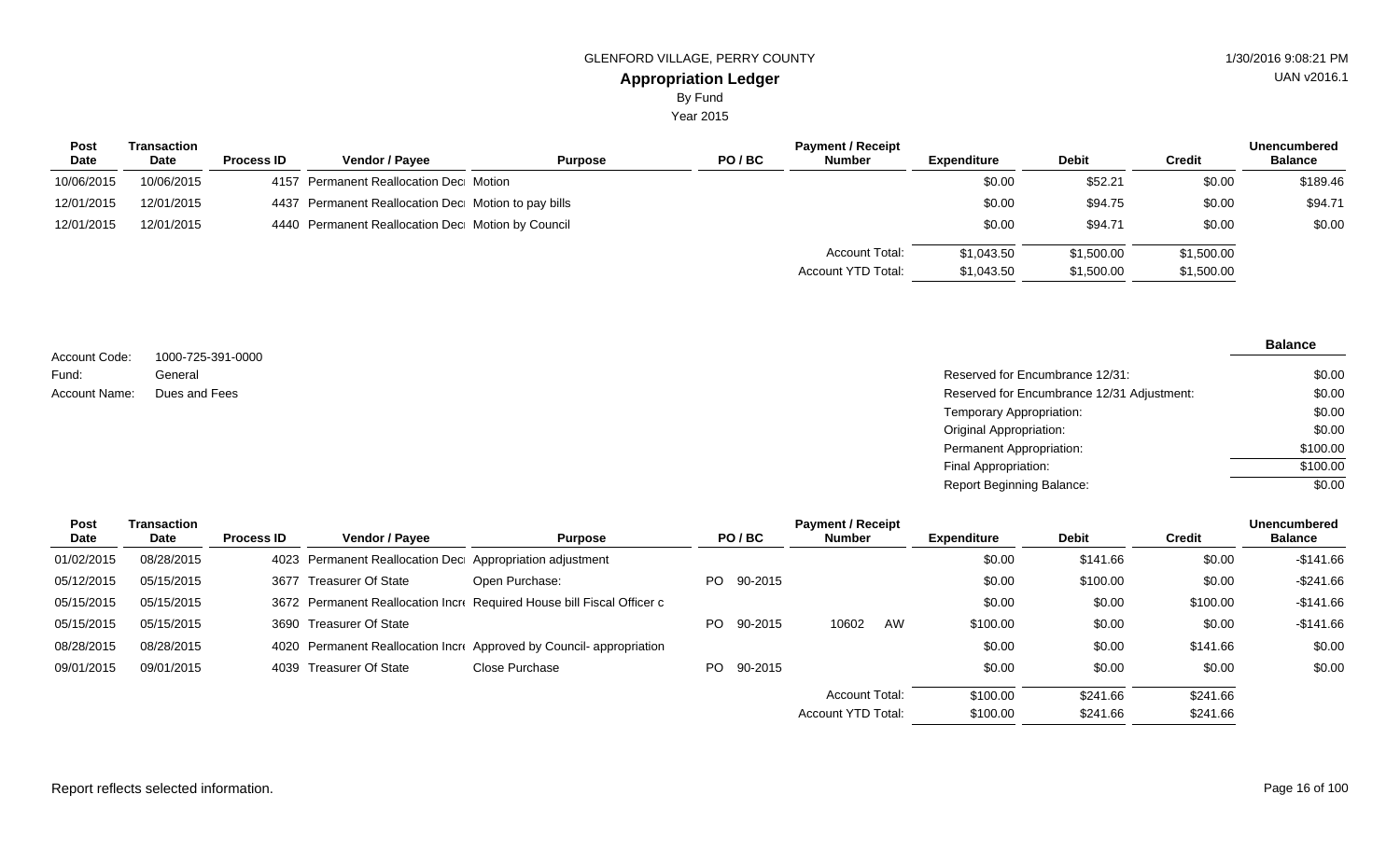GLENFORD VILLAGE, PERRY COUNTY

**Appropriation Ledger**

By Fund

Year 2015

| Post Date | Transaction Date | Process ID | Vendor / Payee | Purpose | PO / BC | Payment / Receipt Number | Expenditure | Debit | Credit | Unencumbered Balance |
|---|---|---|---|---|---|---|---|---|---|---|
| 10/06/2015 | 10/06/2015 | 4157 | Permanent Reallocation Decı | Motion | | | $0.00 | $52.21 | $0.00 | $189.46 |
| 12/01/2015 | 12/01/2015 | 4437 | Permanent Reallocation Decı | Motion to pay bills | | | $0.00 | $94.75 | $0.00 | $94.71 |
| 12/01/2015 | 12/01/2015 | 4440 | Permanent Reallocation Decı | Motion by Council | | | $0.00 | $94.71 | $0.00 | $0.00 |
| | | | | | | Account Total: | $1,043.50 | $1,500.00 | $1,500.00 | |
| | | | | | | Account YTD Total: | $1,043.50 | $1,500.00 | $1,500.00 | |

Account Code: 1000-725-391-0000
Fund: General
Account Name: Dues and Fees

| | Balance |
|---|---|
| Reserved for Encumbrance 12/31: | $0.00 |
| Reserved for Encumbrance 12/31 Adjustment: | $0.00 |
| Temporary Appropriation: | $0.00 |
| Original Appropriation: | $0.00 |
| Permanent Appropriation: | $100.00 |
| Final Appropriation: | $100.00 |
| Report Beginning Balance: | $0.00 |

| Post Date | Transaction Date | Process ID | Vendor / Payee | Purpose | PO / BC | Payment / Receipt Number | Expenditure | Debit | Credit | Unencumbered Balance |
|---|---|---|---|---|---|---|---|---|---|---|
| 01/02/2015 | 08/28/2015 | 4023 | Permanent Reallocation Decı | Appropriation adjustment | | | $0.00 | $141.66 | $0.00 | -$141.66 |
| 05/12/2015 | 05/15/2015 | 3677 | Treasurer Of State | Open Purchase: | PO 90-2015 | | $0.00 | $100.00 | $0.00 | -$241.66 |
| 05/15/2015 | 05/15/2015 | 3672 | Permanent Reallocation Incre | Required House bill Fiscal Officer c | | | $0.00 | $0.00 | $100.00 | -$141.66 |
| 05/15/2015 | 05/15/2015 | 3690 | Treasurer Of State | | PO 90-2015 | 10602 AW | $100.00 | $0.00 | $0.00 | -$141.66 |
| 08/28/2015 | 08/28/2015 | 4020 | Permanent Reallocation Incre | Approved by Council- appropriation | | | $0.00 | $0.00 | $141.66 | $0.00 |
| 09/01/2015 | 09/01/2015 | 4039 | Treasurer Of State | Close Purchase | PO 90-2015 | | $0.00 | $0.00 | $0.00 | $0.00 |
| | | | | | | Account Total: | $100.00 | $241.66 | $241.66 | |
| | | | | | | Account YTD Total: | $100.00 | $241.66 | $241.66 | |

Report reflects selected information.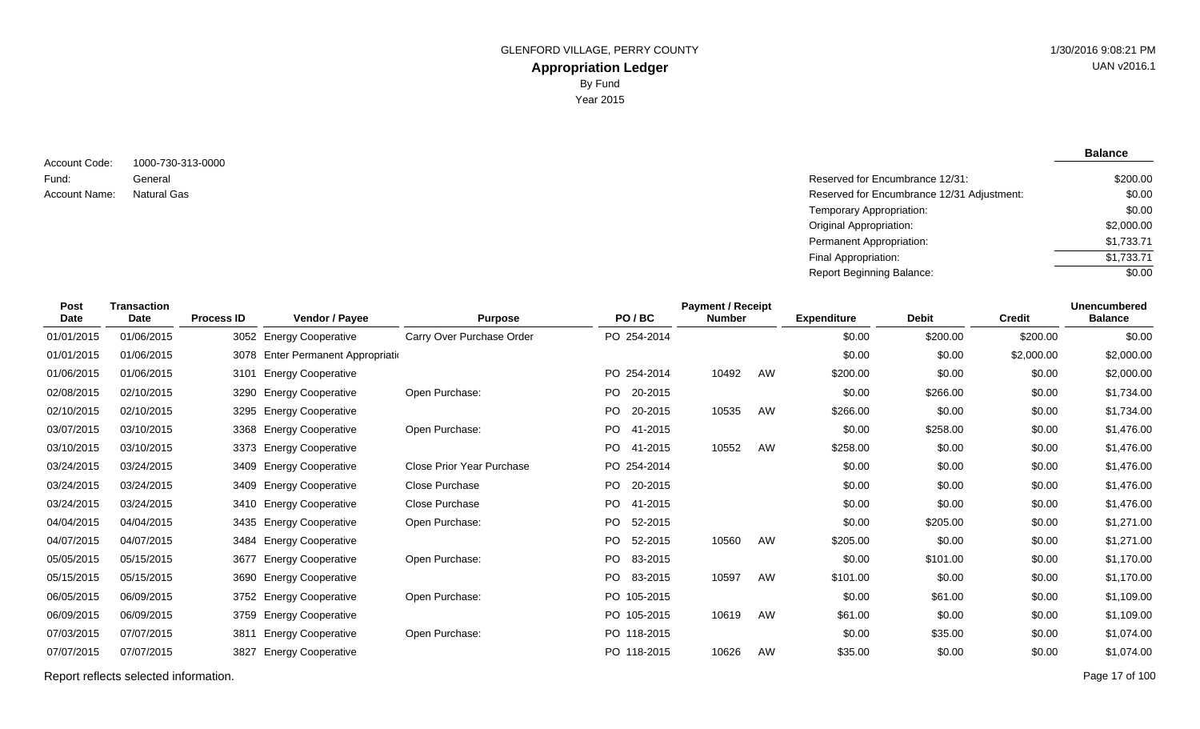GLENFORD VILLAGE, PERRY COUNTY

# Appropriation Ledger

By Fund

Year 2015

1/30/2016 9:08:21 PM

UAN v2016.1

Account Code: 1000-730-313-0000
Fund: General
Account Name: Natural Gas

| | Balance |
|---|---|
| Reserved for Encumbrance 12/31: | $200.00 |
| Reserved for Encumbrance 12/31 Adjustment: | $0.00 |
| Temporary Appropriation: | $0.00 |
| Original Appropriation: | $2,000.00 |
| Permanent Appropriation: | $1,733.71 |
| Final Appropriation: | $1,733.71 |
| Report Beginning Balance: | $0.00 |

| Post Date | Transaction Date | Process ID | Vendor / Payee | Purpose | PO / BC | Payment / Receipt Number | | Expenditure | Debit | Credit | Unencumbered Balance |
|---|---|---|---|---|---|---|---|---|---|---|---|
| 01/01/2015 | 01/06/2015 | 3052 | Energy Cooperative | Carry Over Purchase Order | PO 254-2014 | | | $0.00 | $200.00 | $200.00 | $0.00 |
| 01/01/2015 | 01/06/2015 | 3078 | Enter Permanent Appropriati | | | | | $0.00 | $0.00 | $2,000.00 | $2,000.00 |
| 01/06/2015 | 01/06/2015 | 3101 | Energy Cooperative | | PO 254-2014 | 10492 | AW | $200.00 | $0.00 | $0.00 | $2,000.00 |
| 02/08/2015 | 02/10/2015 | 3290 | Energy Cooperative | Open Purchase: | PO 20-2015 | | | $0.00 | $266.00 | $0.00 | $1,734.00 |
| 02/10/2015 | 02/10/2015 | 3295 | Energy Cooperative | | PO 20-2015 | 10535 | AW | $266.00 | $0.00 | $0.00 | $1,734.00 |
| 03/07/2015 | 03/10/2015 | 3368 | Energy Cooperative | Open Purchase: | PO 41-2015 | | | $0.00 | $258.00 | $0.00 | $1,476.00 |
| 03/10/2015 | 03/10/2015 | 3373 | Energy Cooperative | | PO 41-2015 | 10552 | AW | $258.00 | $0.00 | $0.00 | $1,476.00 |
| 03/24/2015 | 03/24/2015 | 3409 | Energy Cooperative | Close Prior Year Purchase | PO 254-2014 | | | $0.00 | $0.00 | $0.00 | $1,476.00 |
| 03/24/2015 | 03/24/2015 | 3409 | Energy Cooperative | Close Purchase | PO 20-2015 | | | $0.00 | $0.00 | $0.00 | $1,476.00 |
| 03/24/2015 | 03/24/2015 | 3410 | Energy Cooperative | Close Purchase | PO 41-2015 | | | $0.00 | $0.00 | $0.00 | $1,476.00 |
| 04/04/2015 | 04/04/2015 | 3435 | Energy Cooperative | Open Purchase: | PO 52-2015 | | | $0.00 | $205.00 | $0.00 | $1,271.00 |
| 04/07/2015 | 04/07/2015 | 3484 | Energy Cooperative | | PO 52-2015 | 10560 | AW | $205.00 | $0.00 | $0.00 | $1,271.00 |
| 05/05/2015 | 05/15/2015 | 3677 | Energy Cooperative | Open Purchase: | PO 83-2015 | | | $0.00 | $101.00 | $0.00 | $1,170.00 |
| 05/15/2015 | 05/15/2015 | 3690 | Energy Cooperative | | PO 83-2015 | 10597 | AW | $101.00 | $0.00 | $0.00 | $1,170.00 |
| 06/05/2015 | 06/09/2015 | 3752 | Energy Cooperative | Open Purchase: | PO 105-2015 | | | $0.00 | $61.00 | $0.00 | $1,109.00 |
| 06/09/2015 | 06/09/2015 | 3759 | Energy Cooperative | | PO 105-2015 | 10619 | AW | $61.00 | $0.00 | $0.00 | $1,109.00 |
| 07/03/2015 | 07/07/2015 | 3811 | Energy Cooperative | Open Purchase: | PO 118-2015 | | | $0.00 | $35.00 | $0.00 | $1,074.00 |
| 07/07/2015 | 07/07/2015 | 3827 | Energy Cooperative | | PO 118-2015 | 10626 | AW | $35.00 | $0.00 | $0.00 | $1,074.00 |

Report reflects selected information.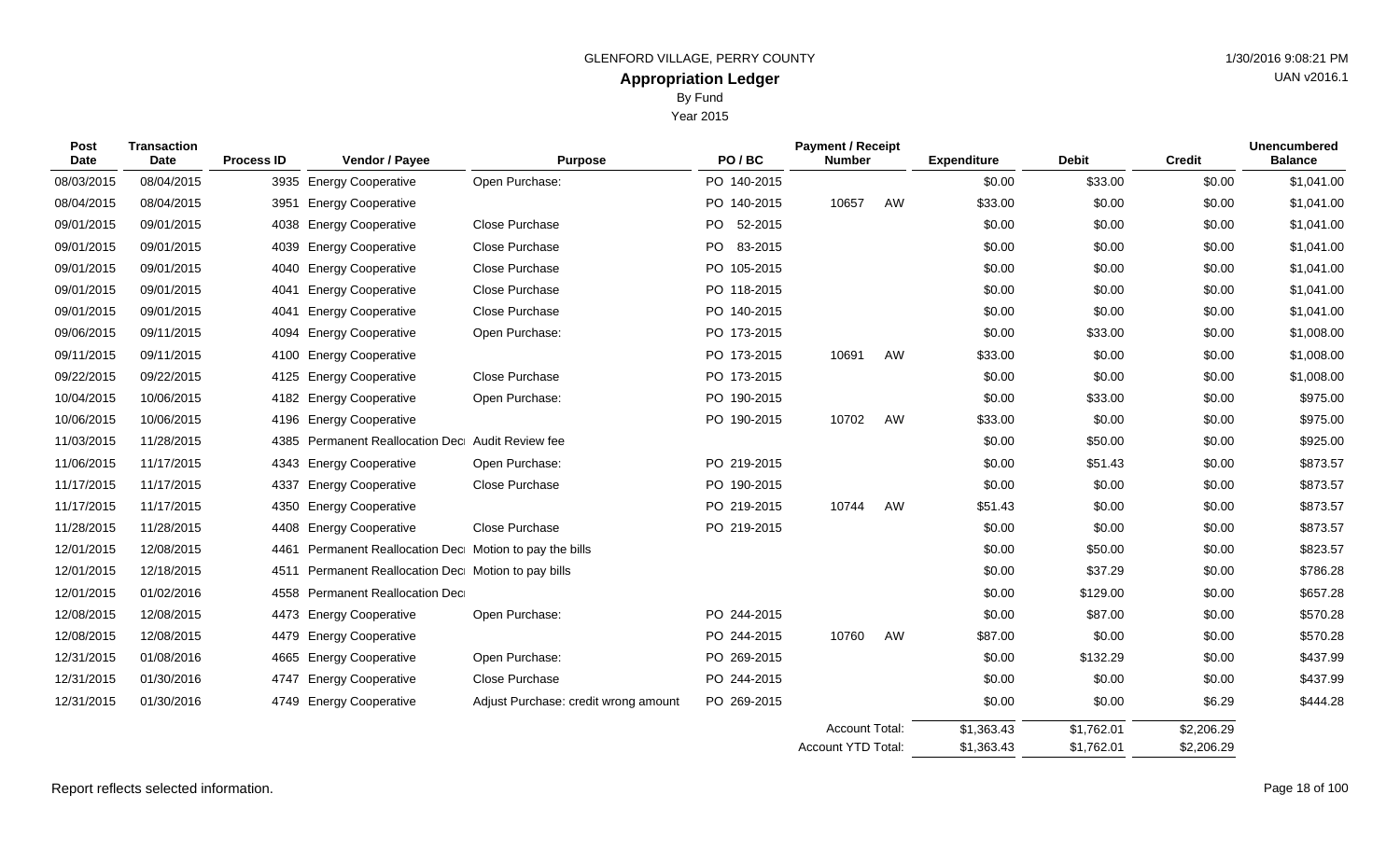GLENFORD VILLAGE, PERRY COUNTY

# Appropriation Ledger

By Fund

Year 2015

| Post Date | Transaction Date | Process ID | Vendor / Payee | Purpose | PO / BC | Payment / Receipt Number | | Expenditure | Debit | Credit | Unencumbered Balance |
|---|---|---|---|---|---|---|---|---|---|---|---|
| 08/03/2015 | 08/04/2015 | 3935 | Energy Cooperative | Open Purchase: | PO 140-2015 | | | $0.00 | $33.00 | $0.00 | $1,041.00 |
| 08/04/2015 | 08/04/2015 | 3951 | Energy Cooperative | | PO 140-2015 | 10657 | AW | $33.00 | $0.00 | $0.00 | $1,041.00 |
| 09/01/2015 | 09/01/2015 | 4038 | Energy Cooperative | Close Purchase | PO 52-2015 | | | $0.00 | $0.00 | $0.00 | $1,041.00 |
| 09/01/2015 | 09/01/2015 | 4039 | Energy Cooperative | Close Purchase | PO 83-2015 | | | $0.00 | $0.00 | $0.00 | $1,041.00 |
| 09/01/2015 | 09/01/2015 | 4040 | Energy Cooperative | Close Purchase | PO 105-2015 | | | $0.00 | $0.00 | $0.00 | $1,041.00 |
| 09/01/2015 | 09/01/2015 | 4041 | Energy Cooperative | Close Purchase | PO 118-2015 | | | $0.00 | $0.00 | $0.00 | $1,041.00 |
| 09/01/2015 | 09/01/2015 | 4041 | Energy Cooperative | Close Purchase | PO 140-2015 | | | $0.00 | $0.00 | $0.00 | $1,041.00 |
| 09/06/2015 | 09/11/2015 | 4094 | Energy Cooperative | Open Purchase: | PO 173-2015 | | | $0.00 | $33.00 | $0.00 | $1,008.00 |
| 09/11/2015 | 09/11/2015 | 4100 | Energy Cooperative | | PO 173-2015 | 10691 | AW | $33.00 | $0.00 | $0.00 | $1,008.00 |
| 09/22/2015 | 09/22/2015 | 4125 | Energy Cooperative | Close Purchase | PO 173-2015 | | | $0.00 | $0.00 | $0.00 | $1,008.00 |
| 10/04/2015 | 10/06/2015 | 4182 | Energy Cooperative | Open Purchase: | PO 190-2015 | | | $0.00 | $33.00 | $0.00 | $975.00 |
| 10/06/2015 | 10/06/2015 | 4196 | Energy Cooperative | | PO 190-2015 | 10702 | AW | $33.00 | $0.00 | $0.00 | $975.00 |
| 11/03/2015 | 11/28/2015 | 4385 | Permanent Reallocation Dec | Audit Review fee | | | | $0.00 | $50.00 | $0.00 | $925.00 |
| 11/06/2015 | 11/17/2015 | 4343 | Energy Cooperative | Open Purchase: | PO 219-2015 | | | $0.00 | $51.43 | $0.00 | $873.57 |
| 11/17/2015 | 11/17/2015 | 4337 | Energy Cooperative | Close Purchase | PO 190-2015 | | | $0.00 | $0.00 | $0.00 | $873.57 |
| 11/17/2015 | 11/17/2015 | 4350 | Energy Cooperative | | PO 219-2015 | 10744 | AW | $51.43 | $0.00 | $0.00 | $873.57 |
| 11/28/2015 | 11/28/2015 | 4408 | Energy Cooperative | Close Purchase | PO 219-2015 | | | $0.00 | $0.00 | $0.00 | $873.57 |
| 12/01/2015 | 12/08/2015 | 4461 | Permanent Reallocation Dec | Motion to pay the bills | | | | $0.00 | $50.00 | $0.00 | $823.57 |
| 12/01/2015 | 12/18/2015 | 4511 | Permanent Reallocation Dec | Motion to pay bills | | | | $0.00 | $37.29 | $0.00 | $786.28 |
| 12/01/2015 | 01/02/2016 | 4558 | Permanent Reallocation Dec | | | | | $0.00 | $129.00 | $0.00 | $657.28 |
| 12/08/2015 | 12/08/2015 | 4473 | Energy Cooperative | Open Purchase: | PO 244-2015 | | | $0.00 | $87.00 | $0.00 | $570.28 |
| 12/08/2015 | 12/08/2015 | 4479 | Energy Cooperative | | PO 244-2015 | 10760 | AW | $87.00 | $0.00 | $0.00 | $570.28 |
| 12/31/2015 | 01/08/2016 | 4665 | Energy Cooperative | Open Purchase: | PO 269-2015 | | | $0.00 | $132.29 | $0.00 | $437.99 |
| 12/31/2015 | 01/30/2016 | 4747 | Energy Cooperative | Close Purchase | PO 244-2015 | | | $0.00 | $0.00 | $0.00 | $437.99 |
| 12/31/2015 | 01/30/2016 | 4749 | Energy Cooperative | Adjust Purchase: credit wrong amount | PO 269-2015 | | | $0.00 | $0.00 | $6.29 | $444.28 |
| | | | | | | Account Total: | | $1,363.43 | $1,762.01 | $2,206.29 | |
| | | | | | | Account YTD Total: | | $1,363.43 | $1,762.01 | $2,206.29 | |

Report reflects selected information.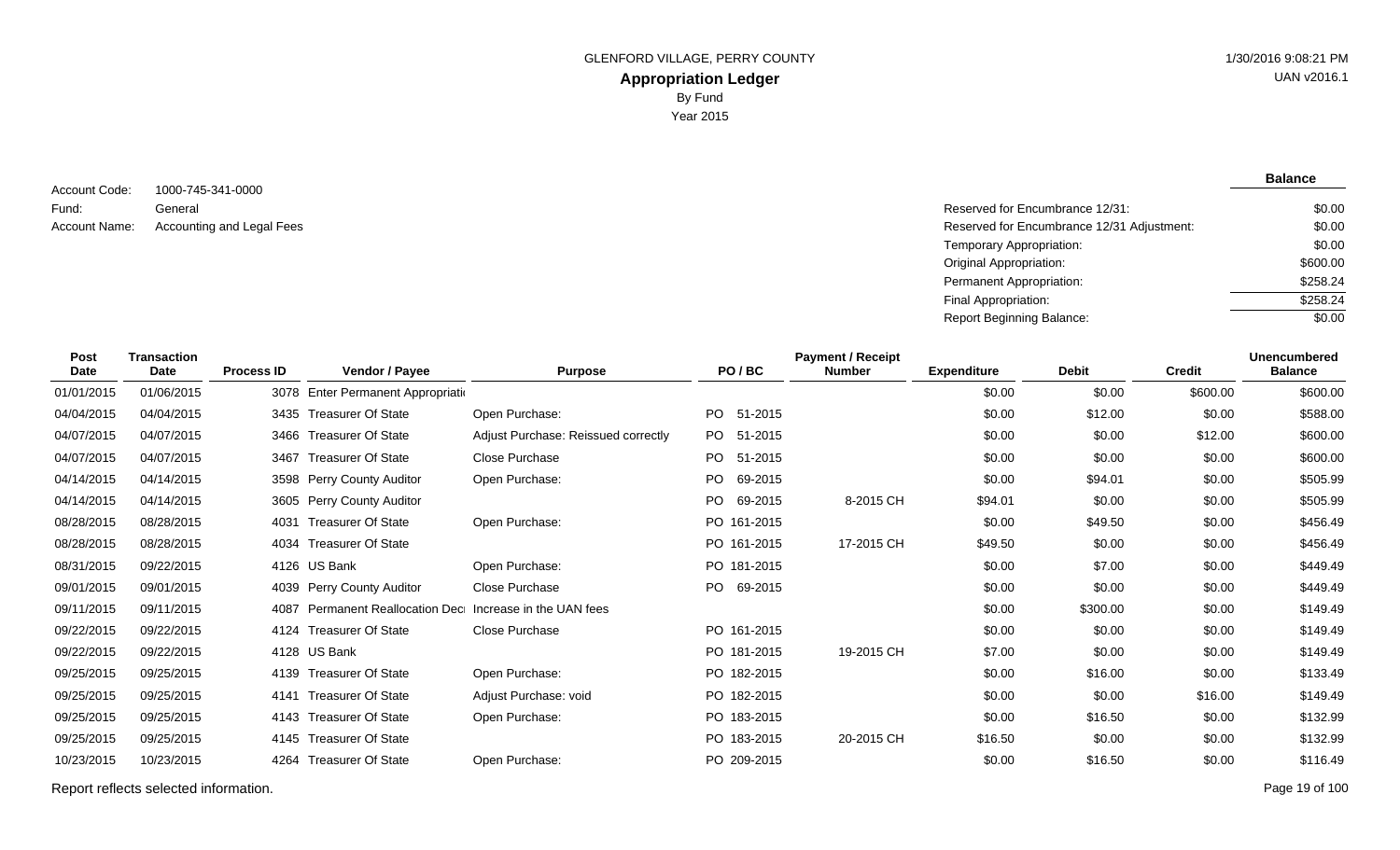GLENFORD VILLAGE, PERRY COUNTY

# Appropriation Ledger

By Fund

Year 2015

1/30/2016 9:08:21 PM

UAN v2016.1

Account Code: 1000-745-341-0000
Fund: General
Account Name: Accounting and Legal Fees

| | Balance |
|---|---|
| Reserved for Encumbrance 12/31: | $0.00 |
| Reserved for Encumbrance 12/31 Adjustment: | $0.00 |
| Temporary Appropriation: | $0.00 |
| Original Appropriation: | $600.00 |
| Permanent Appropriation: | $258.24 |
| Final Appropriation: | $258.24 |
| Report Beginning Balance: | $0.00 |

| Post Date | Transaction Date | Process ID | Vendor / Payee | Purpose | PO / BC | Payment / Receipt Number | Expenditure | Debit | Credit | Unencumbered Balance |
|---|---|---|---|---|---|---|---|---|---|---|
| 01/01/2015 | 01/06/2015 | 3078 | Enter Permanent Appropriati | | | | $0.00 | $0.00 | $600.00 | $600.00 |
| 04/04/2015 | 04/04/2015 | 3435 | Treasurer Of State | Open Purchase: | PO 51-2015 | | $0.00 | $12.00 | $0.00 | $588.00 |
| 04/07/2015 | 04/07/2015 | 3466 | Treasurer Of State | Adjust Purchase: Reissued correctly | PO 51-2015 | | $0.00 | $0.00 | $12.00 | $600.00 |
| 04/07/2015 | 04/07/2015 | 3467 | Treasurer Of State | Close Purchase | PO 51-2015 | | $0.00 | $0.00 | $0.00 | $600.00 |
| 04/14/2015 | 04/14/2015 | 3598 | Perry County Auditor | Open Purchase: | PO 69-2015 | | $0.00 | $94.01 | $0.00 | $505.99 |
| 04/14/2015 | 04/14/2015 | 3605 | Perry County Auditor | | PO 69-2015 | 8-2015 CH | $94.01 | $0.00 | $0.00 | $505.99 |
| 08/28/2015 | 08/28/2015 | 4031 | Treasurer Of State | Open Purchase: | PO 161-2015 | | $0.00 | $49.50 | $0.00 | $456.49 |
| 08/28/2015 | 08/28/2015 | 4034 | Treasurer Of State | | PO 161-2015 | 17-2015 CH | $49.50 | $0.00 | $0.00 | $456.49 |
| 08/31/2015 | 09/22/2015 | 4126 | US Bank | Open Purchase: | PO 181-2015 | | $0.00 | $7.00 | $0.00 | $449.49 |
| 09/01/2015 | 09/01/2015 | 4039 | Perry County Auditor | Close Purchase | PO 69-2015 | | $0.00 | $0.00 | $0.00 | $449.49 |
| 09/11/2015 | 09/11/2015 | 4087 | Permanent Reallocation Dec | Increase in the UAN fees | | | $0.00 | $300.00 | $0.00 | $149.49 |
| 09/22/2015 | 09/22/2015 | 4124 | Treasurer Of State | Close Purchase | PO 161-2015 | | $0.00 | $0.00 | $0.00 | $149.49 |
| 09/22/2015 | 09/22/2015 | 4128 | US Bank | | PO 181-2015 | 19-2015 CH | $7.00 | $0.00 | $0.00 | $149.49 |
| 09/25/2015 | 09/25/2015 | 4139 | Treasurer Of State | Open Purchase: | PO 182-2015 | | $0.00 | $16.00 | $0.00 | $133.49 |
| 09/25/2015 | 09/25/2015 | 4141 | Treasurer Of State | Adjust Purchase: void | PO 182-2015 | | $0.00 | $0.00 | $16.00 | $149.49 |
| 09/25/2015 | 09/25/2015 | 4143 | Treasurer Of State | Open Purchase: | PO 183-2015 | | $0.00 | $16.50 | $0.00 | $132.99 |
| 09/25/2015 | 09/25/2015 | 4145 | Treasurer Of State | | PO 183-2015 | 20-2015 CH | $16.50 | $0.00 | $0.00 | $132.99 |
| 10/23/2015 | 10/23/2015 | 4264 | Treasurer Of State | Open Purchase: | PO 209-2015 | | $0.00 | $16.50 | $0.00 | $116.49 |

Report reflects selected information.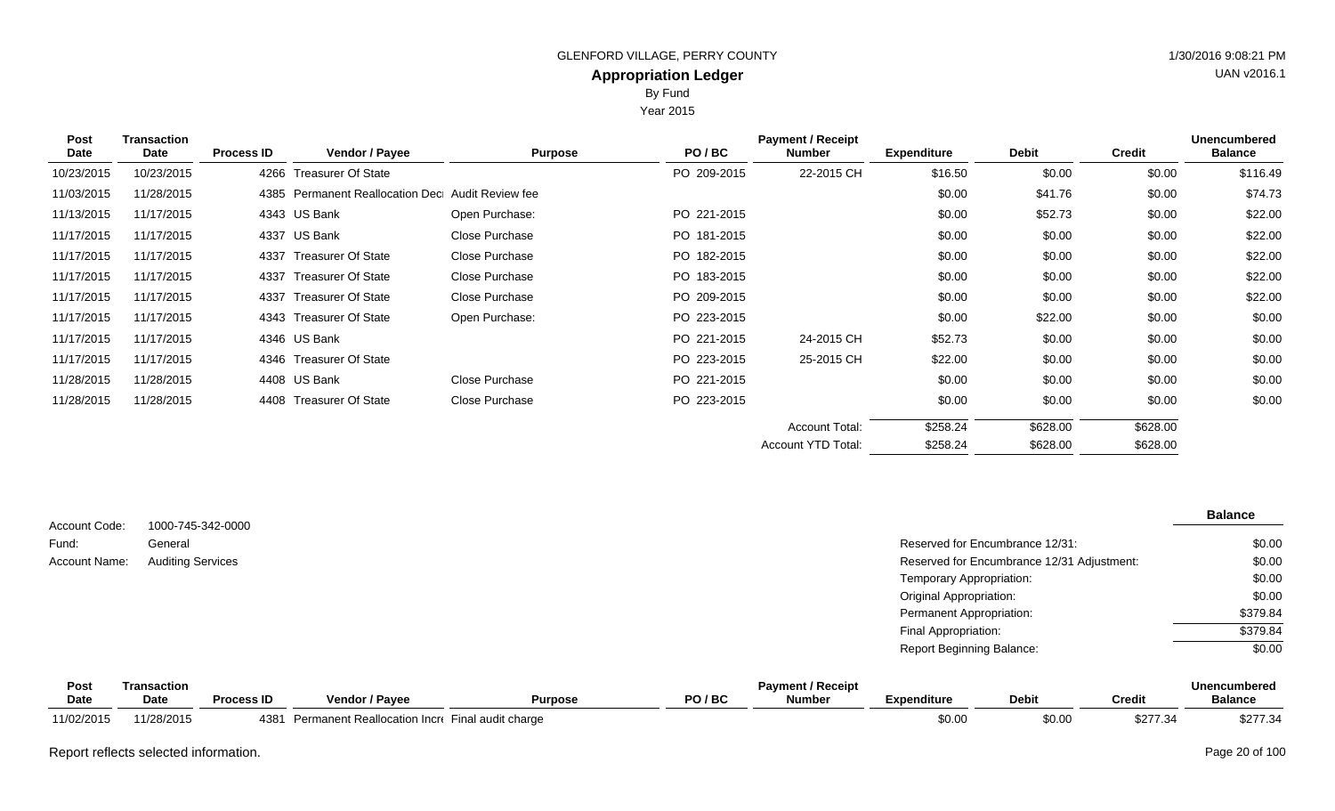GLENFORD VILLAGE, PERRY COUNTY

## Appropriation Ledger

By Fund

Year 2015

| Post Date | Transaction Date | Process ID | Vendor / Payee | Purpose | PO / BC | Payment / Receipt Number | Expenditure | Debit | Credit | Unencumbered Balance |
|---|---|---|---|---|---|---|---|---|---|---|
| 10/23/2015 | 10/23/2015 | 4266 | Treasurer Of State | | PO 209-2015 | 22-2015 CH | $16.50 | $0.00 | $0.00 | $116.49 |
| 11/03/2015 | 11/28/2015 | 4385 | Permanent Reallocation Decr | Audit Review fee | | | $0.00 | $41.76 | $0.00 | $74.73 |
| 11/13/2015 | 11/17/2015 | 4343 | US Bank | Open Purchase: | PO 221-2015 | | $0.00 | $52.73 | $0.00 | $22.00 |
| 11/17/2015 | 11/17/2015 | 4337 | US Bank | Close Purchase | PO 181-2015 | | $0.00 | $0.00 | $0.00 | $22.00 |
| 11/17/2015 | 11/17/2015 | 4337 | Treasurer Of State | Close Purchase | PO 182-2015 | | $0.00 | $0.00 | $0.00 | $22.00 |
| 11/17/2015 | 11/17/2015 | 4337 | Treasurer Of State | Close Purchase | PO 183-2015 | | $0.00 | $0.00 | $0.00 | $22.00 |
| 11/17/2015 | 11/17/2015 | 4337 | Treasurer Of State | Close Purchase | PO 209-2015 | | $0.00 | $0.00 | $0.00 | $22.00 |
| 11/17/2015 | 11/17/2015 | 4343 | Treasurer Of State | Open Purchase: | PO 223-2015 | | $0.00 | $22.00 | $0.00 | $0.00 |
| 11/17/2015 | 11/17/2015 | 4346 | US Bank | | PO 221-2015 | 24-2015 CH | $52.73 | $0.00 | $0.00 | $0.00 |
| 11/17/2015 | 11/17/2015 | 4346 | Treasurer Of State | | PO 223-2015 | 25-2015 CH | $22.00 | $0.00 | $0.00 | $0.00 |
| 11/28/2015 | 11/28/2015 | 4408 | US Bank | Close Purchase | PO 221-2015 | | $0.00 | $0.00 | $0.00 | $0.00 |
| 11/28/2015 | 11/28/2015 | 4408 | Treasurer Of State | Close Purchase | PO 223-2015 | | $0.00 | $0.00 | $0.00 | $0.00 |
| | | | | | | Account Total: | $258.24 | $628.00 | $628.00 | |
| | | | | | | Account YTD Total: | $258.24 | $628.00 | $628.00 | |

Account Code: 1000-745-342-0000
Fund: General
Account Name: Auditing Services

| | Balance |
|---|---|
| Reserved for Encumbrance 12/31: | $0.00 |
| Reserved for Encumbrance 12/31 Adjustment: | $0.00 |
| Temporary Appropriation: | $0.00 |
| Original Appropriation: | $0.00 |
| Permanent Appropriation: | $379.84 |
| Final Appropriation: | $379.84 |
| Report Beginning Balance: | $0.00 |

| Post Date | Transaction Date | Process ID | Vendor / Payee | Purpose | PO / BC | Payment / Receipt Number | Expenditure | Debit | Credit | Unencumbered Balance |
|---|---|---|---|---|---|---|---|---|---|---|
| 11/02/2015 | 11/28/2015 | 4381 | Permanent Reallocation Incr | Final audit charge | | | $0.00 | $0.00 | $277.34 | $277.34 |

Report reflects selected information.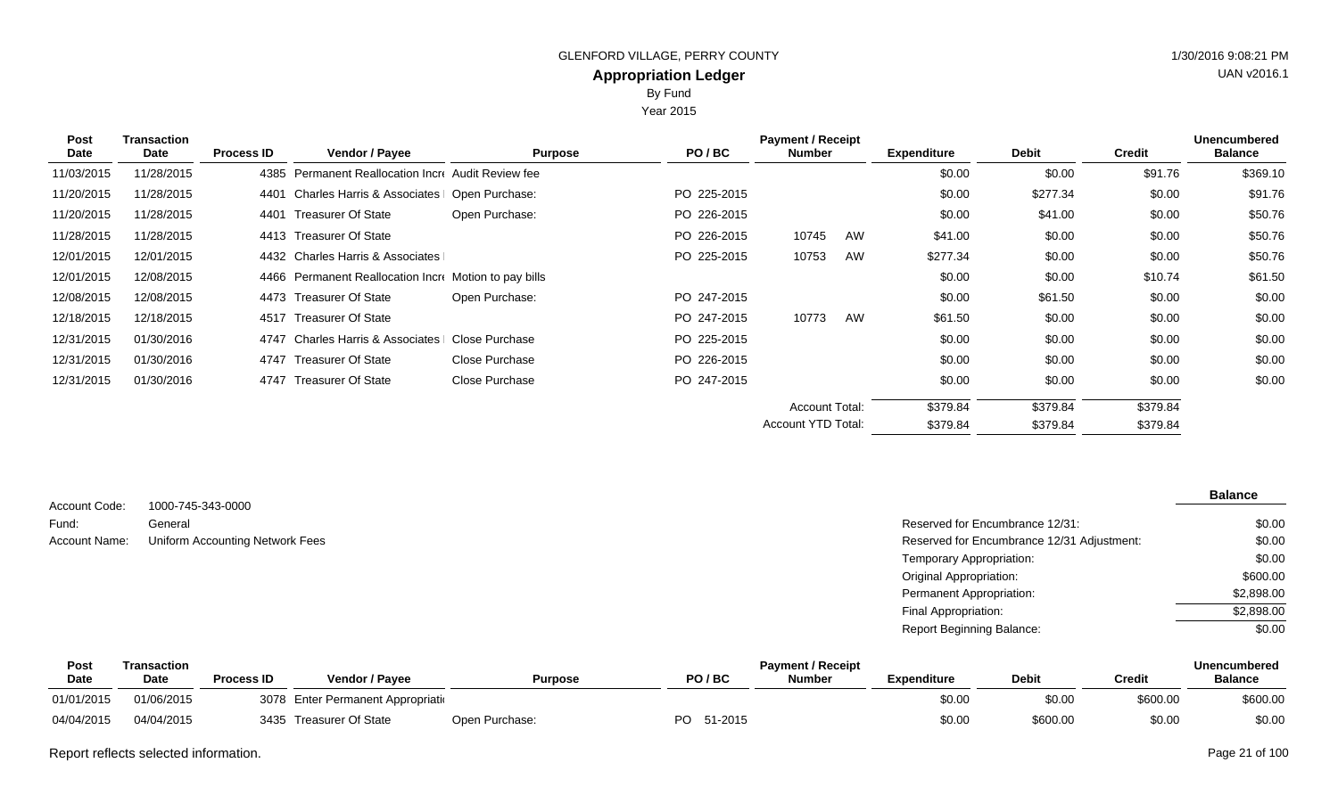GLENFORD VILLAGE, PERRY COUNTY

# Appropriation Ledger

By Fund

Year 2015

| Post Date | Transaction Date | Process ID | Vendor / Payee | Purpose | PO / BC | Payment / Receipt Number | | Expenditure | Debit | Credit | Unencumbered Balance |
|---|---|---|---|---|---|---|---|---|---|---|---|
| 11/03/2015 | 11/28/2015 | 4385 | Permanent Reallocation Incre | Audit Review fee | | | | $0.00 | $0.00 | $91.76 | $369.10 |
| 11/20/2015 | 11/28/2015 | 4401 | Charles Harris & Associates | Open Purchase: | PO 225-2015 | | | $0.00 | $277.34 | $0.00 | $91.76 |
| 11/20/2015 | 11/28/2015 | 4401 | Treasurer Of State | Open Purchase: | PO 226-2015 | | | $0.00 | $41.00 | $0.00 | $50.76 |
| 11/28/2015 | 11/28/2015 | 4413 | Treasurer Of State | | PO 226-2015 | 10745 | AW | $41.00 | $0.00 | $0.00 | $50.76 |
| 12/01/2015 | 12/01/2015 | 4432 | Charles Harris & Associates | | PO 225-2015 | 10753 | AW | $277.34 | $0.00 | $0.00 | $50.76 |
| 12/01/2015 | 12/08/2015 | 4466 | Permanent Reallocation Incre | Motion to pay bills | | | | $0.00 | $0.00 | $10.74 | $61.50 |
| 12/08/2015 | 12/08/2015 | 4473 | Treasurer Of State | Open Purchase: | PO 247-2015 | | | $0.00 | $61.50 | $0.00 | $0.00 |
| 12/18/2015 | 12/18/2015 | 4517 | Treasurer Of State | | PO 247-2015 | 10773 | AW | $61.50 | $0.00 | $0.00 | $0.00 |
| 12/31/2015 | 01/30/2016 | 4747 | Charles Harris & Associates | Close Purchase | PO 225-2015 | | | $0.00 | $0.00 | $0.00 | $0.00 |
| 12/31/2015 | 01/30/2016 | 4747 | Treasurer Of State | Close Purchase | PO 226-2015 | | | $0.00 | $0.00 | $0.00 | $0.00 |
| 12/31/2015 | 01/30/2016 | 4747 | Treasurer Of State | Close Purchase | PO 247-2015 | | | $0.00 | $0.00 | $0.00 | $0.00 |
| | | | | | | Account Total: | | $379.84 | $379.84 | $379.84 | |
| | | | | | | Account YTD Total: | | $379.84 | $379.84 | $379.84 | |

Account Code: 1000-745-343-0000

Fund: General

Account Name: Uniform Accounting Network Fees

| | Balance |
|---|---|
| Reserved for Encumbrance 12/31: | $0.00 |
| Reserved for Encumbrance 12/31 Adjustment: | $0.00 |
| Temporary Appropriation: | $0.00 |
| Original Appropriation: | $600.00 |
| Permanent Appropriation: | $2,898.00 |
| Final Appropriation: | $2,898.00 |
| Report Beginning Balance: | $0.00 |

| Post Date | Transaction Date | Process ID | Vendor / Payee | Purpose | PO / BC | Payment / Receipt Number | Expenditure | Debit | Credit | Unencumbered Balance |
|---|---|---|---|---|---|---|---|---|---|---|
| 01/01/2015 | 01/06/2015 | 3078 | Enter Permanent Appropriati | | | | $0.00 | $0.00 | $600.00 | $600.00 |
| 04/04/2015 | 04/04/2015 | 3435 | Treasurer Of State | Open Purchase: | PO 51-2015 | | $0.00 | $600.00 | $0.00 | $0.00 |

Report reflects selected information.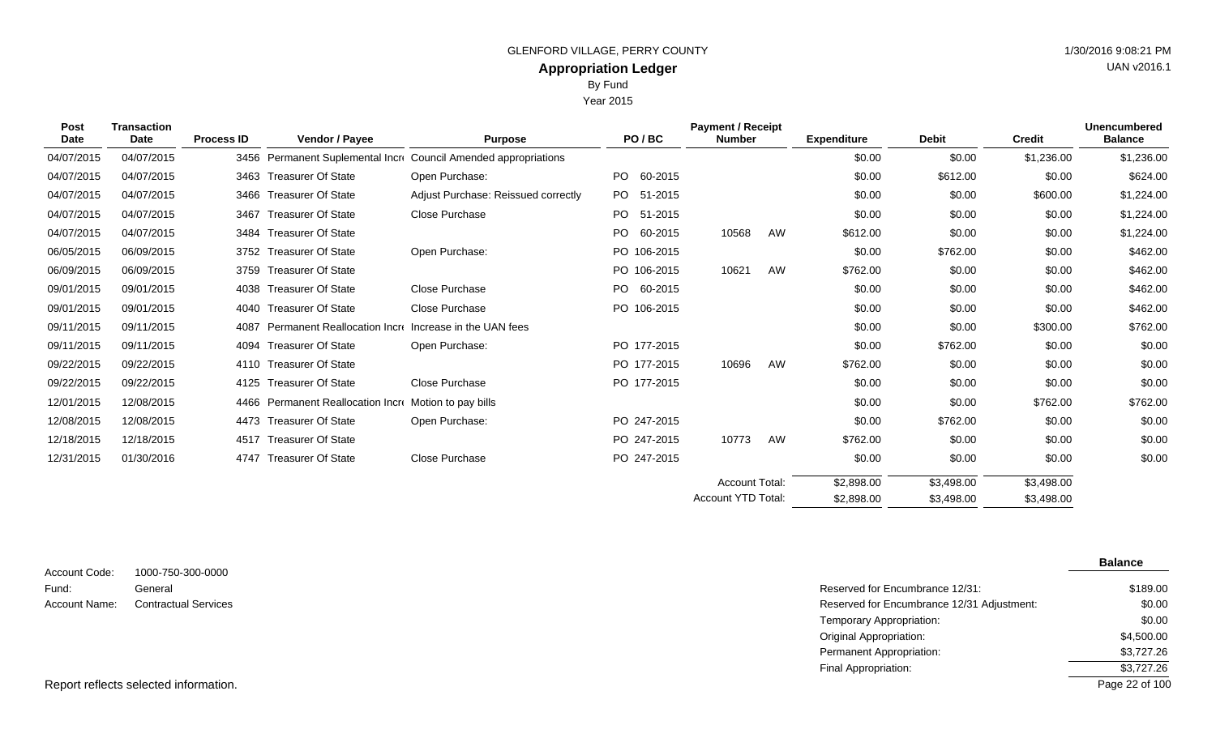GLENFORD VILLAGE, PERRY COUNTY

# Appropriation Ledger

By Fund

Year 2015

| Post Date | Transaction Date | Process ID | Vendor / Payee | Purpose | PO / BC | Payment / Receipt Number | | Expenditure | Debit | Credit | Unencumbered Balance |
|---|---|---|---|---|---|---|---|---|---|---|---|
| 04/07/2015 | 04/07/2015 | 3456 | Permanent Suplemental Incr | Council Amended appropriations | | | | $0.00 | $0.00 | $1,236.00 | $1,236.00 |
| 04/07/2015 | 04/07/2015 | 3463 | Treasurer Of State | Open Purchase: | PO 60-2015 | | | $0.00 | $612.00 | $0.00 | $624.00 |
| 04/07/2015 | 04/07/2015 | 3466 | Treasurer Of State | Adjust Purchase: Reissued correctly | PO 51-2015 | | | $0.00 | $0.00 | $600.00 | $1,224.00 |
| 04/07/2015 | 04/07/2015 | 3467 | Treasurer Of State | Close Purchase | PO 51-2015 | | | $0.00 | $0.00 | $0.00 | $1,224.00 |
| 04/07/2015 | 04/07/2015 | 3484 | Treasurer Of State | | PO 60-2015 | 10568 | AW | $612.00 | $0.00 | $0.00 | $1,224.00 |
| 06/05/2015 | 06/09/2015 | 3752 | Treasurer Of State | Open Purchase: | PO 106-2015 | | | $0.00 | $762.00 | $0.00 | $462.00 |
| 06/09/2015 | 06/09/2015 | 3759 | Treasurer Of State | | PO 106-2015 | 10621 | AW | $762.00 | $0.00 | $0.00 | $462.00 |
| 09/01/2015 | 09/01/2015 | 4038 | Treasurer Of State | Close Purchase | PO 60-2015 | | | $0.00 | $0.00 | $0.00 | $462.00 |
| 09/01/2015 | 09/01/2015 | 4040 | Treasurer Of State | Close Purchase | PO 106-2015 | | | $0.00 | $0.00 | $0.00 | $462.00 |
| 09/11/2015 | 09/11/2015 | 4087 | Permanent Reallocation Incr | Increase in the UAN fees | | | | $0.00 | $0.00 | $300.00 | $762.00 |
| 09/11/2015 | 09/11/2015 | 4094 | Treasurer Of State | Open Purchase: | PO 177-2015 | | | $0.00 | $762.00 | $0.00 | $0.00 |
| 09/22/2015 | 09/22/2015 | 4110 | Treasurer Of State | | PO 177-2015 | 10696 | AW | $762.00 | $0.00 | $0.00 | $0.00 |
| 09/22/2015 | 09/22/2015 | 4125 | Treasurer Of State | Close Purchase | PO 177-2015 | | | $0.00 | $0.00 | $0.00 | $0.00 |
| 12/01/2015 | 12/08/2015 | 4466 | Permanent Reallocation Incr | Motion to pay bills | | | | $0.00 | $0.00 | $762.00 | $762.00 |
| 12/08/2015 | 12/08/2015 | 4473 | Treasurer Of State | Open Purchase: | PO 247-2015 | | | $0.00 | $762.00 | $0.00 | $0.00 |
| 12/18/2015 | 12/18/2015 | 4517 | Treasurer Of State | | PO 247-2015 | 10773 | AW | $762.00 | $0.00 | $0.00 | $0.00 |
| 12/31/2015 | 01/30/2016 | 4747 | Treasurer Of State | Close Purchase | PO 247-2015 | | | $0.00 | $0.00 | $0.00 | $0.00 |
| | | | | | | Account Total: | | $2,898.00 | $3,498.00 | $3,498.00 | |
| | | | | | | Account YTD Total: | | $2,898.00 | $3,498.00 | $3,498.00 | |

Account Code: 1000-750-300-0000
Fund: General
Account Name: Contractual Services

| | Balance |
|---|---|
| Reserved for Encumbrance 12/31: | $189.00 |
| Reserved for Encumbrance 12/31 Adjustment: | $0.00 |
| Temporary Appropriation: | $0.00 |
| Original Appropriation: | $4,500.00 |
| Permanent Appropriation: | $3,727.26 |
| Final Appropriation: | $3,727.26 |

Report reflects selected information.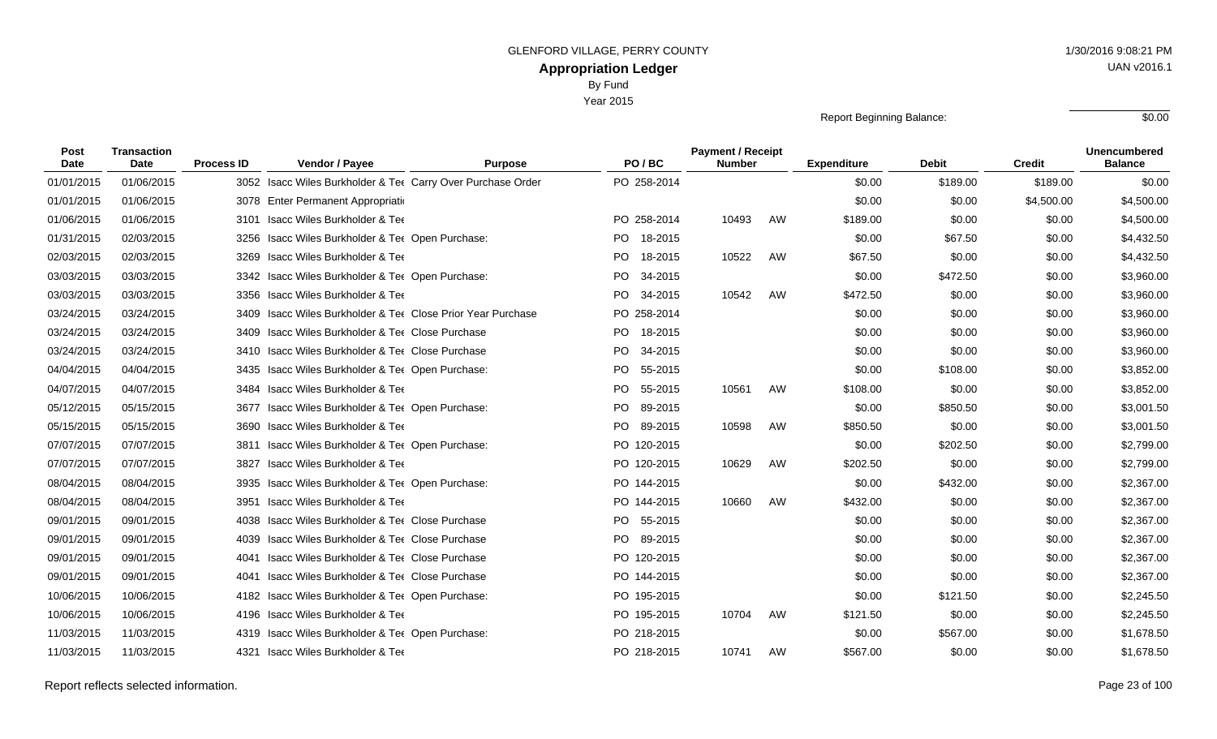GLENFORD VILLAGE, PERRY COUNTY

**Appropriation Ledger**

By Fund

Year 2015

1/30/2016 9:08:21 PM

UAN v2016.1

Report Beginning Balance: $0.00

| Post Date | Transaction Date | Process ID | Vendor / Payee | Purpose | PO / BC | Payment / Receipt Number | | Expenditure | Debit | Credit | Unencumbered Balance |
|---|---|---|---|---|---|---|---|---|---|---|---|
| 01/01/2015 | 01/06/2015 | 3052 | Isacc Wiles Burkholder & Tee | Carry Over Purchase Order | PO 258-2014 | | | $0.00 | $189.00 | $189.00 | $0.00 |
| 01/01/2015 | 01/06/2015 | 3078 | Enter Permanent Appropriati | | | | | $0.00 | $0.00 | $4,500.00 | $4,500.00 |
| 01/06/2015 | 01/06/2015 | 3101 | Isacc Wiles Burkholder & Tee | | PO 258-2014 | 10493 | AW | $189.00 | $0.00 | $0.00 | $4,500.00 |
| 01/31/2015 | 02/03/2015 | 3256 | Isacc Wiles Burkholder & Tee | Open Purchase: | PO 18-2015 | | | $0.00 | $67.50 | $0.00 | $4,432.50 |
| 02/03/2015 | 02/03/2015 | 3269 | Isacc Wiles Burkholder & Tee | | PO 18-2015 | 10522 | AW | $67.50 | $0.00 | $0.00 | $4,432.50 |
| 03/03/2015 | 03/03/2015 | 3342 | Isacc Wiles Burkholder & Tee | Open Purchase: | PO 34-2015 | | | $0.00 | $472.50 | $0.00 | $3,960.00 |
| 03/03/2015 | 03/03/2015 | 3356 | Isacc Wiles Burkholder & Tee | | PO 34-2015 | 10542 | AW | $472.50 | $0.00 | $0.00 | $3,960.00 |
| 03/24/2015 | 03/24/2015 | 3409 | Isacc Wiles Burkholder & Tee | Close Prior Year Purchase | PO 258-2014 | | | $0.00 | $0.00 | $0.00 | $3,960.00 |
| 03/24/2015 | 03/24/2015 | 3409 | Isacc Wiles Burkholder & Tee | Close Purchase | PO 18-2015 | | | $0.00 | $0.00 | $0.00 | $3,960.00 |
| 03/24/2015 | 03/24/2015 | 3410 | Isacc Wiles Burkholder & Tee | Close Purchase | PO 34-2015 | | | $0.00 | $0.00 | $0.00 | $3,960.00 |
| 04/04/2015 | 04/04/2015 | 3435 | Isacc Wiles Burkholder & Tee | Open Purchase: | PO 55-2015 | | | $0.00 | $108.00 | $0.00 | $3,852.00 |
| 04/07/2015 | 04/07/2015 | 3484 | Isacc Wiles Burkholder & Tee | | PO 55-2015 | 10561 | AW | $108.00 | $0.00 | $0.00 | $3,852.00 |
| 05/12/2015 | 05/15/2015 | 3677 | Isacc Wiles Burkholder & Tee | Open Purchase: | PO 89-2015 | | | $0.00 | $850.50 | $0.00 | $3,001.50 |
| 05/15/2015 | 05/15/2015 | 3690 | Isacc Wiles Burkholder & Tee | | PO 89-2015 | 10598 | AW | $850.50 | $0.00 | $0.00 | $3,001.50 |
| 07/07/2015 | 07/07/2015 | 3811 | Isacc Wiles Burkholder & Tee | Open Purchase: | PO 120-2015 | | | $0.00 | $202.50 | $0.00 | $2,799.00 |
| 07/07/2015 | 07/07/2015 | 3827 | Isacc Wiles Burkholder & Tee | | PO 120-2015 | 10629 | AW | $202.50 | $0.00 | $0.00 | $2,799.00 |
| 08/04/2015 | 08/04/2015 | 3935 | Isacc Wiles Burkholder & Tee | Open Purchase: | PO 144-2015 | | | $0.00 | $432.00 | $0.00 | $2,367.00 |
| 08/04/2015 | 08/04/2015 | 3951 | Isacc Wiles Burkholder & Tee | | PO 144-2015 | 10660 | AW | $432.00 | $0.00 | $0.00 | $2,367.00 |
| 09/01/2015 | 09/01/2015 | 4038 | Isacc Wiles Burkholder & Tee | Close Purchase | PO 55-2015 | | | $0.00 | $0.00 | $0.00 | $2,367.00 |
| 09/01/2015 | 09/01/2015 | 4039 | Isacc Wiles Burkholder & Tee | Close Purchase | PO 89-2015 | | | $0.00 | $0.00 | $0.00 | $2,367.00 |
| 09/01/2015 | 09/01/2015 | 4041 | Isacc Wiles Burkholder & Tee | Close Purchase | PO 120-2015 | | | $0.00 | $0.00 | $0.00 | $2,367.00 |
| 09/01/2015 | 09/01/2015 | 4041 | Isacc Wiles Burkholder & Tee | Close Purchase | PO 144-2015 | | | $0.00 | $0.00 | $0.00 | $2,367.00 |
| 10/06/2015 | 10/06/2015 | 4182 | Isacc Wiles Burkholder & Tee | Open Purchase: | PO 195-2015 | | | $0.00 | $121.50 | $0.00 | $2,245.50 |
| 10/06/2015 | 10/06/2015 | 4196 | Isacc Wiles Burkholder & Tee | | PO 195-2015 | 10704 | AW | $121.50 | $0.00 | $0.00 | $2,245.50 |
| 11/03/2015 | 11/03/2015 | 4319 | Isacc Wiles Burkholder & Tee | Open Purchase: | PO 218-2015 | | | $0.00 | $567.00 | $0.00 | $1,678.50 |
| 11/03/2015 | 11/03/2015 | 4321 | Isacc Wiles Burkholder & Tee | | PO 218-2015 | 10741 | AW | $567.00 | $0.00 | $0.00 | $1,678.50 |

Report reflects selected information.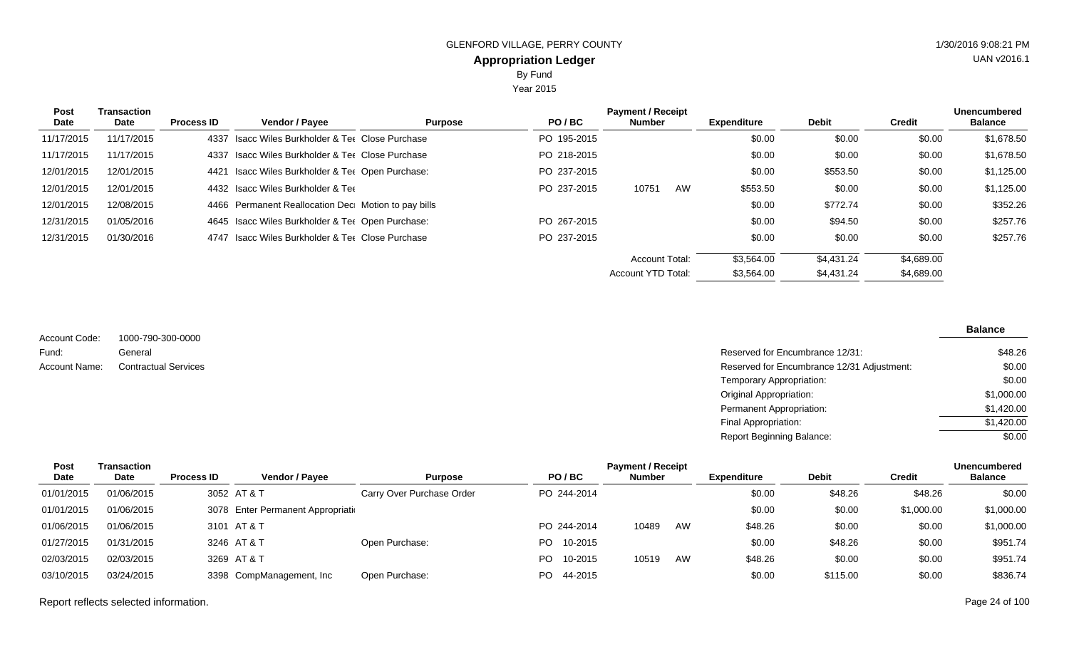GLENFORD VILLAGE, PERRY COUNTY

# Appropriation Ledger

By Fund

Year 2015

| Post Date | Transaction Date | Process ID | Vendor / Payee | Purpose | PO / BC | Payment / Receipt Number | | Expenditure | Debit | Credit | Unencumbered Balance |
|---|---|---|---|---|---|---|---|---|---|---|---|
| 11/17/2015 | 11/17/2015 | 4337 | Isacc Wiles Burkholder & Tee | Close Purchase | PO 195-2015 | | | $0.00 | $0.00 | $0.00 | $1,678.50 |
| 11/17/2015 | 11/17/2015 | 4337 | Isacc Wiles Burkholder & Tee | Close Purchase | PO 218-2015 | | | $0.00 | $0.00 | $0.00 | $1,678.50 |
| 12/01/2015 | 12/01/2015 | 4421 | Isacc Wiles Burkholder & Tee | Open Purchase: | PO 237-2015 | | | $0.00 | $553.50 | $0.00 | $1,125.00 |
| 12/01/2015 | 12/01/2015 | 4432 | Isacc Wiles Burkholder & Tee | | PO 237-2015 | 10751 | AW | $553.50 | $0.00 | $0.00 | $1,125.00 |
| 12/01/2015 | 12/08/2015 | 4466 | Permanent Reallocation Deci | Motion to pay bills | | | | $0.00 | $772.74 | $0.00 | $352.26 |
| 12/31/2015 | 01/05/2016 | 4645 | Isacc Wiles Burkholder & Tee | Open Purchase: | PO 267-2015 | | | $0.00 | $94.50 | $0.00 | $257.76 |
| 12/31/2015 | 01/30/2016 | 4747 | Isacc Wiles Burkholder & Tee | Close Purchase | PO 237-2015 | | | $0.00 | $0.00 | $0.00 | $257.76 |
| | | | | | | Account Total: | | $3,564.00 | $4,431.24 | $4,689.00 | |
| | | | | | | Account YTD Total: | | $3,564.00 | $4,431.24 | $4,689.00 | |

Account Code: 1000-790-300-0000

Fund: General

Account Name: Contractual Services

| | Balance |
|---|---|
| Reserved for Encumbrance 12/31: | $48.26 |
| Reserved for Encumbrance 12/31 Adjustment: | $0.00 |
| Temporary Appropriation: | $0.00 |
| Original Appropriation: | $1,000.00 |
| Permanent Appropriation: | $1,420.00 |
| Final Appropriation: | $1,420.00 |
| Report Beginning Balance: | $0.00 |

| Post Date | Transaction Date | Process ID | Vendor / Payee | Purpose | PO / BC | Payment / Receipt Number | | Expenditure | Debit | Credit | Unencumbered Balance |
|---|---|---|---|---|---|---|---|---|---|---|---|
| 01/01/2015 | 01/06/2015 | 3052 | AT & T | Carry Over Purchase Order | PO 244-2014 | | | $0.00 | $48.26 | $48.26 | $0.00 |
| 01/01/2015 | 01/06/2015 | 3078 | Enter Permanent Appropriati | | | | | $0.00 | $0.00 | $1,000.00 | $1,000.00 |
| 01/06/2015 | 01/06/2015 | 3101 | AT & T | | PO 244-2014 | 10489 | AW | $48.26 | $0.00 | $0.00 | $1,000.00 |
| 01/27/2015 | 01/31/2015 | 3246 | AT & T | Open Purchase: | PO 10-2015 | | | $0.00 | $48.26 | $0.00 | $951.74 |
| 02/03/2015 | 02/03/2015 | 3269 | AT & T | | PO 10-2015 | 10519 | AW | $48.26 | $0.00 | $0.00 | $951.74 |
| 03/10/2015 | 03/24/2015 | 3398 | CompManagement, Inc | Open Purchase: | PO 44-2015 | | | $0.00 | $115.00 | $0.00 | $836.74 |

Report reflects selected information.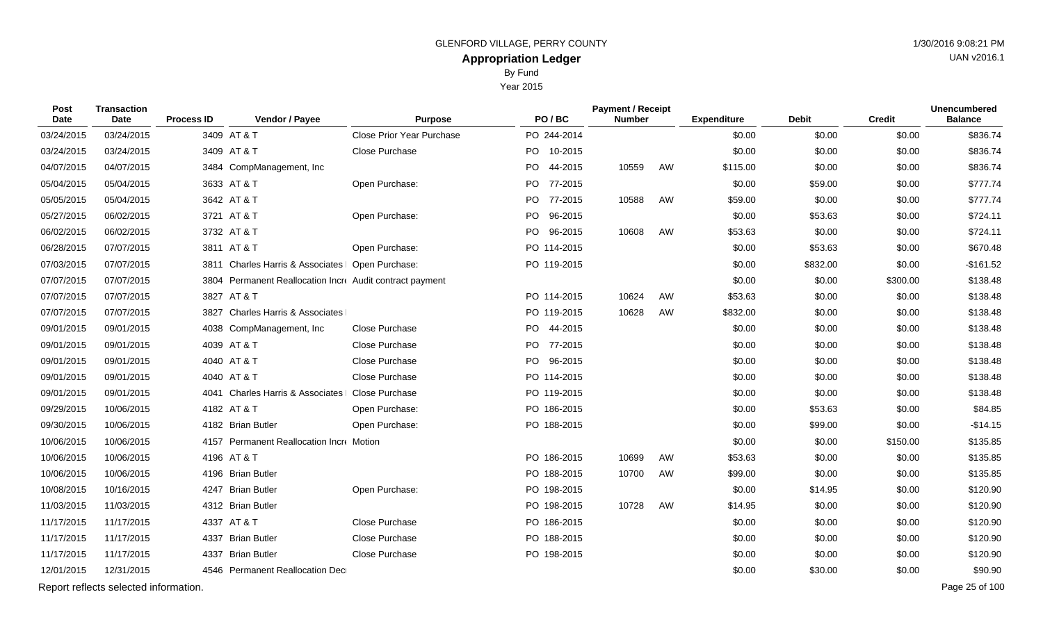GLENFORD VILLAGE, PERRY COUNTY

# Appropriation Ledger

By Fund

Year 2015

| Post Date | Transaction Date | Process ID | Vendor / Payee | Purpose | PO / BC | Payment / Receipt Number | | Expenditure | Debit | Credit | Unencumbered Balance |
|---|---|---|---|---|---|---|---|---|---|---|---|
| 03/24/2015 | 03/24/2015 | 3409 | AT & T | Close Prior Year Purchase | PO 244-2014 | | | $0.00 | $0.00 | $0.00 | $836.74 |
| 03/24/2015 | 03/24/2015 | 3409 | AT & T | Close Purchase | PO 10-2015 | | | $0.00 | $0.00 | $0.00 | $836.74 |
| 04/07/2015 | 04/07/2015 | 3484 | CompManagement, Inc | | PO 44-2015 | 10559 | AW | $115.00 | $0.00 | $0.00 | $836.74 |
| 05/04/2015 | 05/04/2015 | 3633 | AT & T | Open Purchase: | PO 77-2015 | | | $0.00 | $59.00 | $0.00 | $777.74 |
| 05/05/2015 | 05/05/2015 | 3642 | AT & T | | PO 77-2015 | 10588 | AW | $59.00 | $0.00 | $0.00 | $777.74 |
| 05/27/2015 | 06/02/2015 | 3721 | AT & T | Open Purchase: | PO 96-2015 | | | $0.00 | $53.63 | $0.00 | $724.11 |
| 06/02/2015 | 06/02/2015 | 3732 | AT & T | | PO 96-2015 | 10608 | AW | $53.63 | $0.00 | $0.00 | $724.11 |
| 06/28/2015 | 07/07/2015 | 3811 | AT & T | Open Purchase: | PO 114-2015 | | | $0.00 | $53.63 | $0.00 | $670.48 |
| 07/03/2015 | 07/07/2015 | 3811 | Charles Harris & Associates | Open Purchase: | PO 119-2015 | | | $0.00 | $832.00 | $0.00 | -$161.52 |
| 07/07/2015 | 07/07/2015 | 3804 | Permanent Reallocation Incr | Audit contract payment | | | | $0.00 | $0.00 | $300.00 | $138.48 |
| 07/07/2015 | 07/07/2015 | 3827 | AT & T | | PO 114-2015 | 10624 | AW | $53.63 | $0.00 | $0.00 | $138.48 |
| 07/07/2015 | 07/07/2015 | 3827 | Charles Harris & Associates | | PO 119-2015 | 10628 | AW | $832.00 | $0.00 | $0.00 | $138.48 |
| 09/01/2015 | 09/01/2015 | 4038 | CompManagement, Inc | Close Purchase | PO 44-2015 | | | $0.00 | $0.00 | $0.00 | $138.48 |
| 09/01/2015 | 09/01/2015 | 4039 | AT & T | Close Purchase | PO 77-2015 | | | $0.00 | $0.00 | $0.00 | $138.48 |
| 09/01/2015 | 09/01/2015 | 4040 | AT & T | Close Purchase | PO 96-2015 | | | $0.00 | $0.00 | $0.00 | $138.48 |
| 09/01/2015 | 09/01/2015 | 4040 | AT & T | Close Purchase | PO 114-2015 | | | $0.00 | $0.00 | $0.00 | $138.48 |
| 09/01/2015 | 09/01/2015 | 4041 | Charles Harris & Associates | Close Purchase | PO 119-2015 | | | $0.00 | $0.00 | $0.00 | $138.48 |
| 09/29/2015 | 10/06/2015 | 4182 | AT & T | Open Purchase: | PO 186-2015 | | | $0.00 | $53.63 | $0.00 | $84.85 |
| 09/30/2015 | 10/06/2015 | 4182 | Brian Butler | Open Purchase: | PO 188-2015 | | | $0.00 | $99.00 | $0.00 | -$14.15 |
| 10/06/2015 | 10/06/2015 | 4157 | Permanent Reallocation Incr | Motion | | | | $0.00 | $0.00 | $150.00 | $135.85 |
| 10/06/2015 | 10/06/2015 | 4196 | AT & T | | PO 186-2015 | 10699 | AW | $53.63 | $0.00 | $0.00 | $135.85 |
| 10/06/2015 | 10/06/2015 | 4196 | Brian Butler | | PO 188-2015 | 10700 | AW | $99.00 | $0.00 | $0.00 | $135.85 |
| 10/08/2015 | 10/16/2015 | 4247 | Brian Butler | Open Purchase: | PO 198-2015 | | | $0.00 | $14.95 | $0.00 | $120.90 |
| 11/03/2015 | 11/03/2015 | 4312 | Brian Butler | | PO 198-2015 | 10728 | AW | $14.95 | $0.00 | $0.00 | $120.90 |
| 11/17/2015 | 11/17/2015 | 4337 | AT & T | Close Purchase | PO 186-2015 | | | $0.00 | $0.00 | $0.00 | $120.90 |
| 11/17/2015 | 11/17/2015 | 4337 | Brian Butler | Close Purchase | PO 188-2015 | | | $0.00 | $0.00 | $0.00 | $120.90 |
| 11/17/2015 | 11/17/2015 | 4337 | Brian Butler | Close Purchase | PO 198-2015 | | | $0.00 | $0.00 | $0.00 | $120.90 |
| 12/01/2015 | 12/31/2015 | 4546 | Permanent Reallocation Decr | | | | | $0.00 | $30.00 | $0.00 | $90.90 |

Report reflects selected information.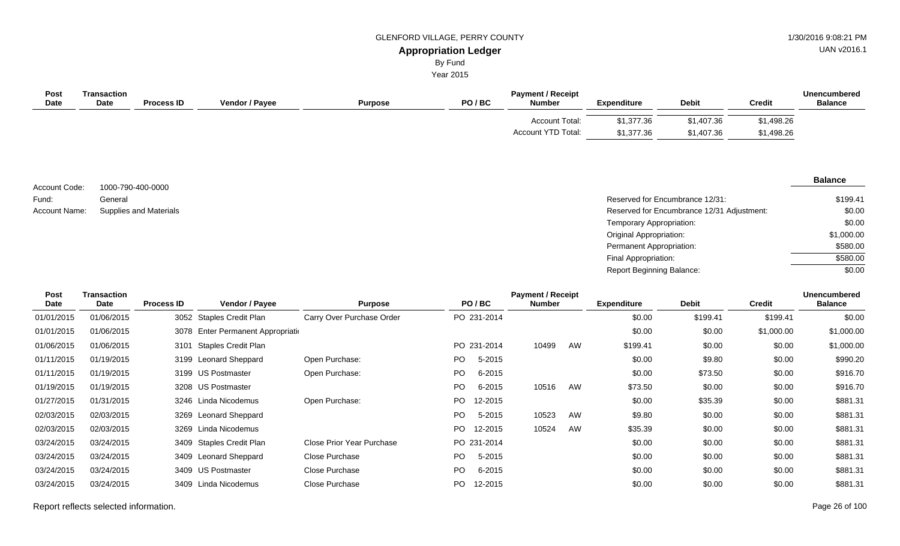GLENFORD VILLAGE, PERRY COUNTY

**Appropriation Ledger**

By Fund

Year 2015

| Post Date | Transaction Date | Process ID | Vendor / Payee | Purpose | PO / BC | Payment / Receipt Number | Expenditure | Debit | Credit | Unencumbered Balance |
|---|---|---|---|---|---|---|---|---|---|---|
| | | | | | | Account Total: | $1,377.36 | $1,407.36 | $1,498.26 | |
| | | | | | | Account YTD Total: | $1,377.36 | $1,407.36 | $1,498.26 | |

Account Code: 1000-790-400-0000

Fund: General

Account Name: Supplies and Materials

| | Balance |
|---|---|
| Reserved for Encumbrance 12/31: | $199.41 |
| Reserved for Encumbrance 12/31 Adjustment: | $0.00 |
| Temporary Appropriation: | $0.00 |
| Original Appropriation: | $1,000.00 |
| Permanent Appropriation: | $580.00 |
| Final Appropriation: | $580.00 |
| Report Beginning Balance: | $0.00 |

| Post Date | Transaction Date | Process ID | Vendor / Payee | Purpose | PO / BC | Payment / Receipt Number | | Expenditure | Debit | Credit | Unencumbered Balance |
|---|---|---|---|---|---|---|---|---|---|---|---|
| 01/01/2015 | 01/06/2015 | 3052 | Staples Credit Plan | Carry Over Purchase Order | PO 231-2014 | | | $0.00 | $199.41 | $199.41 | $0.00 |
| 01/01/2015 | 01/06/2015 | 3078 | Enter Permanent Appropriati | | | | | $0.00 | $0.00 | $1,000.00 | $1,000.00 |
| 01/06/2015 | 01/06/2015 | 3101 | Staples Credit Plan | | PO 231-2014 | 10499 | AW | $199.41 | $0.00 | $0.00 | $1,000.00 |
| 01/11/2015 | 01/19/2015 | 3199 | Leonard Sheppard | Open Purchase: | PO 5-2015 | | | $0.00 | $9.80 | $0.00 | $990.20 |
| 01/11/2015 | 01/19/2015 | 3199 | US Postmaster | Open Purchase: | PO 6-2015 | | | $0.00 | $73.50 | $0.00 | $916.70 |
| 01/19/2015 | 01/19/2015 | 3208 | US Postmaster | | PO 6-2015 | 10516 | AW | $73.50 | $0.00 | $0.00 | $916.70 |
| 01/27/2015 | 01/31/2015 | 3246 | Linda Nicodemus | Open Purchase: | PO 12-2015 | | | $0.00 | $35.39 | $0.00 | $881.31 |
| 02/03/2015 | 02/03/2015 | 3269 | Leonard Sheppard | | PO 5-2015 | 10523 | AW | $9.80 | $0.00 | $0.00 | $881.31 |
| 02/03/2015 | 02/03/2015 | 3269 | Linda Nicodemus | | PO 12-2015 | 10524 | AW | $35.39 | $0.00 | $0.00 | $881.31 |
| 03/24/2015 | 03/24/2015 | 3409 | Staples Credit Plan | Close Prior Year Purchase | PO 231-2014 | | | $0.00 | $0.00 | $0.00 | $881.31 |
| 03/24/2015 | 03/24/2015 | 3409 | Leonard Sheppard | Close Purchase | PO 5-2015 | | | $0.00 | $0.00 | $0.00 | $881.31 |
| 03/24/2015 | 03/24/2015 | 3409 | US Postmaster | Close Purchase | PO 6-2015 | | | $0.00 | $0.00 | $0.00 | $881.31 |
| 03/24/2015 | 03/24/2015 | 3409 | Linda Nicodemus | Close Purchase | PO 12-2015 | | | $0.00 | $0.00 | $0.00 | $881.31 |

Report reflects selected information.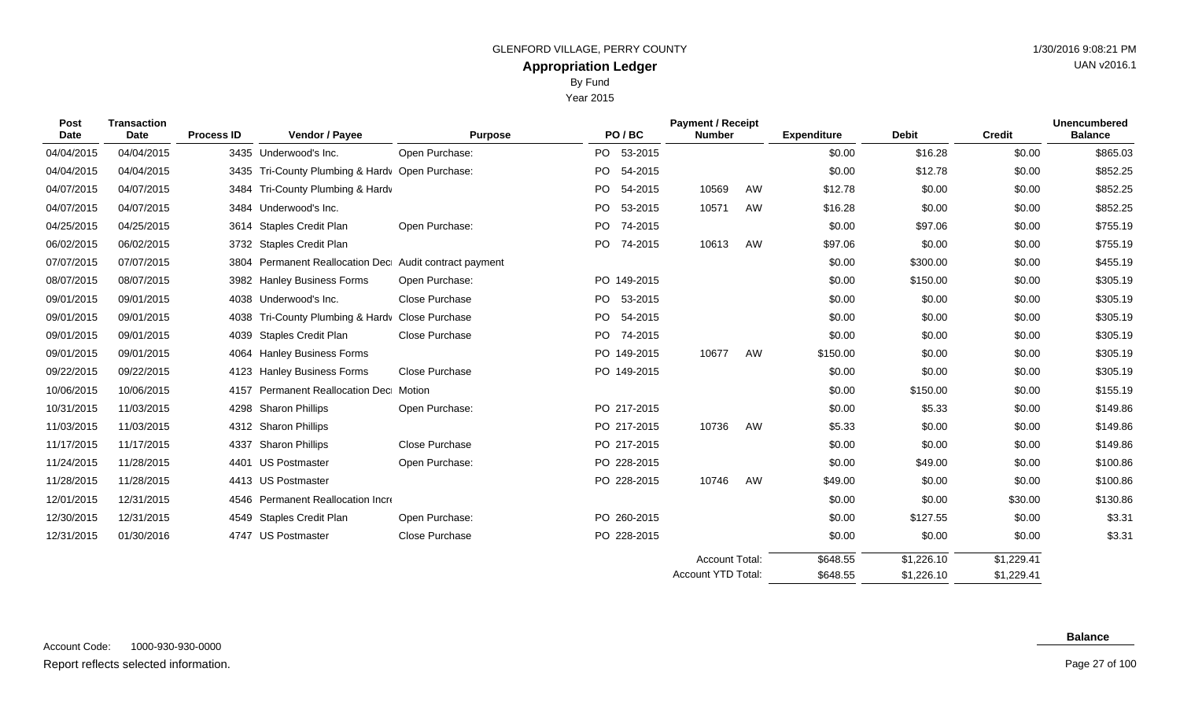GLENFORD VILLAGE, PERRY COUNTY

1/30/2016 9:08:21 PM

UAN v2016.1

# Appropriation Ledger

By Fund

Year 2015

| Post Date | Transaction Date | Process ID | Vendor / Payee | Purpose | PO / BC | Payment / Receipt Number | | Expenditure | Debit | Credit | Unencumbered Balance |
|---|---|---|---|---|---|---|---|---|---|---|---|
| 04/04/2015 | 04/04/2015 | 3435 | Underwood's Inc. | Open Purchase: | PO 53-2015 | | | $0.00 | $16.28 | $0.00 | $865.03 |
| 04/04/2015 | 04/04/2015 | 3435 | Tri-County Plumbing & Hardv | Open Purchase: | PO 54-2015 | | | $0.00 | $12.78 | $0.00 | $852.25 |
| 04/07/2015 | 04/07/2015 | 3484 | Tri-County Plumbing & Hardv | | PO 54-2015 | 10569 | AW | $12.78 | $0.00 | $0.00 | $852.25 |
| 04/07/2015 | 04/07/2015 | 3484 | Underwood's Inc. | | PO 53-2015 | 10571 | AW | $16.28 | $0.00 | $0.00 | $852.25 |
| 04/25/2015 | 04/25/2015 | 3614 | Staples Credit Plan | Open Purchase: | PO 74-2015 | | | $0.00 | $97.06 | $0.00 | $755.19 |
| 06/02/2015 | 06/02/2015 | 3732 | Staples Credit Plan | | PO 74-2015 | 10613 | AW | $97.06 | $0.00 | $0.00 | $755.19 |
| 07/07/2015 | 07/07/2015 | 3804 | Permanent Reallocation Decr | Audit contract payment | | | | $0.00 | $300.00 | $0.00 | $455.19 |
| 08/07/2015 | 08/07/2015 | 3982 | Hanley Business Forms | Open Purchase: | PO 149-2015 | | | $0.00 | $150.00 | $0.00 | $305.19 |
| 09/01/2015 | 09/01/2015 | 4038 | Underwood's Inc. | Close Purchase | PO 53-2015 | | | $0.00 | $0.00 | $0.00 | $305.19 |
| 09/01/2015 | 09/01/2015 | 4038 | Tri-County Plumbing & Hardv | Close Purchase | PO 54-2015 | | | $0.00 | $0.00 | $0.00 | $305.19 |
| 09/01/2015 | 09/01/2015 | 4039 | Staples Credit Plan | Close Purchase | PO 74-2015 | | | $0.00 | $0.00 | $0.00 | $305.19 |
| 09/01/2015 | 09/01/2015 | 4064 | Hanley Business Forms | | PO 149-2015 | 10677 | AW | $150.00 | $0.00 | $0.00 | $305.19 |
| 09/22/2015 | 09/22/2015 | 4123 | Hanley Business Forms | Close Purchase | PO 149-2015 | | | $0.00 | $0.00 | $0.00 | $305.19 |
| 10/06/2015 | 10/06/2015 | 4157 | Permanent Reallocation Decr | Motion | | | | $0.00 | $150.00 | $0.00 | $155.19 |
| 10/31/2015 | 11/03/2015 | 4298 | Sharon Phillips | Open Purchase: | PO 217-2015 | | | $0.00 | $5.33 | $0.00 | $149.86 |
| 11/03/2015 | 11/03/2015 | 4312 | Sharon Phillips | | PO 217-2015 | 10736 | AW | $5.33 | $0.00 | $0.00 | $149.86 |
| 11/17/2015 | 11/17/2015 | 4337 | Sharon Phillips | Close Purchase | PO 217-2015 | | | $0.00 | $0.00 | $0.00 | $149.86 |
| 11/24/2015 | 11/28/2015 | 4401 | US Postmaster | Open Purchase: | PO 228-2015 | | | $0.00 | $49.00 | $0.00 | $100.86 |
| 11/28/2015 | 11/28/2015 | 4413 | US Postmaster | | PO 228-2015 | 10746 | AW | $49.00 | $0.00 | $0.00 | $100.86 |
| 12/01/2015 | 12/31/2015 | 4546 | Permanent Reallocation Incre | | | | | $0.00 | $0.00 | $30.00 | $130.86 |
| 12/30/2015 | 12/31/2015 | 4549 | Staples Credit Plan | Open Purchase: | PO 260-2015 | | | $0.00 | $127.55 | $0.00 | $3.31 |
| 12/31/2015 | 01/30/2016 | 4747 | US Postmaster | Close Purchase | PO 228-2015 | | | $0.00 | $0.00 | $0.00 | $3.31 |
| | | | | | | Account Total: | | $648.55 | $1,226.10 | $1,229.41 | |
| | | | | | | Account YTD Total: | | $648.55 | $1,226.10 | $1,229.41 | |

Account Code: 1000-930-930-0000

**Balance**

Report reflects selected information.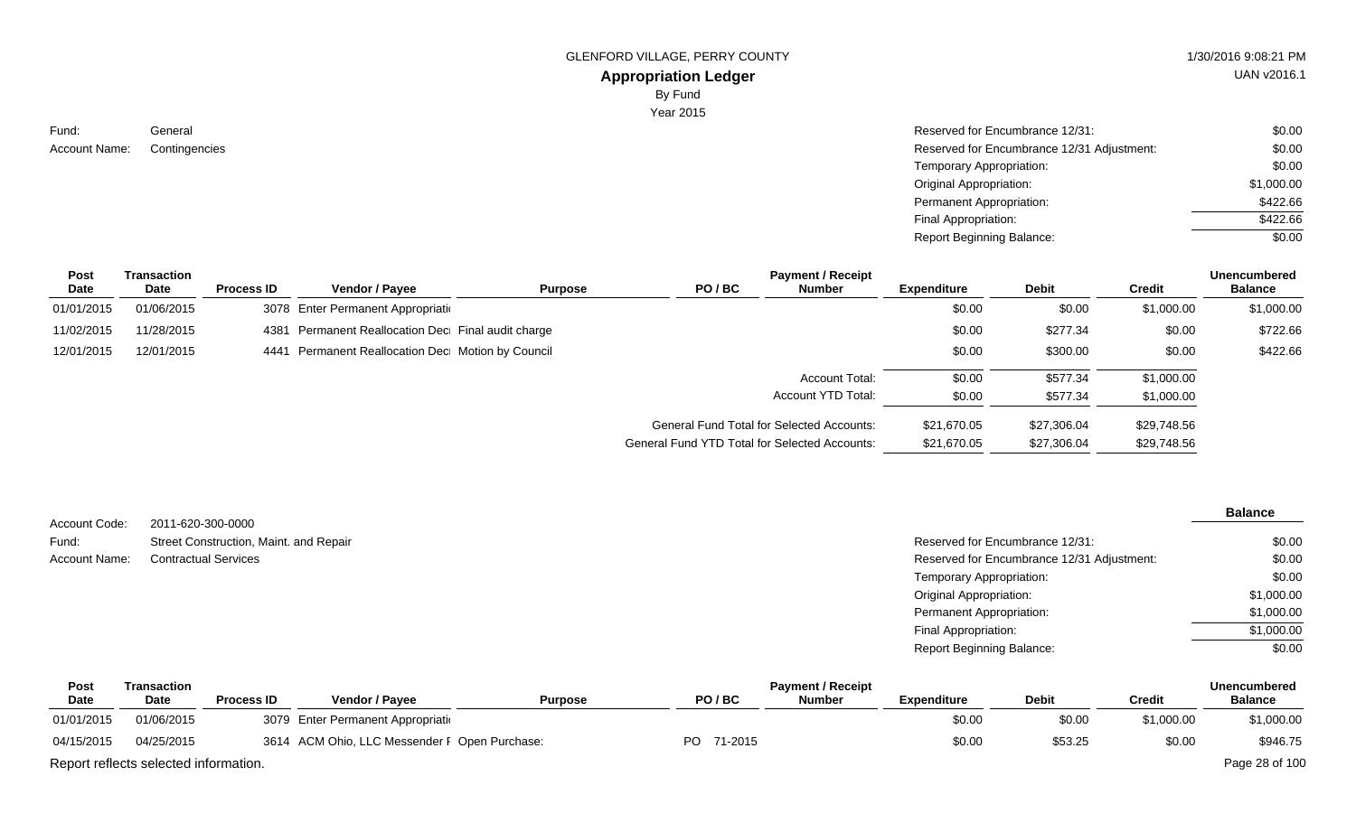GLENFORD VILLAGE, PERRY COUNTY

## Appropriation Ledger

By Fund

Year 2015

Fund: General

Account Name: Contingencies

| | |
|---|---|
| Reserved for Encumbrance 12/31: | $0.00 |
| Reserved for Encumbrance 12/31 Adjustment: | $0.00 |
| Temporary Appropriation: | $0.00 |
| Original Appropriation: | $1,000.00 |
| Permanent Appropriation: | $422.66 |
| Final Appropriation: | $422.66 |
| Report Beginning Balance: | $0.00 |

| Post Date | Transaction Date | Process ID | Vendor / Payee | Purpose | PO / BC | Payment / Receipt Number | Expenditure | Debit | Credit | Unencumbered Balance |
|---|---|---|---|---|---|---|---|---|---|---|
| 01/01/2015 | 01/06/2015 | 3078 | Enter Permanent Appropriati | | | | $0.00 | $0.00 | $1,000.00 | $1,000.00 |
| 11/02/2015 | 11/28/2015 | 4381 | Permanent Reallocation Dec | Final audit charge | | | $0.00 | $277.34 | $0.00 | $722.66 |
| 12/01/2015 | 12/01/2015 | 4441 | Permanent Reallocation Dec | Motion by Council | | | $0.00 | $300.00 | $0.00 | $422.66 |
| | | | | | | Account Total: | $0.00 | $577.34 | $1,000.00 | |
| | | | | | | Account YTD Total: | $0.00 | $577.34 | $1,000.00 | |
| | | | | | | General Fund Total for Selected Accounts: | $21,670.05 | $27,306.04 | $29,748.56 | |
| | | | | | | General Fund YTD Total for Selected Accounts: | $21,670.05 | $27,306.04 | $29,748.56 | |

Account Code: 2011-620-300-0000

Fund: Street Construction, Maint. and Repair

Account Name: Contractual Services

| | Balance |
|---|---|
| Reserved for Encumbrance 12/31: | $0.00 |
| Reserved for Encumbrance 12/31 Adjustment: | $0.00 |
| Temporary Appropriation: | $0.00 |
| Original Appropriation: | $1,000.00 |
| Permanent Appropriation: | $1,000.00 |
| Final Appropriation: | $1,000.00 |
| Report Beginning Balance: | $0.00 |

| Post Date | Transaction Date | Process ID | Vendor / Payee | Purpose | PO / BC | Payment / Receipt Number | Expenditure | Debit | Credit | Unencumbered Balance |
|---|---|---|---|---|---|---|---|---|---|---|
| 01/01/2015 | 01/06/2015 | 3079 | Enter Permanent Appropriati | | | | $0.00 | $0.00 | $1,000.00 | $1,000.00 |
| 04/15/2015 | 04/25/2015 | 3614 | ACM Ohio, LLC Messender F | Open Purchase: | PO 71-2015 | | $0.00 | $53.25 | $0.00 | $946.75 |

Report reflects selected information.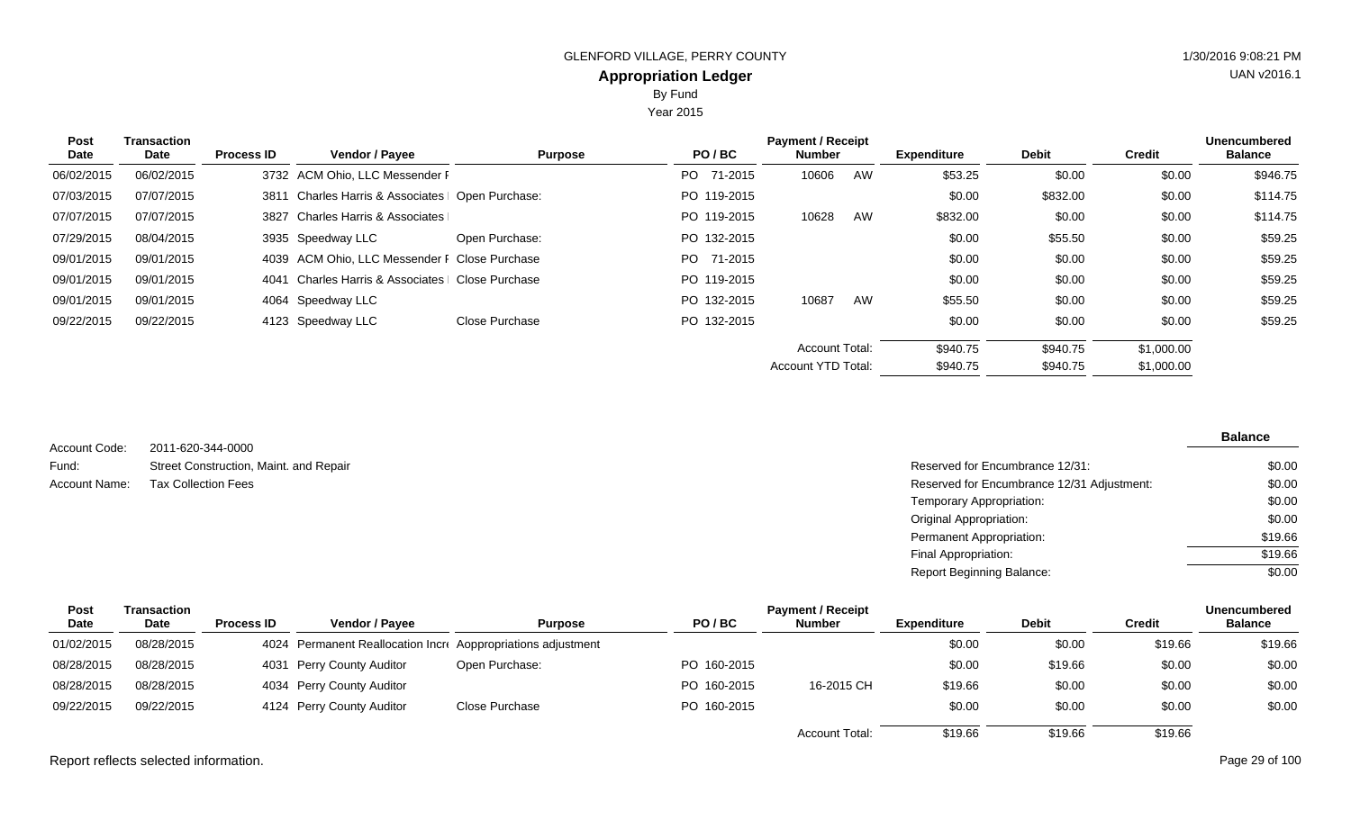GLENFORD VILLAGE, PERRY COUNTY

1/30/2016 9:08:21 PM

UAN v2016.1

# Appropriation Ledger

By Fund

Year 2015

| Post Date | Transaction Date | Process ID | Vendor / Payee | Purpose | PO / BC | Payment / Receipt Number | | Expenditure | Debit | Credit | Unencumbered Balance |
|---|---|---|---|---|---|---|---|---|---|---|---|
| 06/02/2015 | 06/02/2015 | 3732 | ACM Ohio, LLC Messender F | | PO 71-2015 | 10606 | AW | $53.25 | $0.00 | $0.00 | $946.75 |
| 07/03/2015 | 07/07/2015 | 3811 | Charles Harris & Associates | Open Purchase: | PO 119-2015 | | | $0.00 | $832.00 | $0.00 | $114.75 |
| 07/07/2015 | 07/07/2015 | 3827 | Charles Harris & Associates | | PO 119-2015 | 10628 | AW | $832.00 | $0.00 | $0.00 | $114.75 |
| 07/29/2015 | 08/04/2015 | 3935 | Speedway LLC | Open Purchase: | PO 132-2015 | | | $0.00 | $55.50 | $0.00 | $59.25 |
| 09/01/2015 | 09/01/2015 | 4039 | ACM Ohio, LLC Messender F | Close Purchase | PO 71-2015 | | | $0.00 | $0.00 | $0.00 | $59.25 |
| 09/01/2015 | 09/01/2015 | 4041 | Charles Harris & Associates | Close Purchase | PO 119-2015 | | | $0.00 | $0.00 | $0.00 | $59.25 |
| 09/01/2015 | 09/01/2015 | 4064 | Speedway LLC | | PO 132-2015 | 10687 | AW | $55.50 | $0.00 | $0.00 | $59.25 |
| 09/22/2015 | 09/22/2015 | 4123 | Speedway LLC | Close Purchase | PO 132-2015 | | | $0.00 | $0.00 | $0.00 | $59.25 |
| | | | | | | Account Total: | | $940.75 | $940.75 | $1,000.00 | |
| | | | | | | Account YTD Total: | | $940.75 | $940.75 | $1,000.00 | |

Account Code: 2011-620-344-0000

Fund: Street Construction, Maint. and Repair

Account Name: Tax Collection Fees

| | Balance |
|---|---|
| Reserved for Encumbrance 12/31: | $0.00 |
| Reserved for Encumbrance 12/31 Adjustment: | $0.00 |
| Temporary Appropriation: | $0.00 |
| Original Appropriation: | $0.00 |
| Permanent Appropriation: | $19.66 |
| Final Appropriation: | $19.66 |
| Report Beginning Balance: | $0.00 |

| Post Date | Transaction Date | Process ID | Vendor / Payee | Purpose | PO / BC | Payment / Receipt Number | Expenditure | Debit | Credit | Unencumbered Balance |
|---|---|---|---|---|---|---|---|---|---|---|
| 01/02/2015 | 08/28/2015 | 4024 | Permanent Reallocation Incr | Apppropriations adjustment | | | $0.00 | $0.00 | $19.66 | $19.66 |
| 08/28/2015 | 08/28/2015 | 4031 | Perry County Auditor | Open Purchase: | PO 160-2015 | | $0.00 | $19.66 | $0.00 | $0.00 |
| 08/28/2015 | 08/28/2015 | 4034 | Perry County Auditor | | PO 160-2015 | 16-2015 CH | $19.66 | $0.00 | $0.00 | $0.00 |
| 09/22/2015 | 09/22/2015 | 4124 | Perry County Auditor | Close Purchase | PO 160-2015 | | $0.00 | $0.00 | $0.00 | $0.00 |
| | | | | | | Account Total: | $19.66 | $19.66 | $19.66 | |

Report reflects selected information.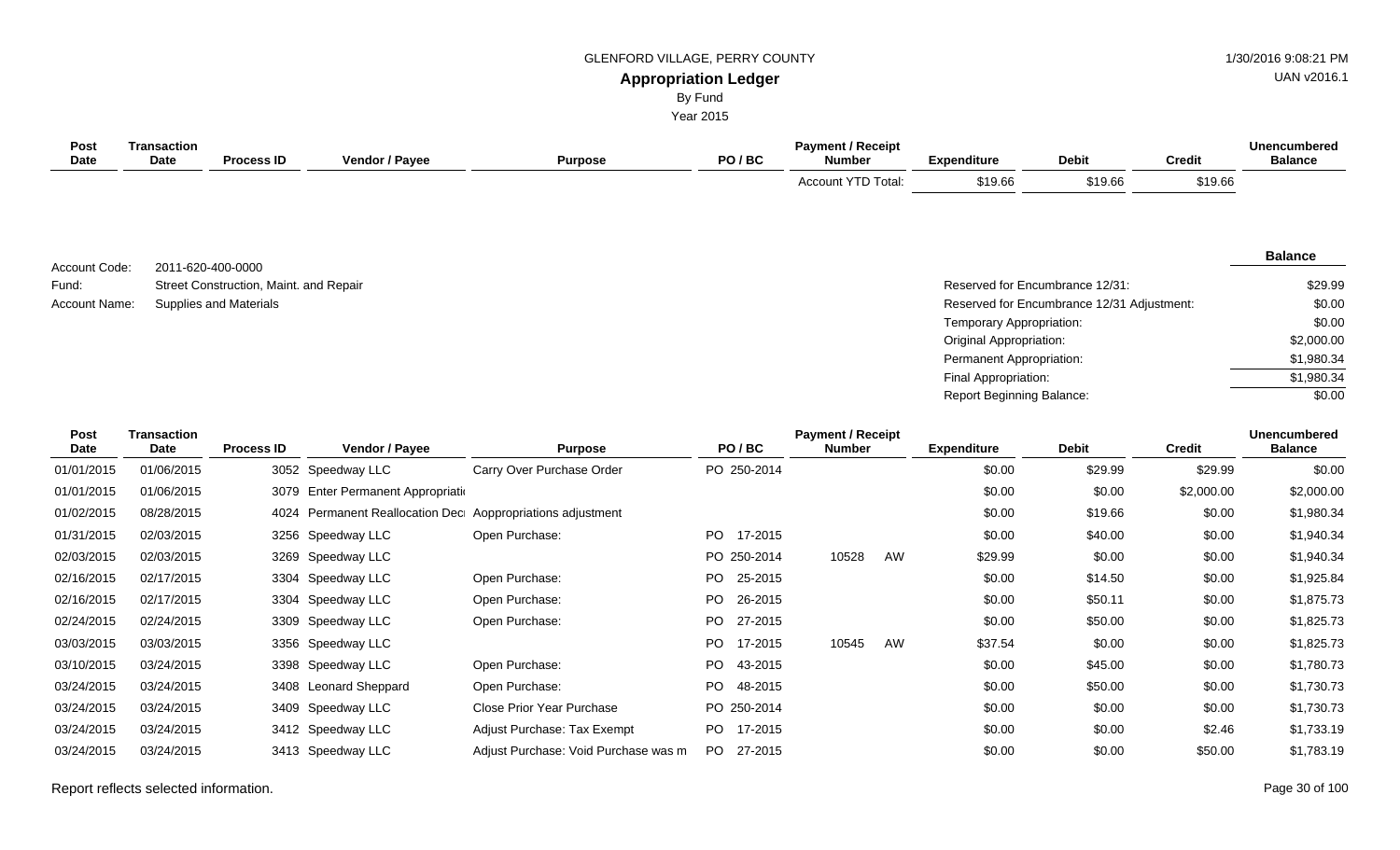GLENFORD VILLAGE, PERRY COUNTY

**Appropriation Ledger**

By Fund

Year 2015

| Post Date | Transaction Date | Process ID | Vendor / Payee | Purpose | PO / BC | Payment / Receipt Number | Expenditure | Debit | Credit | Unencumbered Balance |
|---|---|---|---|---|---|---|---|---|---|---|
| | | | | | | Account YTD Total: | $19.66 | $19.66 | $19.66 | |

Account Code: 2011-620-400-0000
Fund: Street Construction, Maint. and Repair
Account Name: Supplies and Materials

| | Balance |
|---|---|
| Reserved for Encumbrance 12/31: | $29.99 |
| Reserved for Encumbrance 12/31 Adjustment: | $0.00 |
| Temporary Appropriation: | $0.00 |
| Original Appropriation: | $2,000.00 |
| Permanent Appropriation: | $1,980.34 |
| Final Appropriation: | $1,980.34 |
| Report Beginning Balance: | $0.00 |

| Post Date | Transaction Date | Process ID | Vendor / Payee | Purpose | PO / BC | Payment / Receipt Number | Expenditure | Debit | Credit | Unencumbered Balance |
|---|---|---|---|---|---|---|---|---|---|---|
| 01/01/2015 | 01/06/2015 | 3052 | Speedway LLC | Carry Over Purchase Order | PO 250-2014 | | $0.00 | $29.99 | $29.99 | $0.00 |
| 01/01/2015 | 01/06/2015 | 3079 | Enter Permanent Appropriati | | | | $0.00 | $0.00 | $2,000.00 | $2,000.00 |
| 01/02/2015 | 08/28/2015 | 4024 | Permanent Reallocation Dec | Aappropriations adjustment | | | $0.00 | $19.66 | $0.00 | $1,980.34 |
| 01/31/2015 | 02/03/2015 | 3256 | Speedway LLC | Open Purchase: | PO 17-2015 | | $0.00 | $40.00 | $0.00 | $1,940.34 |
| 02/03/2015 | 02/03/2015 | 3269 | Speedway LLC | | PO 250-2014 | 10528 AW | $29.99 | $0.00 | $0.00 | $1,940.34 |
| 02/16/2015 | 02/17/2015 | 3304 | Speedway LLC | Open Purchase: | PO 25-2015 | | $0.00 | $14.50 | $0.00 | $1,925.84 |
| 02/16/2015 | 02/17/2015 | 3304 | Speedway LLC | Open Purchase: | PO 26-2015 | | $0.00 | $50.11 | $0.00 | $1,875.73 |
| 02/24/2015 | 02/24/2015 | 3309 | Speedway LLC | Open Purchase: | PO 27-2015 | | $0.00 | $50.00 | $0.00 | $1,825.73 |
| 03/03/2015 | 03/03/2015 | 3356 | Speedway LLC | | PO 17-2015 | 10545 AW | $37.54 | $0.00 | $0.00 | $1,825.73 |
| 03/10/2015 | 03/24/2015 | 3398 | Speedway LLC | Open Purchase: | PO 43-2015 | | $0.00 | $45.00 | $0.00 | $1,780.73 |
| 03/24/2015 | 03/24/2015 | 3408 | Leonard Sheppard | Open Purchase: | PO 48-2015 | | $0.00 | $50.00 | $0.00 | $1,730.73 |
| 03/24/2015 | 03/24/2015 | 3409 | Speedway LLC | Close Prior Year Purchase | PO 250-2014 | | $0.00 | $0.00 | $0.00 | $1,730.73 |
| 03/24/2015 | 03/24/2015 | 3412 | Speedway LLC | Adjust Purchase: Tax Exempt | PO 17-2015 | | $0.00 | $0.00 | $2.46 | $1,733.19 |
| 03/24/2015 | 03/24/2015 | 3413 | Speedway LLC | Adjust Purchase: Void Purchase was m | PO 27-2015 | | $0.00 | $0.00 | $50.00 | $1,783.19 |

Report reflects selected information.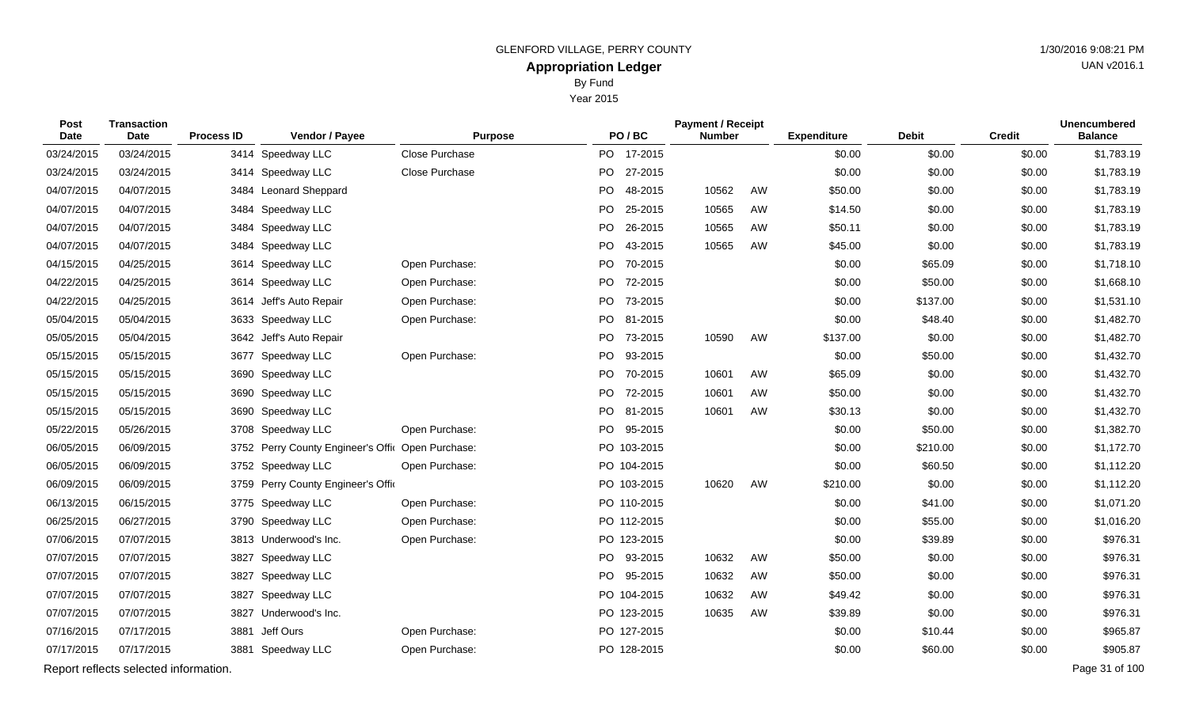GLENFORD VILLAGE, PERRY COUNTY

# Appropriation Ledger

By Fund

Year 2015

1/30/2016 9:08:21 PM

UAN v2016.1

| Post Date | Transaction Date | Process ID | Vendor / Payee | Purpose | PO / BC | Payment / Receipt Number | | Expenditure | Debit | Credit | Unencumbered Balance |
|---|---|---|---|---|---|---|---|---|---|---|---|
| 03/24/2015 | 03/24/2015 | 3414 | Speedway LLC | Close Purchase | PO 17-2015 | | | $0.00 | $0.00 | $0.00 | $1,783.19 |
| 03/24/2015 | 03/24/2015 | 3414 | Speedway LLC | Close Purchase | PO 27-2015 | | | $0.00 | $0.00 | $0.00 | $1,783.19 |
| 04/07/2015 | 04/07/2015 | 3484 | Leonard Sheppard | | PO 48-2015 | 10562 | AW | $50.00 | $0.00 | $0.00 | $1,783.19 |
| 04/07/2015 | 04/07/2015 | 3484 | Speedway LLC | | PO 25-2015 | 10565 | AW | $14.50 | $0.00 | $0.00 | $1,783.19 |
| 04/07/2015 | 04/07/2015 | 3484 | Speedway LLC | | PO 26-2015 | 10565 | AW | $50.11 | $0.00 | $0.00 | $1,783.19 |
| 04/07/2015 | 04/07/2015 | 3484 | Speedway LLC | | PO 43-2015 | 10565 | AW | $45.00 | $0.00 | $0.00 | $1,783.19 |
| 04/15/2015 | 04/25/2015 | 3614 | Speedway LLC | Open Purchase: | PO 70-2015 | | | $0.00 | $65.09 | $0.00 | $1,718.10 |
| 04/22/2015 | 04/25/2015 | 3614 | Speedway LLC | Open Purchase: | PO 72-2015 | | | $0.00 | $50.00 | $0.00 | $1,668.10 |
| 04/22/2015 | 04/25/2015 | 3614 | Jeff's Auto Repair | Open Purchase: | PO 73-2015 | | | $0.00 | $137.00 | $0.00 | $1,531.10 |
| 05/04/2015 | 05/04/2015 | 3633 | Speedway LLC | Open Purchase: | PO 81-2015 | | | $0.00 | $48.40 | $0.00 | $1,482.70 |
| 05/05/2015 | 05/05/2015 | 3642 | Jeff's Auto Repair | | PO 73-2015 | 10590 | AW | $137.00 | $0.00 | $0.00 | $1,482.70 |
| 05/15/2015 | 05/15/2015 | 3677 | Speedway LLC | Open Purchase: | PO 93-2015 | | | $0.00 | $50.00 | $0.00 | $1,432.70 |
| 05/15/2015 | 05/15/2015 | 3690 | Speedway LLC | | PO 70-2015 | 10601 | AW | $65.09 | $0.00 | $0.00 | $1,432.70 |
| 05/15/2015 | 05/15/2015 | 3690 | Speedway LLC | | PO 72-2015 | 10601 | AW | $50.00 | $0.00 | $0.00 | $1,432.70 |
| 05/15/2015 | 05/15/2015 | 3690 | Speedway LLC | | PO 81-2015 | 10601 | AW | $30.13 | $0.00 | $0.00 | $1,432.70 |
| 05/22/2015 | 05/26/2015 | 3708 | Speedway LLC | Open Purchase: | PO 95-2015 | | | $0.00 | $50.00 | $0.00 | $1,382.70 |
| 06/05/2015 | 06/09/2015 | 3752 | Perry County Engineer's Offi | Open Purchase: | PO 103-2015 | | | $0.00 | $210.00 | $0.00 | $1,172.70 |
| 06/05/2015 | 06/09/2015 | 3752 | Speedway LLC | Open Purchase: | PO 104-2015 | | | $0.00 | $60.50 | $0.00 | $1,112.20 |
| 06/09/2015 | 06/09/2015 | 3759 | Perry County Engineer's Offi | | PO 103-2015 | 10620 | AW | $210.00 | $0.00 | $0.00 | $1,112.20 |
| 06/13/2015 | 06/15/2015 | 3775 | Speedway LLC | Open Purchase: | PO 110-2015 | | | $0.00 | $41.00 | $0.00 | $1,071.20 |
| 06/25/2015 | 06/27/2015 | 3790 | Speedway LLC | Open Purchase: | PO 112-2015 | | | $0.00 | $55.00 | $0.00 | $1,016.20 |
| 07/06/2015 | 07/07/2015 | 3813 | Underwood's Inc. | Open Purchase: | PO 123-2015 | | | $0.00 | $39.89 | $0.00 | $976.31 |
| 07/07/2015 | 07/07/2015 | 3827 | Speedway LLC | | PO 93-2015 | 10632 | AW | $50.00 | $0.00 | $0.00 | $976.31 |
| 07/07/2015 | 07/07/2015 | 3827 | Speedway LLC | | PO 95-2015 | 10632 | AW | $50.00 | $0.00 | $0.00 | $976.31 |
| 07/07/2015 | 07/07/2015 | 3827 | Speedway LLC | | PO 104-2015 | 10632 | AW | $49.42 | $0.00 | $0.00 | $976.31 |
| 07/07/2015 | 07/07/2015 | 3827 | Underwood's Inc. | | PO 123-2015 | 10635 | AW | $39.89 | $0.00 | $0.00 | $976.31 |
| 07/16/2015 | 07/17/2015 | 3881 | Jeff Ours | Open Purchase: | PO 127-2015 | | | $0.00 | $10.44 | $0.00 | $965.87 |
| 07/17/2015 | 07/17/2015 | 3881 | Speedway LLC | Open Purchase: | PO 128-2015 | | | $0.00 | $60.00 | $0.00 | $905.87 |

Report reflects selected information.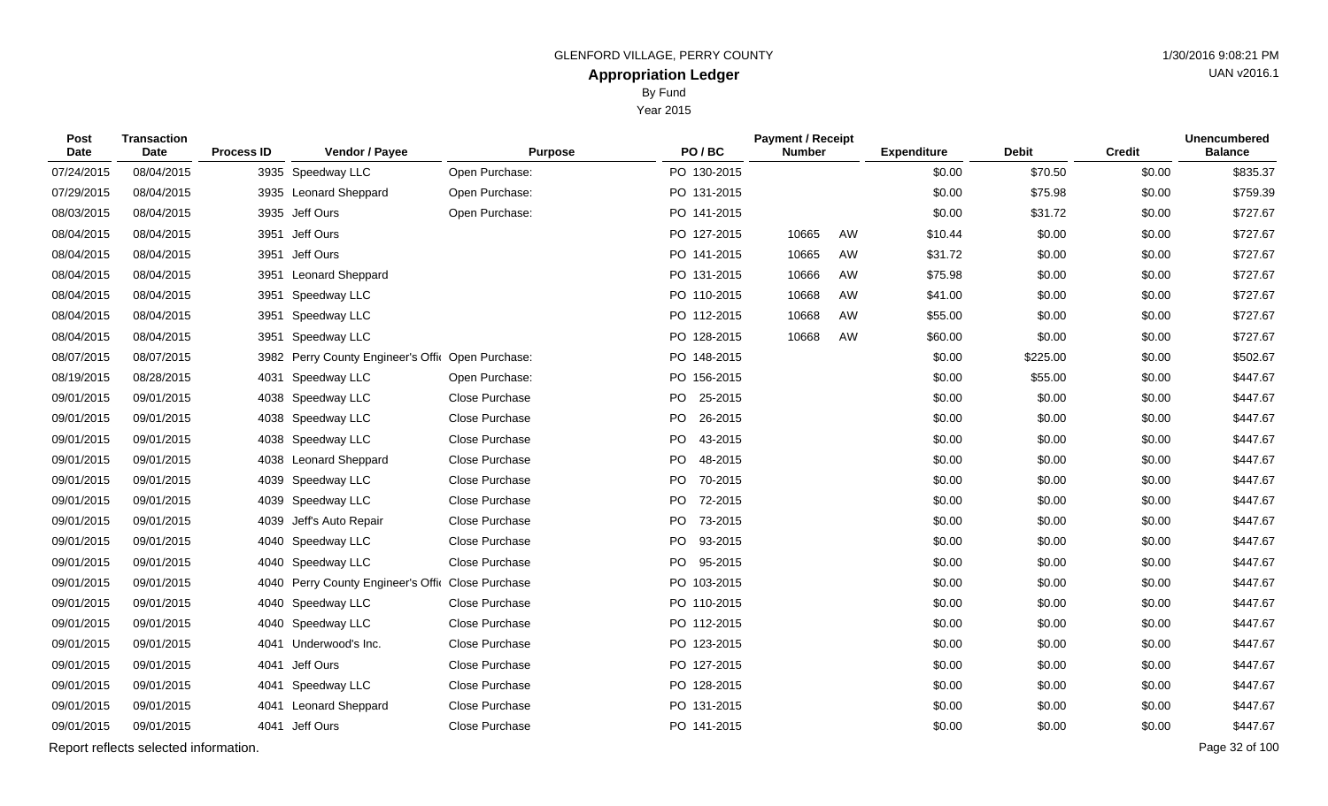GLENFORD VILLAGE, PERRY COUNTY

# Appropriation Ledger

By Fund

Year 2015

| Post Date | Transaction Date | Process ID | Vendor / Payee | Purpose | PO / BC | Payment / Receipt Number | | Expenditure | Debit | Credit | Unencumbered Balance |
|---|---|---|---|---|---|---|---|---|---|---|---|
| 07/24/2015 | 08/04/2015 | 3935 | Speedway LLC | Open Purchase: | PO 130-2015 | | | $0.00 | $70.50 | $0.00 | $835.37 |
| 07/29/2015 | 08/04/2015 | 3935 | Leonard Sheppard | Open Purchase: | PO 131-2015 | | | $0.00 | $75.98 | $0.00 | $759.39 |
| 08/03/2015 | 08/04/2015 | 3935 | Jeff Ours | Open Purchase: | PO 141-2015 | | | $0.00 | $31.72 | $0.00 | $727.67 |
| 08/04/2015 | 08/04/2015 | 3951 | Jeff Ours | | PO 127-2015 | 10665 | AW | $10.44 | $0.00 | $0.00 | $727.67 |
| 08/04/2015 | 08/04/2015 | 3951 | Jeff Ours | | PO 141-2015 | 10665 | AW | $31.72 | $0.00 | $0.00 | $727.67 |
| 08/04/2015 | 08/04/2015 | 3951 | Leonard Sheppard | | PO 131-2015 | 10666 | AW | $75.98 | $0.00 | $0.00 | $727.67 |
| 08/04/2015 | 08/04/2015 | 3951 | Speedway LLC | | PO 110-2015 | 10668 | AW | $41.00 | $0.00 | $0.00 | $727.67 |
| 08/04/2015 | 08/04/2015 | 3951 | Speedway LLC | | PO 112-2015 | 10668 | AW | $55.00 | $0.00 | $0.00 | $727.67 |
| 08/04/2015 | 08/04/2015 | 3951 | Speedway LLC | | PO 128-2015 | 10668 | AW | $60.00 | $0.00 | $0.00 | $727.67 |
| 08/07/2015 | 08/07/2015 | 3982 | Perry County Engineer's Offi | Open Purchase: | PO 148-2015 | | | $0.00 | $225.00 | $0.00 | $502.67 |
| 08/19/2015 | 08/28/2015 | 4031 | Speedway LLC | Open Purchase: | PO 156-2015 | | | $0.00 | $55.00 | $0.00 | $447.67 |
| 09/01/2015 | 09/01/2015 | 4038 | Speedway LLC | Close Purchase | PO 25-2015 | | | $0.00 | $0.00 | $0.00 | $447.67 |
| 09/01/2015 | 09/01/2015 | 4038 | Speedway LLC | Close Purchase | PO 26-2015 | | | $0.00 | $0.00 | $0.00 | $447.67 |
| 09/01/2015 | 09/01/2015 | 4038 | Speedway LLC | Close Purchase | PO 43-2015 | | | $0.00 | $0.00 | $0.00 | $447.67 |
| 09/01/2015 | 09/01/2015 | 4038 | Leonard Sheppard | Close Purchase | PO 48-2015 | | | $0.00 | $0.00 | $0.00 | $447.67 |
| 09/01/2015 | 09/01/2015 | 4039 | Speedway LLC | Close Purchase | PO 70-2015 | | | $0.00 | $0.00 | $0.00 | $447.67 |
| 09/01/2015 | 09/01/2015 | 4039 | Speedway LLC | Close Purchase | PO 72-2015 | | | $0.00 | $0.00 | $0.00 | $447.67 |
| 09/01/2015 | 09/01/2015 | 4039 | Jeff's Auto Repair | Close Purchase | PO 73-2015 | | | $0.00 | $0.00 | $0.00 | $447.67 |
| 09/01/2015 | 09/01/2015 | 4040 | Speedway LLC | Close Purchase | PO 93-2015 | | | $0.00 | $0.00 | $0.00 | $447.67 |
| 09/01/2015 | 09/01/2015 | 4040 | Speedway LLC | Close Purchase | PO 95-2015 | | | $0.00 | $0.00 | $0.00 | $447.67 |
| 09/01/2015 | 09/01/2015 | 4040 | Perry County Engineer's Offi | Close Purchase | PO 103-2015 | | | $0.00 | $0.00 | $0.00 | $447.67 |
| 09/01/2015 | 09/01/2015 | 4040 | Speedway LLC | Close Purchase | PO 110-2015 | | | $0.00 | $0.00 | $0.00 | $447.67 |
| 09/01/2015 | 09/01/2015 | 4040 | Speedway LLC | Close Purchase | PO 112-2015 | | | $0.00 | $0.00 | $0.00 | $447.67 |
| 09/01/2015 | 09/01/2015 | 4041 | Underwood's Inc. | Close Purchase | PO 123-2015 | | | $0.00 | $0.00 | $0.00 | $447.67 |
| 09/01/2015 | 09/01/2015 | 4041 | Jeff Ours | Close Purchase | PO 127-2015 | | | $0.00 | $0.00 | $0.00 | $447.67 |
| 09/01/2015 | 09/01/2015 | 4041 | Speedway LLC | Close Purchase | PO 128-2015 | | | $0.00 | $0.00 | $0.00 | $447.67 |
| 09/01/2015 | 09/01/2015 | 4041 | Leonard Sheppard | Close Purchase | PO 131-2015 | | | $0.00 | $0.00 | $0.00 | $447.67 |
| 09/01/2015 | 09/01/2015 | 4041 | Jeff Ours | Close Purchase | PO 141-2015 | | | $0.00 | $0.00 | $0.00 | $447.67 |

Report reflects selected information.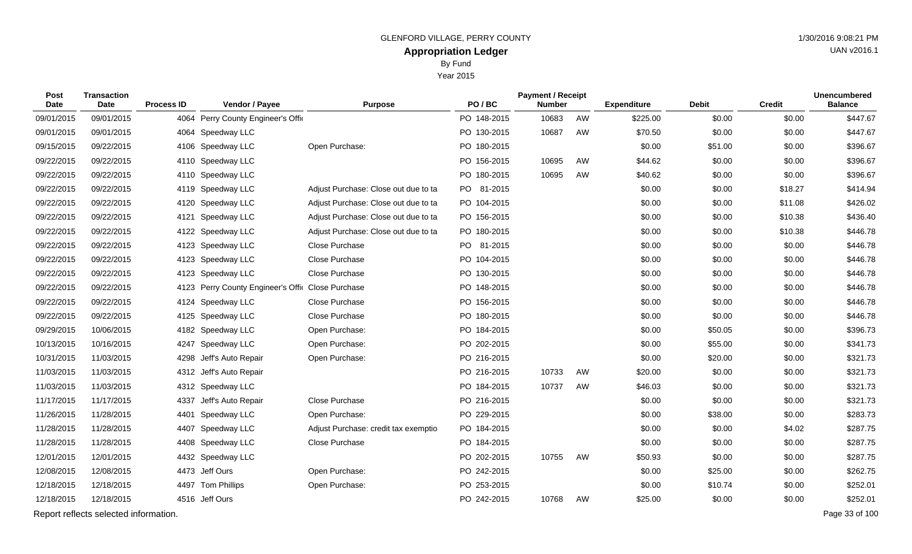GLENFORD VILLAGE, PERRY COUNTY

# Appropriation Ledger

By Fund

Year 2015

| Post Date | Transaction Date | Process ID | Vendor / Payee | Purpose | PO / BC | Payment / Receipt Number | | Expenditure | Debit | Credit | Unencumbered Balance |
|---|---|---|---|---|---|---|---|---|---|---|---|
| 09/01/2015 | 09/01/2015 | 4064 | Perry County Engineer's Offi | | PO 148-2015 | 10683 | AW | $225.00 | $0.00 | $0.00 | $447.67 |
| 09/01/2015 | 09/01/2015 | 4064 | Speedway LLC | | PO 130-2015 | 10687 | AW | $70.50 | $0.00 | $0.00 | $447.67 |
| 09/15/2015 | 09/22/2015 | 4106 | Speedway LLC | Open Purchase: | PO 180-2015 | | | $0.00 | $51.00 | $0.00 | $396.67 |
| 09/22/2015 | 09/22/2015 | 4110 | Speedway LLC | | PO 156-2015 | 10695 | AW | $44.62 | $0.00 | $0.00 | $396.67 |
| 09/22/2015 | 09/22/2015 | 4110 | Speedway LLC | | PO 180-2015 | 10695 | AW | $40.62 | $0.00 | $0.00 | $396.67 |
| 09/22/2015 | 09/22/2015 | 4119 | Speedway LLC | Adjust Purchase: Close out due to ta | PO 81-2015 | | | $0.00 | $0.00 | $18.27 | $414.94 |
| 09/22/2015 | 09/22/2015 | 4120 | Speedway LLC | Adjust Purchase: Close out due to ta | PO 104-2015 | | | $0.00 | $0.00 | $11.08 | $426.02 |
| 09/22/2015 | 09/22/2015 | 4121 | Speedway LLC | Adjust Purchase: Close out due to ta | PO 156-2015 | | | $0.00 | $0.00 | $10.38 | $436.40 |
| 09/22/2015 | 09/22/2015 | 4122 | Speedway LLC | Adjust Purchase: Close out due to ta | PO 180-2015 | | | $0.00 | $0.00 | $10.38 | $446.78 |
| 09/22/2015 | 09/22/2015 | 4123 | Speedway LLC | Close Purchase | PO 81-2015 | | | $0.00 | $0.00 | $0.00 | $446.78 |
| 09/22/2015 | 09/22/2015 | 4123 | Speedway LLC | Close Purchase | PO 104-2015 | | | $0.00 | $0.00 | $0.00 | $446.78 |
| 09/22/2015 | 09/22/2015 | 4123 | Speedway LLC | Close Purchase | PO 130-2015 | | | $0.00 | $0.00 | $0.00 | $446.78 |
| 09/22/2015 | 09/22/2015 | 4123 | Perry County Engineer's Offi | Close Purchase | PO 148-2015 | | | $0.00 | $0.00 | $0.00 | $446.78 |
| 09/22/2015 | 09/22/2015 | 4124 | Speedway LLC | Close Purchase | PO 156-2015 | | | $0.00 | $0.00 | $0.00 | $446.78 |
| 09/22/2015 | 09/22/2015 | 4125 | Speedway LLC | Close Purchase | PO 180-2015 | | | $0.00 | $0.00 | $0.00 | $446.78 |
| 09/29/2015 | 10/06/2015 | 4182 | Speedway LLC | Open Purchase: | PO 184-2015 | | | $0.00 | $50.05 | $0.00 | $396.73 |
| 10/13/2015 | 10/16/2015 | 4247 | Speedway LLC | Open Purchase: | PO 202-2015 | | | $0.00 | $55.00 | $0.00 | $341.73 |
| 10/31/2015 | 11/03/2015 | 4298 | Jeff's Auto Repair | Open Purchase: | PO 216-2015 | | | $0.00 | $20.00 | $0.00 | $321.73 |
| 11/03/2015 | 11/03/2015 | 4312 | Jeff's Auto Repair | | PO 216-2015 | 10733 | AW | $20.00 | $0.00 | $0.00 | $321.73 |
| 11/03/2015 | 11/03/2015 | 4312 | Speedway LLC | | PO 184-2015 | 10737 | AW | $46.03 | $0.00 | $0.00 | $321.73 |
| 11/17/2015 | 11/17/2015 | 4337 | Jeff's Auto Repair | Close Purchase | PO 216-2015 | | | $0.00 | $0.00 | $0.00 | $321.73 |
| 11/26/2015 | 11/28/2015 | 4401 | Speedway LLC | Open Purchase: | PO 229-2015 | | | $0.00 | $38.00 | $0.00 | $283.73 |
| 11/28/2015 | 11/28/2015 | 4407 | Speedway LLC | Adjust Purchase: credit tax exemptio | PO 184-2015 | | | $0.00 | $0.00 | $4.02 | $287.75 |
| 11/28/2015 | 11/28/2015 | 4408 | Speedway LLC | Close Purchase | PO 184-2015 | | | $0.00 | $0.00 | $0.00 | $287.75 |
| 12/01/2015 | 12/01/2015 | 4432 | Speedway LLC | | PO 202-2015 | 10755 | AW | $50.93 | $0.00 | $0.00 | $287.75 |
| 12/08/2015 | 12/08/2015 | 4473 | Jeff Ours | Open Purchase: | PO 242-2015 | | | $0.00 | $25.00 | $0.00 | $262.75 |
| 12/18/2015 | 12/18/2015 | 4497 | Tom Phillips | Open Purchase: | PO 253-2015 | | | $0.00 | $10.74 | $0.00 | $252.01 |
| 12/18/2015 | 12/18/2015 | 4516 | Jeff Ours | | PO 242-2015 | 10768 | AW | $25.00 | $0.00 | $0.00 | $252.01 |

Report reflects selected information.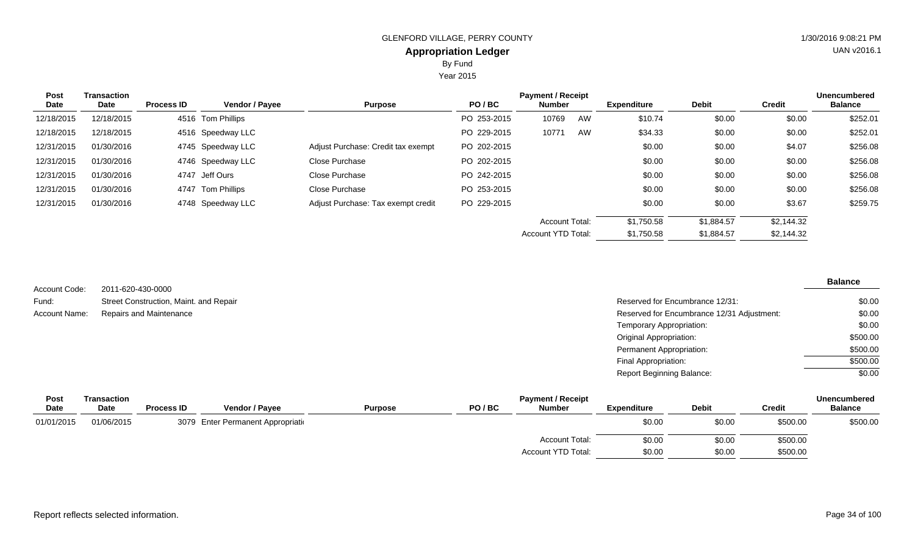GLENFORD VILLAGE, PERRY COUNTY

## Appropriation Ledger

By Fund

Year 2015

| Post Date | Transaction Date | Process ID | Vendor / Payee | Purpose | PO / BC | Payment / Receipt Number | | Expenditure | Debit | Credit | Unencumbered Balance |
|---|---|---|---|---|---|---|---|---|---|---|---|
| 12/18/2015 | 12/18/2015 | 4516 | Tom Phillips | | PO 253-2015 | 10769 | AW | $10.74 | $0.00 | $0.00 | $252.01 |
| 12/18/2015 | 12/18/2015 | 4516 | Speedway LLC | | PO 229-2015 | 10771 | AW | $34.33 | $0.00 | $0.00 | $252.01 |
| 12/31/2015 | 01/30/2016 | 4745 | Speedway LLC | Adjust Purchase: Credit tax exempt | PO 202-2015 | | | $0.00 | $0.00 | $4.07 | $256.08 |
| 12/31/2015 | 01/30/2016 | 4746 | Speedway LLC | Close Purchase | PO 202-2015 | | | $0.00 | $0.00 | $0.00 | $256.08 |
| 12/31/2015 | 01/30/2016 | 4747 | Jeff Ours | Close Purchase | PO 242-2015 | | | $0.00 | $0.00 | $0.00 | $256.08 |
| 12/31/2015 | 01/30/2016 | 4747 | Tom Phillips | Close Purchase | PO 253-2015 | | | $0.00 | $0.00 | $0.00 | $256.08 |
| 12/31/2015 | 01/30/2016 | 4748 | Speedway LLC | Adjust Purchase: Tax exempt credit | PO 229-2015 | | | $0.00 | $0.00 | $3.67 | $259.75 |
| | | | | | | Account Total: | | $1,750.58 | $1,884.57 | $2,144.32 | |
| | | | | | | Account YTD Total: | | $1,750.58 | $1,884.57 | $2,144.32 | |

Account Code: 2011-620-430-0000

Fund: Street Construction, Maint. and Repair

Account Name: Repairs and Maintenance

| | Balance |
|---|---|
| Reserved for Encumbrance 12/31: | $0.00 |
| Reserved for Encumbrance 12/31 Adjustment: | $0.00 |
| Temporary Appropriation: | $0.00 |
| Original Appropriation: | $500.00 |
| Permanent Appropriation: | $500.00 |
| Final Appropriation: | $500.00 |
| Report Beginning Balance: | $0.00 |

| Post Date | Transaction Date | Process ID | Vendor / Payee | Purpose | PO / BC | Payment / Receipt Number | Expenditure | Debit | Credit | Unencumbered Balance |
|---|---|---|---|---|---|---|---|---|---|---|
| 01/01/2015 | 01/06/2015 | 3079 | Enter Permanent Appropriati | | | | $0.00 | $0.00 | $500.00 | $500.00 |
| | | | | | | Account Total: | $0.00 | $0.00 | $500.00 | |
| | | | | | | Account YTD Total: | $0.00 | $0.00 | $500.00 | |

Report reflects selected information.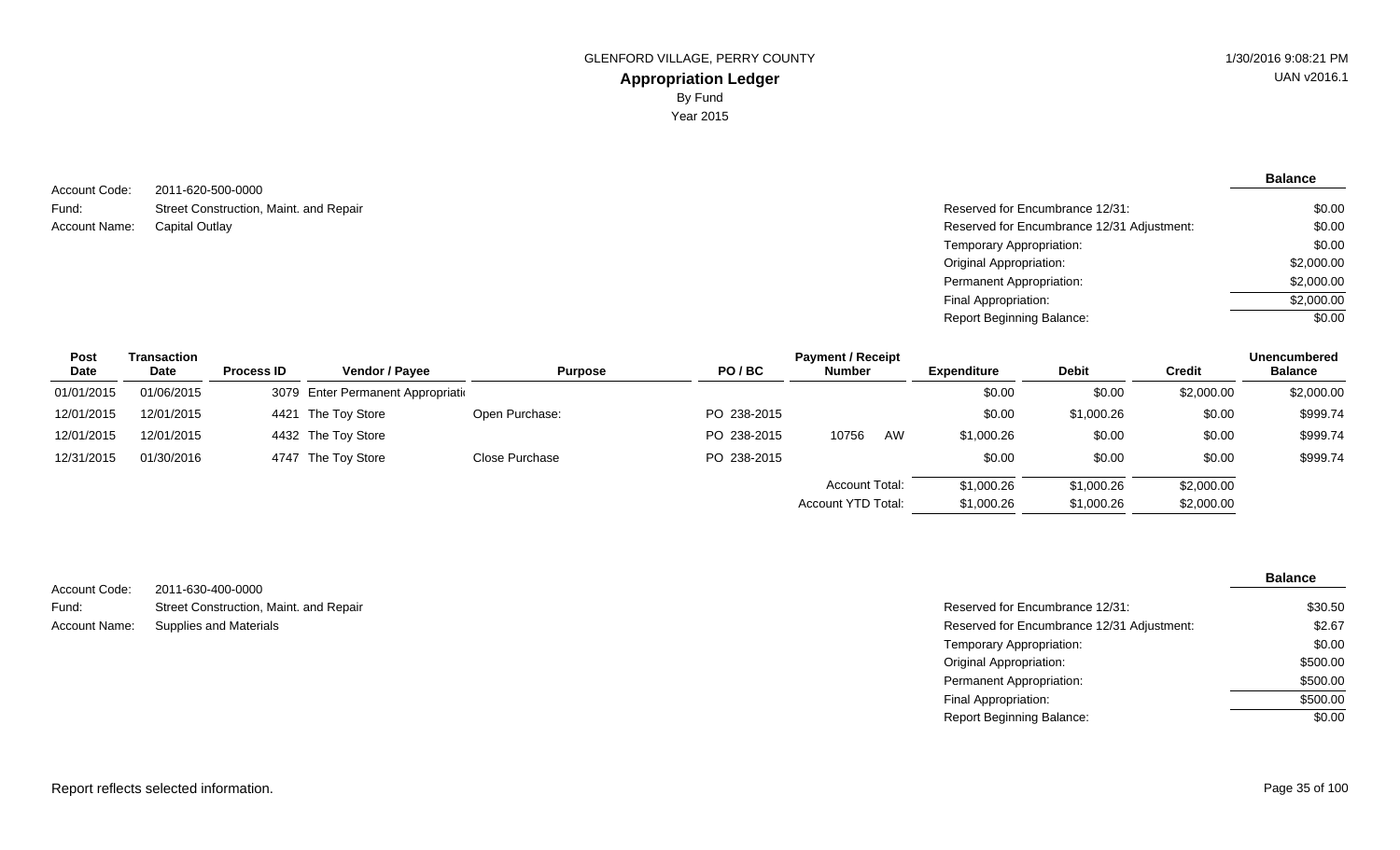GLENFORD VILLAGE, PERRY COUNTY

## Appropriation Ledger

By Fund

Year 2015

1/30/2016 9:08:21 PM

UAN v2016.1

Account Code: 2011-620-500-0000
Fund: Street Construction, Maint. and Repair
Account Name: Capital Outlay

| | Balance |
|---|---|
| Reserved for Encumbrance 12/31: | $0.00 |
| Reserved for Encumbrance 12/31 Adjustment: | $0.00 |
| Temporary Appropriation: | $0.00 |
| Original Appropriation: | $2,000.00 |
| Permanent Appropriation: | $2,000.00 |
| Final Appropriation: | $2,000.00 |
| Report Beginning Balance: | $0.00 |

| Post Date | Transaction Date | Process ID | Vendor / Payee | Purpose | PO / BC | Payment / Receipt Number | Expenditure | Debit | Credit | Unencumbered Balance |
|---|---|---|---|---|---|---|---|---|---|---|
| 01/01/2015 | 01/06/2015 | 3079 | Enter Permanent Appropriati | | | | $0.00 | $0.00 | $2,000.00 | $2,000.00 |
| 12/01/2015 | 12/01/2015 | 4421 | The Toy Store | Open Purchase: | PO 238-2015 | | $0.00 | $1,000.26 | $0.00 | $999.74 |
| 12/01/2015 | 12/01/2015 | 4432 | The Toy Store | | PO 238-2015 | 10756 AW | $1,000.26 | $0.00 | $0.00 | $999.74 |
| 12/31/2015 | 01/30/2016 | 4747 | The Toy Store | Close Purchase | PO 238-2015 | | $0.00 | $0.00 | $0.00 | $999.74 |
| | | | | | | Account Total: | $1,000.26 | $1,000.26 | $2,000.00 | |
| | | | | | | Account YTD Total: | $1,000.26 | $1,000.26 | $2,000.00 | |

Account Code: 2011-630-400-0000
Fund: Street Construction, Maint. and Repair
Account Name: Supplies and Materials

| | Balance |
|---|---|
| Reserved for Encumbrance 12/31: | $30.50 |
| Reserved for Encumbrance 12/31 Adjustment: | $2.67 |
| Temporary Appropriation: | $0.00 |
| Original Appropriation: | $500.00 |
| Permanent Appropriation: | $500.00 |
| Final Appropriation: | $500.00 |
| Report Beginning Balance: | $0.00 |

Report reflects selected information.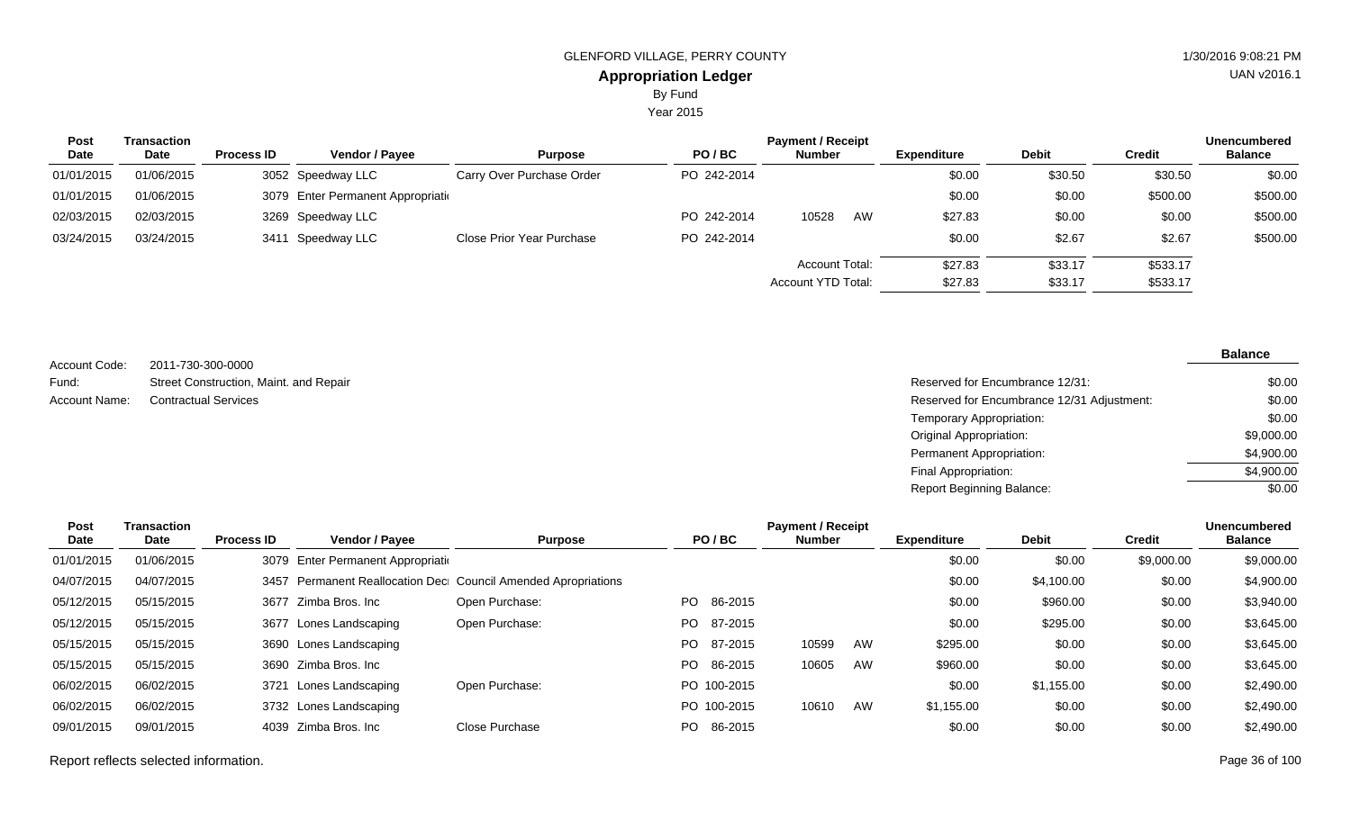GLENFORD VILLAGE, PERRY COUNTY

## Appropriation Ledger

By Fund

Year 2015

| Post Date | Transaction Date | Process ID | Vendor / Payee | Purpose | PO / BC | Payment / Receipt Number | | Expenditure | Debit | Credit | Unencumbered Balance |
|---|---|---|---|---|---|---|---|---|---|---|---|
| 01/01/2015 | 01/06/2015 | 3052 | Speedway LLC | Carry Over Purchase Order | PO 242-2014 | | | $0.00 | $30.50 | $30.50 | $0.00 |
| 01/01/2015 | 01/06/2015 | 3079 | Enter Permanent Appropriati | | | | | $0.00 | $0.00 | $500.00 | $500.00 |
| 02/03/2015 | 02/03/2015 | 3269 | Speedway LLC | | PO 242-2014 | 10528 | AW | $27.83 | $0.00 | $0.00 | $500.00 |
| 03/24/2015 | 03/24/2015 | 3411 | Speedway LLC | Close Prior Year Purchase | PO 242-2014 | | | $0.00 | $2.67 | $2.67 | $500.00 |
| | | | | | | Account Total: | | $27.83 | $33.17 | $533.17 | |
| | | | | | | Account YTD Total: | | $27.83 | $33.17 | $533.17 | |

Account Code: 2011-730-300-0000

Fund: Street Construction, Maint. and Repair

Account Name: Contractual Services

| | Balance |
|---|---|
| Reserved for Encumbrance 12/31: | $0.00 |
| Reserved for Encumbrance 12/31 Adjustment: | $0.00 |
| Temporary Appropriation: | $0.00 |
| Original Appropriation: | $9,000.00 |
| Permanent Appropriation: | $4,900.00 |
| Final Appropriation: | $4,900.00 |
| Report Beginning Balance: | $0.00 |

| Post Date | Transaction Date | Process ID | Vendor / Payee | Purpose | PO / BC | Payment / Receipt Number | | Expenditure | Debit | Credit | Unencumbered Balance |
|---|---|---|---|---|---|---|---|---|---|---|---|
| 01/01/2015 | 01/06/2015 | 3079 | Enter Permanent Appropriati | | | | | $0.00 | $0.00 | $9,000.00 | $9,000.00 |
| 04/07/2015 | 04/07/2015 | 3457 | Permanent Reallocation Dec | Council Amended Apropriations | | | | $0.00 | $4,100.00 | $0.00 | $4,900.00 |
| 05/12/2015 | 05/15/2015 | 3677 | Zimba Bros. Inc | Open Purchase: | PO 86-2015 | | | $0.00 | $960.00 | $0.00 | $3,940.00 |
| 05/12/2015 | 05/15/2015 | 3677 | Lones Landscaping | Open Purchase: | PO 87-2015 | | | $0.00 | $295.00 | $0.00 | $3,645.00 |
| 05/15/2015 | 05/15/2015 | 3690 | Lones Landscaping | | PO 87-2015 | 10599 | AW | $295.00 | $0.00 | $0.00 | $3,645.00 |
| 05/15/2015 | 05/15/2015 | 3690 | Zimba Bros. Inc | | PO 86-2015 | 10605 | AW | $960.00 | $0.00 | $0.00 | $3,645.00 |
| 06/02/2015 | 06/02/2015 | 3721 | Lones Landscaping | Open Purchase: | PO 100-2015 | | | $0.00 | $1,155.00 | $0.00 | $2,490.00 |
| 06/02/2015 | 06/02/2015 | 3732 | Lones Landscaping | | PO 100-2015 | 10610 | AW | $1,155.00 | $0.00 | $0.00 | $2,490.00 |
| 09/01/2015 | 09/01/2015 | 4039 | Zimba Bros. Inc | Close Purchase | PO 86-2015 | | | $0.00 | $0.00 | $0.00 | $2,490.00 |

Report reflects selected information.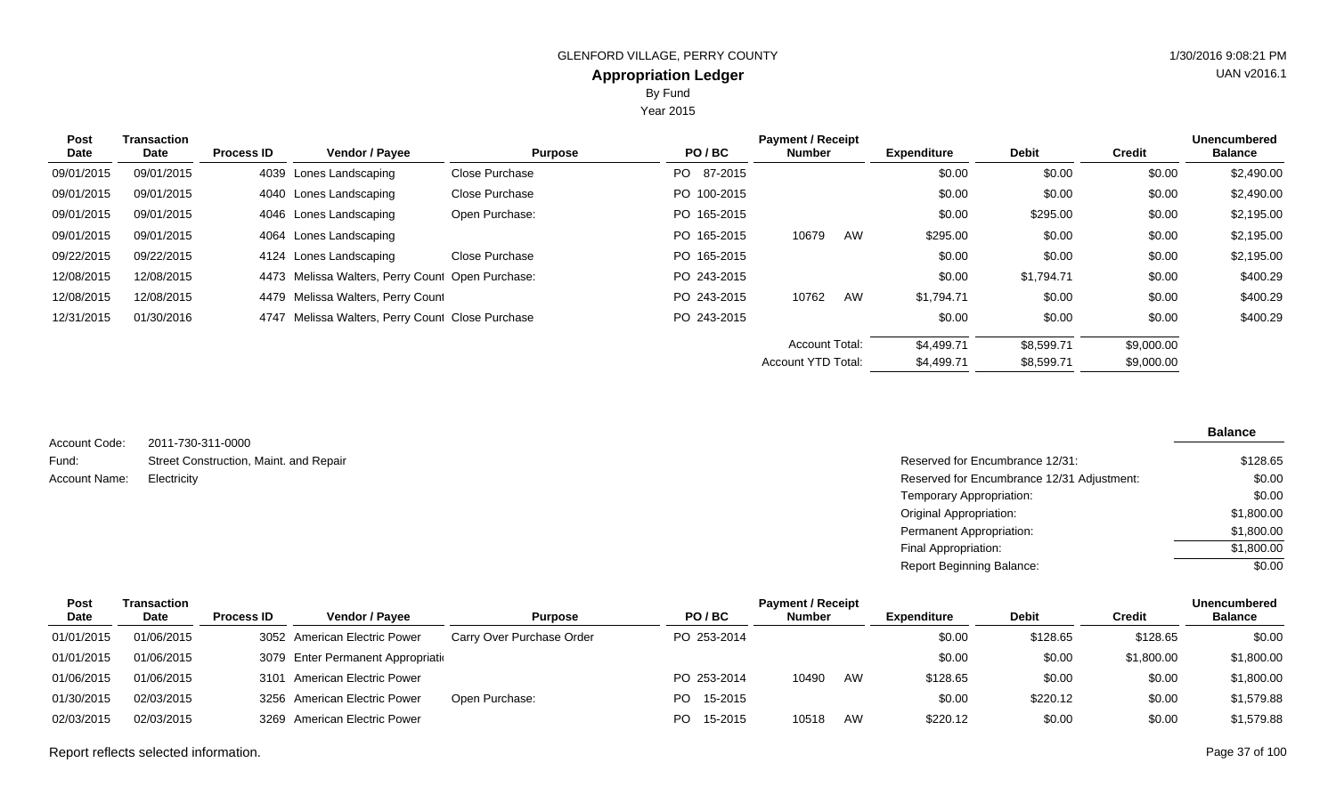| Post Date | Transaction Date | Process ID | Vendor / Payee | Purpose | PO / BC | Payment / Receipt Number | | Expenditure | Debit | Credit | Unencumbered Balance |
|---|---|---|---|---|---|---|---|---|---|---|---|
| 09/01/2015 | 09/01/2015 | 4039 | Lones Landscaping | Close Purchase | PO 87-2015 | | | $0.00 | $0.00 | $0.00 | $2,490.00 |
| 09/01/2015 | 09/01/2015 | 4040 | Lones Landscaping | Close Purchase | PO 100-2015 | | | $0.00 | $0.00 | $0.00 | $2,490.00 |
| 09/01/2015 | 09/01/2015 | 4046 | Lones Landscaping | Open Purchase: | PO 165-2015 | | | $0.00 | $295.00 | $0.00 | $2,195.00 |
| 09/01/2015 | 09/01/2015 | 4064 | Lones Landscaping | | PO 165-2015 | 10679 | AW | $295.00 | $0.00 | $0.00 | $2,195.00 |
| 09/22/2015 | 09/22/2015 | 4124 | Lones Landscaping | Close Purchase | PO 165-2015 | | | $0.00 | $0.00 | $0.00 | $2,195.00 |
| 12/08/2015 | 12/08/2015 | 4473 | Melissa Walters, Perry Count | Open Purchase: | PO 243-2015 | | | $0.00 | $1,794.71 | $0.00 | $400.29 |
| 12/08/2015 | 12/08/2015 | 4479 | Melissa Walters, Perry Count | | PO 243-2015 | 10762 | AW | $1,794.71 | $0.00 | $0.00 | $400.29 |
| 12/31/2015 | 01/30/2016 | 4747 | Melissa Walters, Perry Count | Close Purchase | PO 243-2015 | | | $0.00 | $0.00 | $0.00 | $400.29 |
| | | | | | | Account Total: | | $4,499.71 | $8,599.71 | $9,000.00 | |
| | | | | | | Account YTD Total: | | $4,499.71 | $8,599.71 | $9,000.00 | |

Account Code: 2011-730-311-0000
Fund: Street Construction, Maint. and Repair
Account Name: Electricity

| | Balance |
|---|---|
| Reserved for Encumbrance 12/31: | $128.65 |
| Reserved for Encumbrance 12/31 Adjustment: | $0.00 |
| Temporary Appropriation: | $0.00 |
| Original Appropriation: | $1,800.00 |
| Permanent Appropriation: | $1,800.00 |
| Final Appropriation: | $1,800.00 |
| Report Beginning Balance: | $0.00 |

| Post Date | Transaction Date | Process ID | Vendor / Payee | Purpose | PO / BC | Payment / Receipt Number | | Expenditure | Debit | Credit | Unencumbered Balance |
|---|---|---|---|---|---|---|---|---|---|---|---|
| 01/01/2015 | 01/06/2015 | 3052 | American Electric Power | Carry Over Purchase Order | PO 253-2014 | | | $0.00 | $128.65 | $128.65 | $0.00 |
| 01/01/2015 | 01/06/2015 | 3079 | Enter Permanent Appropriati | | | | | $0.00 | $0.00 | $1,800.00 | $1,800.00 |
| 01/06/2015 | 01/06/2015 | 3101 | American Electric Power | | PO 253-2014 | 10490 | AW | $128.65 | $0.00 | $0.00 | $1,800.00 |
| 01/30/2015 | 02/03/2015 | 3256 | American Electric Power | Open Purchase: | PO 15-2015 | | | $0.00 | $220.12 | $0.00 | $1,579.88 |
| 02/03/2015 | 02/03/2015 | 3269 | American Electric Power | | PO 15-2015 | 10518 | AW | $220.12 | $0.00 | $0.00 | $1,579.88 |

Report reflects selected information.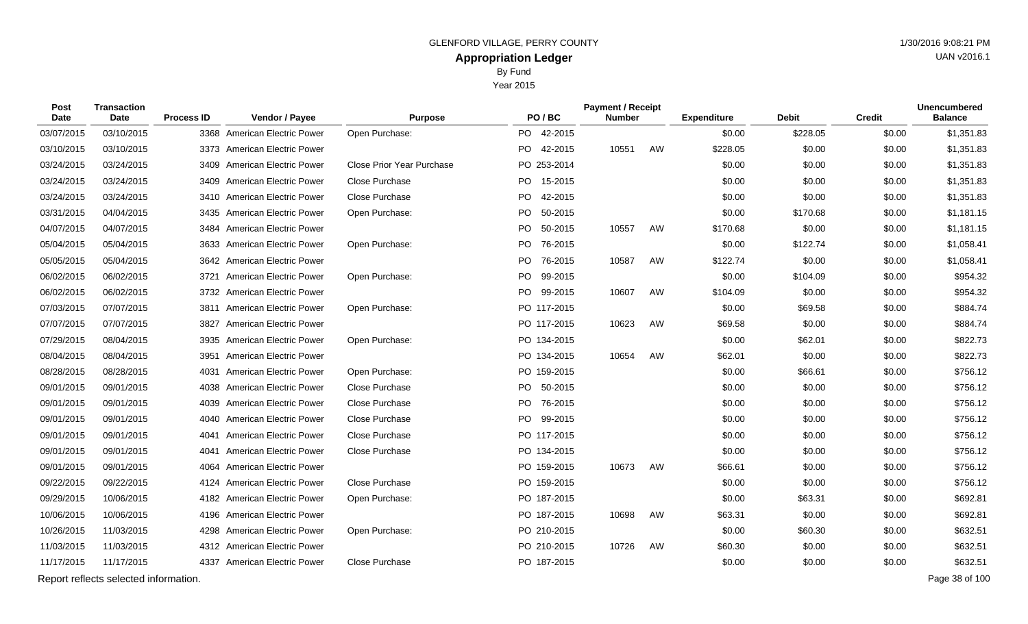GLENFORD VILLAGE, PERRY COUNTY

# Appropriation Ledger

By Fund

Year 2015

1/30/2016 9:08:21 PM

UAN v2016.1

| Post Date | Transaction Date | Process ID | Vendor / Payee | Purpose | PO / BC | Payment / Receipt Number | | Expenditure | Debit | Credit | Unencumbered Balance |
|---|---|---|---|---|---|---|---|---|---|---|---|
| 03/07/2015 | 03/10/2015 | 3368 | American Electric Power | Open Purchase: | PO 42-2015 | | | $0.00 | $228.05 | $0.00 | $1,351.83 |
| 03/10/2015 | 03/10/2015 | 3373 | American Electric Power | | PO 42-2015 | 10551 | AW | $228.05 | $0.00 | $0.00 | $1,351.83 |
| 03/24/2015 | 03/24/2015 | 3409 | American Electric Power | Close Prior Year Purchase | PO 253-2014 | | | $0.00 | $0.00 | $0.00 | $1,351.83 |
| 03/24/2015 | 03/24/2015 | 3409 | American Electric Power | Close Purchase | PO 15-2015 | | | $0.00 | $0.00 | $0.00 | $1,351.83 |
| 03/24/2015 | 03/24/2015 | 3410 | American Electric Power | Close Purchase | PO 42-2015 | | | $0.00 | $0.00 | $0.00 | $1,351.83 |
| 03/31/2015 | 04/04/2015 | 3435 | American Electric Power | Open Purchase: | PO 50-2015 | | | $0.00 | $170.68 | $0.00 | $1,181.15 |
| 04/07/2015 | 04/07/2015 | 3484 | American Electric Power | | PO 50-2015 | 10557 | AW | $170.68 | $0.00 | $0.00 | $1,181.15 |
| 05/04/2015 | 05/04/2015 | 3633 | American Electric Power | Open Purchase: | PO 76-2015 | | | $0.00 | $122.74 | $0.00 | $1,058.41 |
| 05/05/2015 | 05/04/2015 | 3642 | American Electric Power | | PO 76-2015 | 10587 | AW | $122.74 | $0.00 | $0.00 | $1,058.41 |
| 06/02/2015 | 06/02/2015 | 3721 | American Electric Power | Open Purchase: | PO 99-2015 | | | $0.00 | $104.09 | $0.00 | $954.32 |
| 06/02/2015 | 06/02/2015 | 3732 | American Electric Power | | PO 99-2015 | 10607 | AW | $104.09 | $0.00 | $0.00 | $954.32 |
| 07/03/2015 | 07/07/2015 | 3811 | American Electric Power | Open Purchase: | PO 117-2015 | | | $0.00 | $69.58 | $0.00 | $884.74 |
| 07/07/2015 | 07/07/2015 | 3827 | American Electric Power | | PO 117-2015 | 10623 | AW | $69.58 | $0.00 | $0.00 | $884.74 |
| 07/29/2015 | 08/04/2015 | 3935 | American Electric Power | Open Purchase: | PO 134-2015 | | | $0.00 | $62.01 | $0.00 | $822.73 |
| 08/04/2015 | 08/04/2015 | 3951 | American Electric Power | | PO 134-2015 | 10654 | AW | $62.01 | $0.00 | $0.00 | $822.73 |
| 08/28/2015 | 08/28/2015 | 4031 | American Electric Power | Open Purchase: | PO 159-2015 | | | $0.00 | $66.61 | $0.00 | $756.12 |
| 09/01/2015 | 09/01/2015 | 4038 | American Electric Power | Close Purchase | PO 50-2015 | | | $0.00 | $0.00 | $0.00 | $756.12 |
| 09/01/2015 | 09/01/2015 | 4039 | American Electric Power | Close Purchase | PO 76-2015 | | | $0.00 | $0.00 | $0.00 | $756.12 |
| 09/01/2015 | 09/01/2015 | 4040 | American Electric Power | Close Purchase | PO 99-2015 | | | $0.00 | $0.00 | $0.00 | $756.12 |
| 09/01/2015 | 09/01/2015 | 4041 | American Electric Power | Close Purchase | PO 117-2015 | | | $0.00 | $0.00 | $0.00 | $756.12 |
| 09/01/2015 | 09/01/2015 | 4041 | American Electric Power | Close Purchase | PO 134-2015 | | | $0.00 | $0.00 | $0.00 | $756.12 |
| 09/01/2015 | 09/01/2015 | 4064 | American Electric Power | | PO 159-2015 | 10673 | AW | $66.61 | $0.00 | $0.00 | $756.12 |
| 09/22/2015 | 09/22/2015 | 4124 | American Electric Power | Close Purchase | PO 159-2015 | | | $0.00 | $0.00 | $0.00 | $756.12 |
| 09/29/2015 | 10/06/2015 | 4182 | American Electric Power | Open Purchase: | PO 187-2015 | | | $0.00 | $63.31 | $0.00 | $692.81 |
| 10/06/2015 | 10/06/2015 | 4196 | American Electric Power | | PO 187-2015 | 10698 | AW | $63.31 | $0.00 | $0.00 | $692.81 |
| 10/26/2015 | 11/03/2015 | 4298 | American Electric Power | Open Purchase: | PO 210-2015 | | | $0.00 | $60.30 | $0.00 | $632.51 |
| 11/03/2015 | 11/03/2015 | 4312 | American Electric Power | | PO 210-2015 | 10726 | AW | $60.30 | $0.00 | $0.00 | $632.51 |
| 11/17/2015 | 11/17/2015 | 4337 | American Electric Power | Close Purchase | PO 187-2015 | | | $0.00 | $0.00 | $0.00 | $632.51 |

Report reflects selected information.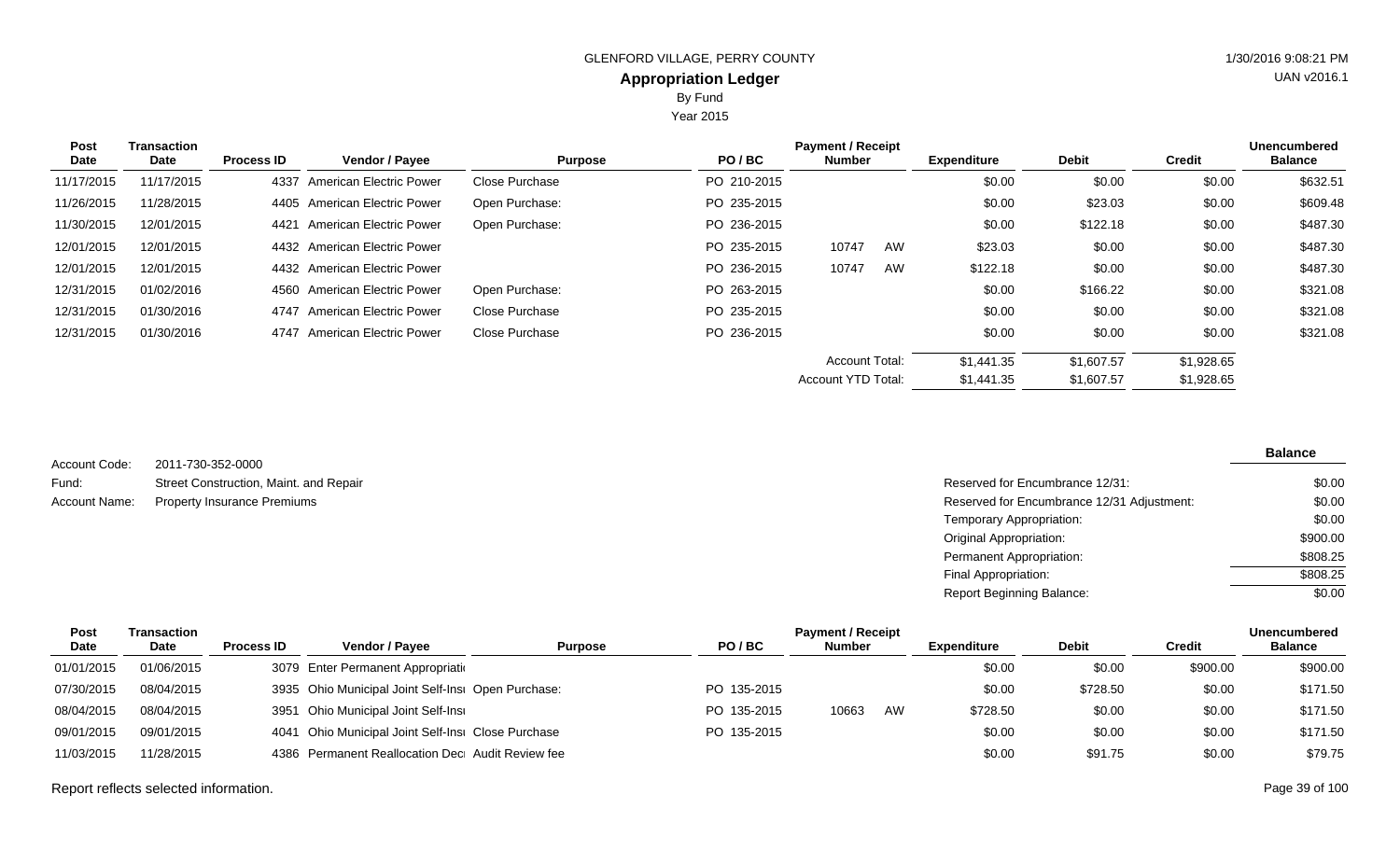GLENFORD VILLAGE, PERRY COUNTY

**Appropriation Ledger**

By Fund

Year 2015

| Post Date | Transaction Date | Process ID | Vendor / Payee | Purpose | PO / BC | Payment / Receipt Number | | Expenditure | Debit | Credit | Unencumbered Balance |
|---|---|---|---|---|---|---|---|---|---|---|---|
| 11/17/2015 | 11/17/2015 | 4337 | American Electric Power | Close Purchase | PO 210-2015 | | | $0.00 | $0.00 | $0.00 | $632.51 |
| 11/26/2015 | 11/28/2015 | 4405 | American Electric Power | Open Purchase: | PO 235-2015 | | | $0.00 | $23.03 | $0.00 | $609.48 |
| 11/30/2015 | 12/01/2015 | 4421 | American Electric Power | Open Purchase: | PO 236-2015 | | | $0.00 | $122.18 | $0.00 | $487.30 |
| 12/01/2015 | 12/01/2015 | 4432 | American Electric Power | | PO 235-2015 | 10747 | AW | $23.03 | $0.00 | $0.00 | $487.30 |
| 12/01/2015 | 12/01/2015 | 4432 | American Electric Power | | PO 236-2015 | 10747 | AW | $122.18 | $0.00 | $0.00 | $487.30 |
| 12/31/2015 | 01/02/2016 | 4560 | American Electric Power | Open Purchase: | PO 263-2015 | | | $0.00 | $166.22 | $0.00 | $321.08 |
| 12/31/2015 | 01/30/2016 | 4747 | American Electric Power | Close Purchase | PO 235-2015 | | | $0.00 | $0.00 | $0.00 | $321.08 |
| 12/31/2015 | 01/30/2016 | 4747 | American Electric Power | Close Purchase | PO 236-2015 | | | $0.00 | $0.00 | $0.00 | $321.08 |
| | | | | | | Account Total: | | $1,441.35 | $1,607.57 | $1,928.65 | |
| | | | | | | Account YTD Total: | | $1,441.35 | $1,607.57 | $1,928.65 | |

Account Code: 2011-730-352-0000

Fund: Street Construction, Maint. and Repair

Account Name: Property Insurance Premiums

| | Balance |
|---|---|
| Reserved for Encumbrance 12/31: | $0.00 |
| Reserved for Encumbrance 12/31 Adjustment: | $0.00 |
| Temporary Appropriation: | $0.00 |
| Original Appropriation: | $900.00 |
| Permanent Appropriation: | $808.25 |
| Final Appropriation: | $808.25 |
| Report Beginning Balance: | $0.00 |

| Post Date | Transaction Date | Process ID | Vendor / Payee | Purpose | PO / BC | Payment / Receipt Number | | Expenditure | Debit | Credit | Unencumbered Balance |
|---|---|---|---|---|---|---|---|---|---|---|---|
| 01/01/2015 | 01/06/2015 | 3079 | Enter Permanent Appropriati | | | | | $0.00 | $0.00 | $900.00 | $900.00 |
| 07/30/2015 | 08/04/2015 | 3935 | Ohio Municipal Joint Self-Insi | Open Purchase: | PO 135-2015 | | | $0.00 | $728.50 | $0.00 | $171.50 |
| 08/04/2015 | 08/04/2015 | 3951 | Ohio Municipal Joint Self-Insi | | PO 135-2015 | 10663 | AW | $728.50 | $0.00 | $0.00 | $171.50 |
| 09/01/2015 | 09/01/2015 | 4041 | Ohio Municipal Joint Self-Insi | Close Purchase | PO 135-2015 | | | $0.00 | $0.00 | $0.00 | $171.50 |
| 11/03/2015 | 11/28/2015 | 4386 | Permanent Reallocation Deci | Audit Review fee | | | | $0.00 | $91.75 | $0.00 | $79.75 |

Report reflects selected information.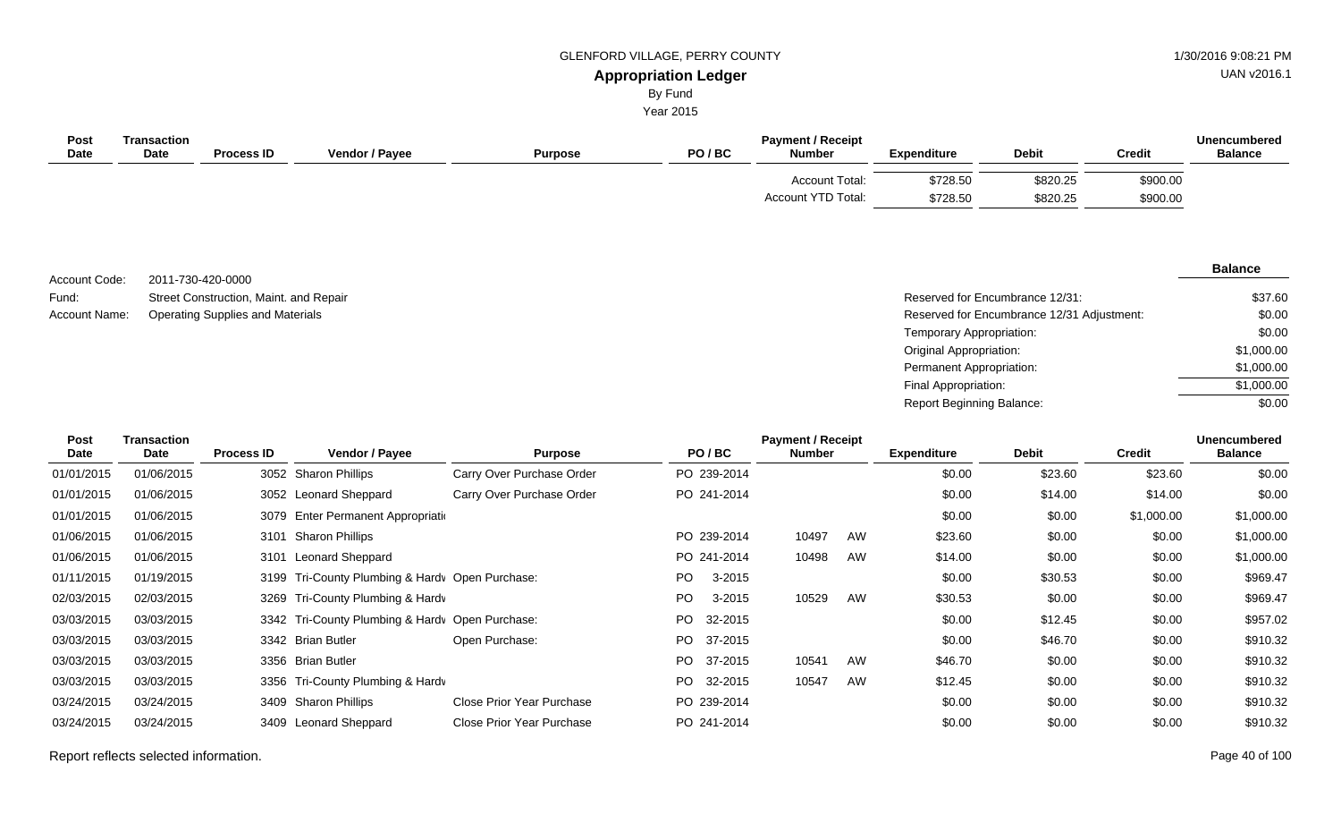GLENFORD VILLAGE, PERRY COUNTY

**Appropriation Ledger**

By Fund

Year 2015

| Post Date | Transaction Date | Process ID | Vendor / Payee | Purpose | PO / BC | Payment / Receipt Number | Expenditure | Debit | Credit | Unencumbered Balance |
|---|---|---|---|---|---|---|---|---|---|---|
| | | | | | | Account Total: | $728.50 | $820.25 | $900.00 | |
| | | | | | | Account YTD Total: | $728.50 | $820.25 | $900.00 | |

Account Code: 2011-730-420-0000

Fund: Street Construction, Maint. and Repair

Account Name: Operating Supplies and Materials

| | Balance |
|---|---|
| Reserved for Encumbrance 12/31: | $37.60 |
| Reserved for Encumbrance 12/31 Adjustment: | $0.00 |
| Temporary Appropriation: | $0.00 |
| Original Appropriation: | $1,000.00 |
| Permanent Appropriation: | $1,000.00 |
| Final Appropriation: | $1,000.00 |
| Report Beginning Balance: | $0.00 |

| Post Date | Transaction Date | Process ID | Vendor / Payee | Purpose | PO / BC | Payment / Receipt Number | | Expenditure | Debit | Credit | Unencumbered Balance |
|---|---|---|---|---|---|---|---|---|---|---|---|
| 01/01/2015 | 01/06/2015 | 3052 | Sharon Phillips | Carry Over Purchase Order | PO 239-2014 | | | $0.00 | $23.60 | $23.60 | $0.00 |
| 01/01/2015 | 01/06/2015 | 3052 | Leonard Sheppard | Carry Over Purchase Order | PO 241-2014 | | | $0.00 | $14.00 | $14.00 | $0.00 |
| 01/01/2015 | 01/06/2015 | 3079 | Enter Permanent Appropriati | | | | | $0.00 | $0.00 | $1,000.00 | $1,000.00 |
| 01/06/2015 | 01/06/2015 | 3101 | Sharon Phillips | | PO 239-2014 | 10497 | AW | $23.60 | $0.00 | $0.00 | $1,000.00 |
| 01/06/2015 | 01/06/2015 | 3101 | Leonard Sheppard | | PO 241-2014 | 10498 | AW | $14.00 | $0.00 | $0.00 | $1,000.00 |
| 01/11/2015 | 01/19/2015 | 3199 | Tri-County Plumbing & Hardv | Open Purchase: | PO 3-2015 | | | $0.00 | $30.53 | $0.00 | $969.47 |
| 02/03/2015 | 02/03/2015 | 3269 | Tri-County Plumbing & Hardv | | PO 3-2015 | 10529 | AW | $30.53 | $0.00 | $0.00 | $969.47 |
| 03/03/2015 | 03/03/2015 | 3342 | Tri-County Plumbing & Hardv | Open Purchase: | PO 32-2015 | | | $0.00 | $12.45 | $0.00 | $957.02 |
| 03/03/2015 | 03/03/2015 | 3342 | Brian Butler | Open Purchase: | PO 37-2015 | | | $0.00 | $46.70 | $0.00 | $910.32 |
| 03/03/2015 | 03/03/2015 | 3356 | Brian Butler | | PO 37-2015 | 10541 | AW | $46.70 | $0.00 | $0.00 | $910.32 |
| 03/03/2015 | 03/03/2015 | 3356 | Tri-County Plumbing & Hardv | | PO 32-2015 | 10547 | AW | $12.45 | $0.00 | $0.00 | $910.32 |
| 03/24/2015 | 03/24/2015 | 3409 | Sharon Phillips | Close Prior Year Purchase | PO 239-2014 | | | $0.00 | $0.00 | $0.00 | $910.32 |
| 03/24/2015 | 03/24/2015 | 3409 | Leonard Sheppard | Close Prior Year Purchase | PO 241-2014 | | | $0.00 | $0.00 | $0.00 | $910.32 |

Report reflects selected information.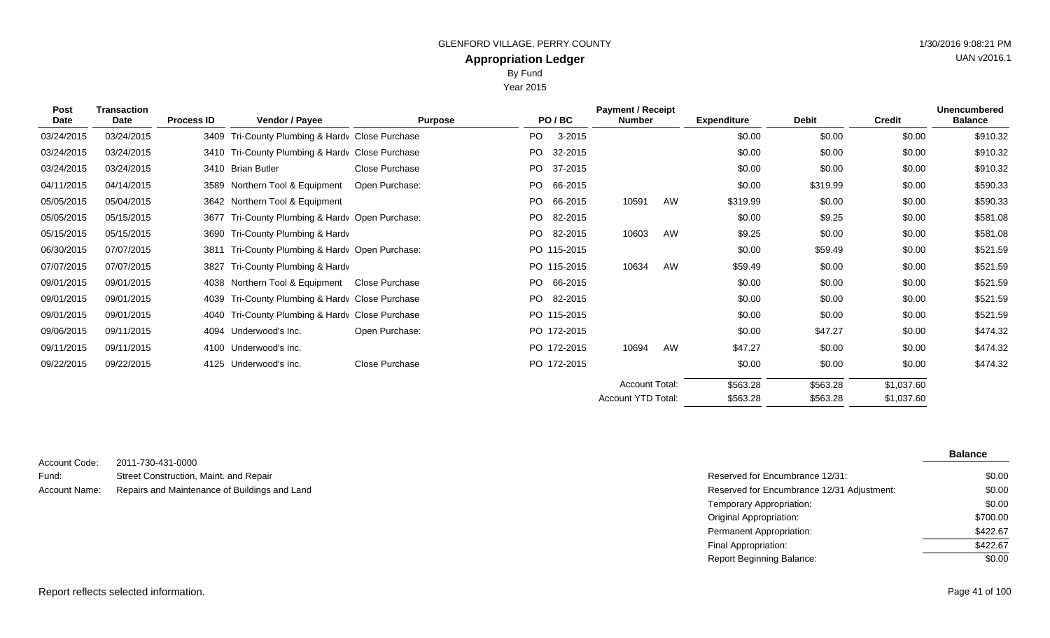GLENFORD VILLAGE, PERRY COUNTY

**Appropriation Ledger**

By Fund

Year 2015

1/30/2016 9:08:21 PM

UAN v2016.1

| Post Date | Transaction Date | Process ID | Vendor / Payee | Purpose | PO / BC | Payment / Receipt Number | | Expenditure | Debit | Credit | Unencumbered Balance |
|---|---|---|---|---|---|---|---|---|---|---|---|
| 03/24/2015 | 03/24/2015 | 3409 | Tri-County Plumbing & Hardv | Close Purchase | PO 3-2015 | | | $0.00 | $0.00 | $0.00 | $910.32 |
| 03/24/2015 | 03/24/2015 | 3410 | Tri-County Plumbing & Hardv | Close Purchase | PO 32-2015 | | | $0.00 | $0.00 | $0.00 | $910.32 |
| 03/24/2015 | 03/24/2015 | 3410 | Brian Butler | Close Purchase | PO 37-2015 | | | $0.00 | $0.00 | $0.00 | $910.32 |
| 04/11/2015 | 04/14/2015 | 3589 | Northern Tool & Equipment | Open Purchase: | PO 66-2015 | | | $0.00 | $319.99 | $0.00 | $590.33 |
| 05/05/2015 | 05/04/2015 | 3642 | Northern Tool & Equipment | | PO 66-2015 | 10591 | AW | $319.99 | $0.00 | $0.00 | $590.33 |
| 05/05/2015 | 05/15/2015 | 3677 | Tri-County Plumbing & Hardv | Open Purchase: | PO 82-2015 | | | $0.00 | $9.25 | $0.00 | $581.08 |
| 05/15/2015 | 05/15/2015 | 3690 | Tri-County Plumbing & Hardv | | PO 82-2015 | 10603 | AW | $9.25 | $0.00 | $0.00 | $581.08 |
| 06/30/2015 | 07/07/2015 | 3811 | Tri-County Plumbing & Hardv | Open Purchase: | PO 115-2015 | | | $0.00 | $59.49 | $0.00 | $521.59 |
| 07/07/2015 | 07/07/2015 | 3827 | Tri-County Plumbing & Hardv | | PO 115-2015 | 10634 | AW | $59.49 | $0.00 | $0.00 | $521.59 |
| 09/01/2015 | 09/01/2015 | 4038 | Northern Tool & Equipment | Close Purchase | PO 66-2015 | | | $0.00 | $0.00 | $0.00 | $521.59 |
| 09/01/2015 | 09/01/2015 | 4039 | Tri-County Plumbing & Hardv | Close Purchase | PO 82-2015 | | | $0.00 | $0.00 | $0.00 | $521.59 |
| 09/01/2015 | 09/01/2015 | 4040 | Tri-County Plumbing & Hardv | Close Purchase | PO 115-2015 | | | $0.00 | $0.00 | $0.00 | $521.59 |
| 09/06/2015 | 09/11/2015 | 4094 | Underwood's Inc. | Open Purchase: | PO 172-2015 | | | $0.00 | $47.27 | $0.00 | $474.32 |
| 09/11/2015 | 09/11/2015 | 4100 | Underwood's Inc. | | PO 172-2015 | 10694 | AW | $47.27 | $0.00 | $0.00 | $474.32 |
| 09/22/2015 | 09/22/2015 | 4125 | Underwood's Inc. | Close Purchase | PO 172-2015 | | | $0.00 | $0.00 | $0.00 | $474.32 |
| | | | | | | Account Total: | | $563.28 | $563.28 | $1,037.60 | |
| | | | | | | Account YTD Total: | | $563.28 | $563.28 | $1,037.60 | |

Account Code: 2011-730-431-0000

Fund: Street Construction, Maint. and Repair

Account Name: Repairs and Maintenance of Buildings and Land

| | Balance |
|---|---|
| Reserved for Encumbrance 12/31: | $0.00 |
| Reserved for Encumbrance 12/31 Adjustment: | $0.00 |
| Temporary Appropriation: | $0.00 |
| Original Appropriation: | $700.00 |
| Permanent Appropriation: | $422.67 |
| Final Appropriation: | $422.67 |
| Report Beginning Balance: | $0.00 |

Report reflects selected information.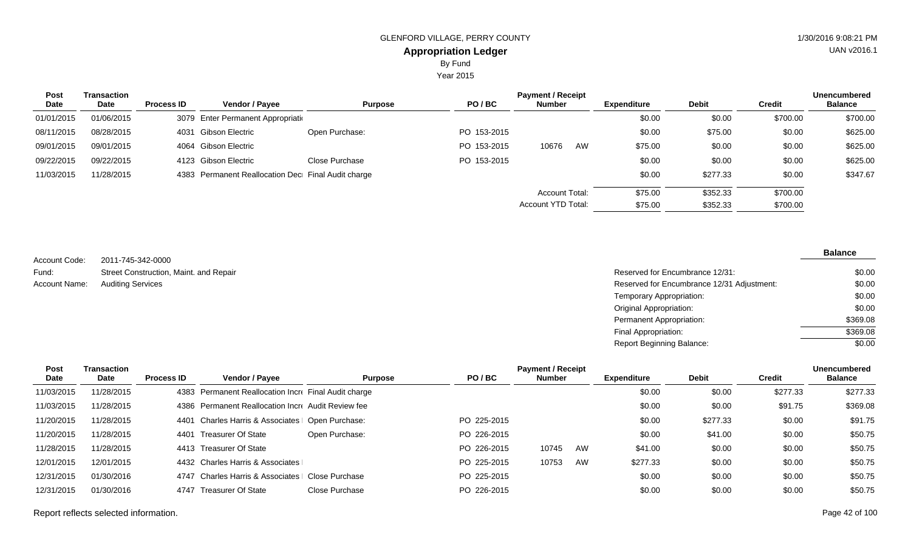GLENFORD VILLAGE, PERRY COUNTY

**Appropriation Ledger**

By Fund

Year 2015

| Post Date | Transaction Date | Process ID | Vendor / Payee | Purpose | PO / BC | Payment / Receipt Number | | Expenditure | Debit | Credit | Unencumbered Balance |
|---|---|---|---|---|---|---|---|---|---|---|---|
| 01/01/2015 | 01/06/2015 | 3079 | Enter Permanent Appropriati | | | | | $0.00 | $0.00 | $700.00 | $700.00 |
| 08/11/2015 | 08/28/2015 | 4031 | Gibson Electric | Open Purchase: | PO 153-2015 | | | $0.00 | $75.00 | $0.00 | $625.00 |
| 09/01/2015 | 09/01/2015 | 4064 | Gibson Electric | | PO 153-2015 | 10676 | AW | $75.00 | $0.00 | $0.00 | $625.00 |
| 09/22/2015 | 09/22/2015 | 4123 | Gibson Electric | Close Purchase | PO 153-2015 | | | $0.00 | $0.00 | $0.00 | $625.00 |
| 11/03/2015 | 11/28/2015 | 4383 | Permanent Reallocation Decr | Final Audit charge | | | | $0.00 | $277.33 | $0.00 | $347.67 |
| | | | | | | Account Total: | | $75.00 | $352.33 | $700.00 | |
| | | | | | | Account YTD Total: | | $75.00 | $352.33 | $700.00 | |

Account Code: 2011-745-342-0000
Fund: Street Construction, Maint. and Repair
Account Name: Auditing Services

| | Balance |
|---|---|
| Reserved for Encumbrance 12/31: | $0.00 |
| Reserved for Encumbrance 12/31 Adjustment: | $0.00 |
| Temporary Appropriation: | $0.00 |
| Original Appropriation: | $0.00 |
| Permanent Appropriation: | $369.08 |
| Final Appropriation: | $369.08 |
| Report Beginning Balance: | $0.00 |

| Post Date | Transaction Date | Process ID | Vendor / Payee | Purpose | PO / BC | Payment / Receipt Number | | Expenditure | Debit | Credit | Unencumbered Balance |
|---|---|---|---|---|---|---|---|---|---|---|---|
| 11/03/2015 | 11/28/2015 | 4383 | Permanent Reallocation Incre | Final Audit charge | | | | $0.00 | $0.00 | $277.33 | $277.33 |
| 11/03/2015 | 11/28/2015 | 4386 | Permanent Reallocation Incre | Audit Review fee | | | | $0.00 | $0.00 | $91.75 | $369.08 |
| 11/20/2015 | 11/28/2015 | 4401 | Charles Harris & Associates | Open Purchase: | PO 225-2015 | | | $0.00 | $277.33 | $0.00 | $91.75 |
| 11/20/2015 | 11/28/2015 | 4401 | Treasurer Of State | Open Purchase: | PO 226-2015 | | | $0.00 | $41.00 | $0.00 | $50.75 |
| 11/28/2015 | 11/28/2015 | 4413 | Treasurer Of State | | PO 226-2015 | 10745 | AW | $41.00 | $0.00 | $0.00 | $50.75 |
| 12/01/2015 | 12/01/2015 | 4432 | Charles Harris & Associates | | PO 225-2015 | 10753 | AW | $277.33 | $0.00 | $0.00 | $50.75 |
| 12/31/2015 | 01/30/2016 | 4747 | Charles Harris & Associates | Close Purchase | PO 225-2015 | | | $0.00 | $0.00 | $0.00 | $50.75 |
| 12/31/2015 | 01/30/2016 | 4747 | Treasurer Of State | Close Purchase | PO 226-2015 | | | $0.00 | $0.00 | $0.00 | $50.75 |

Report reflects selected information.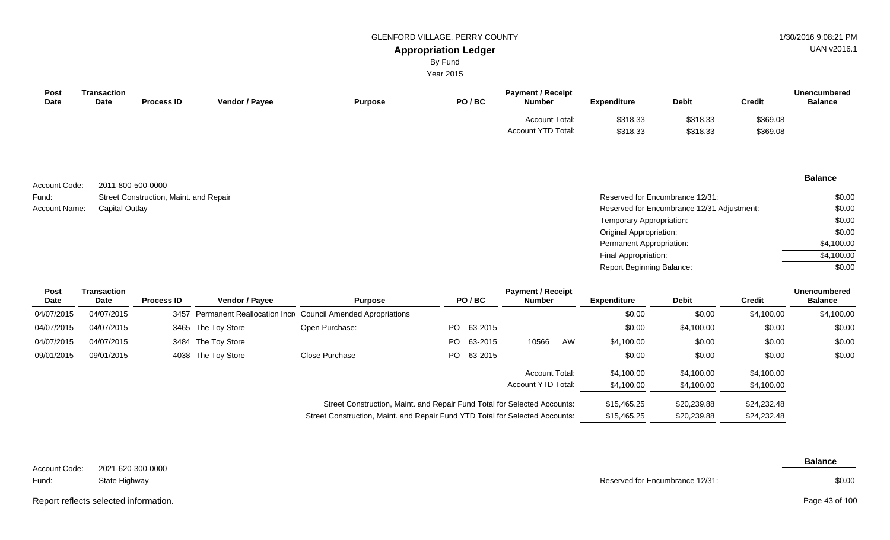GLENFORD VILLAGE, PERRY COUNTY

**Appropriation Ledger**

By Fund

Year 2015

1/30/2016 9:08:21 PM

UAN v2016.1

| Post Date | Transaction Date | Process ID | Vendor / Payee | Purpose | PO / BC | Payment / Receipt Number | Expenditure | Debit | Credit | Unencumbered Balance |
|---|---|---|---|---|---|---|---|---|---|---|
| | | | | | | Account Total: | $318.33 | $318.33 | $369.08 | |
| | | | | | | Account YTD Total: | $318.33 | $318.33 | $369.08 | |

Account Code: 2011-800-500-0000

Fund: Street Construction, Maint. and Repair

Account Name: Capital Outlay

| | Balance |
|---|---|
| Reserved for Encumbrance 12/31: | $0.00 |
| Reserved for Encumbrance 12/31 Adjustment: | $0.00 |
| Temporary Appropriation: | $0.00 |
| Original Appropriation: | $0.00 |
| Permanent Appropriation: | $4,100.00 |
| Final Appropriation: | $4,100.00 |
| Report Beginning Balance: | $0.00 |

| Post Date | Transaction Date | Process ID | Vendor / Payee | Purpose | PO / BC | Payment / Receipt Number | Expenditure | Debit | Credit | Unencumbered Balance |
|---|---|---|---|---|---|---|---|---|---|---|
| 04/07/2015 | 04/07/2015 | 3457 | Permanent Reallocation Incr | Council Amended Apropriations | | | $0.00 | $0.00 | $4,100.00 | $4,100.00 |
| 04/07/2015 | 04/07/2015 | 3465 | The Toy Store | Open Purchase: | PO 63-2015 | | $0.00 | $4,100.00 | $0.00 | $0.00 |
| 04/07/2015 | 04/07/2015 | 3484 | The Toy Store | | PO 63-2015 | 10566 AW | $4,100.00 | $0.00 | $0.00 | $0.00 |
| 09/01/2015 | 09/01/2015 | 4038 | The Toy Store | Close Purchase | PO 63-2015 | | $0.00 | $0.00 | $0.00 | $0.00 |
| | | | | | | Account Total: | $4,100.00 | $4,100.00 | $4,100.00 | |
| | | | | | | Account YTD Total: | $4,100.00 | $4,100.00 | $4,100.00 | |
| | | | | Street Construction, Maint. and Repair Fund Total for Selected Accounts: | | | $15,465.25 | $20,239.88 | $24,232.48 | |
| | | | | Street Construction, Maint. and Repair Fund YTD Total for Selected Accounts: | | | $15,465.25 | $20,239.88 | $24,232.48 | |

Account Code: 2021-620-300-0000

Fund: State Highway

| | Balance |
|---|---|
| Reserved for Encumbrance 12/31: | $0.00 |

Report reflects selected information.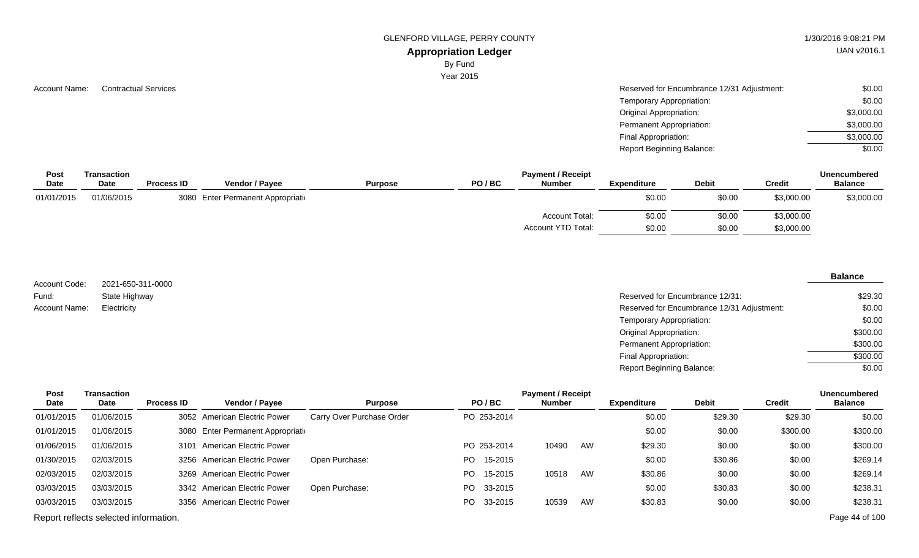GLENFORD VILLAGE, PERRY COUNTY

**Appropriation Ledger**

By Fund

Year 2015

Account Name: Contractual Services

| | |
|---|---|
| Reserved for Encumbrance 12/31 Adjustment: | $0.00 |
| Temporary Appropriation: | $0.00 |
| Original Appropriation: | $3,000.00 |
| Permanent Appropriation: | $3,000.00 |
| Final Appropriation: | $3,000.00 |
| Report Beginning Balance: | $0.00 |

| Post Date | Transaction Date | Process ID | Vendor / Payee | Purpose | PO / BC | Payment / Receipt Number | Expenditure | Debit | Credit | Unencumbered Balance |
|---|---|---|---|---|---|---|---|---|---|---|
| 01/01/2015 | 01/06/2015 | 3080 | Enter Permanent Appropriati | | | | $0.00 | $0.00 | $3,000.00 | $3,000.00 |
| | | | | | | Account Total: | $0.00 | $0.00 | $3,000.00 | |
| | | | | | | Account YTD Total: | $0.00 | $0.00 | $3,000.00 | |

Account Code: 2021-650-311-0000

Fund: State Highway

Account Name: Electricity

| | Balance |
|---|---|
| Reserved for Encumbrance 12/31: | $29.30 |
| Reserved for Encumbrance 12/31 Adjustment: | $0.00 |
| Temporary Appropriation: | $0.00 |
| Original Appropriation: | $300.00 |
| Permanent Appropriation: | $300.00 |
| Final Appropriation: | $300.00 |
| Report Beginning Balance: | $0.00 |

| Post Date | Transaction Date | Process ID | Vendor / Payee | Purpose | PO / BC | Payment / Receipt Number | Expenditure | Debit | Credit | Unencumbered Balance |
|---|---|---|---|---|---|---|---|---|---|---|
| 01/01/2015 | 01/06/2015 | 3052 | American Electric Power | Carry Over Purchase Order | PO 253-2014 | | $0.00 | $29.30 | $29.30 | $0.00 |
| 01/01/2015 | 01/06/2015 | 3080 | Enter Permanent Appropriati | | | | $0.00 | $0.00 | $300.00 | $300.00 |
| 01/06/2015 | 01/06/2015 | 3101 | American Electric Power | | PO 253-2014 | 10490 AW | $29.30 | $0.00 | $0.00 | $300.00 |
| 01/30/2015 | 02/03/2015 | 3256 | American Electric Power | Open Purchase: | PO 15-2015 | | $0.00 | $30.86 | $0.00 | $269.14 |
| 02/03/2015 | 02/03/2015 | 3269 | American Electric Power | | PO 15-2015 | 10518 AW | $30.86 | $0.00 | $0.00 | $269.14 |
| 03/03/2015 | 03/03/2015 | 3342 | American Electric Power | Open Purchase: | PO 33-2015 | | $0.00 | $30.83 | $0.00 | $238.31 |
| 03/03/2015 | 03/03/2015 | 3356 | American Electric Power | | PO 33-2015 | 10539 AW | $30.83 | $0.00 | $0.00 | $238.31 |

Report reflects selected information.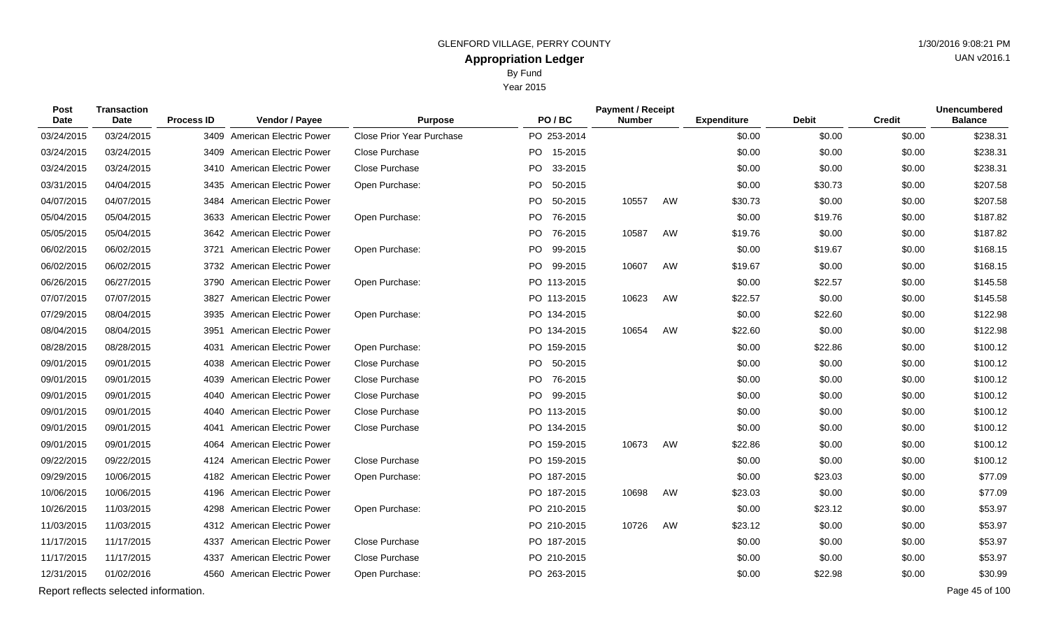GLENFORD VILLAGE, PERRY COUNTY

# Appropriation Ledger

By Fund

Year 2015

| Post Date | Transaction Date | Process ID | Vendor / Payee | Purpose | PO / BC | Payment / Receipt Number | | Expenditure | Debit | Credit | Unencumbered Balance |
|---|---|---|---|---|---|---|---|---|---|---|---|
| 03/24/2015 | 03/24/2015 | 3409 | American Electric Power | Close Prior Year Purchase | PO 253-2014 | | | $0.00 | $0.00 | $0.00 | $238.31 |
| 03/24/2015 | 03/24/2015 | 3409 | American Electric Power | Close Purchase | PO 15-2015 | | | $0.00 | $0.00 | $0.00 | $238.31 |
| 03/24/2015 | 03/24/2015 | 3410 | American Electric Power | Close Purchase | PO 33-2015 | | | $0.00 | $0.00 | $0.00 | $238.31 |
| 03/31/2015 | 04/04/2015 | 3435 | American Electric Power | Open Purchase: | PO 50-2015 | | | $0.00 | $30.73 | $0.00 | $207.58 |
| 04/07/2015 | 04/07/2015 | 3484 | American Electric Power | | PO 50-2015 | 10557 | AW | $30.73 | $0.00 | $0.00 | $207.58 |
| 05/04/2015 | 05/04/2015 | 3633 | American Electric Power | Open Purchase: | PO 76-2015 | | | $0.00 | $19.76 | $0.00 | $187.82 |
| 05/05/2015 | 05/04/2015 | 3642 | American Electric Power | | PO 76-2015 | 10587 | AW | $19.76 | $0.00 | $0.00 | $187.82 |
| 06/02/2015 | 06/02/2015 | 3721 | American Electric Power | Open Purchase: | PO 99-2015 | | | $0.00 | $19.67 | $0.00 | $168.15 |
| 06/02/2015 | 06/02/2015 | 3732 | American Electric Power | | PO 99-2015 | 10607 | AW | $19.67 | $0.00 | $0.00 | $168.15 |
| 06/26/2015 | 06/27/2015 | 3790 | American Electric Power | Open Purchase: | PO 113-2015 | | | $0.00 | $22.57 | $0.00 | $145.58 |
| 07/07/2015 | 07/07/2015 | 3827 | American Electric Power | | PO 113-2015 | 10623 | AW | $22.57 | $0.00 | $0.00 | $145.58 |
| 07/29/2015 | 08/04/2015 | 3935 | American Electric Power | Open Purchase: | PO 134-2015 | | | $0.00 | $22.60 | $0.00 | $122.98 |
| 08/04/2015 | 08/04/2015 | 3951 | American Electric Power | | PO 134-2015 | 10654 | AW | $22.60 | $0.00 | $0.00 | $122.98 |
| 08/28/2015 | 08/28/2015 | 4031 | American Electric Power | Open Purchase: | PO 159-2015 | | | $0.00 | $22.86 | $0.00 | $100.12 |
| 09/01/2015 | 09/01/2015 | 4038 | American Electric Power | Close Purchase | PO 50-2015 | | | $0.00 | $0.00 | $0.00 | $100.12 |
| 09/01/2015 | 09/01/2015 | 4039 | American Electric Power | Close Purchase | PO 76-2015 | | | $0.00 | $0.00 | $0.00 | $100.12 |
| 09/01/2015 | 09/01/2015 | 4040 | American Electric Power | Close Purchase | PO 99-2015 | | | $0.00 | $0.00 | $0.00 | $100.12 |
| 09/01/2015 | 09/01/2015 | 4040 | American Electric Power | Close Purchase | PO 113-2015 | | | $0.00 | $0.00 | $0.00 | $100.12 |
| 09/01/2015 | 09/01/2015 | 4041 | American Electric Power | Close Purchase | PO 134-2015 | | | $0.00 | $0.00 | $0.00 | $100.12 |
| 09/01/2015 | 09/01/2015 | 4064 | American Electric Power | | PO 159-2015 | 10673 | AW | $22.86 | $0.00 | $0.00 | $100.12 |
| 09/22/2015 | 09/22/2015 | 4124 | American Electric Power | Close Purchase | PO 159-2015 | | | $0.00 | $0.00 | $0.00 | $100.12 |
| 09/29/2015 | 10/06/2015 | 4182 | American Electric Power | Open Purchase: | PO 187-2015 | | | $0.00 | $23.03 | $0.00 | $77.09 |
| 10/06/2015 | 10/06/2015 | 4196 | American Electric Power | | PO 187-2015 | 10698 | AW | $23.03 | $0.00 | $0.00 | $77.09 |
| 10/26/2015 | 11/03/2015 | 4298 | American Electric Power | Open Purchase: | PO 210-2015 | | | $0.00 | $23.12 | $0.00 | $53.97 |
| 11/03/2015 | 11/03/2015 | 4312 | American Electric Power | | PO 210-2015 | 10726 | AW | $23.12 | $0.00 | $0.00 | $53.97 |
| 11/17/2015 | 11/17/2015 | 4337 | American Electric Power | Close Purchase | PO 187-2015 | | | $0.00 | $0.00 | $0.00 | $53.97 |
| 11/17/2015 | 11/17/2015 | 4337 | American Electric Power | Close Purchase | PO 210-2015 | | | $0.00 | $0.00 | $0.00 | $53.97 |
| 12/31/2015 | 01/02/2016 | 4560 | American Electric Power | Open Purchase: | PO 263-2015 | | | $0.00 | $22.98 | $0.00 | $30.99 |

Report reflects selected information.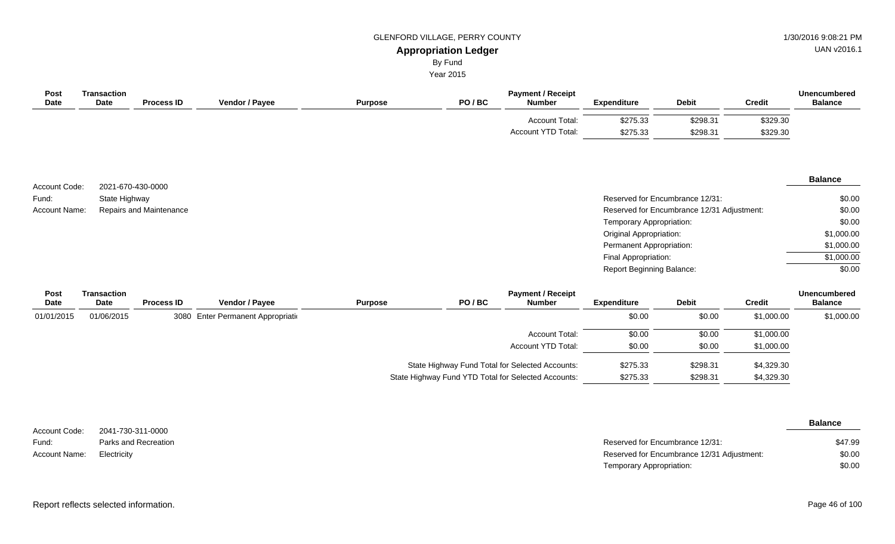| Post Date | Transaction Date | Process ID | Vendor / Payee | Purpose | PO / BC | Payment / Receipt Number | Expenditure | Debit | Credit | Unencumbered Balance |
|---|---|---|---|---|---|---|---|---|---|---|
| | | | | | | Account Total: | $275.33 | $298.31 | $329.30 | |
| | | | | | | Account YTD Total: | $275.33 | $298.31 | $329.30 | |

Account Code: 2021-670-430-0000
Fund: State Highway
Account Name: Repairs and Maintenance

| | Balance |
|---|---|
| Reserved for Encumbrance 12/31: | $0.00 |
| Reserved for Encumbrance 12/31 Adjustment: | $0.00 |
| Temporary Appropriation: | $0.00 |
| Original Appropriation: | $1,000.00 |
| Permanent Appropriation: | $1,000.00 |
| Final Appropriation: | $1,000.00 |
| Report Beginning Balance: | $0.00 |

| Post Date | Transaction Date | Process ID | Vendor / Payee | Purpose | PO / BC | Payment / Receipt Number | Expenditure | Debit | Credit | Unencumbered Balance |
|---|---|---|---|---|---|---|---|---|---|---|
| 01/01/2015 | 01/06/2015 | 3080 | Enter Permanent Appropriati | | | | $0.00 | $0.00 | $1,000.00 | $1,000.00 |
| | | | | | | Account Total: | $0.00 | $0.00 | $1,000.00 | |
| | | | | | | Account YTD Total: | $0.00 | $0.00 | $1,000.00 | |
| | | | | | | State Highway Fund Total for Selected Accounts: | $275.33 | $298.31 | $4,329.30 | |
| | | | | | | State Highway Fund YTD Total for Selected Accounts: | $275.33 | $298.31 | $4,329.30 | |

Account Code: 2041-730-311-0000
Fund: Parks and Recreation
Account Name: Electricity

| | Balance |
|---|---|
| Reserved for Encumbrance 12/31: | $47.99 |
| Reserved for Encumbrance 12/31 Adjustment: | $0.00 |
| Temporary Appropriation: | $0.00 |

Report reflects selected information.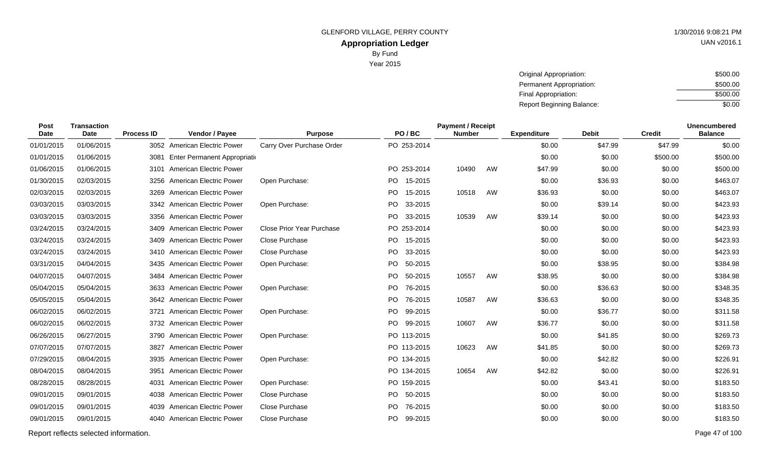GLENFORD VILLAGE, PERRY COUNTY

1/30/2016 9:08:21 PM

UAN v2016.1

## Appropriation Ledger

By Fund

Year 2015

| | |
|---|---|
| Original Appropriation: | $500.00 |
| Permanent Appropriation: | $500.00 |
| Final Appropriation: | $500.00 |
| Report Beginning Balance: | $0.00 |

| Post Date | Transaction Date | Process ID | Vendor / Payee | Purpose | PO / BC | Payment / Receipt Number | | Expenditure | Debit | Credit | Unencumbered Balance |
|---|---|---|---|---|---|---|---|---|---|---|---|
| 01/01/2015 | 01/06/2015 | 3052 | American Electric Power | Carry Over Purchase Order | PO 253-2014 | | | $0.00 | $47.99 | $47.99 | $0.00 |
| 01/01/2015 | 01/06/2015 | 3081 | Enter Permanent Appropriati | | | | | $0.00 | $0.00 | $500.00 | $500.00 |
| 01/06/2015 | 01/06/2015 | 3101 | American Electric Power | | PO 253-2014 | 10490 | AW | $47.99 | $0.00 | $0.00 | $500.00 |
| 01/30/2015 | 02/03/2015 | 3256 | American Electric Power | Open Purchase: | PO 15-2015 | | | $0.00 | $36.93 | $0.00 | $463.07 |
| 02/03/2015 | 02/03/2015 | 3269 | American Electric Power | | PO 15-2015 | 10518 | AW | $36.93 | $0.00 | $0.00 | $463.07 |
| 03/03/2015 | 03/03/2015 | 3342 | American Electric Power | Open Purchase: | PO 33-2015 | | | $0.00 | $39.14 | $0.00 | $423.93 |
| 03/03/2015 | 03/03/2015 | 3356 | American Electric Power | | PO 33-2015 | 10539 | AW | $39.14 | $0.00 | $0.00 | $423.93 |
| 03/24/2015 | 03/24/2015 | 3409 | American Electric Power | Close Prior Year Purchase | PO 253-2014 | | | $0.00 | $0.00 | $0.00 | $423.93 |
| 03/24/2015 | 03/24/2015 | 3409 | American Electric Power | Close Purchase | PO 15-2015 | | | $0.00 | $0.00 | $0.00 | $423.93 |
| 03/24/2015 | 03/24/2015 | 3410 | American Electric Power | Close Purchase | PO 33-2015 | | | $0.00 | $0.00 | $0.00 | $423.93 |
| 03/31/2015 | 04/04/2015 | 3435 | American Electric Power | Open Purchase: | PO 50-2015 | | | $0.00 | $38.95 | $0.00 | $384.98 |
| 04/07/2015 | 04/07/2015 | 3484 | American Electric Power | | PO 50-2015 | 10557 | AW | $38.95 | $0.00 | $0.00 | $384.98 |
| 05/04/2015 | 05/04/2015 | 3633 | American Electric Power | Open Purchase: | PO 76-2015 | | | $0.00 | $36.63 | $0.00 | $348.35 |
| 05/05/2015 | 05/04/2015 | 3642 | American Electric Power | | PO 76-2015 | 10587 | AW | $36.63 | $0.00 | $0.00 | $348.35 |
| 06/02/2015 | 06/02/2015 | 3721 | American Electric Power | Open Purchase: | PO 99-2015 | | | $0.00 | $36.77 | $0.00 | $311.58 |
| 06/02/2015 | 06/02/2015 | 3732 | American Electric Power | | PO 99-2015 | 10607 | AW | $36.77 | $0.00 | $0.00 | $311.58 |
| 06/26/2015 | 06/27/2015 | 3790 | American Electric Power | Open Purchase: | PO 113-2015 | | | $0.00 | $41.85 | $0.00 | $269.73 |
| 07/07/2015 | 07/07/2015 | 3827 | American Electric Power | | PO 113-2015 | 10623 | AW | $41.85 | $0.00 | $0.00 | $269.73 |
| 07/29/2015 | 08/04/2015 | 3935 | American Electric Power | Open Purchase: | PO 134-2015 | | | $0.00 | $42.82 | $0.00 | $226.91 |
| 08/04/2015 | 08/04/2015 | 3951 | American Electric Power | | PO 134-2015 | 10654 | AW | $42.82 | $0.00 | $0.00 | $226.91 |
| 08/28/2015 | 08/28/2015 | 4031 | American Electric Power | Open Purchase: | PO 159-2015 | | | $0.00 | $43.41 | $0.00 | $183.50 |
| 09/01/2015 | 09/01/2015 | 4038 | American Electric Power | Close Purchase | PO 50-2015 | | | $0.00 | $0.00 | $0.00 | $183.50 |
| 09/01/2015 | 09/01/2015 | 4039 | American Electric Power | Close Purchase | PO 76-2015 | | | $0.00 | $0.00 | $0.00 | $183.50 |
| 09/01/2015 | 09/01/2015 | 4040 | American Electric Power | Close Purchase | PO 99-2015 | | | $0.00 | $0.00 | $0.00 | $183.50 |

Report reflects selected information.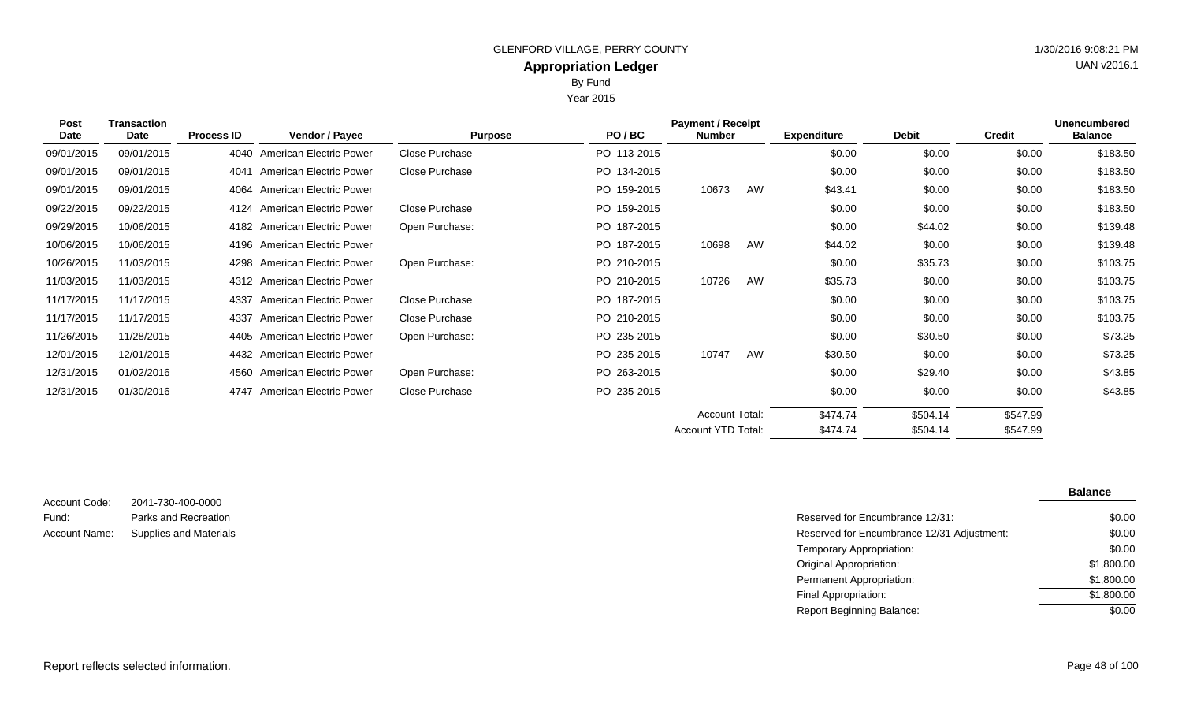GLENFORD VILLAGE, PERRY COUNTY

**Appropriation Ledger**

By Fund

Year 2015

1/30/2016 9:08:21 PM

UAN v2016.1

| Post Date | Transaction Date | Process ID | Vendor / Payee | Purpose | PO / BC | Payment / Receipt Number | | Expenditure | Debit | Credit | Unencumbered Balance |
|---|---|---|---|---|---|---|---|---|---|---|---|
| 09/01/2015 | 09/01/2015 | 4040 | American Electric Power | Close Purchase | PO 113-2015 | | | $0.00 | $0.00 | $0.00 | $183.50 |
| 09/01/2015 | 09/01/2015 | 4041 | American Electric Power | Close Purchase | PO 134-2015 | | | $0.00 | $0.00 | $0.00 | $183.50 |
| 09/01/2015 | 09/01/2015 | 4064 | American Electric Power | | PO 159-2015 | 10673 | AW | $43.41 | $0.00 | $0.00 | $183.50 |
| 09/22/2015 | 09/22/2015 | 4124 | American Electric Power | Close Purchase | PO 159-2015 | | | $0.00 | $0.00 | $0.00 | $183.50 |
| 09/29/2015 | 10/06/2015 | 4182 | American Electric Power | Open Purchase: | PO 187-2015 | | | $0.00 | $44.02 | $0.00 | $139.48 |
| 10/06/2015 | 10/06/2015 | 4196 | American Electric Power | | PO 187-2015 | 10698 | AW | $44.02 | $0.00 | $0.00 | $139.48 |
| 10/26/2015 | 11/03/2015 | 4298 | American Electric Power | Open Purchase: | PO 210-2015 | | | $0.00 | $35.73 | $0.00 | $103.75 |
| 11/03/2015 | 11/03/2015 | 4312 | American Electric Power | | PO 210-2015 | 10726 | AW | $35.73 | $0.00 | $0.00 | $103.75 |
| 11/17/2015 | 11/17/2015 | 4337 | American Electric Power | Close Purchase | PO 187-2015 | | | $0.00 | $0.00 | $0.00 | $103.75 |
| 11/17/2015 | 11/17/2015 | 4337 | American Electric Power | Close Purchase | PO 210-2015 | | | $0.00 | $0.00 | $0.00 | $103.75 |
| 11/26/2015 | 11/28/2015 | 4405 | American Electric Power | Open Purchase: | PO 235-2015 | | | $0.00 | $30.50 | $0.00 | $73.25 |
| 12/01/2015 | 12/01/2015 | 4432 | American Electric Power | | PO 235-2015 | 10747 | AW | $30.50 | $0.00 | $0.00 | $73.25 |
| 12/31/2015 | 01/02/2016 | 4560 | American Electric Power | Open Purchase: | PO 263-2015 | | | $0.00 | $29.40 | $0.00 | $43.85 |
| 12/31/2015 | 01/30/2016 | 4747 | American Electric Power | Close Purchase | PO 235-2015 | | | $0.00 | $0.00 | $0.00 | $43.85 |
| | | | | | | Account Total: | | $474.74 | $504.14 | $547.99 | |
| | | | | | | Account YTD Total: | | $474.74 | $504.14 | $547.99 | |

Account Code: 2041-730-400-0000

Fund: Parks and Recreation

Account Name: Supplies and Materials

| | Balance |
|---|---|
| Reserved for Encumbrance 12/31: | $0.00 |
| Reserved for Encumbrance 12/31 Adjustment: | $0.00 |
| Temporary Appropriation: | $0.00 |
| Original Appropriation: | $1,800.00 |
| Permanent Appropriation: | $1,800.00 |
| Final Appropriation: | $1,800.00 |
| Report Beginning Balance: | $0.00 |

Report reflects selected information.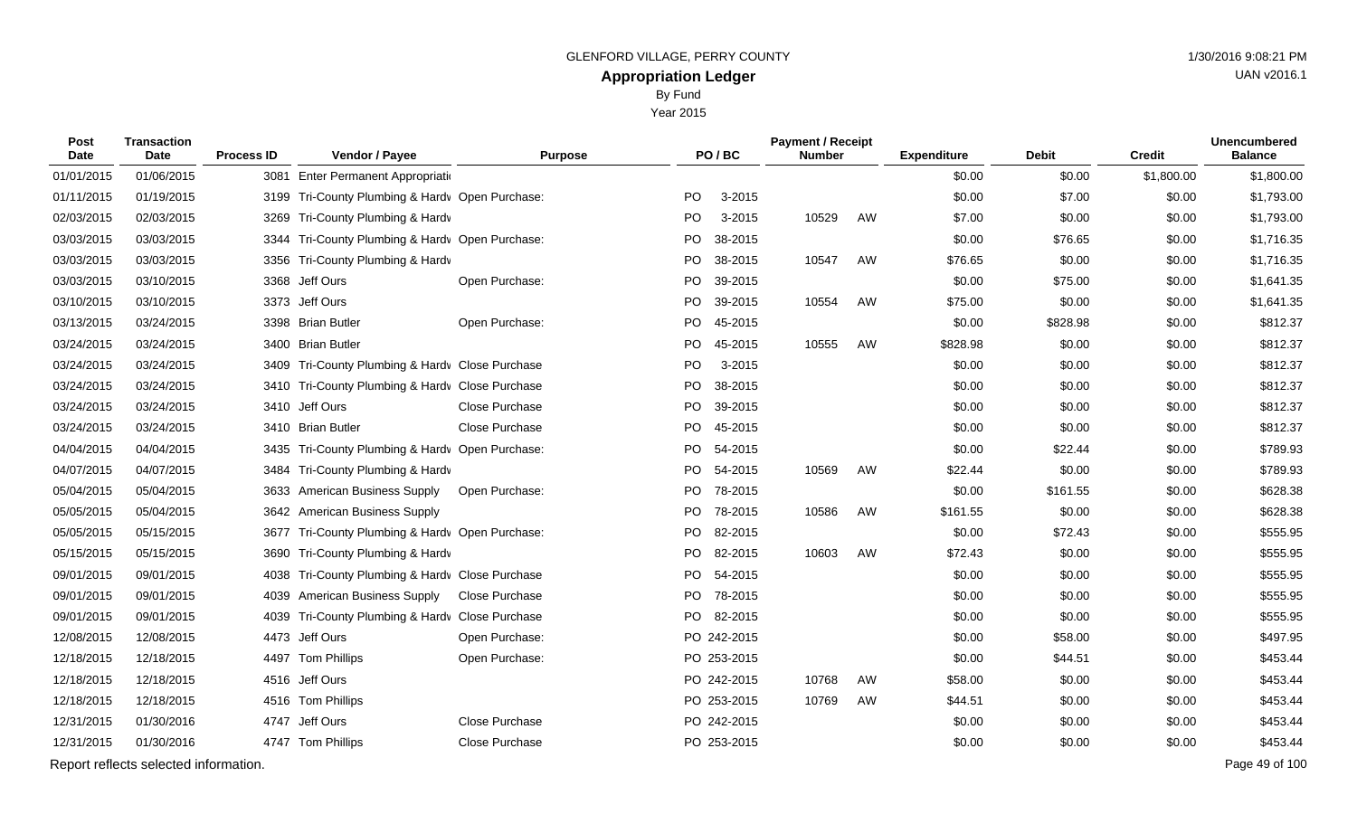GLENFORD VILLAGE, PERRY COUNTY

1/30/2016 9:08:21 PM

UAN v2016.1

# Appropriation Ledger

By Fund

Year 2015

| Post Date | Transaction Date | Process ID | Vendor / Payee | Purpose | PO / BC | Payment / Receipt Number | | Expenditure | Debit | Credit | Unencumbered Balance |
|---|---|---|---|---|---|---|---|---|---|---|---|
| 01/01/2015 | 01/06/2015 | 3081 | Enter Permanent Appropriati | | | | | $0.00 | $0.00 | $1,800.00 | $1,800.00 |
| 01/11/2015 | 01/19/2015 | 3199 | Tri-County Plumbing & Hardv | Open Purchase: | PO 3-2015 | | | $0.00 | $7.00 | $0.00 | $1,793.00 |
| 02/03/2015 | 02/03/2015 | 3269 | Tri-County Plumbing & Hardv | | PO 3-2015 | 10529 | AW | $7.00 | $0.00 | $0.00 | $1,793.00 |
| 03/03/2015 | 03/03/2015 | 3344 | Tri-County Plumbing & Hardv | Open Purchase: | PO 38-2015 | | | $0.00 | $76.65 | $0.00 | $1,716.35 |
| 03/03/2015 | 03/03/2015 | 3356 | Tri-County Plumbing & Hardv | | PO 38-2015 | 10547 | AW | $76.65 | $0.00 | $0.00 | $1,716.35 |
| 03/03/2015 | 03/10/2015 | 3368 | Jeff Ours | Open Purchase: | PO 39-2015 | | | $0.00 | $75.00 | $0.00 | $1,641.35 |
| 03/10/2015 | 03/10/2015 | 3373 | Jeff Ours | | PO 39-2015 | 10554 | AW | $75.00 | $0.00 | $0.00 | $1,641.35 |
| 03/13/2015 | 03/24/2015 | 3398 | Brian Butler | Open Purchase: | PO 45-2015 | | | $0.00 | $828.98 | $0.00 | $812.37 |
| 03/24/2015 | 03/24/2015 | 3400 | Brian Butler | | PO 45-2015 | 10555 | AW | $828.98 | $0.00 | $0.00 | $812.37 |
| 03/24/2015 | 03/24/2015 | 3409 | Tri-County Plumbing & Hardv | Close Purchase | PO 3-2015 | | | $0.00 | $0.00 | $0.00 | $812.37 |
| 03/24/2015 | 03/24/2015 | 3410 | Tri-County Plumbing & Hardv | Close Purchase | PO 38-2015 | | | $0.00 | $0.00 | $0.00 | $812.37 |
| 03/24/2015 | 03/24/2015 | 3410 | Jeff Ours | Close Purchase | PO 39-2015 | | | $0.00 | $0.00 | $0.00 | $812.37 |
| 03/24/2015 | 03/24/2015 | 3410 | Brian Butler | Close Purchase | PO 45-2015 | | | $0.00 | $0.00 | $0.00 | $812.37 |
| 04/04/2015 | 04/04/2015 | 3435 | Tri-County Plumbing & Hardv | Open Purchase: | PO 54-2015 | | | $0.00 | $22.44 | $0.00 | $789.93 |
| 04/07/2015 | 04/07/2015 | 3484 | Tri-County Plumbing & Hardv | | PO 54-2015 | 10569 | AW | $22.44 | $0.00 | $0.00 | $789.93 |
| 05/04/2015 | 05/04/2015 | 3633 | American Business Supply | Open Purchase: | PO 78-2015 | | | $0.00 | $161.55 | $0.00 | $628.38 |
| 05/05/2015 | 05/05/2015 | 3642 | American Business Supply | | PO 78-2015 | 10586 | AW | $161.55 | $0.00 | $0.00 | $628.38 |
| 05/05/2015 | 05/15/2015 | 3677 | Tri-County Plumbing & Hardv | Open Purchase: | PO 82-2015 | | | $0.00 | $72.43 | $0.00 | $555.95 |
| 05/15/2015 | 05/15/2015 | 3690 | Tri-County Plumbing & Hardv | | PO 82-2015 | 10603 | AW | $72.43 | $0.00 | $0.00 | $555.95 |
| 09/01/2015 | 09/01/2015 | 4038 | Tri-County Plumbing & Hardv | Close Purchase | PO 54-2015 | | | $0.00 | $0.00 | $0.00 | $555.95 |
| 09/01/2015 | 09/01/2015 | 4039 | American Business Supply | Close Purchase | PO 78-2015 | | | $0.00 | $0.00 | $0.00 | $555.95 |
| 09/01/2015 | 09/01/2015 | 4039 | Tri-County Plumbing & Hardv | Close Purchase | PO 82-2015 | | | $0.00 | $0.00 | $0.00 | $555.95 |
| 12/08/2015 | 12/08/2015 | 4473 | Jeff Ours | Open Purchase: | PO 242-2015 | | | $0.00 | $58.00 | $0.00 | $497.95 |
| 12/18/2015 | 12/18/2015 | 4497 | Tom Phillips | Open Purchase: | PO 253-2015 | | | $0.00 | $44.51 | $0.00 | $453.44 |
| 12/18/2015 | 12/18/2015 | 4516 | Jeff Ours | | PO 242-2015 | 10768 | AW | $58.00 | $0.00 | $0.00 | $453.44 |
| 12/18/2015 | 12/18/2015 | 4516 | Tom Phillips | | PO 253-2015 | 10769 | AW | $44.51 | $0.00 | $0.00 | $453.44 |
| 12/31/2015 | 01/30/2016 | 4747 | Jeff Ours | Close Purchase | PO 242-2015 | | | $0.00 | $0.00 | $0.00 | $453.44 |
| 12/31/2015 | 01/30/2016 | 4747 | Tom Phillips | Close Purchase | PO 253-2015 | | | $0.00 | $0.00 | $0.00 | $453.44 |

Report reflects selected information.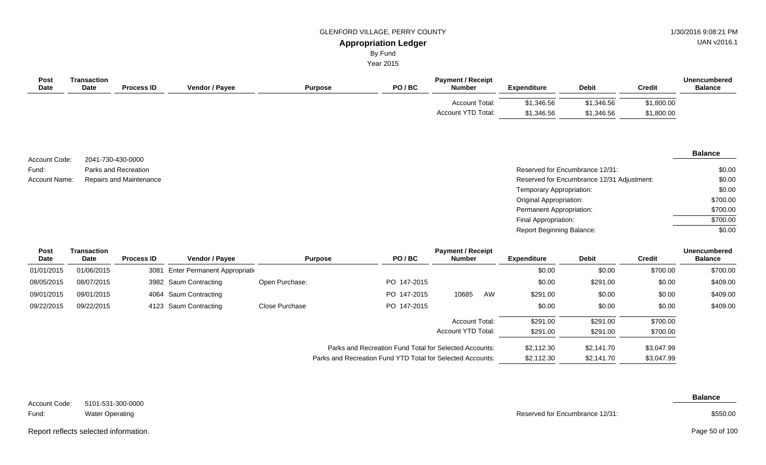| Post Date | Transaction Date | Process ID | Vendor / Payee | Purpose | PO / BC | Payment / Receipt Number | Expenditure | Debit | Credit | Unencumbered Balance |
|---|---|---|---|---|---|---|---|---|---|---|
| | | | | | | Account Total: | $1,346.56 | $1,346.56 | $1,800.00 | |
| | | | | | | Account YTD Total: | $1,346.56 | $1,346.56 | $1,800.00 | |

Account Code: 2041-730-430-0000
Fund: Parks and Recreation
Account Name: Repairs and Maintenance

| | Balance |
|---|---|
| Reserved for Encumbrance 12/31: | $0.00 |
| Reserved for Encumbrance 12/31 Adjustment: | $0.00 |
| Temporary Appropriation: | $0.00 |
| Original Appropriation: | $700.00 |
| Permanent Appropriation: | $700.00 |
| Final Appropriation: | $700.00 |
| Report Beginning Balance: | $0.00 |

| Post Date | Transaction Date | Process ID | Vendor / Payee | Purpose | PO / BC | Payment / Receipt Number | Expenditure | Debit | Credit | Unencumbered Balance |
|---|---|---|---|---|---|---|---|---|---|---|
| 01/01/2015 | 01/06/2015 | 3081 | Enter Permanent Appropriati | | | | $0.00 | $0.00 | $700.00 | $700.00 |
| 08/05/2015 | 08/07/2015 | 3982 | Saum Contracting | Open Purchase: | PO 147-2015 | | $0.00 | $291.00 | $0.00 | $409.00 |
| 09/01/2015 | 09/01/2015 | 4064 | Saum Contracting | | PO 147-2015 | 10685 AW | $291.00 | $0.00 | $0.00 | $409.00 |
| 09/22/2015 | 09/22/2015 | 4123 | Saum Contracting | Close Purchase | PO 147-2015 | | $0.00 | $0.00 | $0.00 | $409.00 |
| | | | | | | Account Total: | $291.00 | $291.00 | $700.00 | |
| | | | | | | Account YTD Total: | $291.00 | $291.00 | $700.00 | |
| | | | | Parks and Recreation Fund Total for Selected Accounts: | | | $2,112.30 | $2,141.70 | $3,047.99 | |
| | | | | Parks and Recreation Fund YTD Total for Selected Accounts: | | | $2,112.30 | $2,141.70 | $3,047.99 | |

Account Code: 5101-531-300-0000
Fund: Water Operating

| | Balance |
|---|---|
| Reserved for Encumbrance 12/31: | $550.00 |

Report reflects selected information.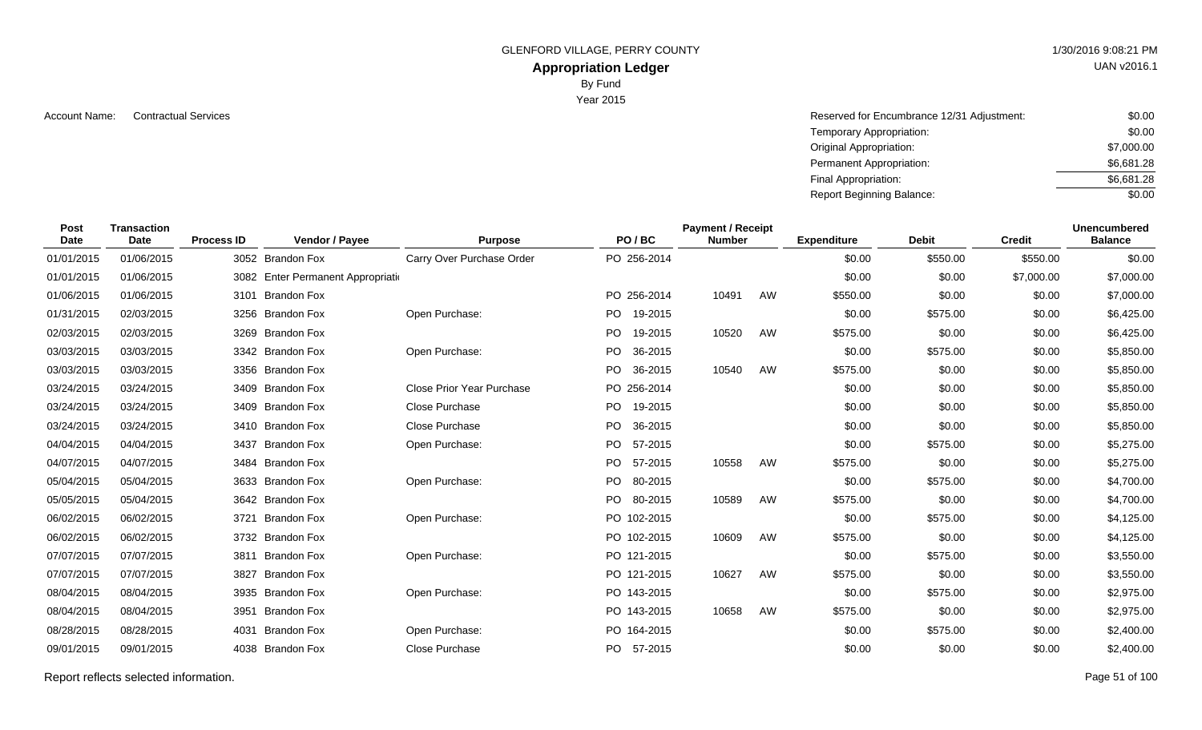GLENFORD VILLAGE, PERRY COUNTY

1/30/2016 9:08:21 PM

UAN v2016.1

# Appropriation Ledger

By Fund

Year 2015

Account Name: Contractual Services

| | |
|---|---|
| Reserved for Encumbrance 12/31 Adjustment: | $0.00 |
| Temporary Appropriation: | $0.00 |
| Original Appropriation: | $7,000.00 |
| Permanent Appropriation: | $6,681.28 |
| Final Appropriation: | $6,681.28 |
| Report Beginning Balance: | $0.00 |

| Post Date | Transaction Date | Process ID | Vendor / Payee | Purpose | PO / BC | Payment / Receipt Number | | Expenditure | Debit | Credit | Unencumbered Balance |
|---|---|---|---|---|---|---|---|---|---|---|---|
| 01/01/2015 | 01/06/2015 | 3052 | Brandon Fox | Carry Over Purchase Order | PO 256-2014 | | | $0.00 | $550.00 | $550.00 | $0.00 |
| 01/01/2015 | 01/06/2015 | 3082 | Enter Permanent Appropriati | | | | | $0.00 | $0.00 | $7,000.00 | $7,000.00 |
| 01/06/2015 | 01/06/2015 | 3101 | Brandon Fox | | PO 256-2014 | 10491 | AW | $550.00 | $0.00 | $0.00 | $7,000.00 |
| 01/31/2015 | 02/03/2015 | 3256 | Brandon Fox | Open Purchase: | PO 19-2015 | | | $0.00 | $575.00 | $0.00 | $6,425.00 |
| 02/03/2015 | 02/03/2015 | 3269 | Brandon Fox | | PO 19-2015 | 10520 | AW | $575.00 | $0.00 | $0.00 | $6,425.00 |
| 03/03/2015 | 03/03/2015 | 3342 | Brandon Fox | Open Purchase: | PO 36-2015 | | | $0.00 | $575.00 | $0.00 | $5,850.00 |
| 03/03/2015 | 03/03/2015 | 3356 | Brandon Fox | | PO 36-2015 | 10540 | AW | $575.00 | $0.00 | $0.00 | $5,850.00 |
| 03/24/2015 | 03/24/2015 | 3409 | Brandon Fox | Close Prior Year Purchase | PO 256-2014 | | | $0.00 | $0.00 | $0.00 | $5,850.00 |
| 03/24/2015 | 03/24/2015 | 3409 | Brandon Fox | Close Purchase | PO 19-2015 | | | $0.00 | $0.00 | $0.00 | $5,850.00 |
| 03/24/2015 | 03/24/2015 | 3410 | Brandon Fox | Close Purchase | PO 36-2015 | | | $0.00 | $0.00 | $0.00 | $5,850.00 |
| 04/04/2015 | 04/04/2015 | 3437 | Brandon Fox | Open Purchase: | PO 57-2015 | | | $0.00 | $575.00 | $0.00 | $5,275.00 |
| 04/07/2015 | 04/07/2015 | 3484 | Brandon Fox | | PO 57-2015 | 10558 | AW | $575.00 | $0.00 | $0.00 | $5,275.00 |
| 05/04/2015 | 05/04/2015 | 3633 | Brandon Fox | Open Purchase: | PO 80-2015 | | | $0.00 | $575.00 | $0.00 | $4,700.00 |
| 05/05/2015 | 05/05/2015 | 3642 | Brandon Fox | | PO 80-2015 | 10589 | AW | $575.00 | $0.00 | $0.00 | $4,700.00 |
| 06/02/2015 | 06/02/2015 | 3721 | Brandon Fox | Open Purchase: | PO 102-2015 | | | $0.00 | $575.00 | $0.00 | $4,125.00 |
| 06/02/2015 | 06/02/2015 | 3732 | Brandon Fox | | PO 102-2015 | 10609 | AW | $575.00 | $0.00 | $0.00 | $4,125.00 |
| 07/07/2015 | 07/07/2015 | 3811 | Brandon Fox | Open Purchase: | PO 121-2015 | | | $0.00 | $575.00 | $0.00 | $3,550.00 |
| 07/07/2015 | 07/07/2015 | 3827 | Brandon Fox | | PO 121-2015 | 10627 | AW | $575.00 | $0.00 | $0.00 | $3,550.00 |
| 08/04/2015 | 08/04/2015 | 3935 | Brandon Fox | Open Purchase: | PO 143-2015 | | | $0.00 | $575.00 | $0.00 | $2,975.00 |
| 08/04/2015 | 08/04/2015 | 3951 | Brandon Fox | | PO 143-2015 | 10658 | AW | $575.00 | $0.00 | $0.00 | $2,975.00 |
| 08/28/2015 | 08/28/2015 | 4031 | Brandon Fox | Open Purchase: | PO 164-2015 | | | $0.00 | $575.00 | $0.00 | $2,400.00 |
| 09/01/2015 | 09/01/2015 | 4038 | Brandon Fox | Close Purchase | PO 57-2015 | | | $0.00 | $0.00 | $0.00 | $2,400.00 |

Report reflects selected information.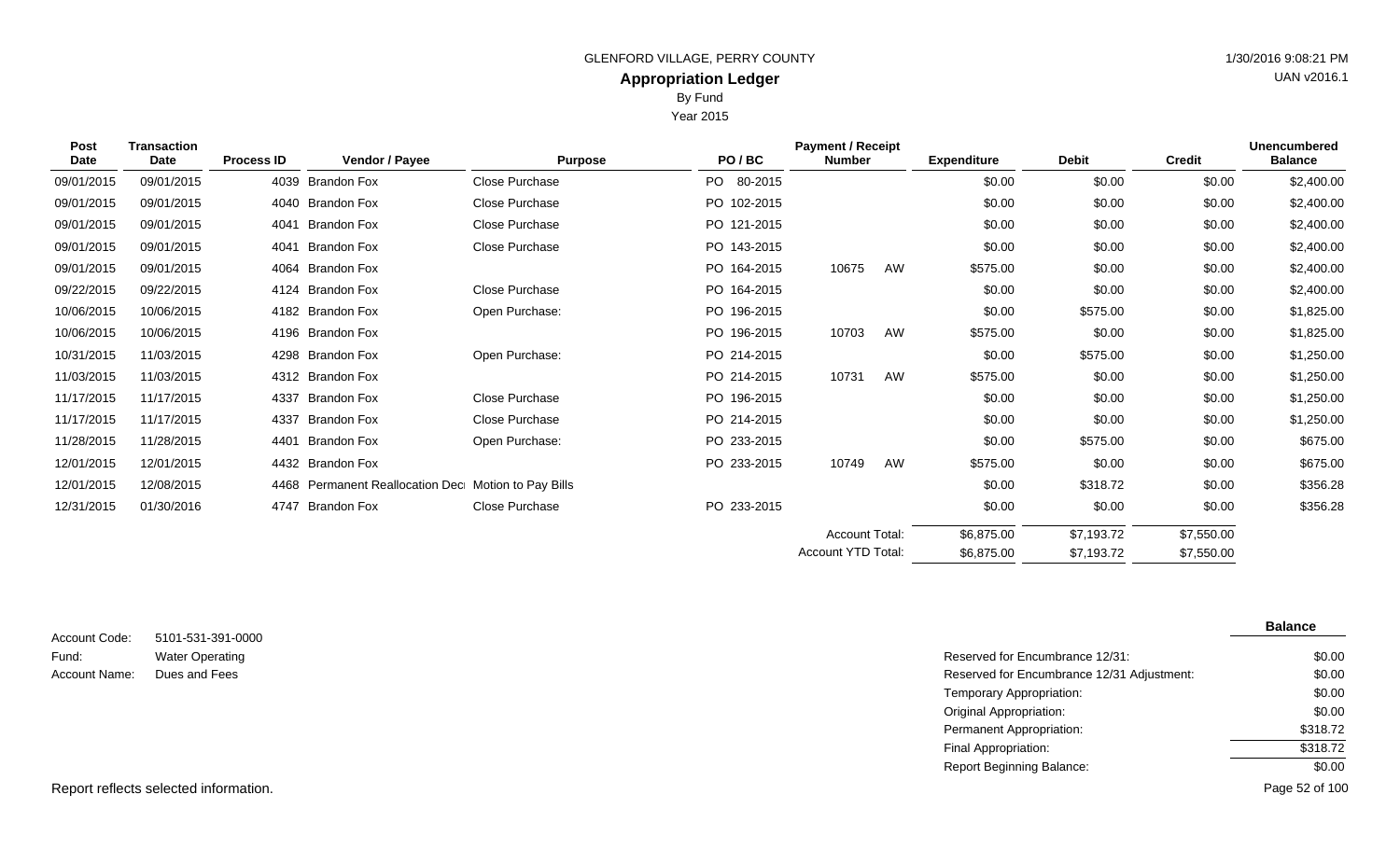GLENFORD VILLAGE, PERRY COUNTY

**Appropriation Ledger**

By Fund

Year 2015

| Post Date | Transaction Date | Process ID | Vendor / Payee | Purpose | PO / BC | Payment / Receipt Number | | Expenditure | Debit | Credit | Unencumbered Balance |
|---|---|---|---|---|---|---|---|---|---|---|---|
| 09/01/2015 | 09/01/2015 | 4039 | Brandon Fox | Close Purchase | PO 80-2015 | | | $0.00 | $0.00 | $0.00 | $2,400.00 |
| 09/01/2015 | 09/01/2015 | 4040 | Brandon Fox | Close Purchase | PO 102-2015 | | | $0.00 | $0.00 | $0.00 | $2,400.00 |
| 09/01/2015 | 09/01/2015 | 4041 | Brandon Fox | Close Purchase | PO 121-2015 | | | $0.00 | $0.00 | $0.00 | $2,400.00 |
| 09/01/2015 | 09/01/2015 | 4041 | Brandon Fox | Close Purchase | PO 143-2015 | | | $0.00 | $0.00 | $0.00 | $2,400.00 |
| 09/01/2015 | 09/01/2015 | 4064 | Brandon Fox | | PO 164-2015 | 10675 | AW | $575.00 | $0.00 | $0.00 | $2,400.00 |
| 09/22/2015 | 09/22/2015 | 4124 | Brandon Fox | Close Purchase | PO 164-2015 | | | $0.00 | $0.00 | $0.00 | $2,400.00 |
| 10/06/2015 | 10/06/2015 | 4182 | Brandon Fox | Open Purchase: | PO 196-2015 | | | $0.00 | $575.00 | $0.00 | $1,825.00 |
| 10/06/2015 | 10/06/2015 | 4196 | Brandon Fox | | PO 196-2015 | 10703 | AW | $575.00 | $0.00 | $0.00 | $1,825.00 |
| 10/31/2015 | 11/03/2015 | 4298 | Brandon Fox | Open Purchase: | PO 214-2015 | | | $0.00 | $575.00 | $0.00 | $1,250.00 |
| 11/03/2015 | 11/03/2015 | 4312 | Brandon Fox | | PO 214-2015 | 10731 | AW | $575.00 | $0.00 | $0.00 | $1,250.00 |
| 11/17/2015 | 11/17/2015 | 4337 | Brandon Fox | Close Purchase | PO 196-2015 | | | $0.00 | $0.00 | $0.00 | $1,250.00 |
| 11/17/2015 | 11/17/2015 | 4337 | Brandon Fox | Close Purchase | PO 214-2015 | | | $0.00 | $0.00 | $0.00 | $1,250.00 |
| 11/28/2015 | 11/28/2015 | 4401 | Brandon Fox | Open Purchase: | PO 233-2015 | | | $0.00 | $575.00 | $0.00 | $675.00 |
| 12/01/2015 | 12/01/2015 | 4432 | Brandon Fox | | PO 233-2015 | 10749 | AW | $575.00 | $0.00 | $0.00 | $675.00 |
| 12/01/2015 | 12/08/2015 | 4468 | Permanent Reallocation Dec | Motion to Pay Bills | | | | $0.00 | $318.72 | $0.00 | $356.28 |
| 12/31/2015 | 01/30/2016 | 4747 | Brandon Fox | Close Purchase | PO 233-2015 | | | $0.00 | $0.00 | $0.00 | $356.28 |
| | | | | | | Account Total: | | $6,875.00 | $7,193.72 | $7,550.00 | |
| | | | | | | Account YTD Total: | | $6,875.00 | $7,193.72 | $7,550.00 | |

Account Code: 5101-531-391-0000

Fund: Water Operating

Account Name: Dues and Fees

| | Balance |
|---|---|
| Reserved for Encumbrance 12/31: | $0.00 |
| Reserved for Encumbrance 12/31 Adjustment: | $0.00 |
| Temporary Appropriation: | $0.00 |
| Original Appropriation: | $0.00 |
| Permanent Appropriation: | $318.72 |
| Final Appropriation: | $318.72 |
| Report Beginning Balance: | $0.00 |

Report reflects selected information.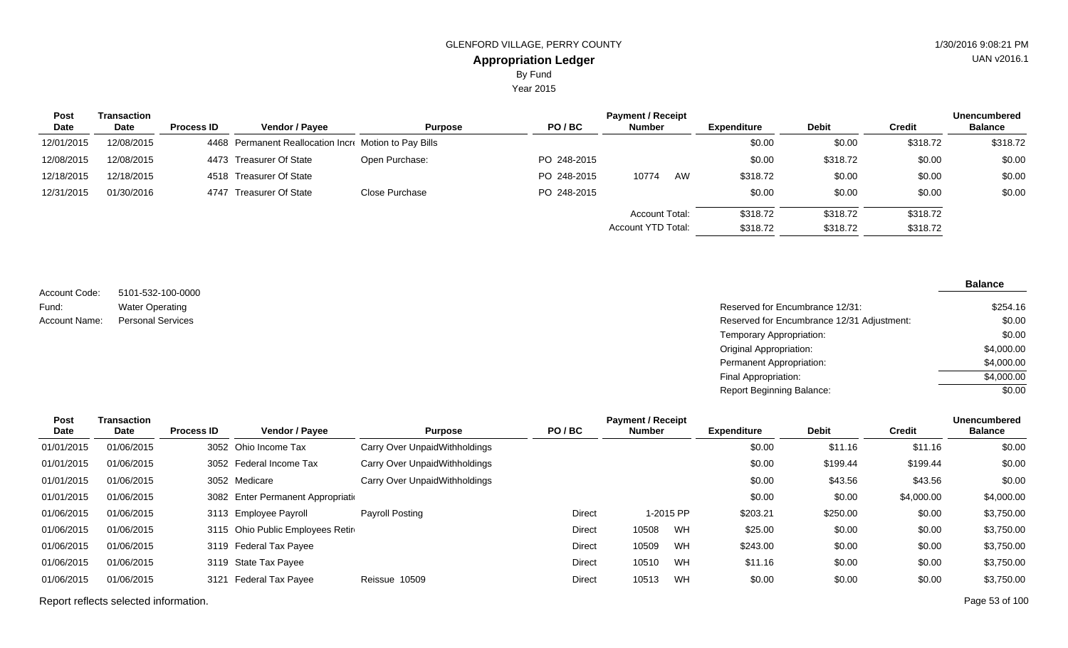GLENFORD VILLAGE, PERRY COUNTY

## Appropriation Ledger

By Fund

Year 2015

| Post Date | Transaction Date | Process ID | Vendor / Payee | Purpose | PO / BC | Payment / Receipt Number | | Expenditure | Debit | Credit | Unencumbered Balance |
|---|---|---|---|---|---|---|---|---|---|---|---|
| 12/01/2015 | 12/08/2015 | 4468 | Permanent Reallocation Incr | Motion to Pay Bills | | | | $0.00 | $0.00 | $318.72 | $318.72 |
| 12/08/2015 | 12/08/2015 | 4473 | Treasurer Of State | Open Purchase: | PO 248-2015 | | | $0.00 | $318.72 | $0.00 | $0.00 |
| 12/18/2015 | 12/18/2015 | 4518 | Treasurer Of State | | PO 248-2015 | 10774 | AW | $318.72 | $0.00 | $0.00 | $0.00 |
| 12/31/2015 | 01/30/2016 | 4747 | Treasurer Of State | Close Purchase | PO 248-2015 | | | $0.00 | $0.00 | $0.00 | $0.00 |
| | | | | | | Account Total: | | $318.72 | $318.72 | $318.72 | |
| | | | | | | Account YTD Total: | | $318.72 | $318.72 | $318.72 | |

Account Code: 5101-532-100-0000
Fund: Water Operating
Account Name: Personal Services

| | Balance |
|---|---|
| Reserved for Encumbrance 12/31: | $254.16 |
| Reserved for Encumbrance 12/31 Adjustment: | $0.00 |
| Temporary Appropriation: | $0.00 |
| Original Appropriation: | $4,000.00 |
| Permanent Appropriation: | $4,000.00 |
| Final Appropriation: | $4,000.00 |
| Report Beginning Balance: | $0.00 |

| Post Date | Transaction Date | Process ID | Vendor / Payee | Purpose | PO / BC | Payment / Receipt Number | | Expenditure | Debit | Credit | Unencumbered Balance |
|---|---|---|---|---|---|---|---|---|---|---|---|
| 01/01/2015 | 01/06/2015 | 3052 | Ohio Income Tax | Carry Over UnpaidWithholdings | | | | $0.00 | $11.16 | $11.16 | $0.00 |
| 01/01/2015 | 01/06/2015 | 3052 | Federal Income Tax | Carry Over UnpaidWithholdings | | | | $0.00 | $199.44 | $199.44 | $0.00 |
| 01/01/2015 | 01/06/2015 | 3052 | Medicare | Carry Over UnpaidWithholdings | | | | $0.00 | $43.56 | $43.56 | $0.00 |
| 01/01/2015 | 01/06/2015 | 3082 | Enter Permanent Appropriati | | | | | $0.00 | $0.00 | $4,000.00 | $4,000.00 |
| 01/06/2015 | 01/06/2015 | 3113 | Employee Payroll | Payroll Posting | Direct | 1-2015 PP | | $203.21 | $250.00 | $0.00 | $3,750.00 |
| 01/06/2015 | 01/06/2015 | 3115 | Ohio Public Employees Retir | | Direct | 10508 | WH | $25.00 | $0.00 | $0.00 | $3,750.00 |
| 01/06/2015 | 01/06/2015 | 3119 | Federal Tax Payee | | Direct | 10509 | WH | $243.00 | $0.00 | $0.00 | $3,750.00 |
| 01/06/2015 | 01/06/2015 | 3119 | State Tax Payee | | Direct | 10510 | WH | $11.16 | $0.00 | $0.00 | $3,750.00 |
| 01/06/2015 | 01/06/2015 | 3121 | Federal Tax Payee | Reissue 10509 | Direct | 10513 | WH | $0.00 | $0.00 | $0.00 | $3,750.00 |

Report reflects selected information.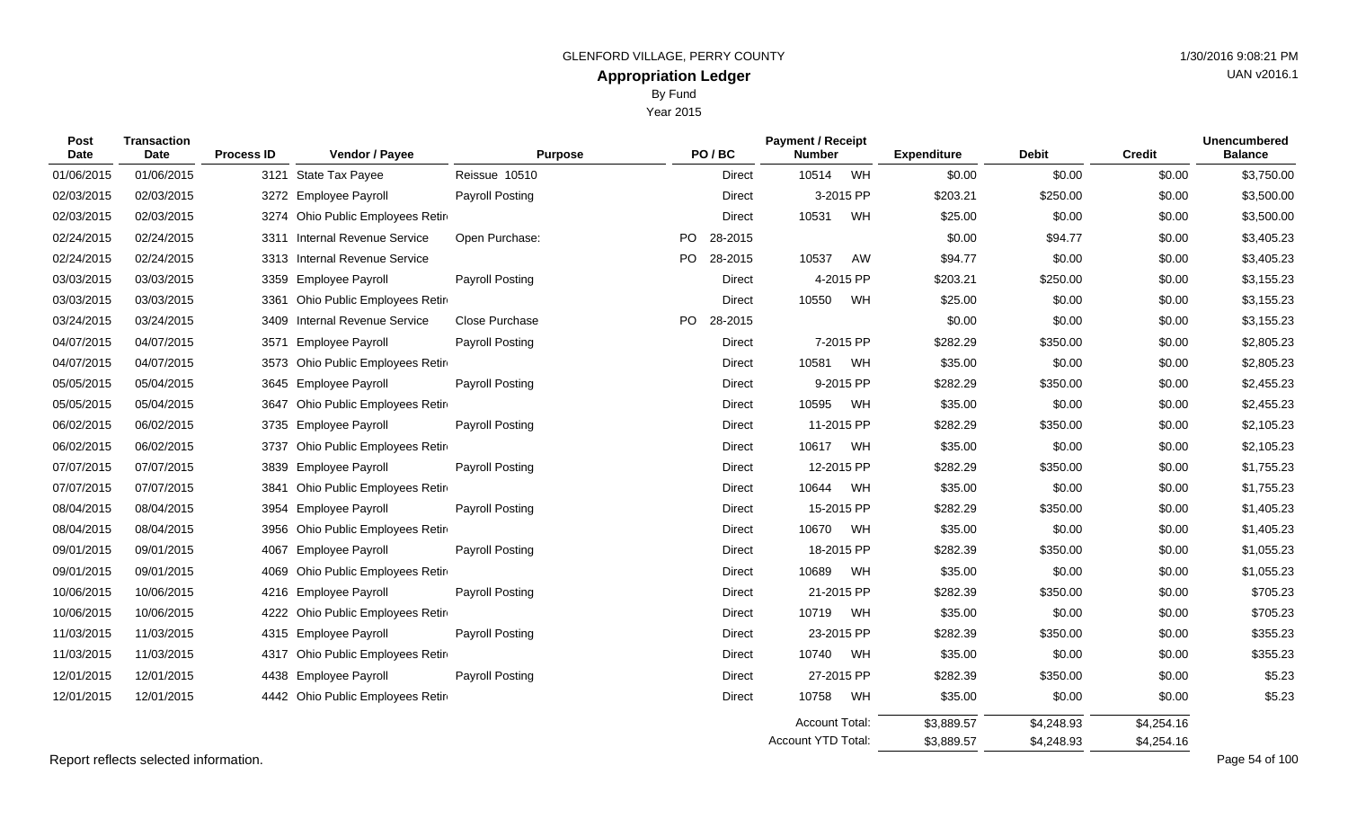GLENFORD VILLAGE, PERRY COUNTY

1/30/2016 9:08:21 PM

UAN v2016.1

# Appropriation Ledger

By Fund

Year 2015

| Post Date | Transaction Date | Process ID | Vendor / Payee | Purpose | PO / BC | Payment / Receipt Number | Expenditure | Debit | Credit | Unencumbered Balance |
|---|---|---|---|---|---|---|---|---|---|---|
| 01/06/2015 | 01/06/2015 | 3121 | State Tax Payee | Reissue 10510 | Direct | 10514 WH | $0.00 | $0.00 | $0.00 | $3,750.00 |
| 02/03/2015 | 02/03/2015 | 3272 | Employee Payroll | Payroll Posting | Direct | 3-2015 PP | $203.21 | $250.00 | $0.00 | $3,500.00 |
| 02/03/2015 | 02/03/2015 | 3274 | Ohio Public Employees Retir | | Direct | 10531 WH | $25.00 | $0.00 | $0.00 | $3,500.00 |
| 02/24/2015 | 02/24/2015 | 3311 | Internal Revenue Service | Open Purchase: | PO 28-2015 | | $0.00 | $94.77 | $0.00 | $3,405.23 |
| 02/24/2015 | 02/24/2015 | 3313 | Internal Revenue Service | | PO 28-2015 | 10537 AW | $94.77 | $0.00 | $0.00 | $3,405.23 |
| 03/03/2015 | 03/03/2015 | 3359 | Employee Payroll | Payroll Posting | Direct | 4-2015 PP | $203.21 | $250.00 | $0.00 | $3,155.23 |
| 03/03/2015 | 03/03/2015 | 3361 | Ohio Public Employees Retir | | Direct | 10550 WH | $25.00 | $0.00 | $0.00 | $3,155.23 |
| 03/24/2015 | 03/24/2015 | 3409 | Internal Revenue Service | Close Purchase | PO 28-2015 | | $0.00 | $0.00 | $0.00 | $3,155.23 |
| 04/07/2015 | 04/07/2015 | 3571 | Employee Payroll | Payroll Posting | Direct | 7-2015 PP | $282.29 | $350.00 | $0.00 | $2,805.23 |
| 04/07/2015 | 04/07/2015 | 3573 | Ohio Public Employees Retir | | Direct | 10581 WH | $35.00 | $0.00 | $0.00 | $2,805.23 |
| 05/05/2015 | 05/04/2015 | 3645 | Employee Payroll | Payroll Posting | Direct | 9-2015 PP | $282.29 | $350.00 | $0.00 | $2,455.23 |
| 05/05/2015 | 05/04/2015 | 3647 | Ohio Public Employees Retir | | Direct | 10595 WH | $35.00 | $0.00 | $0.00 | $2,455.23 |
| 06/02/2015 | 06/02/2015 | 3735 | Employee Payroll | Payroll Posting | Direct | 11-2015 PP | $282.29 | $350.00 | $0.00 | $2,105.23 |
| 06/02/2015 | 06/02/2015 | 3737 | Ohio Public Employees Retir | | Direct | 10617 WH | $35.00 | $0.00 | $0.00 | $2,105.23 |
| 07/07/2015 | 07/07/2015 | 3839 | Employee Payroll | Payroll Posting | Direct | 12-2015 PP | $282.29 | $350.00 | $0.00 | $1,755.23 |
| 07/07/2015 | 07/07/2015 | 3841 | Ohio Public Employees Retir | | Direct | 10644 WH | $35.00 | $0.00 | $0.00 | $1,755.23 |
| 08/04/2015 | 08/04/2015 | 3954 | Employee Payroll | Payroll Posting | Direct | 15-2015 PP | $282.29 | $350.00 | $0.00 | $1,405.23 |
| 08/04/2015 | 08/04/2015 | 3956 | Ohio Public Employees Retir | | Direct | 10670 WH | $35.00 | $0.00 | $0.00 | $1,405.23 |
| 09/01/2015 | 09/01/2015 | 4067 | Employee Payroll | Payroll Posting | Direct | 18-2015 PP | $282.39 | $350.00 | $0.00 | $1,055.23 |
| 09/01/2015 | 09/01/2015 | 4069 | Ohio Public Employees Retir | | Direct | 10689 WH | $35.00 | $0.00 | $0.00 | $1,055.23 |
| 10/06/2015 | 10/06/2015 | 4216 | Employee Payroll | Payroll Posting | Direct | 21-2015 PP | $282.39 | $350.00 | $0.00 | $705.23 |
| 10/06/2015 | 10/06/2015 | 4222 | Ohio Public Employees Retir | | Direct | 10719 WH | $35.00 | $0.00 | $0.00 | $705.23 |
| 11/03/2015 | 11/03/2015 | 4315 | Employee Payroll | Payroll Posting | Direct | 23-2015 PP | $282.39 | $350.00 | $0.00 | $355.23 |
| 11/03/2015 | 11/03/2015 | 4317 | Ohio Public Employees Retir | | Direct | 10740 WH | $35.00 | $0.00 | $0.00 | $355.23 |
| 12/01/2015 | 12/01/2015 | 4438 | Employee Payroll | Payroll Posting | Direct | 27-2015 PP | $282.39 | $350.00 | $0.00 | $5.23 |
| 12/01/2015 | 12/01/2015 | 4442 | Ohio Public Employees Retir | | Direct | 10758 WH | $35.00 | $0.00 | $0.00 | $5.23 |
| | | | | | | Account Total: | $3,889.57 | $4,248.93 | $4,254.16 | |
| | | | | | | Account YTD Total: | $3,889.57 | $4,248.93 | $4,254.16 | |

Report reflects selected information.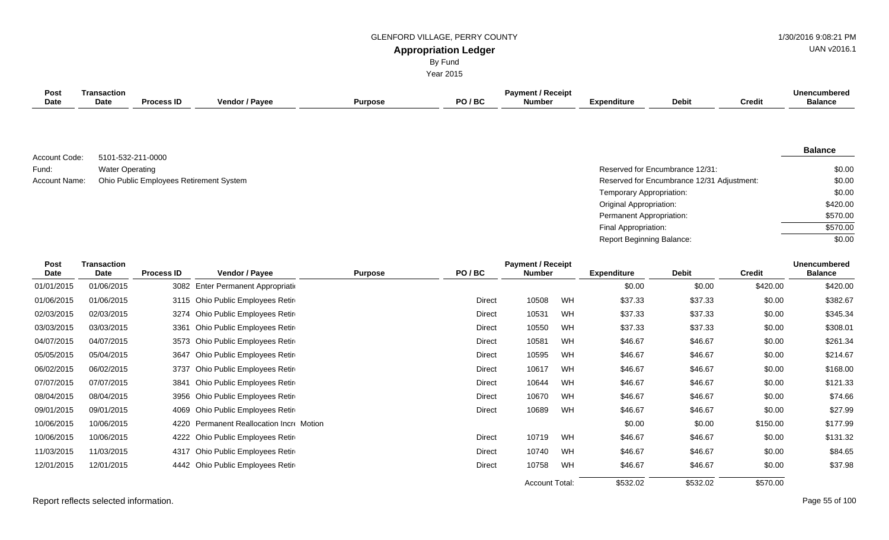GLENFORD VILLAGE, PERRY COUNTY

**Appropriation Ledger**

By Fund

Year 2015

| Account Code: | 5101-532-211-0000 |
|---|---|
| Fund: | Water Operating |
| Account Name: | Ohio Public Employees Retirement System |

| | Balance |
|---|---|
| Reserved for Encumbrance 12/31: | $0.00 |
| Reserved for Encumbrance 12/31 Adjustment: | $0.00 |
| Temporary Appropriation: | $0.00 |
| Original Appropriation: | $420.00 |
| Permanent Appropriation: | $570.00 |
| Final Appropriation: | $570.00 |
| Report Beginning Balance: | $0.00 |

| Post Date | Transaction Date | Process ID | Vendor / Payee | Purpose | PO / BC | Payment / Receipt Number | | Expenditure | Debit | Credit | Unencumbered Balance |
|---|---|---|---|---|---|---|---|---|---|---|---|
| 01/01/2015 | 01/06/2015 | 3082 | Enter Permanent Appropriati | | | | | $0.00 | $0.00 | $420.00 | $420.00 |
| 01/06/2015 | 01/06/2015 | 3115 | Ohio Public Employees Retir | | Direct | 10508 | WH | $37.33 | $37.33 | $0.00 | $382.67 |
| 02/03/2015 | 02/03/2015 | 3274 | Ohio Public Employees Retir | | Direct | 10531 | WH | $37.33 | $37.33 | $0.00 | $345.34 |
| 03/03/2015 | 03/03/2015 | 3361 | Ohio Public Employees Retir | | Direct | 10550 | WH | $37.33 | $37.33 | $0.00 | $308.01 |
| 04/07/2015 | 04/07/2015 | 3573 | Ohio Public Employees Retir | | Direct | 10581 | WH | $46.67 | $46.67 | $0.00 | $261.34 |
| 05/05/2015 | 05/04/2015 | 3647 | Ohio Public Employees Retir | | Direct | 10595 | WH | $46.67 | $46.67 | $0.00 | $214.67 |
| 06/02/2015 | 06/02/2015 | 3737 | Ohio Public Employees Retir | | Direct | 10617 | WH | $46.67 | $46.67 | $0.00 | $168.00 |
| 07/07/2015 | 07/07/2015 | 3841 | Ohio Public Employees Retir | | Direct | 10644 | WH | $46.67 | $46.67 | $0.00 | $121.33 |
| 08/04/2015 | 08/04/2015 | 3956 | Ohio Public Employees Retir | | Direct | 10670 | WH | $46.67 | $46.67 | $0.00 | $74.66 |
| 09/01/2015 | 09/01/2015 | 4069 | Ohio Public Employees Retir | | Direct | 10689 | WH | $46.67 | $46.67 | $0.00 | $27.99 |
| 10/06/2015 | 10/06/2015 | 4220 | Permanent Reallocation Incr | Motion | | | | $0.00 | $0.00 | $150.00 | $177.99 |
| 10/06/2015 | 10/06/2015 | 4222 | Ohio Public Employees Retir | | Direct | 10719 | WH | $46.67 | $46.67 | $0.00 | $131.32 |
| 11/03/2015 | 11/03/2015 | 4317 | Ohio Public Employees Retir | | Direct | 10740 | WH | $46.67 | $46.67 | $0.00 | $84.65 |
| 12/01/2015 | 12/01/2015 | 4442 | Ohio Public Employees Retir | | Direct | 10758 | WH | $46.67 | $46.67 | $0.00 | $37.98 |
| | | | | | | Account Total: | | $532.02 | $532.02 | $570.00 | |

Report reflects selected information.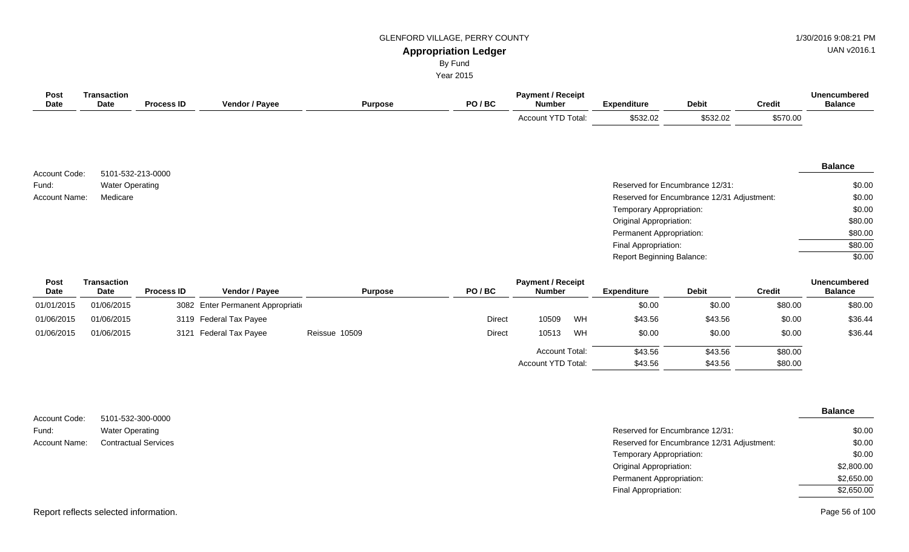GLENFORD VILLAGE, PERRY COUNTY

## Appropriation Ledger

By Fund

Year 2015

| Post Date | Transaction Date | Process ID | Vendor / Payee | Purpose | PO / BC | Payment / Receipt Number | | Expenditure | Debit | Credit | Unencumbered Balance |
|---|---|---|---|---|---|---|---|---|---|---|---|
| | | | | | | Account YTD Total: | | $532.02 | $532.02 | $570.00 | |

Account Code: 5101-532-213-0000
Fund: Water Operating
Account Name: Medicare

| | Balance |
|---|---|
| Reserved for Encumbrance 12/31: | $0.00 |
| Reserved for Encumbrance 12/31 Adjustment: | $0.00 |
| Temporary Appropriation: | $0.00 |
| Original Appropriation: | $80.00 |
| Permanent Appropriation: | $80.00 |
| Final Appropriation: | $80.00 |
| Report Beginning Balance: | $0.00 |

| Post Date | Transaction Date | Process ID | Vendor / Payee | Purpose | PO / BC | Payment / Receipt Number | | Expenditure | Debit | Credit | Unencumbered Balance |
|---|---|---|---|---|---|---|---|---|---|---|---|
| 01/01/2015 | 01/06/2015 | 3082 | Enter Permanent Appropriati | | | | | $0.00 | $0.00 | $80.00 | $80.00 |
| 01/06/2015 | 01/06/2015 | 3119 | Federal Tax Payee | | Direct | 10509 | WH | $43.56 | $43.56 | $0.00 | $36.44 |
| 01/06/2015 | 01/06/2015 | 3121 | Federal Tax Payee | Reissue 10509 | Direct | 10513 | WH | $0.00 | $0.00 | $0.00 | $36.44 |
| | | | | | | Account Total: | | $43.56 | $43.56 | $80.00 | |
| | | | | | | Account YTD Total: | | $43.56 | $43.56 | $80.00 | |

Account Code: 5101-532-300-0000
Fund: Water Operating
Account Name: Contractual Services

| | Balance |
|---|---|
| Reserved for Encumbrance 12/31: | $0.00 |
| Reserved for Encumbrance 12/31 Adjustment: | $0.00 |
| Temporary Appropriation: | $0.00 |
| Original Appropriation: | $2,800.00 |
| Permanent Appropriation: | $2,650.00 |
| Final Appropriation: | $2,650.00 |

Report reflects selected information.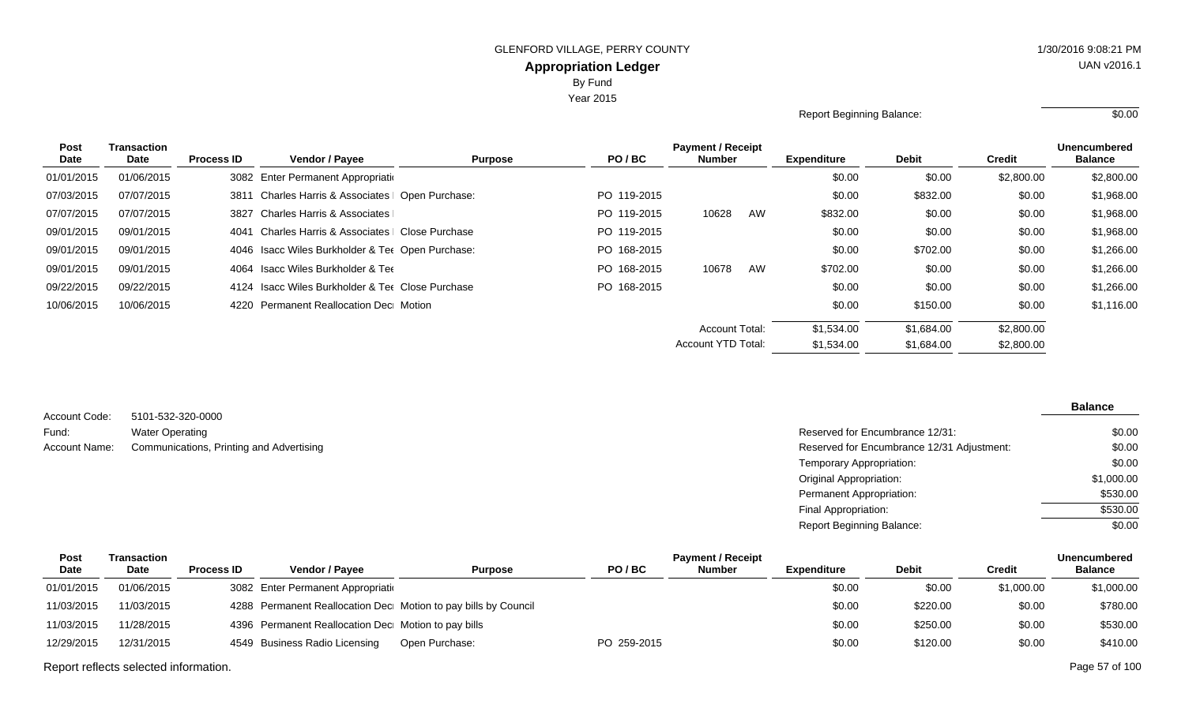GLENFORD VILLAGE, PERRY COUNTY

**Appropriation Ledger**

By Fund

Year 2015

1/30/2016 9:08:21 PM

UAN v2016.1

Report Beginning Balance: $0.00

| Post Date | Transaction Date | Process ID | Vendor / Payee | Purpose | PO / BC | Payment / Receipt Number | Expenditure | Debit | Credit | Unencumbered Balance |
|---|---|---|---|---|---|---|---|---|---|---|
| 01/01/2015 | 01/06/2015 | 3082 | Enter Permanent Appropriati | | | | $0.00 | $0.00 | $2,800.00 | $2,800.00 |
| 07/03/2015 | 07/07/2015 | 3811 | Charles Harris & Associates | Open Purchase: | PO 119-2015 | | $0.00 | $832.00 | $0.00 | $1,968.00 |
| 07/07/2015 | 07/07/2015 | 3827 | Charles Harris & Associates | | PO 119-2015 | 10628 AW | $832.00 | $0.00 | $0.00 | $1,968.00 |
| 09/01/2015 | 09/01/2015 | 4041 | Charles Harris & Associates | Close Purchase | PO 119-2015 | | $0.00 | $0.00 | $0.00 | $1,968.00 |
| 09/01/2015 | 09/01/2015 | 4046 | Isacc Wiles Burkholder & Tee | Open Purchase: | PO 168-2015 | | $0.00 | $702.00 | $0.00 | $1,266.00 |
| 09/01/2015 | 09/01/2015 | 4064 | Isacc Wiles Burkholder & Tee | | PO 168-2015 | 10678 AW | $702.00 | $0.00 | $0.00 | $1,266.00 |
| 09/22/2015 | 09/22/2015 | 4124 | Isacc Wiles Burkholder & Tee | Close Purchase | PO 168-2015 | | $0.00 | $0.00 | $0.00 | $1,266.00 |
| 10/06/2015 | 10/06/2015 | 4220 | Permanent Reallocation Dec | Motion | | | $0.00 | $150.00 | $0.00 | $1,116.00 |
| | | | | | | Account Total: | $1,534.00 | $1,684.00 | $2,800.00 | |
| | | | | | | Account YTD Total: | $1,534.00 | $1,684.00 | $2,800.00 | |

Account Code: 5101-532-320-0000

Fund: Water Operating

Account Name: Communications, Printing and Advertising

| | Balance |
|---|---|
| Reserved for Encumbrance 12/31: | $0.00 |
| Reserved for Encumbrance 12/31 Adjustment: | $0.00 |
| Temporary Appropriation: | $0.00 |
| Original Appropriation: | $1,000.00 |
| Permanent Appropriation: | $530.00 |
| Final Appropriation: | $530.00 |
| Report Beginning Balance: | $0.00 |

| Post Date | Transaction Date | Process ID | Vendor / Payee | Purpose | PO / BC | Payment / Receipt Number | Expenditure | Debit | Credit | Unencumbered Balance |
|---|---|---|---|---|---|---|---|---|---|---|
| 01/01/2015 | 01/06/2015 | 3082 | Enter Permanent Appropriati | | | | $0.00 | $0.00 | $1,000.00 | $1,000.00 |
| 11/03/2015 | 11/03/2015 | 4288 | Permanent Reallocation Dec | Motion to pay bills by Council | | | $0.00 | $220.00 | $0.00 | $780.00 |
| 11/03/2015 | 11/28/2015 | 4396 | Permanent Reallocation Dec | Motion to pay bills | | | $0.00 | $250.00 | $0.00 | $530.00 |
| 12/29/2015 | 12/31/2015 | 4549 | Business Radio Licensing | Open Purchase: | PO 259-2015 | | $0.00 | $120.00 | $0.00 | $410.00 |

Report reflects selected information.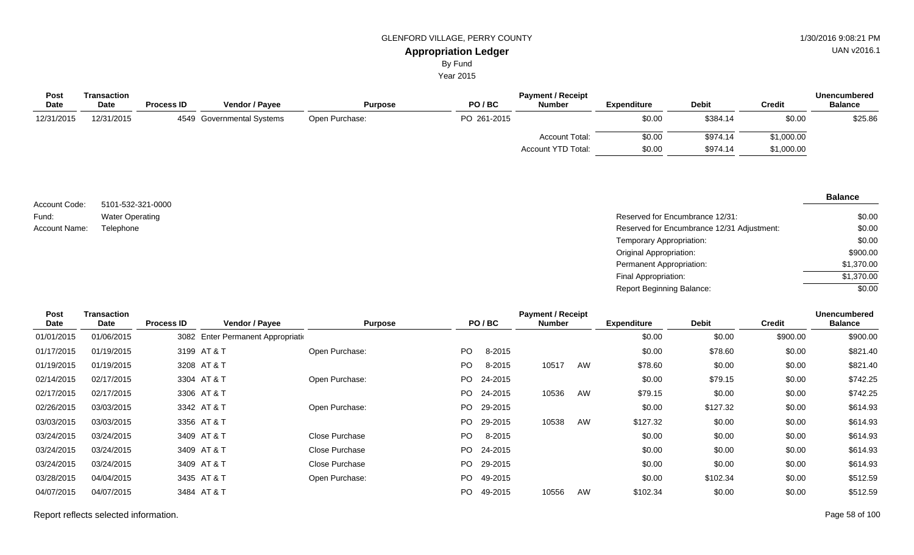| Post Date | Transaction Date | Process ID | Vendor / Payee | Purpose | PO / BC | Payment / Receipt Number | Expenditure | Debit | Credit | Unencumbered Balance |
|---|---|---|---|---|---|---|---|---|---|---|
| 12/31/2015 | 12/31/2015 | 4549 | Governmental Systems | Open Purchase: | PO 261-2015 | | $0.00 | $384.14 | $0.00 | $25.86 |
| | | | | | | Account Total: | $0.00 | $974.14 | $1,000.00 | |
| | | | | | | Account YTD Total: | $0.00 | $974.14 | $1,000.00 | |

Account Code: 5101-532-321-0000
Fund: Water Operating
Account Name: Telephone

| | Balance |
|---|---|
| Reserved for Encumbrance 12/31: | $0.00 |
| Reserved for Encumbrance 12/31 Adjustment: | $0.00 |
| Temporary Appropriation: | $0.00 |
| Original Appropriation: | $900.00 |
| Permanent Appropriation: | $1,370.00 |
| Final Appropriation: | $1,370.00 |
| Report Beginning Balance: | $0.00 |

| Post Date | Transaction Date | Process ID | Vendor / Payee | Purpose | PO / BC | Payment / Receipt Number | Expenditure | Debit | Credit | Unencumbered Balance |
|---|---|---|---|---|---|---|---|---|---|---|
| 01/01/2015 | 01/06/2015 | 3082 | Enter Permanent Appropriati | | | | $0.00 | $0.00 | $900.00 | $900.00 |
| 01/17/2015 | 01/19/2015 | 3199 | AT & T | Open Purchase: | PO 8-2015 | | $0.00 | $78.60 | $0.00 | $821.40 |
| 01/19/2015 | 01/19/2015 | 3208 | AT & T | | PO 8-2015 | 10517 AW | $78.60 | $0.00 | $0.00 | $821.40 |
| 02/14/2015 | 02/17/2015 | 3304 | AT & T | Open Purchase: | PO 24-2015 | | $0.00 | $79.15 | $0.00 | $742.25 |
| 02/17/2015 | 02/17/2015 | 3306 | AT & T | | PO 24-2015 | 10536 AW | $79.15 | $0.00 | $0.00 | $742.25 |
| 02/26/2015 | 03/03/2015 | 3342 | AT & T | Open Purchase: | PO 29-2015 | | $0.00 | $127.32 | $0.00 | $614.93 |
| 03/03/2015 | 03/03/2015 | 3356 | AT & T | | PO 29-2015 | 10538 AW | $127.32 | $0.00 | $0.00 | $614.93 |
| 03/24/2015 | 03/24/2015 | 3409 | AT & T | Close Purchase | PO 8-2015 | | $0.00 | $0.00 | $0.00 | $614.93 |
| 03/24/2015 | 03/24/2015 | 3409 | AT & T | Close Purchase | PO 24-2015 | | $0.00 | $0.00 | $0.00 | $614.93 |
| 03/24/2015 | 03/24/2015 | 3409 | AT & T | Close Purchase | PO 29-2015 | | $0.00 | $0.00 | $0.00 | $614.93 |
| 03/28/2015 | 04/04/2015 | 3435 | AT & T | Open Purchase: | PO 49-2015 | | $0.00 | $102.34 | $0.00 | $512.59 |
| 04/07/2015 | 04/07/2015 | 3484 | AT & T | | PO 49-2015 | 10556 AW | $102.34 | $0.00 | $0.00 | $512.59 |

Report reflects selected information.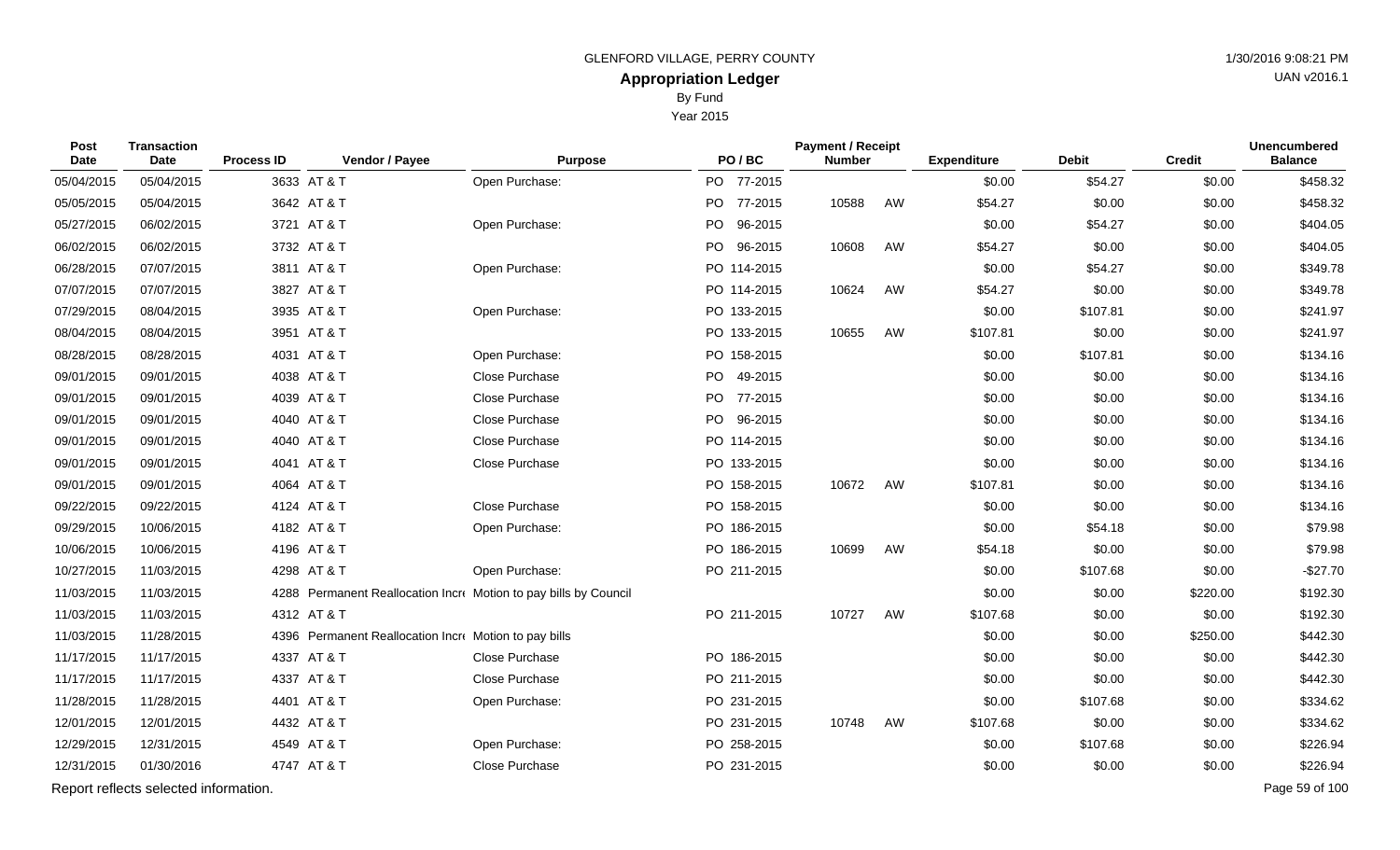GLENFORD VILLAGE, PERRY COUNTY

# Appropriation Ledger

By Fund

Year 2015

1/30/2016 9:08:21 PM

UAN v2016.1

| Post Date | Transaction Date | Process ID | Vendor / Payee | Purpose | PO / BC | Payment / Receipt Number | | Expenditure | Debit | Credit | Unencumbered Balance |
|---|---|---|---|---|---|---|---|---|---|---|---|
| 05/04/2015 | 05/04/2015 | 3633 | AT & T | Open Purchase: | PO 77-2015 | | | $0.00 | $54.27 | $0.00 | $458.32 |
| 05/05/2015 | 05/04/2015 | 3642 | AT & T | | PO 77-2015 | 10588 | AW | $54.27 | $0.00 | $0.00 | $458.32 |
| 05/27/2015 | 06/02/2015 | 3721 | AT & T | Open Purchase: | PO 96-2015 | | | $0.00 | $54.27 | $0.00 | $404.05 |
| 06/02/2015 | 06/02/2015 | 3732 | AT & T | | PO 96-2015 | 10608 | AW | $54.27 | $0.00 | $0.00 | $404.05 |
| 06/28/2015 | 07/07/2015 | 3811 | AT & T | Open Purchase: | PO 114-2015 | | | $0.00 | $54.27 | $0.00 | $349.78 |
| 07/07/2015 | 07/07/2015 | 3827 | AT & T | | PO 114-2015 | 10624 | AW | $54.27 | $0.00 | $0.00 | $349.78 |
| 07/29/2015 | 08/04/2015 | 3935 | AT & T | Open Purchase: | PO 133-2015 | | | $0.00 | $107.81 | $0.00 | $241.97 |
| 08/04/2015 | 08/04/2015 | 3951 | AT & T | | PO 133-2015 | 10655 | AW | $107.81 | $0.00 | $0.00 | $241.97 |
| 08/28/2015 | 08/28/2015 | 4031 | AT & T | Open Purchase: | PO 158-2015 | | | $0.00 | $107.81 | $0.00 | $134.16 |
| 09/01/2015 | 09/01/2015 | 4038 | AT & T | Close Purchase | PO 49-2015 | | | $0.00 | $0.00 | $0.00 | $134.16 |
| 09/01/2015 | 09/01/2015 | 4039 | AT & T | Close Purchase | PO 77-2015 | | | $0.00 | $0.00 | $0.00 | $134.16 |
| 09/01/2015 | 09/01/2015 | 4040 | AT & T | Close Purchase | PO 96-2015 | | | $0.00 | $0.00 | $0.00 | $134.16 |
| 09/01/2015 | 09/01/2015 | 4040 | AT & T | Close Purchase | PO 114-2015 | | | $0.00 | $0.00 | $0.00 | $134.16 |
| 09/01/2015 | 09/01/2015 | 4041 | AT & T | Close Purchase | PO 133-2015 | | | $0.00 | $0.00 | $0.00 | $134.16 |
| 09/01/2015 | 09/01/2015 | 4064 | AT & T | | PO 158-2015 | 10672 | AW | $107.81 | $0.00 | $0.00 | $134.16 |
| 09/22/2015 | 09/22/2015 | 4124 | AT & T | Close Purchase | PO 158-2015 | | | $0.00 | $0.00 | $0.00 | $134.16 |
| 09/29/2015 | 10/06/2015 | 4182 | AT & T | Open Purchase: | PO 186-2015 | | | $0.00 | $54.18 | $0.00 | $79.98 |
| 10/06/2015 | 10/06/2015 | 4196 | AT & T | | PO 186-2015 | 10699 | AW | $54.18 | $0.00 | $0.00 | $79.98 |
| 10/27/2015 | 11/03/2015 | 4298 | AT & T | Open Purchase: | PO 211-2015 | | | $0.00 | $107.68 | $0.00 | -$27.70 |
| 11/03/2015 | 11/03/2015 | 4288 | Permanent Reallocation Incr | Motion to pay bills by Council | | | | $0.00 | $0.00 | $220.00 | $192.30 |
| 11/03/2015 | 11/03/2015 | 4312 | AT & T | | PO 211-2015 | 10727 | AW | $107.68 | $0.00 | $0.00 | $192.30 |
| 11/03/2015 | 11/28/2015 | 4396 | Permanent Reallocation Incr | Motion to pay bills | | | | $0.00 | $0.00 | $250.00 | $442.30 |
| 11/17/2015 | 11/17/2015 | 4337 | AT & T | Close Purchase | PO 186-2015 | | | $0.00 | $0.00 | $0.00 | $442.30 |
| 11/17/2015 | 11/17/2015 | 4337 | AT & T | Close Purchase | PO 211-2015 | | | $0.00 | $0.00 | $0.00 | $442.30 |
| 11/28/2015 | 11/28/2015 | 4401 | AT & T | Open Purchase: | PO 231-2015 | | | $0.00 | $107.68 | $0.00 | $334.62 |
| 12/01/2015 | 12/01/2015 | 4432 | AT & T | | PO 231-2015 | 10748 | AW | $107.68 | $0.00 | $0.00 | $334.62 |
| 12/29/2015 | 12/31/2015 | 4549 | AT & T | Open Purchase: | PO 258-2015 | | | $0.00 | $107.68 | $0.00 | $226.94 |
| 12/31/2015 | 01/30/2016 | 4747 | AT & T | Close Purchase | PO 231-2015 | | | $0.00 | $0.00 | $0.00 | $226.94 |

Report reflects selected information.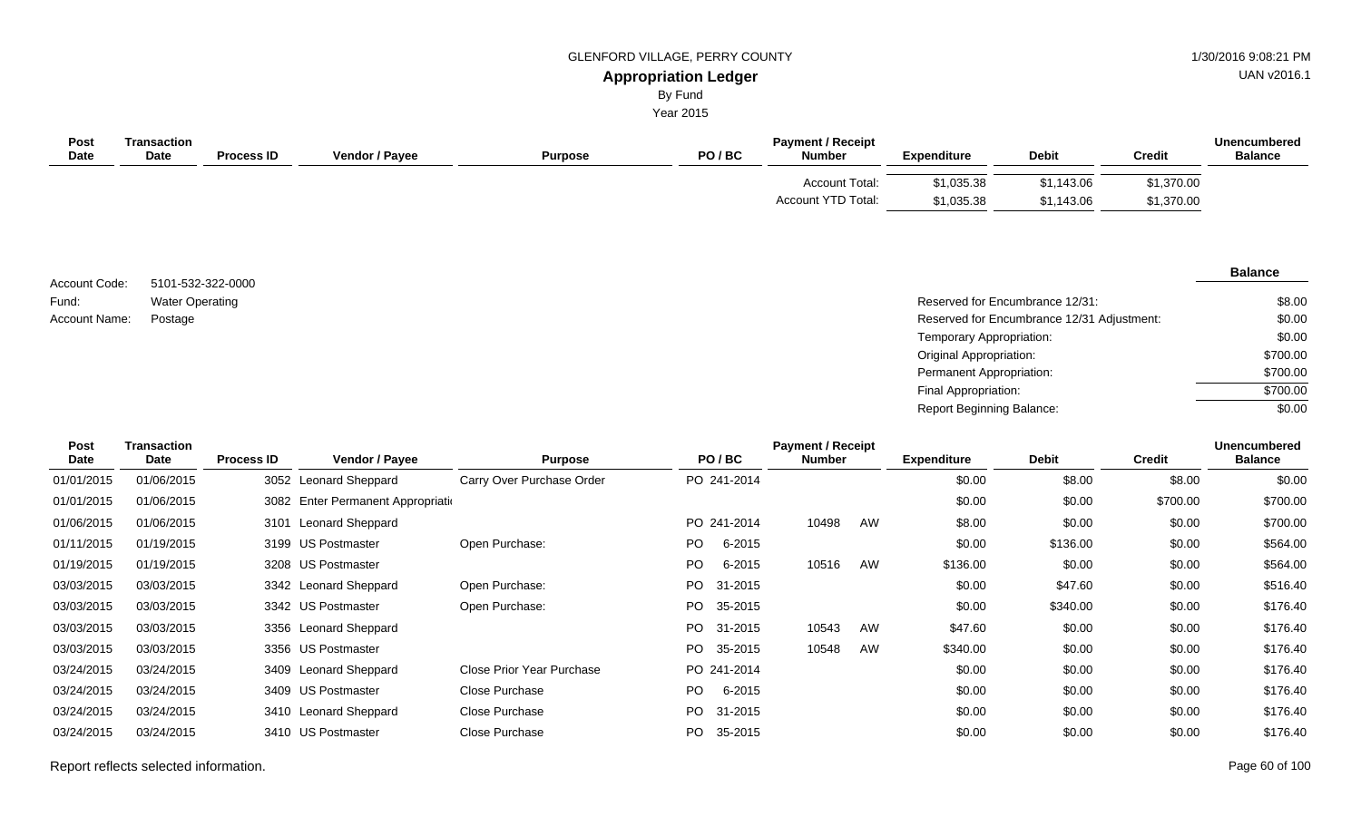GLENFORD VILLAGE, PERRY COUNTY

## Appropriation Ledger

By Fund

Year 2015

| Post Date | Transaction Date | Process ID | Vendor / Payee | Purpose | PO / BC | Payment / Receipt Number | | Expenditure | Debit | Credit | Unencumbered Balance |
|---|---|---|---|---|---|---|---|---|---|---|---|
| | | | | | | Account Total: | | $1,035.38 | $1,143.06 | $1,370.00 | |
| | | | | | | Account YTD Total: | | $1,035.38 | $1,143.06 | $1,370.00 | |

Account Code: 5101-532-322-0000
Fund: Water Operating
Account Name: Postage

| | Balance |
|---|---|
| Reserved for Encumbrance 12/31: | $8.00 |
| Reserved for Encumbrance 12/31 Adjustment: | $0.00 |
| Temporary Appropriation: | $0.00 |
| Original Appropriation: | $700.00 |
| Permanent Appropriation: | $700.00 |
| Final Appropriation: | $700.00 |
| Report Beginning Balance: | $0.00 |

| Post Date | Transaction Date | Process ID | Vendor / Payee | Purpose | PO / BC | Payment / Receipt Number | | Expenditure | Debit | Credit | Unencumbered Balance |
|---|---|---|---|---|---|---|---|---|---|---|---|
| 01/01/2015 | 01/06/2015 | 3052 | Leonard Sheppard | Carry Over Purchase Order | PO 241-2014 | | | $0.00 | $8.00 | $8.00 | $0.00 |
| 01/01/2015 | 01/06/2015 | 3082 | Enter Permanent Appropriati | | | | | $0.00 | $0.00 | $700.00 | $700.00 |
| 01/06/2015 | 01/06/2015 | 3101 | Leonard Sheppard | | PO 241-2014 | 10498 | AW | $8.00 | $0.00 | $0.00 | $700.00 |
| 01/11/2015 | 01/19/2015 | 3199 | US Postmaster | Open Purchase: | PO 6-2015 | | | $0.00 | $136.00 | $0.00 | $564.00 |
| 01/19/2015 | 01/19/2015 | 3208 | US Postmaster | | PO 6-2015 | 10516 | AW | $136.00 | $0.00 | $0.00 | $564.00 |
| 03/03/2015 | 03/03/2015 | 3342 | Leonard Sheppard | Open Purchase: | PO 31-2015 | | | $0.00 | $47.60 | $0.00 | $516.40 |
| 03/03/2015 | 03/03/2015 | 3342 | US Postmaster | Open Purchase: | PO 35-2015 | | | $0.00 | $340.00 | $0.00 | $176.40 |
| 03/03/2015 | 03/03/2015 | 3356 | Leonard Sheppard | | PO 31-2015 | 10543 | AW | $47.60 | $0.00 | $0.00 | $176.40 |
| 03/03/2015 | 03/03/2015 | 3356 | US Postmaster | | PO 35-2015 | 10548 | AW | $340.00 | $0.00 | $0.00 | $176.40 |
| 03/24/2015 | 03/24/2015 | 3409 | Leonard Sheppard | Close Prior Year Purchase | PO 241-2014 | | | $0.00 | $0.00 | $0.00 | $176.40 |
| 03/24/2015 | 03/24/2015 | 3409 | US Postmaster | Close Purchase | PO 6-2015 | | | $0.00 | $0.00 | $0.00 | $176.40 |
| 03/24/2015 | 03/24/2015 | 3410 | Leonard Sheppard | Close Purchase | PO 31-2015 | | | $0.00 | $0.00 | $0.00 | $176.40 |
| 03/24/2015 | 03/24/2015 | 3410 | US Postmaster | Close Purchase | PO 35-2015 | | | $0.00 | $0.00 | $0.00 | $176.40 |

Report reflects selected information.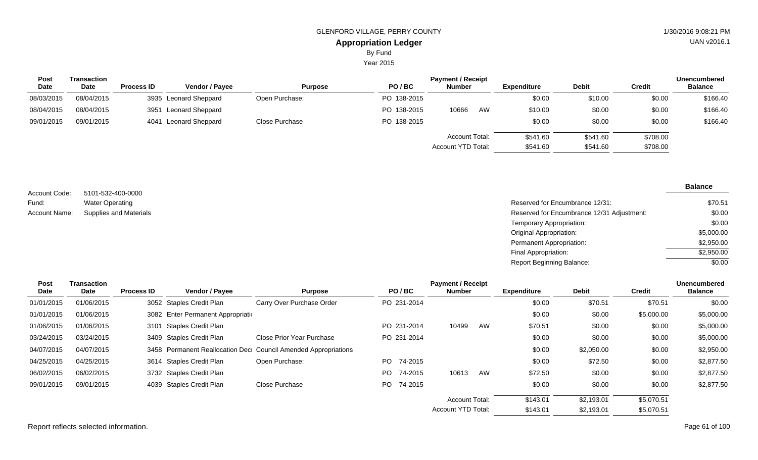GLENFORD VILLAGE, PERRY COUNTY

**Appropriation Ledger**

By Fund

Year 2015

| Post Date | Transaction Date | Process ID | Vendor / Payee | Purpose | PO / BC | Payment / Receipt Number | | Expenditure | Debit | Credit | Unencumbered Balance |
|---|---|---|---|---|---|---|---|---|---|---|---|
| 08/03/2015 | 08/04/2015 | 3935 | Leonard Sheppard | Open Purchase: | PO 138-2015 | | | $0.00 | $10.00 | $0.00 | $166.40 |
| 08/04/2015 | 08/04/2015 | 3951 | Leonard Sheppard | | PO 138-2015 | 10666 | AW | $10.00 | $0.00 | $0.00 | $166.40 |
| 09/01/2015 | 09/01/2015 | 4041 | Leonard Sheppard | Close Purchase | PO 138-2015 | | | $0.00 | $0.00 | $0.00 | $166.40 |
| | | | | | | Account Total: | | $541.60 | $541.60 | $708.00 | |
| | | | | | | Account YTD Total: | | $541.60 | $541.60 | $708.00 | |

Account Code: 5101-532-400-0000

Fund: Water Operating

Account Name: Supplies and Materials

| | Balance |
|---|---|
| Reserved for Encumbrance 12/31: | $70.51 |
| Reserved for Encumbrance 12/31 Adjustment: | $0.00 |
| Temporary Appropriation: | $0.00 |
| Original Appropriation: | $5,000.00 |
| Permanent Appropriation: | $2,950.00 |
| Final Appropriation: | $2,950.00 |
| Report Beginning Balance: | $0.00 |

| Post Date | Transaction Date | Process ID | Vendor / Payee | Purpose | PO / BC | Payment / Receipt Number | | Expenditure | Debit | Credit | Unencumbered Balance |
|---|---|---|---|---|---|---|---|---|---|---|---|
| 01/01/2015 | 01/06/2015 | 3052 | Staples Credit Plan | Carry Over Purchase Order | PO 231-2014 | | | $0.00 | $70.51 | $70.51 | $0.00 |
| 01/01/2015 | 01/06/2015 | 3082 | Enter Permanent Appropriati | | | | | $0.00 | $0.00 | $5,000.00 | $5,000.00 |
| 01/06/2015 | 01/06/2015 | 3101 | Staples Credit Plan | | PO 231-2014 | 10499 | AW | $70.51 | $0.00 | $0.00 | $5,000.00 |
| 03/24/2015 | 03/24/2015 | 3409 | Staples Credit Plan | Close Prior Year Purchase | PO 231-2014 | | | $0.00 | $0.00 | $0.00 | $5,000.00 |
| 04/07/2015 | 04/07/2015 | 3458 | Permanent Reallocation Dec | Council Amended Appropriations | | | | $0.00 | $2,050.00 | $0.00 | $2,950.00 |
| 04/25/2015 | 04/25/2015 | 3614 | Staples Credit Plan | Open Purchase: | PO 74-2015 | | | $0.00 | $72.50 | $0.00 | $2,877.50 |
| 06/02/2015 | 06/02/2015 | 3732 | Staples Credit Plan | | PO 74-2015 | 10613 | AW | $72.50 | $0.00 | $0.00 | $2,877.50 |
| 09/01/2015 | 09/01/2015 | 4039 | Staples Credit Plan | Close Purchase | PO 74-2015 | | | $0.00 | $0.00 | $0.00 | $2,877.50 |
| | | | | | | Account Total: | | $143.01 | $2,193.01 | $5,070.51 | |
| | | | | | | Account YTD Total: | | $143.01 | $2,193.01 | $5,070.51 | |

Report reflects selected information.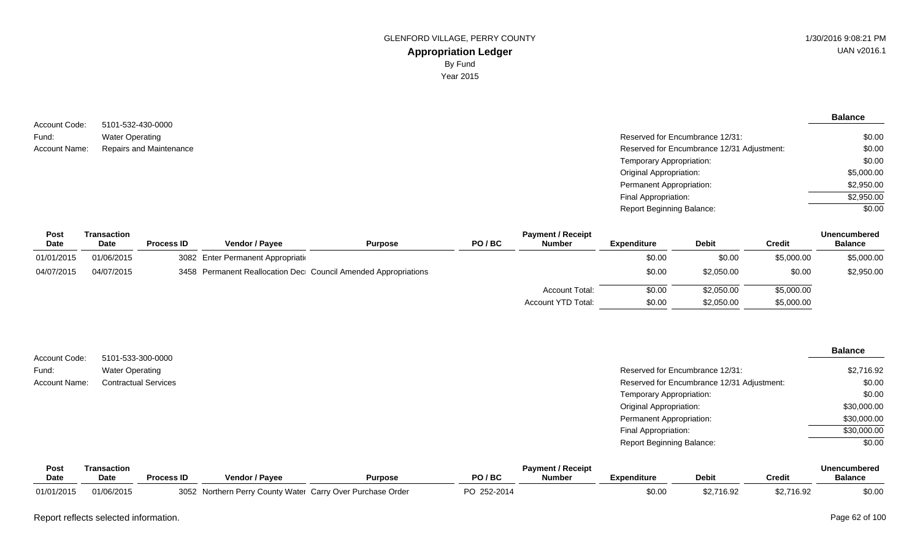GLENFORD VILLAGE, PERRY COUNTY

# Appropriation Ledger

By Fund

Year 2015

1/30/2016 9:08:21 PM

UAN v2016.1

Account Code: 5101-532-430-0000

Fund: Water Operating

Account Name: Repairs and Maintenance

| | Balance |
|---|---|
| Reserved for Encumbrance 12/31: | $0.00 |
| Reserved for Encumbrance 12/31 Adjustment: | $0.00 |
| Temporary Appropriation: | $0.00 |
| Original Appropriation: | $5,000.00 |
| Permanent Appropriation: | $2,950.00 |
| Final Appropriation: | $2,950.00 |
| Report Beginning Balance: | $0.00 |

| Post Date | Transaction Date | Process ID | Vendor / Payee | Purpose | PO / BC | Payment / Receipt Number | Expenditure | Debit | Credit | Unencumbered Balance |
|---|---|---|---|---|---|---|---|---|---|---|
| 01/01/2015 | 01/06/2015 | 3082 | Enter Permanent Appropriati | | | | $0.00 | $0.00 | $5,000.00 | $5,000.00 |
| 04/07/2015 | 04/07/2015 | 3458 | Permanent Reallocation Dec | Council Amended Appropriations | | | $0.00 | $2,050.00 | $0.00 | $2,950.00 |
| | | | | | | Account Total: | $0.00 | $2,050.00 | $5,000.00 | |
| | | | | | | Account YTD Total: | $0.00 | $2,050.00 | $5,000.00 | |

Account Code: 5101-533-300-0000

Fund: Water Operating

Account Name: Contractual Services

| | Balance |
|---|---|
| Reserved for Encumbrance 12/31: | $2,716.92 |
| Reserved for Encumbrance 12/31 Adjustment: | $0.00 |
| Temporary Appropriation: | $0.00 |
| Original Appropriation: | $30,000.00 |
| Permanent Appropriation: | $30,000.00 |
| Final Appropriation: | $30,000.00 |
| Report Beginning Balance: | $0.00 |

| Post Date | Transaction Date | Process ID | Vendor / Payee | Purpose | PO / BC | Payment / Receipt Number | Expenditure | Debit | Credit | Unencumbered Balance |
|---|---|---|---|---|---|---|---|---|---|---|
| 01/01/2015 | 01/06/2015 | 3052 | Northern Perry County Water | Carry Over Purchase Order | PO 252-2014 | | $0.00 | $2,716.92 | $2,716.92 | $0.00 |

Report reflects selected information.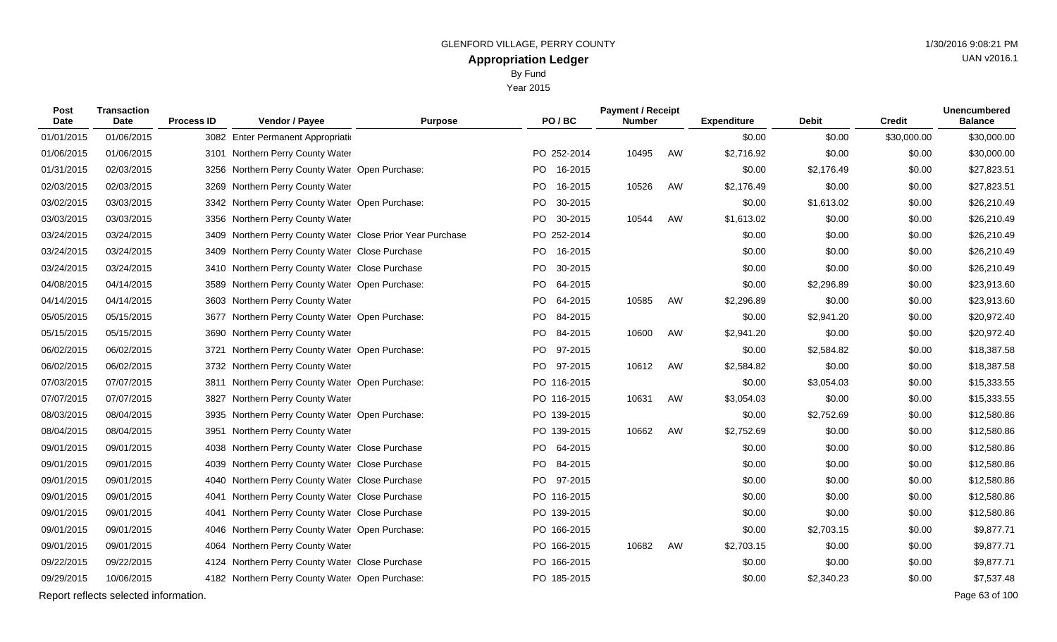GLENFORD VILLAGE, PERRY COUNTY

# Appropriation Ledger

By Fund

Year 2015

1/30/2016 9:08:21 PM

UAN v2016.1

| Post Date | Transaction Date | Process ID | Vendor / Payee | Purpose | PO / BC | Payment / Receipt Number | | Expenditure | Debit | Credit | Unencumbered Balance |
|---|---|---|---|---|---|---|---|---|---|---|---|
| 01/01/2015 | 01/06/2015 | 3082 | Enter Permanent Appropriati | | | | | $0.00 | $0.00 | $30,000.00 | $30,000.00 |
| 01/06/2015 | 01/06/2015 | 3101 | Northern Perry County Water | | PO 252-2014 | 10495 | AW | $2,716.92 | $0.00 | $0.00 | $30,000.00 |
| 01/31/2015 | 02/03/2015 | 3256 | Northern Perry County Water | Open Purchase: | PO 16-2015 | | | $0.00 | $2,176.49 | $0.00 | $27,823.51 |
| 02/03/2015 | 02/03/2015 | 3269 | Northern Perry County Water | | PO 16-2015 | 10526 | AW | $2,176.49 | $0.00 | $0.00 | $27,823.51 |
| 03/02/2015 | 03/03/2015 | 3342 | Northern Perry County Water | Open Purchase: | PO 30-2015 | | | $0.00 | $1,613.02 | $0.00 | $26,210.49 |
| 03/03/2015 | 03/03/2015 | 3356 | Northern Perry County Water | | PO 30-2015 | 10544 | AW | $1,613.02 | $0.00 | $0.00 | $26,210.49 |
| 03/24/2015 | 03/24/2015 | 3409 | Northern Perry County Water | Close Prior Year Purchase | PO 252-2014 | | | $0.00 | $0.00 | $0.00 | $26,210.49 |
| 03/24/2015 | 03/24/2015 | 3409 | Northern Perry County Water | Close Purchase | PO 16-2015 | | | $0.00 | $0.00 | $0.00 | $26,210.49 |
| 03/24/2015 | 03/24/2015 | 3410 | Northern Perry County Water | Close Purchase | PO 30-2015 | | | $0.00 | $0.00 | $0.00 | $26,210.49 |
| 04/08/2015 | 04/14/2015 | 3589 | Northern Perry County Water | Open Purchase: | PO 64-2015 | | | $0.00 | $2,296.89 | $0.00 | $23,913.60 |
| 04/14/2015 | 04/14/2015 | 3603 | Northern Perry County Water | | PO 64-2015 | 10585 | AW | $2,296.89 | $0.00 | $0.00 | $23,913.60 |
| 05/05/2015 | 05/15/2015 | 3677 | Northern Perry County Water | Open Purchase: | PO 84-2015 | | | $0.00 | $2,941.20 | $0.00 | $20,972.40 |
| 05/15/2015 | 05/15/2015 | 3690 | Northern Perry County Water | | PO 84-2015 | 10600 | AW | $2,941.20 | $0.00 | $0.00 | $20,972.40 |
| 06/02/2015 | 06/02/2015 | 3721 | Northern Perry County Water | Open Purchase: | PO 97-2015 | | | $0.00 | $2,584.82 | $0.00 | $18,387.58 |
| 06/02/2015 | 06/02/2015 | 3732 | Northern Perry County Water | | PO 97-2015 | 10612 | AW | $2,584.82 | $0.00 | $0.00 | $18,387.58 |
| 07/03/2015 | 07/07/2015 | 3811 | Northern Perry County Water | Open Purchase: | PO 116-2015 | | | $0.00 | $3,054.03 | $0.00 | $15,333.55 |
| 07/07/2015 | 07/07/2015 | 3827 | Northern Perry County Water | | PO 116-2015 | 10631 | AW | $3,054.03 | $0.00 | $0.00 | $15,333.55 |
| 08/03/2015 | 08/04/2015 | 3935 | Northern Perry County Water | Open Purchase: | PO 139-2015 | | | $0.00 | $2,752.69 | $0.00 | $12,580.86 |
| 08/04/2015 | 08/04/2015 | 3951 | Northern Perry County Water | | PO 139-2015 | 10662 | AW | $2,752.69 | $0.00 | $0.00 | $12,580.86 |
| 09/01/2015 | 09/01/2015 | 4038 | Northern Perry County Water | Close Purchase | PO 64-2015 | | | $0.00 | $0.00 | $0.00 | $12,580.86 |
| 09/01/2015 | 09/01/2015 | 4039 | Northern Perry County Water | Close Purchase | PO 84-2015 | | | $0.00 | $0.00 | $0.00 | $12,580.86 |
| 09/01/2015 | 09/01/2015 | 4040 | Northern Perry County Water | Close Purchase | PO 97-2015 | | | $0.00 | $0.00 | $0.00 | $12,580.86 |
| 09/01/2015 | 09/01/2015 | 4041 | Northern Perry County Water | Close Purchase | PO 116-2015 | | | $0.00 | $0.00 | $0.00 | $12,580.86 |
| 09/01/2015 | 09/01/2015 | 4041 | Northern Perry County Water | Close Purchase | PO 139-2015 | | | $0.00 | $0.00 | $0.00 | $12,580.86 |
| 09/01/2015 | 09/01/2015 | 4046 | Northern Perry County Water | Open Purchase: | PO 166-2015 | | | $0.00 | $2,703.15 | $0.00 | $9,877.71 |
| 09/01/2015 | 09/01/2015 | 4064 | Northern Perry County Water | | PO 166-2015 | 10682 | AW | $2,703.15 | $0.00 | $0.00 | $9,877.71 |
| 09/22/2015 | 09/22/2015 | 4124 | Northern Perry County Water | Close Purchase | PO 166-2015 | | | $0.00 | $0.00 | $0.00 | $9,877.71 |
| 09/29/2015 | 10/06/2015 | 4182 | Northern Perry County Water | Open Purchase: | PO 185-2015 | | | $0.00 | $2,340.23 | $0.00 | $7,537.48 |

Report reflects selected information.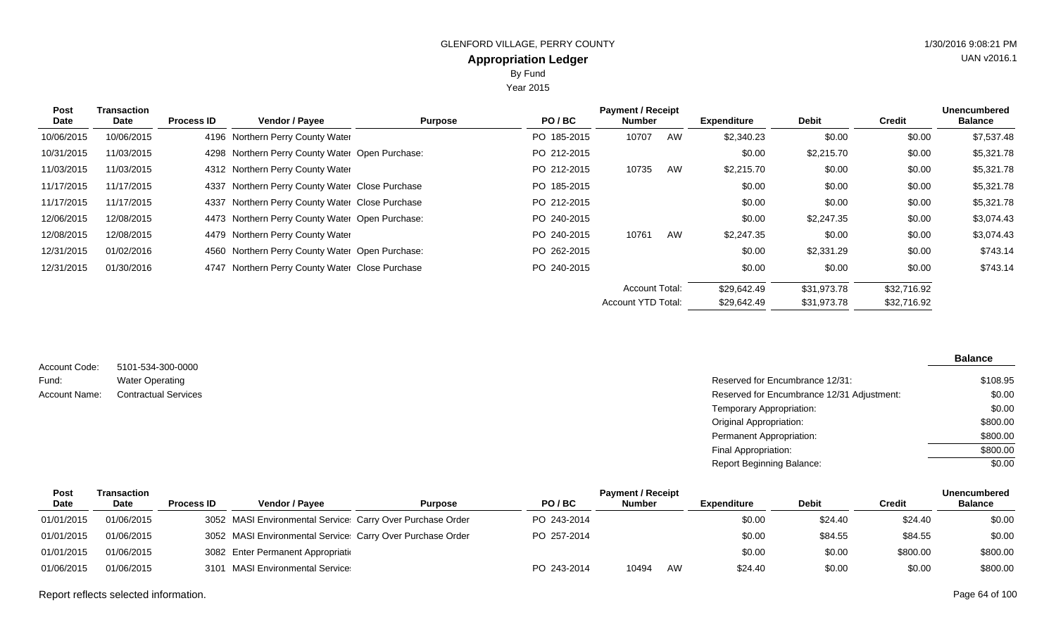GLENFORD VILLAGE, PERRY COUNTY

## Appropriation Ledger

By Fund

Year 2015

| Post Date | Transaction Date | Process ID | Vendor / Payee | Purpose | PO / BC | Payment / Receipt Number | | Expenditure | Debit | Credit | Unencumbered Balance |
|---|---|---|---|---|---|---|---|---|---|---|---|
| 10/06/2015 | 10/06/2015 | 4196 | Northern Perry County Water | | PO 185-2015 | 10707 | AW | $2,340.23 | $0.00 | $0.00 | $7,537.48 |
| 10/31/2015 | 11/03/2015 | 4298 | Northern Perry County Water | Open Purchase: | PO 212-2015 | | | $0.00 | $2,215.70 | $0.00 | $5,321.78 |
| 11/03/2015 | 11/03/2015 | 4312 | Northern Perry County Water | | PO 212-2015 | 10735 | AW | $2,215.70 | $0.00 | $0.00 | $5,321.78 |
| 11/17/2015 | 11/17/2015 | 4337 | Northern Perry County Water | Close Purchase | PO 185-2015 | | | $0.00 | $0.00 | $0.00 | $5,321.78 |
| 11/17/2015 | 11/17/2015 | 4337 | Northern Perry County Water | Close Purchase | PO 212-2015 | | | $0.00 | $0.00 | $0.00 | $5,321.78 |
| 12/06/2015 | 12/08/2015 | 4473 | Northern Perry County Water | Open Purchase: | PO 240-2015 | | | $0.00 | $2,247.35 | $0.00 | $3,074.43 |
| 12/08/2015 | 12/08/2015 | 4479 | Northern Perry County Water | | PO 240-2015 | 10761 | AW | $2,247.35 | $0.00 | $0.00 | $3,074.43 |
| 12/31/2015 | 01/02/2016 | 4560 | Northern Perry County Water | Open Purchase: | PO 262-2015 | | | $0.00 | $2,331.29 | $0.00 | $743.14 |
| 12/31/2015 | 01/30/2016 | 4747 | Northern Perry County Water | Close Purchase | PO 240-2015 | | | $0.00 | $0.00 | $0.00 | $743.14 |
| | | | | | | Account Total: | | $29,642.49 | $31,973.78 | $32,716.92 | |
| | | | | | | Account YTD Total: | | $29,642.49 | $31,973.78 | $32,716.92 | |

Account Code: 5101-534-300-0000

Fund: Water Operating

Account Name: Contractual Services

| | Balance |
|---|---|
| Reserved for Encumbrance 12/31: | $108.95 |
| Reserved for Encumbrance 12/31 Adjustment: | $0.00 |
| Temporary Appropriation: | $0.00 |
| Original Appropriation: | $800.00 |
| Permanent Appropriation: | $800.00 |
| Final Appropriation: | $800.00 |
| Report Beginning Balance: | $0.00 |

| Post Date | Transaction Date | Process ID | Vendor / Payee | Purpose | PO / BC | Payment / Receipt Number | | Expenditure | Debit | Credit | Unencumbered Balance |
|---|---|---|---|---|---|---|---|---|---|---|---|
| 01/01/2015 | 01/06/2015 | 3052 | MASI Environmental Service | Carry Over Purchase Order | PO 243-2014 | | | $0.00 | $24.40 | $24.40 | $0.00 |
| 01/01/2015 | 01/06/2015 | 3052 | MASI Environmental Service | Carry Over Purchase Order | PO 257-2014 | | | $0.00 | $84.55 | $84.55 | $0.00 |
| 01/01/2015 | 01/06/2015 | 3082 | Enter Permanent Appropriati | | | | | $0.00 | $0.00 | $800.00 | $800.00 |
| 01/06/2015 | 01/06/2015 | 3101 | MASI Environmental Service | | PO 243-2014 | 10494 | AW | $24.40 | $0.00 | $0.00 | $800.00 |

Report reflects selected information.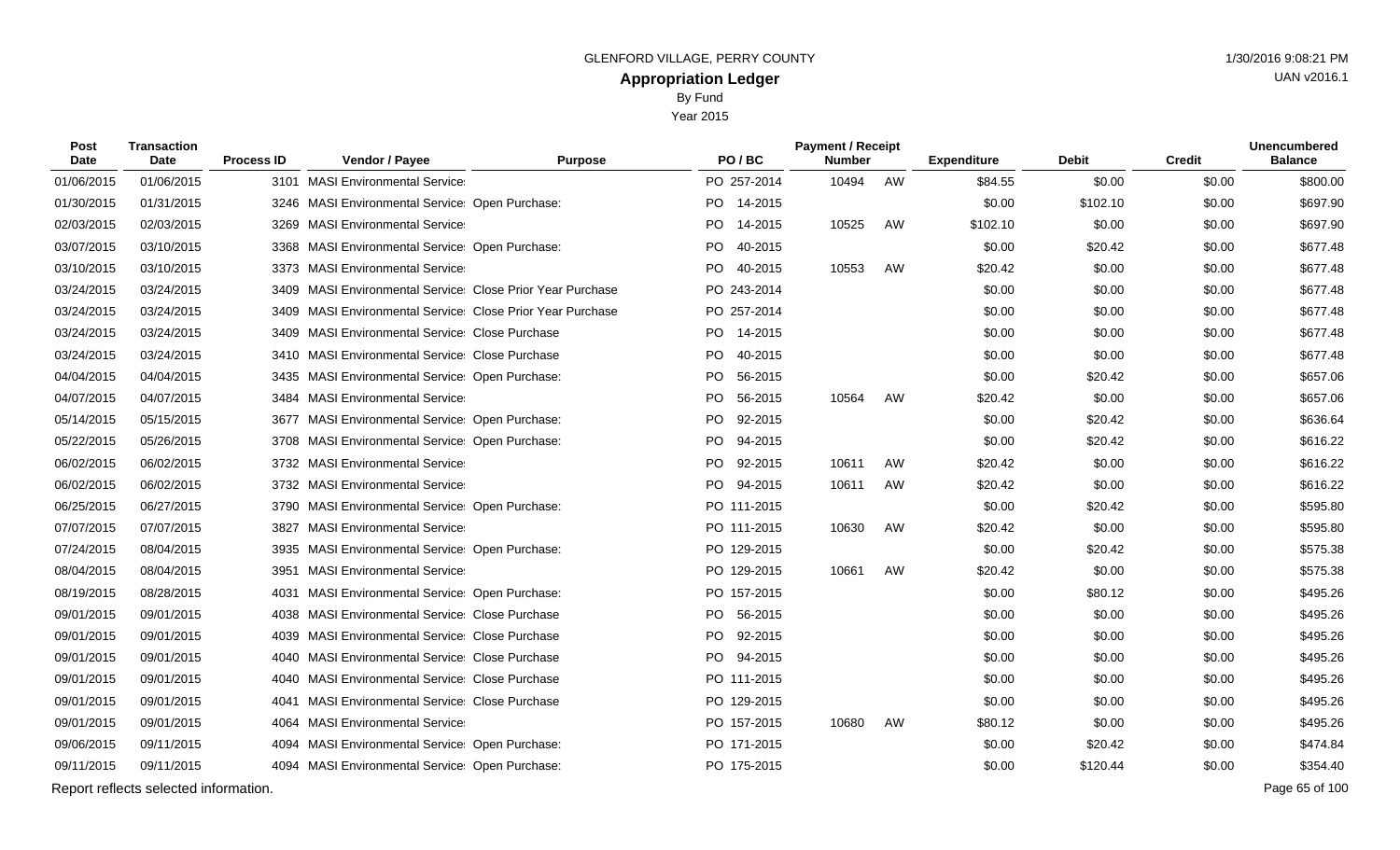GLENFORD VILLAGE, PERRY COUNTY

# Appropriation Ledger

By Fund

Year 2015

| Post Date | Transaction Date | Process ID | Vendor / Payee | Purpose | PO / BC | Payment / Receipt Number | | Expenditure | Debit | Credit | Unencumbered Balance |
|---|---|---|---|---|---|---|---|---|---|---|---|
| 01/06/2015 | 01/06/2015 | 3101 | MASI Environmental Service | | PO 257-2014 | 10494 | AW | $84.55 | $0.00 | $0.00 | $800.00 |
| 01/30/2015 | 01/31/2015 | 3246 | MASI Environmental Service | Open Purchase: | PO 14-2015 | | | $0.00 | $102.10 | $0.00 | $697.90 |
| 02/03/2015 | 02/03/2015 | 3269 | MASI Environmental Service | | PO 14-2015 | 10525 | AW | $102.10 | $0.00 | $0.00 | $697.90 |
| 03/07/2015 | 03/10/2015 | 3368 | MASI Environmental Service | Open Purchase: | PO 40-2015 | | | $0.00 | $20.42 | $0.00 | $677.48 |
| 03/10/2015 | 03/10/2015 | 3373 | MASI Environmental Service | | PO 40-2015 | 10553 | AW | $20.42 | $0.00 | $0.00 | $677.48 |
| 03/24/2015 | 03/24/2015 | 3409 | MASI Environmental Service | Close Prior Year Purchase | PO 243-2014 | | | $0.00 | $0.00 | $0.00 | $677.48 |
| 03/24/2015 | 03/24/2015 | 3409 | MASI Environmental Service | Close Prior Year Purchase | PO 257-2014 | | | $0.00 | $0.00 | $0.00 | $677.48 |
| 03/24/2015 | 03/24/2015 | 3409 | MASI Environmental Service | Close Purchase | PO 14-2015 | | | $0.00 | $0.00 | $0.00 | $677.48 |
| 03/24/2015 | 03/24/2015 | 3410 | MASI Environmental Service | Close Purchase | PO 40-2015 | | | $0.00 | $0.00 | $0.00 | $677.48 |
| 04/04/2015 | 04/04/2015 | 3435 | MASI Environmental Service | Open Purchase: | PO 56-2015 | | | $0.00 | $20.42 | $0.00 | $657.06 |
| 04/07/2015 | 04/07/2015 | 3484 | MASI Environmental Service | | PO 56-2015 | 10564 | AW | $20.42 | $0.00 | $0.00 | $657.06 |
| 05/14/2015 | 05/15/2015 | 3677 | MASI Environmental Service | Open Purchase: | PO 92-2015 | | | $0.00 | $20.42 | $0.00 | $636.64 |
| 05/22/2015 | 05/26/2015 | 3708 | MASI Environmental Service | Open Purchase: | PO 94-2015 | | | $0.00 | $20.42 | $0.00 | $616.22 |
| 06/02/2015 | 06/02/2015 | 3732 | MASI Environmental Service | | PO 92-2015 | 10611 | AW | $20.42 | $0.00 | $0.00 | $616.22 |
| 06/02/2015 | 06/02/2015 | 3732 | MASI Environmental Service | | PO 94-2015 | 10611 | AW | $20.42 | $0.00 | $0.00 | $616.22 |
| 06/25/2015 | 06/27/2015 | 3790 | MASI Environmental Service | Open Purchase: | PO 111-2015 | | | $0.00 | $20.42 | $0.00 | $595.80 |
| 07/07/2015 | 07/07/2015 | 3827 | MASI Environmental Service | | PO 111-2015 | 10630 | AW | $20.42 | $0.00 | $0.00 | $595.80 |
| 07/24/2015 | 08/04/2015 | 3935 | MASI Environmental Service | Open Purchase: | PO 129-2015 | | | $0.00 | $20.42 | $0.00 | $575.38 |
| 08/04/2015 | 08/04/2015 | 3951 | MASI Environmental Service | | PO 129-2015 | 10661 | AW | $20.42 | $0.00 | $0.00 | $575.38 |
| 08/19/2015 | 08/28/2015 | 4031 | MASI Environmental Service | Open Purchase: | PO 157-2015 | | | $0.00 | $80.12 | $0.00 | $495.26 |
| 09/01/2015 | 09/01/2015 | 4038 | MASI Environmental Service | Close Purchase | PO 56-2015 | | | $0.00 | $0.00 | $0.00 | $495.26 |
| 09/01/2015 | 09/01/2015 | 4039 | MASI Environmental Service | Close Purchase | PO 92-2015 | | | $0.00 | $0.00 | $0.00 | $495.26 |
| 09/01/2015 | 09/01/2015 | 4040 | MASI Environmental Service | Close Purchase | PO 94-2015 | | | $0.00 | $0.00 | $0.00 | $495.26 |
| 09/01/2015 | 09/01/2015 | 4040 | MASI Environmental Service | Close Purchase | PO 111-2015 | | | $0.00 | $0.00 | $0.00 | $495.26 |
| 09/01/2015 | 09/01/2015 | 4041 | MASI Environmental Service | Close Purchase | PO 129-2015 | | | $0.00 | $0.00 | $0.00 | $495.26 |
| 09/01/2015 | 09/01/2015 | 4064 | MASI Environmental Service | | PO 157-2015 | 10680 | AW | $80.12 | $0.00 | $0.00 | $495.26 |
| 09/06/2015 | 09/11/2015 | 4094 | MASI Environmental Service | Open Purchase: | PO 171-2015 | | | $0.00 | $20.42 | $0.00 | $474.84 |
| 09/11/2015 | 09/11/2015 | 4094 | MASI Environmental Service | Open Purchase: | PO 175-2015 | | | $0.00 | $120.44 | $0.00 | $354.40 |

Report reflects selected information.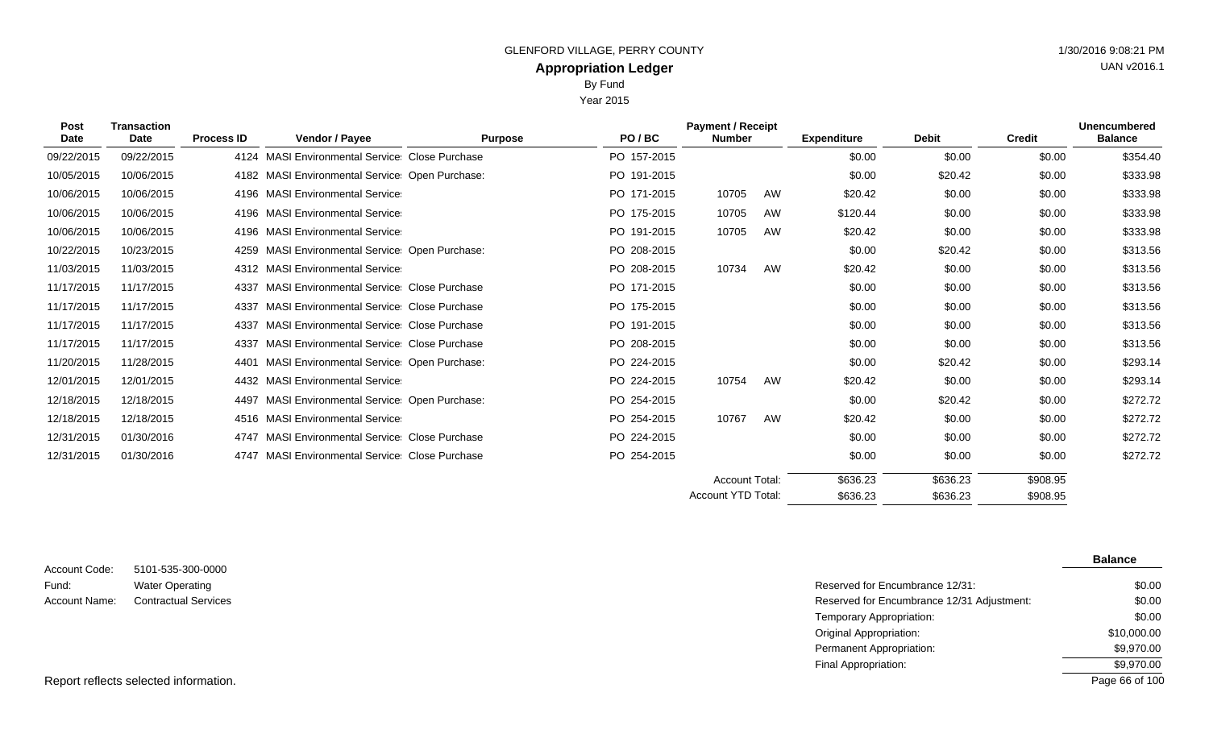GLENFORD VILLAGE, PERRY COUNTY

**Appropriation Ledger**

By Fund

Year 2015

| Post Date | Transaction Date | Process ID | Vendor / Payee | Purpose | PO / BC | Payment / Receipt Number | | Expenditure | Debit | Credit | Unencumbered Balance |
|---|---|---|---|---|---|---|---|---|---|---|---|
| 09/22/2015 | 09/22/2015 | 4124 | MASI Environmental Service | Close Purchase | PO 157-2015 | | | $0.00 | $0.00 | $0.00 | $354.40 |
| 10/05/2015 | 10/06/2015 | 4182 | MASI Environmental Service | Open Purchase: | PO 191-2015 | | | $0.00 | $20.42 | $0.00 | $333.98 |
| 10/06/2015 | 10/06/2015 | 4196 | MASI Environmental Service | | PO 171-2015 | 10705 | AW | $20.42 | $0.00 | $0.00 | $333.98 |
| 10/06/2015 | 10/06/2015 | 4196 | MASI Environmental Service | | PO 175-2015 | 10705 | AW | $120.44 | $0.00 | $0.00 | $333.98 |
| 10/06/2015 | 10/06/2015 | 4196 | MASI Environmental Service | | PO 191-2015 | 10705 | AW | $20.42 | $0.00 | $0.00 | $333.98 |
| 10/22/2015 | 10/23/2015 | 4259 | MASI Environmental Service | Open Purchase: | PO 208-2015 | | | $0.00 | $20.42 | $0.00 | $313.56 |
| 11/03/2015 | 11/03/2015 | 4312 | MASI Environmental Service | | PO 208-2015 | 10734 | AW | $20.42 | $0.00 | $0.00 | $313.56 |
| 11/17/2015 | 11/17/2015 | 4337 | MASI Environmental Service | Close Purchase | PO 171-2015 | | | $0.00 | $0.00 | $0.00 | $313.56 |
| 11/17/2015 | 11/17/2015 | 4337 | MASI Environmental Service | Close Purchase | PO 175-2015 | | | $0.00 | $0.00 | $0.00 | $313.56 |
| 11/17/2015 | 11/17/2015 | 4337 | MASI Environmental Service | Close Purchase | PO 191-2015 | | | $0.00 | $0.00 | $0.00 | $313.56 |
| 11/17/2015 | 11/17/2015 | 4337 | MASI Environmental Service | Close Purchase | PO 208-2015 | | | $0.00 | $0.00 | $0.00 | $313.56 |
| 11/20/2015 | 11/28/2015 | 4401 | MASI Environmental Service | Open Purchase: | PO 224-2015 | | | $0.00 | $20.42 | $0.00 | $293.14 |
| 12/01/2015 | 12/01/2015 | 4432 | MASI Environmental Service | | PO 224-2015 | 10754 | AW | $20.42 | $0.00 | $0.00 | $293.14 |
| 12/18/2015 | 12/18/2015 | 4497 | MASI Environmental Service | Open Purchase: | PO 254-2015 | | | $0.00 | $20.42 | $0.00 | $272.72 |
| 12/18/2015 | 12/18/2015 | 4516 | MASI Environmental Service | | PO 254-2015 | 10767 | AW | $20.42 | $0.00 | $0.00 | $272.72 |
| 12/31/2015 | 01/30/2016 | 4747 | MASI Environmental Service | Close Purchase | PO 224-2015 | | | $0.00 | $0.00 | $0.00 | $272.72 |
| 12/31/2015 | 01/30/2016 | 4747 | MASI Environmental Service | Close Purchase | PO 254-2015 | | | $0.00 | $0.00 | $0.00 | $272.72 |
| | | | | | | Account Total: | | $636.23 | $636.23 | $908.95 | |
| | | | | | | Account YTD Total: | | $636.23 | $636.23 | $908.95 | |

Account Code: 5101-535-300-0000

Fund: Water Operating

Account Name: Contractual Services

| | Balance |
|---|---|
| Reserved for Encumbrance 12/31: | $0.00 |
| Reserved for Encumbrance 12/31 Adjustment: | $0.00 |
| Temporary Appropriation: | $0.00 |
| Original Appropriation: | $10,000.00 |
| Permanent Appropriation: | $9,970.00 |
| Final Appropriation: | $9,970.00 |

Report reflects selected information.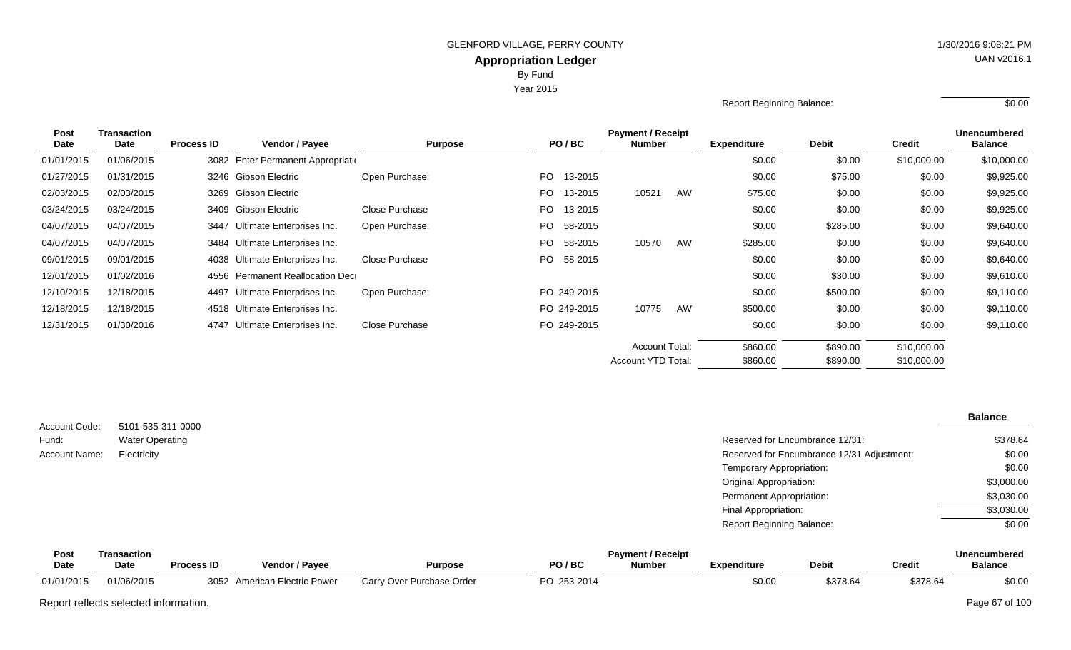GLENFORD VILLAGE, PERRY COUNTY

# Appropriation Ledger

By Fund

Year 2015

Report Beginning Balance: $0.00

| Post Date | Transaction Date | Process ID | Vendor / Payee | Purpose | PO / BC | Payment / Receipt Number | Expenditure | Debit | Credit | Unencumbered Balance |
|---|---|---|---|---|---|---|---|---|---|---|
| 01/01/2015 | 01/06/2015 | 3082 | Enter Permanent Appropriati | | | | $0.00 | $0.00 | $10,000.00 | $10,000.00 |
| 01/27/2015 | 01/31/2015 | 3246 | Gibson Electric | Open Purchase: | PO 13-2015 | | $0.00 | $75.00 | $0.00 | $9,925.00 |
| 02/03/2015 | 02/03/2015 | 3269 | Gibson Electric | | PO 13-2015 | 10521 AW | $75.00 | $0.00 | $0.00 | $9,925.00 |
| 03/24/2015 | 03/24/2015 | 3409 | Gibson Electric | Close Purchase | PO 13-2015 | | $0.00 | $0.00 | $0.00 | $9,925.00 |
| 04/07/2015 | 04/07/2015 | 3447 | Ultimate Enterprises Inc. | Open Purchase: | PO 58-2015 | | $0.00 | $285.00 | $0.00 | $9,640.00 |
| 04/07/2015 | 04/07/2015 | 3484 | Ultimate Enterprises Inc. | | PO 58-2015 | 10570 AW | $285.00 | $0.00 | $0.00 | $9,640.00 |
| 09/01/2015 | 09/01/2015 | 4038 | Ultimate Enterprises Inc. | Close Purchase | PO 58-2015 | | $0.00 | $0.00 | $0.00 | $9,640.00 |
| 12/01/2015 | 01/02/2016 | 4556 | Permanent Reallocation Dec | | | | $0.00 | $30.00 | $0.00 | $9,610.00 |
| 12/10/2015 | 12/18/2015 | 4497 | Ultimate Enterprises Inc. | Open Purchase: | PO 249-2015 | | $0.00 | $500.00 | $0.00 | $9,110.00 |
| 12/18/2015 | 12/18/2015 | 4518 | Ultimate Enterprises Inc. | | PO 249-2015 | 10775 AW | $500.00 | $0.00 | $0.00 | $9,110.00 |
| 12/31/2015 | 01/30/2016 | 4747 | Ultimate Enterprises Inc. | Close Purchase | PO 249-2015 | | $0.00 | $0.00 | $0.00 | $9,110.00 |
| | | | | | | Account Total: | $860.00 | $890.00 | $10,000.00 | |
| | | | | | | Account YTD Total: | $860.00 | $890.00 | $10,000.00 | |

Account Code: 5101-535-311-0000

Fund: Water Operating

Account Name: Electricity

| | Balance |
|---|---|
| Reserved for Encumbrance 12/31: | $378.64 |
| Reserved for Encumbrance 12/31 Adjustment: | $0.00 |
| Temporary Appropriation: | $0.00 |
| Original Appropriation: | $3,000.00 |
| Permanent Appropriation: | $3,030.00 |
| Final Appropriation: | $3,030.00 |
| Report Beginning Balance: | $0.00 |

| Post Date | Transaction Date | Process ID | Vendor / Payee | Purpose | PO / BC | Payment / Receipt Number | Expenditure | Debit | Credit | Unencumbered Balance |
|---|---|---|---|---|---|---|---|---|---|---|
| 01/01/2015 | 01/06/2015 | 3052 | American Electric Power | Carry Over Purchase Order | PO 253-2014 | | $0.00 | $378.64 | $378.64 | $0.00 |

Report reflects selected information.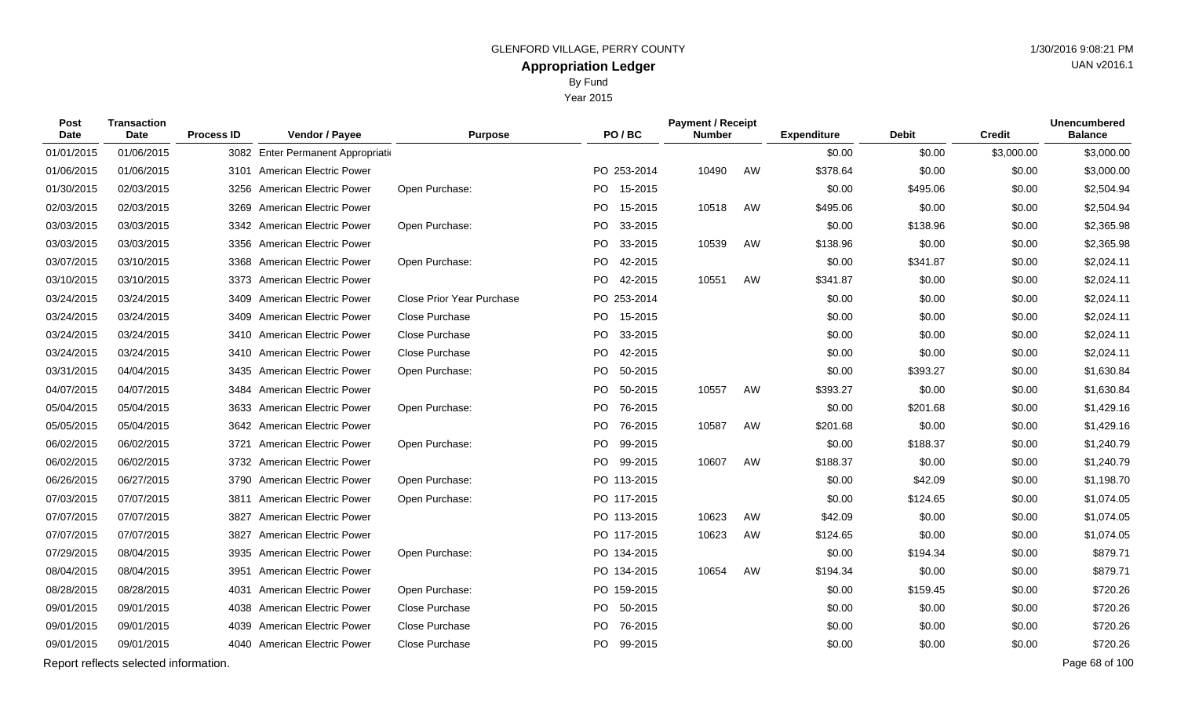GLENFORD VILLAGE, PERRY COUNTY

# Appropriation Ledger

By Fund

Year 2015

| Post Date | Transaction Date | Process ID | Vendor / Payee | Purpose | PO / BC | Payment / Receipt Number | | Expenditure | Debit | Credit | Unencumbered Balance |
|---|---|---|---|---|---|---|---|---|---|---|---|
| 01/01/2015 | 01/06/2015 | 3082 | Enter Permanent Appropriati | | | | | $0.00 | $0.00 | $3,000.00 | $3,000.00 |
| 01/06/2015 | 01/06/2015 | 3101 | American Electric Power | | PO 253-2014 | 10490 | AW | $378.64 | $0.00 | $0.00 | $3,000.00 |
| 01/30/2015 | 02/03/2015 | 3256 | American Electric Power | Open Purchase: | PO 15-2015 | | | $0.00 | $495.06 | $0.00 | $2,504.94 |
| 02/03/2015 | 02/03/2015 | 3269 | American Electric Power | | PO 15-2015 | 10518 | AW | $495.06 | $0.00 | $0.00 | $2,504.94 |
| 03/03/2015 | 03/03/2015 | 3342 | American Electric Power | Open Purchase: | PO 33-2015 | | | $0.00 | $138.96 | $0.00 | $2,365.98 |
| 03/03/2015 | 03/03/2015 | 3356 | American Electric Power | | PO 33-2015 | 10539 | AW | $138.96 | $0.00 | $0.00 | $2,365.98 |
| 03/07/2015 | 03/10/2015 | 3368 | American Electric Power | Open Purchase: | PO 42-2015 | | | $0.00 | $341.87 | $0.00 | $2,024.11 |
| 03/10/2015 | 03/10/2015 | 3373 | American Electric Power | | PO 42-2015 | 10551 | AW | $341.87 | $0.00 | $0.00 | $2,024.11 |
| 03/24/2015 | 03/24/2015 | 3409 | American Electric Power | Close Prior Year Purchase | PO 253-2014 | | | $0.00 | $0.00 | $0.00 | $2,024.11 |
| 03/24/2015 | 03/24/2015 | 3409 | American Electric Power | Close Purchase | PO 15-2015 | | | $0.00 | $0.00 | $0.00 | $2,024.11 |
| 03/24/2015 | 03/24/2015 | 3410 | American Electric Power | Close Purchase | PO 33-2015 | | | $0.00 | $0.00 | $0.00 | $2,024.11 |
| 03/24/2015 | 03/24/2015 | 3410 | American Electric Power | Close Purchase | PO 42-2015 | | | $0.00 | $0.00 | $0.00 | $2,024.11 |
| 03/31/2015 | 04/04/2015 | 3435 | American Electric Power | Open Purchase: | PO 50-2015 | | | $0.00 | $393.27 | $0.00 | $1,630.84 |
| 04/07/2015 | 04/07/2015 | 3484 | American Electric Power | | PO 50-2015 | 10557 | AW | $393.27 | $0.00 | $0.00 | $1,630.84 |
| 05/04/2015 | 05/04/2015 | 3633 | American Electric Power | Open Purchase: | PO 76-2015 | | | $0.00 | $201.68 | $0.00 | $1,429.16 |
| 05/05/2015 | 05/04/2015 | 3642 | American Electric Power | | PO 76-2015 | 10587 | AW | $201.68 | $0.00 | $0.00 | $1,429.16 |
| 06/02/2015 | 06/02/2015 | 3721 | American Electric Power | Open Purchase: | PO 99-2015 | | | $0.00 | $188.37 | $0.00 | $1,240.79 |
| 06/02/2015 | 06/02/2015 | 3732 | American Electric Power | | PO 99-2015 | 10607 | AW | $188.37 | $0.00 | $0.00 | $1,240.79 |
| 06/26/2015 | 06/27/2015 | 3790 | American Electric Power | Open Purchase: | PO 113-2015 | | | $0.00 | $42.09 | $0.00 | $1,198.70 |
| 07/03/2015 | 07/07/2015 | 3811 | American Electric Power | Open Purchase: | PO 117-2015 | | | $0.00 | $124.65 | $0.00 | $1,074.05 |
| 07/07/2015 | 07/07/2015 | 3827 | American Electric Power | | PO 113-2015 | 10623 | AW | $42.09 | $0.00 | $0.00 | $1,074.05 |
| 07/07/2015 | 07/07/2015 | 3827 | American Electric Power | | PO 117-2015 | 10623 | AW | $124.65 | $0.00 | $0.00 | $1,074.05 |
| 07/29/2015 | 08/04/2015 | 3935 | American Electric Power | Open Purchase: | PO 134-2015 | | | $0.00 | $194.34 | $0.00 | $879.71 |
| 08/04/2015 | 08/04/2015 | 3951 | American Electric Power | | PO 134-2015 | 10654 | AW | $194.34 | $0.00 | $0.00 | $879.71 |
| 08/28/2015 | 08/28/2015 | 4031 | American Electric Power | Open Purchase: | PO 159-2015 | | | $0.00 | $159.45 | $0.00 | $720.26 |
| 09/01/2015 | 09/01/2015 | 4038 | American Electric Power | Close Purchase | PO 50-2015 | | | $0.00 | $0.00 | $0.00 | $720.26 |
| 09/01/2015 | 09/01/2015 | 4039 | American Electric Power | Close Purchase | PO 76-2015 | | | $0.00 | $0.00 | $0.00 | $720.26 |
| 09/01/2015 | 09/01/2015 | 4040 | American Electric Power | Close Purchase | PO 99-2015 | | | $0.00 | $0.00 | $0.00 | $720.26 |

Report reflects selected information.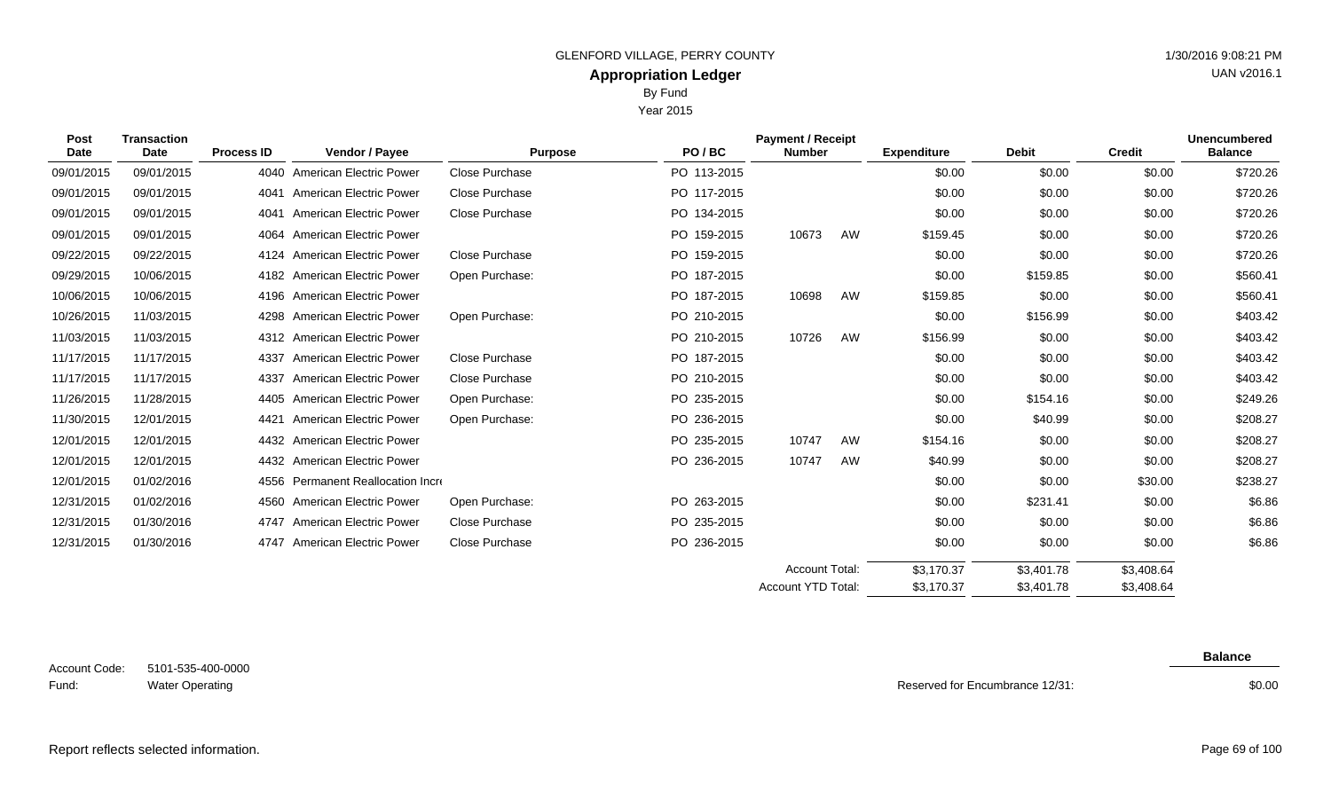GLENFORD VILLAGE, PERRY COUNTY

**Appropriation Ledger**

By Fund

Year 2015

1/30/2016 9:08:21 PM

UAN v2016.1

| Post Date | Transaction Date | Process ID | Vendor / Payee | Purpose | PO / BC | Payment / Receipt Number | | Expenditure | Debit | Credit | Unencumbered Balance |
|---|---|---|---|---|---|---|---|---|---|---|---|
| 09/01/2015 | 09/01/2015 | 4040 | American Electric Power | Close Purchase | PO 113-2015 | | | $0.00 | $0.00 | $0.00 | $720.26 |
| 09/01/2015 | 09/01/2015 | 4041 | American Electric Power | Close Purchase | PO 117-2015 | | | $0.00 | $0.00 | $0.00 | $720.26 |
| 09/01/2015 | 09/01/2015 | 4041 | American Electric Power | Close Purchase | PO 134-2015 | | | $0.00 | $0.00 | $0.00 | $720.26 |
| 09/01/2015 | 09/01/2015 | 4064 | American Electric Power | | PO 159-2015 | 10673 | AW | $159.45 | $0.00 | $0.00 | $720.26 |
| 09/22/2015 | 09/22/2015 | 4124 | American Electric Power | Close Purchase | PO 159-2015 | | | $0.00 | $0.00 | $0.00 | $720.26 |
| 09/29/2015 | 10/06/2015 | 4182 | American Electric Power | Open Purchase: | PO 187-2015 | | | $0.00 | $159.85 | $0.00 | $560.41 |
| 10/06/2015 | 10/06/2015 | 4196 | American Electric Power | | PO 187-2015 | 10698 | AW | $159.85 | $0.00 | $0.00 | $560.41 |
| 10/26/2015 | 11/03/2015 | 4298 | American Electric Power | Open Purchase: | PO 210-2015 | | | $0.00 | $156.99 | $0.00 | $403.42 |
| 11/03/2015 | 11/03/2015 | 4312 | American Electric Power | | PO 210-2015 | 10726 | AW | $156.99 | $0.00 | $0.00 | $403.42 |
| 11/17/2015 | 11/17/2015 | 4337 | American Electric Power | Close Purchase | PO 187-2015 | | | $0.00 | $0.00 | $0.00 | $403.42 |
| 11/17/2015 | 11/17/2015 | 4337 | American Electric Power | Close Purchase | PO 210-2015 | | | $0.00 | $0.00 | $0.00 | $403.42 |
| 11/26/2015 | 11/28/2015 | 4405 | American Electric Power | Open Purchase: | PO 235-2015 | | | $0.00 | $154.16 | $0.00 | $249.26 |
| 11/30/2015 | 12/01/2015 | 4421 | American Electric Power | Open Purchase: | PO 236-2015 | | | $0.00 | $40.99 | $0.00 | $208.27 |
| 12/01/2015 | 12/01/2015 | 4432 | American Electric Power | | PO 235-2015 | 10747 | AW | $154.16 | $0.00 | $0.00 | $208.27 |
| 12/01/2015 | 12/01/2015 | 4432 | American Electric Power | | PO 236-2015 | 10747 | AW | $40.99 | $0.00 | $0.00 | $208.27 |
| 12/01/2015 | 01/02/2016 | 4556 | Permanent Reallocation Incr | | | | | $0.00 | $0.00 | $30.00 | $238.27 |
| 12/31/2015 | 01/02/2016 | 4560 | American Electric Power | Open Purchase: | PO 263-2015 | | | $0.00 | $231.41 | $0.00 | $6.86 |
| 12/31/2015 | 01/30/2016 | 4747 | American Electric Power | Close Purchase | PO 235-2015 | | | $0.00 | $0.00 | $0.00 | $6.86 |
| 12/31/2015 | 01/30/2016 | 4747 | American Electric Power | Close Purchase | PO 236-2015 | | | $0.00 | $0.00 | $0.00 | $6.86 |
| | | | | | | Account Total: | | $3,170.37 | $3,401.78 | $3,408.64 | |
| | | | | | | Account YTD Total: | | $3,170.37 | $3,401.78 | $3,408.64 | |

Account Code: 5101-535-400-0000

Fund: Water Operating

| | Balance |
|---|---|
| Reserved for Encumbrance 12/31: | $0.00 |

Report reflects selected information.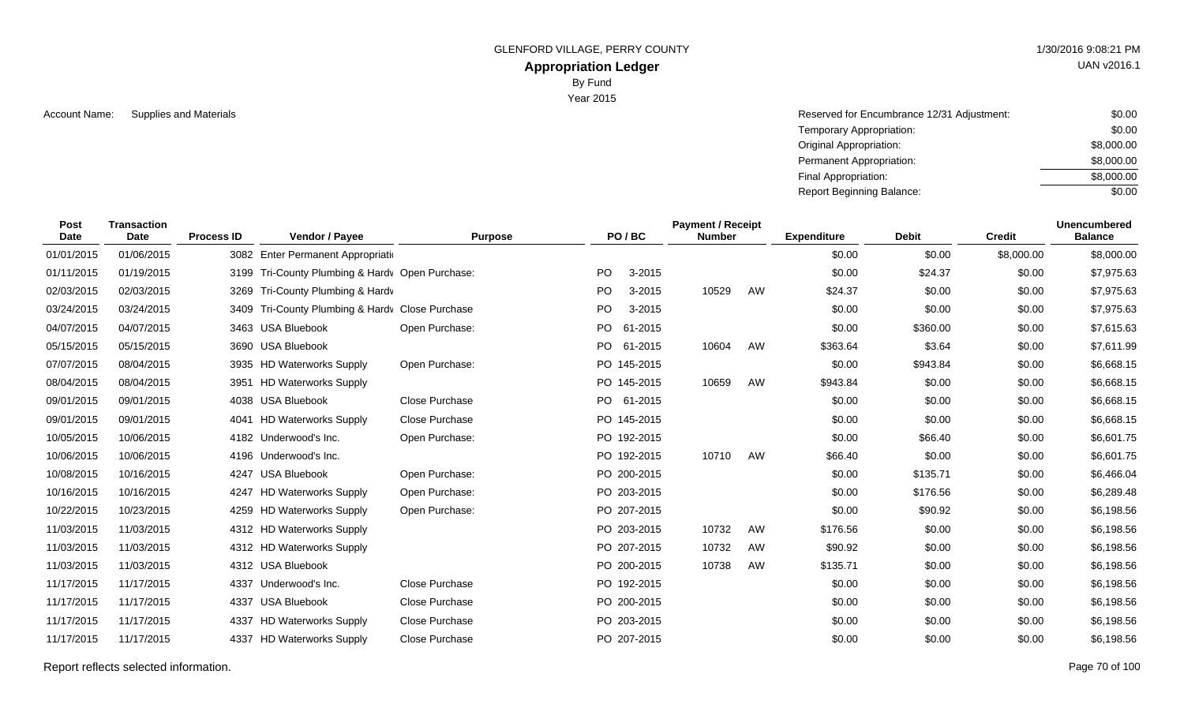GLENFORD VILLAGE, PERRY COUNTY

**Appropriation Ledger**

By Fund

Year 2015

Account Name: Supplies and Materials

| | |
|---|---|
| Reserved for Encumbrance 12/31 Adjustment: | $0.00 |
| Temporary Appropriation: | $0.00 |
| Original Appropriation: | $8,000.00 |
| Permanent Appropriation: | $8,000.00 |
| Final Appropriation: | $8,000.00 |
| Report Beginning Balance: | $0.00 |

| Post Date | Transaction Date | Process ID | Vendor / Payee | Purpose | PO / BC | Payment / Receipt Number | | Expenditure | Debit | Credit | Unencumbered Balance |
|---|---|---|---|---|---|---|---|---|---|---|---|
| 01/01/2015 | 01/06/2015 | 3082 | Enter Permanent Appropriati | | | | | $0.00 | $0.00 | $8,000.00 | $8,000.00 |
| 01/11/2015 | 01/19/2015 | 3199 | Tri-County Plumbing & Hardv | Open Purchase: | PO 3-2015 | | | $0.00 | $24.37 | $0.00 | $7,975.63 |
| 02/03/2015 | 02/03/2015 | 3269 | Tri-County Plumbing & Hardv | | PO 3-2015 | 10529 | AW | $24.37 | $0.00 | $0.00 | $7,975.63 |
| 03/24/2015 | 03/24/2015 | 3409 | Tri-County Plumbing & Hardv | Close Purchase | PO 3-2015 | | | $0.00 | $0.00 | $0.00 | $7,975.63 |
| 04/07/2015 | 04/07/2015 | 3463 | USA Bluebook | Open Purchase: | PO 61-2015 | | | $0.00 | $360.00 | $0.00 | $7,615.63 |
| 05/15/2015 | 05/15/2015 | 3690 | USA Bluebook | | PO 61-2015 | 10604 | AW | $363.64 | $3.64 | $0.00 | $7,611.99 |
| 07/07/2015 | 08/04/2015 | 3935 | HD Waterworks Supply | Open Purchase: | PO 145-2015 | | | $0.00 | $943.84 | $0.00 | $6,668.15 |
| 08/04/2015 | 08/04/2015 | 3951 | HD Waterworks Supply | | PO 145-2015 | 10659 | AW | $943.84 | $0.00 | $0.00 | $6,668.15 |
| 09/01/2015 | 09/01/2015 | 4038 | USA Bluebook | Close Purchase | PO 61-2015 | | | $0.00 | $0.00 | $0.00 | $6,668.15 |
| 09/01/2015 | 09/01/2015 | 4041 | HD Waterworks Supply | Close Purchase | PO 145-2015 | | | $0.00 | $0.00 | $0.00 | $6,668.15 |
| 10/05/2015 | 10/06/2015 | 4182 | Underwood's Inc. | Open Purchase: | PO 192-2015 | | | $0.00 | $66.40 | $0.00 | $6,601.75 |
| 10/06/2015 | 10/06/2015 | 4196 | Underwood's Inc. | | PO 192-2015 | 10710 | AW | $66.40 | $0.00 | $0.00 | $6,601.75 |
| 10/08/2015 | 10/16/2015 | 4247 | USA Bluebook | Open Purchase: | PO 200-2015 | | | $0.00 | $135.71 | $0.00 | $6,466.04 |
| 10/16/2015 | 10/16/2015 | 4247 | HD Waterworks Supply | Open Purchase: | PO 203-2015 | | | $0.00 | $176.56 | $0.00 | $6,289.48 |
| 10/22/2015 | 10/23/2015 | 4259 | HD Waterworks Supply | Open Purchase: | PO 207-2015 | | | $0.00 | $90.92 | $0.00 | $6,198.56 |
| 11/03/2015 | 11/03/2015 | 4312 | HD Waterworks Supply | | PO 203-2015 | 10732 | AW | $176.56 | $0.00 | $0.00 | $6,198.56 |
| 11/03/2015 | 11/03/2015 | 4312 | HD Waterworks Supply | | PO 207-2015 | 10732 | AW | $90.92 | $0.00 | $0.00 | $6,198.56 |
| 11/03/2015 | 11/03/2015 | 4312 | USA Bluebook | | PO 200-2015 | 10738 | AW | $135.71 | $0.00 | $0.00 | $6,198.56 |
| 11/17/2015 | 11/17/2015 | 4337 | Underwood's Inc. | Close Purchase | PO 192-2015 | | | $0.00 | $0.00 | $0.00 | $6,198.56 |
| 11/17/2015 | 11/17/2015 | 4337 | USA Bluebook | Close Purchase | PO 200-2015 | | | $0.00 | $0.00 | $0.00 | $6,198.56 |
| 11/17/2015 | 11/17/2015 | 4337 | HD Waterworks Supply | Close Purchase | PO 203-2015 | | | $0.00 | $0.00 | $0.00 | $6,198.56 |
| 11/17/2015 | 11/17/2015 | 4337 | HD Waterworks Supply | Close Purchase | PO 207-2015 | | | $0.00 | $0.00 | $0.00 | $6,198.56 |

Report reflects selected information.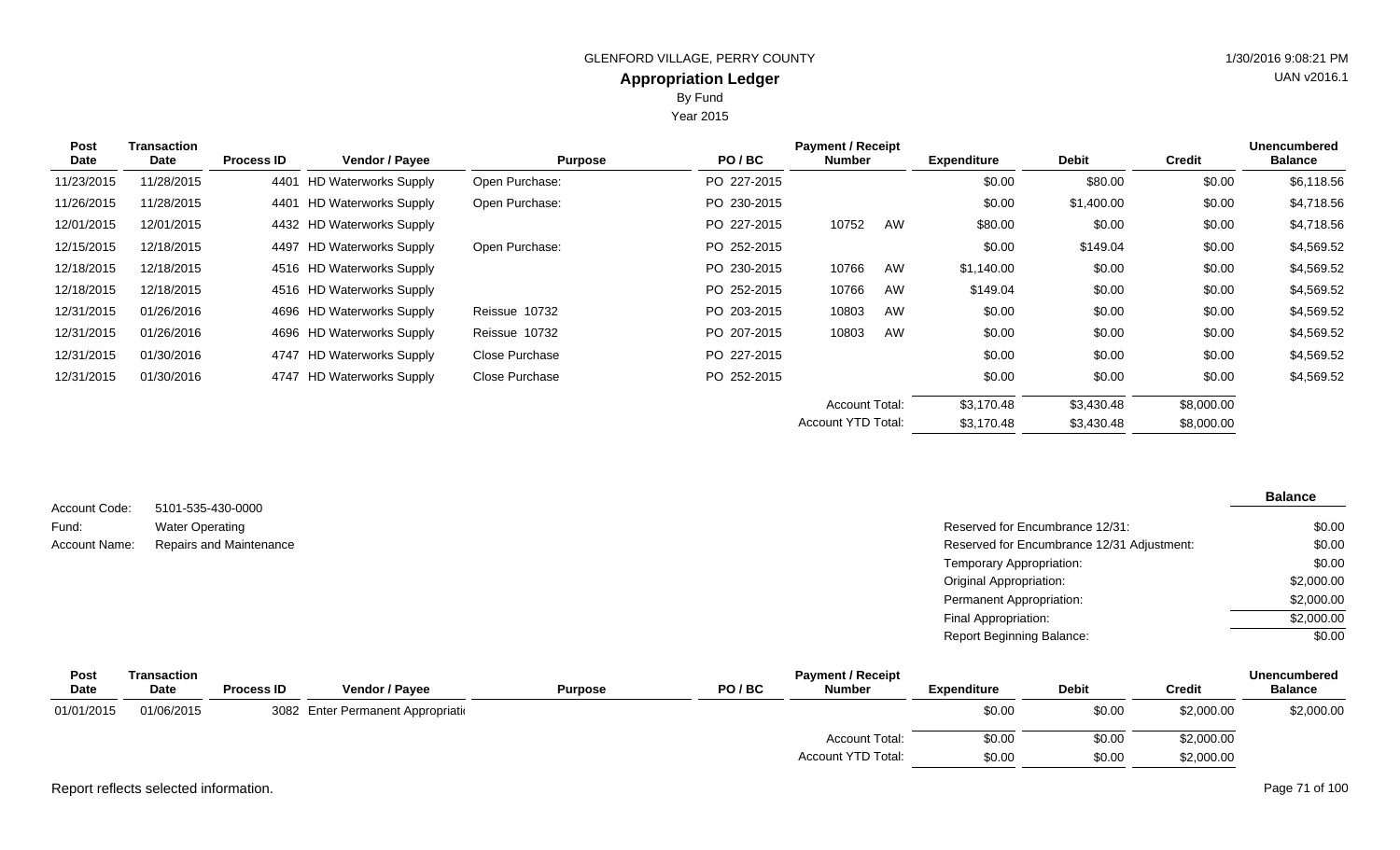GLENFORD VILLAGE, PERRY COUNTY

**Appropriation Ledger**

By Fund

Year 2015

| Post Date | Transaction Date | Process ID | Vendor / Payee | Purpose | PO / BC | Payment / Receipt Number | | Expenditure | Debit | Credit | Unencumbered Balance |
|---|---|---|---|---|---|---|---|---|---|---|---|
| 11/23/2015 | 11/28/2015 | 4401 | HD Waterworks Supply | Open Purchase: | PO 227-2015 | | | $0.00 | $80.00 | $0.00 | $6,118.56 |
| 11/26/2015 | 11/28/2015 | 4401 | HD Waterworks Supply | Open Purchase: | PO 230-2015 | | | $0.00 | $1,400.00 | $0.00 | $4,718.56 |
| 12/01/2015 | 12/01/2015 | 4432 | HD Waterworks Supply | | PO 227-2015 | 10752 | AW | $80.00 | $0.00 | $0.00 | $4,718.56 |
| 12/15/2015 | 12/18/2015 | 4497 | HD Waterworks Supply | Open Purchase: | PO 252-2015 | | | $0.00 | $149.04 | $0.00 | $4,569.52 |
| 12/18/2015 | 12/18/2015 | 4516 | HD Waterworks Supply | | PO 230-2015 | 10766 | AW | $1,140.00 | $0.00 | $0.00 | $4,569.52 |
| 12/18/2015 | 12/18/2015 | 4516 | HD Waterworks Supply | | PO 252-2015 | 10766 | AW | $149.04 | $0.00 | $0.00 | $4,569.52 |
| 12/31/2015 | 01/26/2016 | 4696 | HD Waterworks Supply | Reissue 10732 | PO 203-2015 | 10803 | AW | $0.00 | $0.00 | $0.00 | $4,569.52 |
| 12/31/2015 | 01/26/2016 | 4696 | HD Waterworks Supply | Reissue 10732 | PO 207-2015 | 10803 | AW | $0.00 | $0.00 | $0.00 | $4,569.52 |
| 12/31/2015 | 01/30/2016 | 4747 | HD Waterworks Supply | Close Purchase | PO 227-2015 | | | $0.00 | $0.00 | $0.00 | $4,569.52 |
| 12/31/2015 | 01/30/2016 | 4747 | HD Waterworks Supply | Close Purchase | PO 252-2015 | | | $0.00 | $0.00 | $0.00 | $4,569.52 |
| | | | | | | Account Total: | | $3,170.48 | $3,430.48 | $8,000.00 | |
| | | | | | | Account YTD Total: | | $3,170.48 | $3,430.48 | $8,000.00 | |

Account Code: 5101-535-430-0000

Fund: Water Operating

Account Name: Repairs and Maintenance

| | Balance |
|---|---|
| Reserved for Encumbrance 12/31: | $0.00 |
| Reserved for Encumbrance 12/31 Adjustment: | $0.00 |
| Temporary Appropriation: | $0.00 |
| Original Appropriation: | $2,000.00 |
| Permanent Appropriation: | $2,000.00 |
| Final Appropriation: | $2,000.00 |
| Report Beginning Balance: | $0.00 |

| Post Date | Transaction Date | Process ID | Vendor / Payee | Purpose | PO / BC | Payment / Receipt Number | Expenditure | Debit | Credit | Unencumbered Balance |
|---|---|---|---|---|---|---|---|---|---|---|
| 01/01/2015 | 01/06/2015 | 3082 | Enter Permanent Appropriati | | | | $0.00 | $0.00 | $2,000.00 | $2,000.00 |
| | | | | | | Account Total: | $0.00 | $0.00 | $2,000.00 | |
| | | | | | | Account YTD Total: | $0.00 | $0.00 | $2,000.00 | |

Report reflects selected information.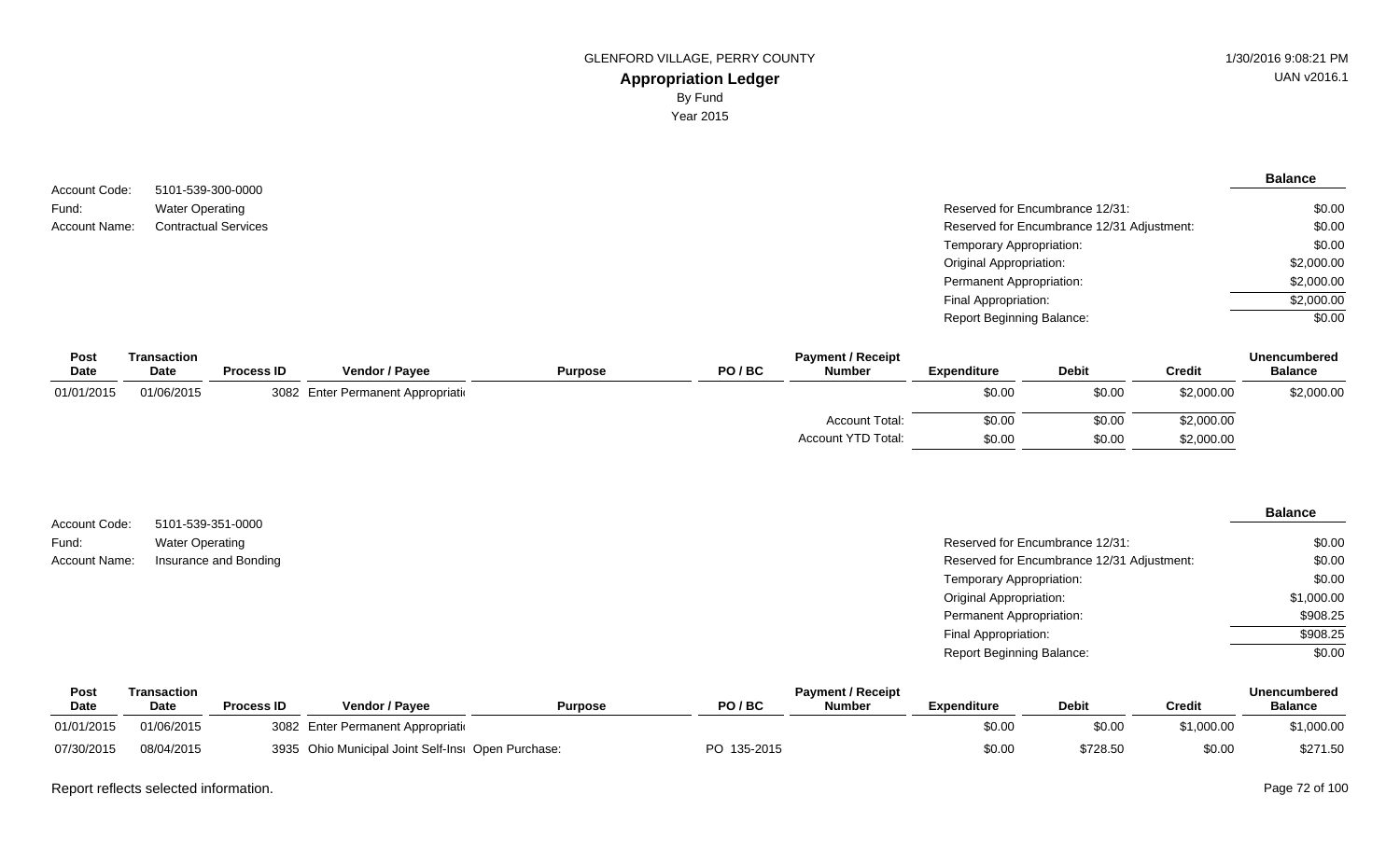GLENFORD VILLAGE, PERRY COUNTY

# Appropriation Ledger

By Fund

Year 2015

1/30/2016 9:08:21 PM
UAN v2016.1

Account Code: 5101-539-300-0000
Fund: Water Operating
Account Name: Contractual Services

| | Balance |
|---|---|
| Reserved for Encumbrance 12/31: | $0.00 |
| Reserved for Encumbrance 12/31 Adjustment: | $0.00 |
| Temporary Appropriation: | $0.00 |
| Original Appropriation: | $2,000.00 |
| Permanent Appropriation: | $2,000.00 |
| Final Appropriation: | $2,000.00 |
| Report Beginning Balance: | $0.00 |

| Post Date | Transaction Date | Process ID | Vendor / Payee | Purpose | PO / BC | Payment / Receipt Number | Expenditure | Debit | Credit | Unencumbered Balance |
|---|---|---|---|---|---|---|---|---|---|---|
| 01/01/2015 | 01/06/2015 | 3082 | Enter Permanent Appropriati | | | | $0.00 | $0.00 | $2,000.00 | $2,000.00 |
| | | | | | | Account Total: | $0.00 | $0.00 | $2,000.00 | |
| | | | | | | Account YTD Total: | $0.00 | $0.00 | $2,000.00 | |

Account Code: 5101-539-351-0000
Fund: Water Operating
Account Name: Insurance and Bonding

| | Balance |
|---|---|
| Reserved for Encumbrance 12/31: | $0.00 |
| Reserved for Encumbrance 12/31 Adjustment: | $0.00 |
| Temporary Appropriation: | $0.00 |
| Original Appropriation: | $1,000.00 |
| Permanent Appropriation: | $908.25 |
| Final Appropriation: | $908.25 |
| Report Beginning Balance: | $0.00 |

| Post Date | Transaction Date | Process ID | Vendor / Payee | Purpose | PO / BC | Payment / Receipt Number | Expenditure | Debit | Credit | Unencumbered Balance |
|---|---|---|---|---|---|---|---|---|---|---|
| 01/01/2015 | 01/06/2015 | 3082 | Enter Permanent Appropriati | | | | $0.00 | $0.00 | $1,000.00 | $1,000.00 |
| 07/30/2015 | 08/04/2015 | 3935 | Ohio Municipal Joint Self-Ins | Open Purchase: | PO 135-2015 | | $0.00 | $728.50 | $0.00 | $271.50 |

Report reflects selected information.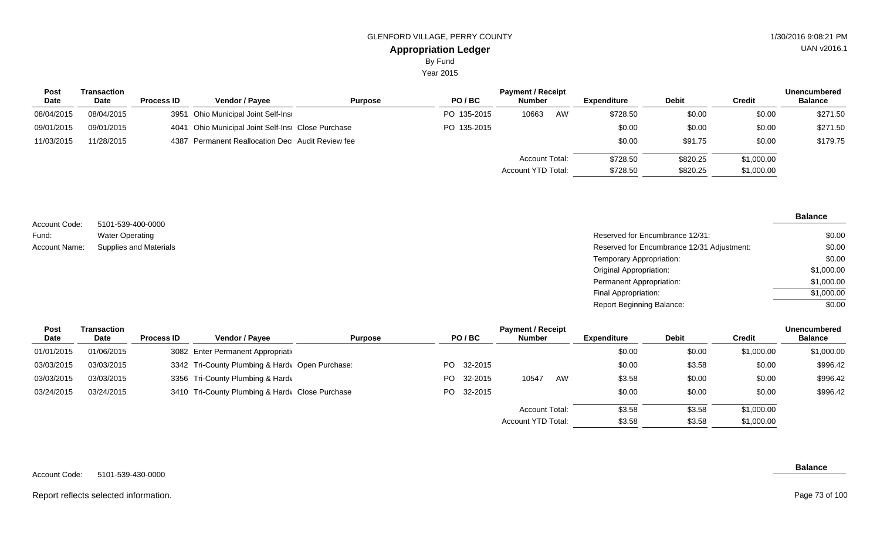GLENFORD VILLAGE, PERRY COUNTY

## Appropriation Ledger

By Fund

Year 2015

| Post Date | Transaction Date | Process ID | Vendor / Payee | Purpose | PO / BC | Payment / Receipt Number | | Expenditure | Debit | Credit | Unencumbered Balance |
|---|---|---|---|---|---|---|---|---|---|---|---|
| 08/04/2015 | 08/04/2015 | 3951 | Ohio Municipal Joint Self-Insı | | PO 135-2015 | 10663 | AW | $728.50 | $0.00 | $0.00 | $271.50 |
| 09/01/2015 | 09/01/2015 | 4041 | Ohio Municipal Joint Self-Insı | Close Purchase | PO 135-2015 | | | $0.00 | $0.00 | $0.00 | $271.50 |
| 11/03/2015 | 11/28/2015 | 4387 | Permanent Reallocation Decı | Audit Review fee | | | | $0.00 | $91.75 | $0.00 | $179.75 |
| | | | | | | Account Total: | | $728.50 | $820.25 | $1,000.00 | |
| | | | | | | Account YTD Total: | | $728.50 | $820.25 | $1,000.00 | |

Account Code: 5101-539-400-0000

Fund: Water Operating

Account Name: Supplies and Materials

| | Balance |
|---|---|
| Reserved for Encumbrance 12/31: | $0.00 |
| Reserved for Encumbrance 12/31 Adjustment: | $0.00 |
| Temporary Appropriation: | $0.00 |
| Original Appropriation: | $1,000.00 |
| Permanent Appropriation: | $1,000.00 |
| Final Appropriation: | $1,000.00 |
| Report Beginning Balance: | $0.00 |

| Post Date | Transaction Date | Process ID | Vendor / Payee | Purpose | PO / BC | Payment / Receipt Number | | Expenditure | Debit | Credit | Unencumbered Balance |
|---|---|---|---|---|---|---|---|---|---|---|---|
| 01/01/2015 | 01/06/2015 | 3082 | Enter Permanent Appropriati | | | | | $0.00 | $0.00 | $1,000.00 | $1,000.00 |
| 03/03/2015 | 03/03/2015 | 3342 | Tri-County Plumbing & Hardv | Open Purchase: | PO 32-2015 | | | $0.00 | $3.58 | $0.00 | $996.42 |
| 03/03/2015 | 03/03/2015 | 3356 | Tri-County Plumbing & Hardv | | PO 32-2015 | 10547 | AW | $3.58 | $0.00 | $0.00 | $996.42 |
| 03/24/2015 | 03/24/2015 | 3410 | Tri-County Plumbing & Hardv | Close Purchase | PO 32-2015 | | | $0.00 | $0.00 | $0.00 | $996.42 |
| | | | | | | Account Total: | | $3.58 | $3.58 | $1,000.00 | |
| | | | | | | Account YTD Total: | | $3.58 | $3.58 | $1,000.00 | |

Account Code: 5101-539-430-0000

**Balance**

Report reflects selected information.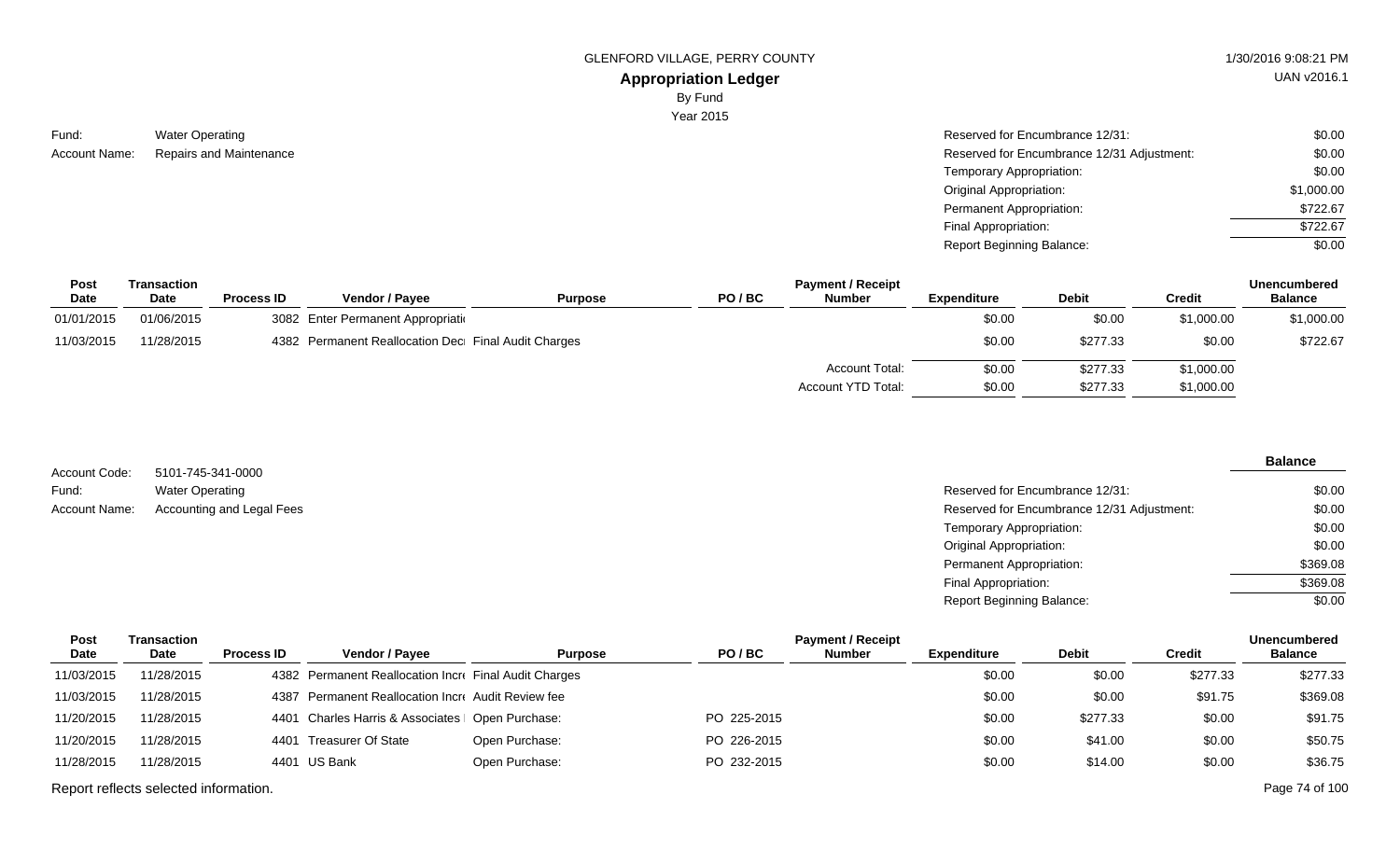GLENFORD VILLAGE, PERRY COUNTY

**Appropriation Ledger**

By Fund

Year 2015

Fund: Water Operating

Account Name: Repairs and Maintenance

| | |
|---|---|
| Reserved for Encumbrance 12/31: | $0.00 |
| Reserved for Encumbrance 12/31 Adjustment: | $0.00 |
| Temporary Appropriation: | $0.00 |
| Original Appropriation: | $1,000.00 |
| Permanent Appropriation: | $722.67 |
| Final Appropriation: | $722.67 |
| Report Beginning Balance: | $0.00 |

| Post Date | Transaction Date | Process ID | Vendor / Payee | Purpose | PO / BC | Payment / Receipt Number | Expenditure | Debit | Credit | Unencumbered Balance |
|---|---|---|---|---|---|---|---|---|---|---|
| 01/01/2015 | 01/06/2015 | 3082 | Enter Permanent Appropriati | | | | $0.00 | $0.00 | $1,000.00 | $1,000.00 |
| 11/03/2015 | 11/28/2015 | 4382 | Permanent Reallocation Dec | Final Audit Charges | | | $0.00 | $277.33 | $0.00 | $722.67 |
| | | | | | | Account Total: | $0.00 | $277.33 | $1,000.00 | |
| | | | | | | Account YTD Total: | $0.00 | $277.33 | $1,000.00 | |

Account Code: 5101-745-341-0000

Fund: Water Operating

Account Name: Accounting and Legal Fees

| | Balance |
|---|---|
| Reserved for Encumbrance 12/31: | $0.00 |
| Reserved for Encumbrance 12/31 Adjustment: | $0.00 |
| Temporary Appropriation: | $0.00 |
| Original Appropriation: | $0.00 |
| Permanent Appropriation: | $369.08 |
| Final Appropriation: | $369.08 |
| Report Beginning Balance: | $0.00 |

| Post Date | Transaction Date | Process ID | Vendor / Payee | Purpose | PO / BC | Payment / Receipt Number | Expenditure | Debit | Credit | Unencumbered Balance |
|---|---|---|---|---|---|---|---|---|---|---|
| 11/03/2015 | 11/28/2015 | 4382 | Permanent Reallocation Incr | Final Audit Charges | | | $0.00 | $0.00 | $277.33 | $277.33 |
| 11/03/2015 | 11/28/2015 | 4387 | Permanent Reallocation Incr | Audit Review fee | | | $0.00 | $0.00 | $91.75 | $369.08 |
| 11/20/2015 | 11/28/2015 | 4401 | Charles Harris & Associates | Open Purchase: | PO 225-2015 | | $0.00 | $277.33 | $0.00 | $91.75 |
| 11/20/2015 | 11/28/2015 | 4401 | Treasurer Of State | Open Purchase: | PO 226-2015 | | $0.00 | $41.00 | $0.00 | $50.75 |
| 11/28/2015 | 11/28/2015 | 4401 | US Bank | Open Purchase: | PO 232-2015 | | $0.00 | $14.00 | $0.00 | $36.75 |

Report reflects selected information.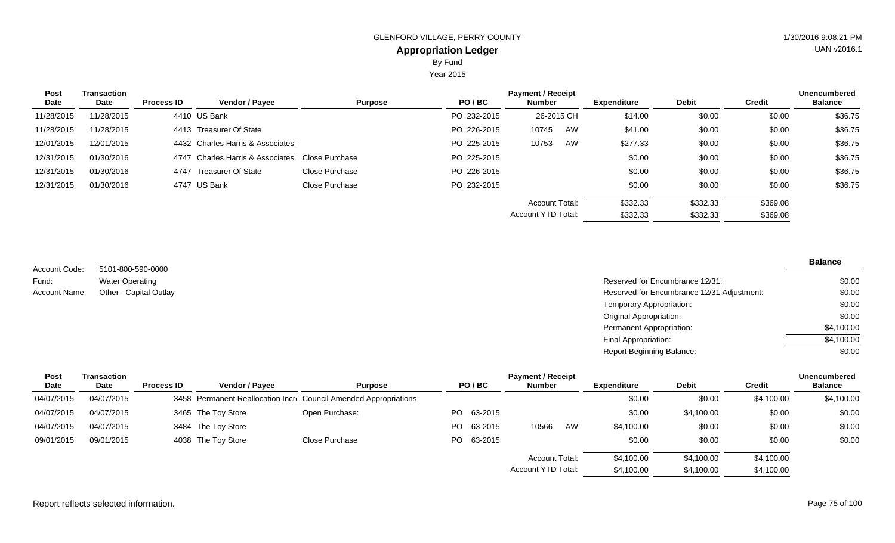| Post Date | Transaction Date | Process ID | Vendor / Payee | Purpose | PO / BC | Payment / Receipt Number | | Expenditure | Debit | Credit | Unencumbered Balance |
|---|---|---|---|---|---|---|---|---|---|---|---|
| 11/28/2015 | 11/28/2015 | 4410 | US Bank | | PO 232-2015 | 26-2015 | CH | $14.00 | $0.00 | $0.00 | $36.75 |
| 11/28/2015 | 11/28/2015 | 4413 | Treasurer Of State | | PO 226-2015 | 10745 | AW | $41.00 | $0.00 | $0.00 | $36.75 |
| 12/01/2015 | 12/01/2015 | 4432 | Charles Harris & Associates I | | PO 225-2015 | 10753 | AW | $277.33 | $0.00 | $0.00 | $36.75 |
| 12/31/2015 | 01/30/2016 | 4747 | Charles Harris & Associates I | Close Purchase | PO 225-2015 | | | $0.00 | $0.00 | $0.00 | $36.75 |
| 12/31/2015 | 01/30/2016 | 4747 | Treasurer Of State | Close Purchase | PO 226-2015 | | | $0.00 | $0.00 | $0.00 | $36.75 |
| 12/31/2015 | 01/30/2016 | 4747 | US Bank | Close Purchase | PO 232-2015 | | | $0.00 | $0.00 | $0.00 | $36.75 |
| | | | | | | Account Total: | | $332.33 | $332.33 | $369.08 | |
| | | | | | | Account YTD Total: | | $332.33 | $332.33 | $369.08 | |

Account Code: 5101-800-590-0000
Fund: Water Operating
Account Name: Other - Capital Outlay

| | Balance |
|---|---|
| Reserved for Encumbrance 12/31: | $0.00 |
| Reserved for Encumbrance 12/31 Adjustment: | $0.00 |
| Temporary Appropriation: | $0.00 |
| Original Appropriation: | $0.00 |
| Permanent Appropriation: | $4,100.00 |
| Final Appropriation: | $4,100.00 |
| Report Beginning Balance: | $0.00 |

| Post Date | Transaction Date | Process ID | Vendor / Payee | Purpose | PO / BC | Payment / Receipt Number | | Expenditure | Debit | Credit | Unencumbered Balance |
|---|---|---|---|---|---|---|---|---|---|---|---|
| 04/07/2015 | 04/07/2015 | 3458 | Permanent Reallocation Incr | Council Amended Appropriations | | | | $0.00 | $0.00 | $4,100.00 | $4,100.00 |
| 04/07/2015 | 04/07/2015 | 3465 | The Toy Store | Open Purchase: | PO 63-2015 | | | $0.00 | $4,100.00 | $0.00 | $0.00 |
| 04/07/2015 | 04/07/2015 | 3484 | The Toy Store | | PO 63-2015 | 10566 | AW | $4,100.00 | $0.00 | $0.00 | $0.00 |
| 09/01/2015 | 09/01/2015 | 4038 | The Toy Store | Close Purchase | PO 63-2015 | | | $0.00 | $0.00 | $0.00 | $0.00 |
| | | | | | | Account Total: | | $4,100.00 | $4,100.00 | $4,100.00 | |
| | | | | | | Account YTD Total: | | $4,100.00 | $4,100.00 | $4,100.00 | |

Report reflects selected information.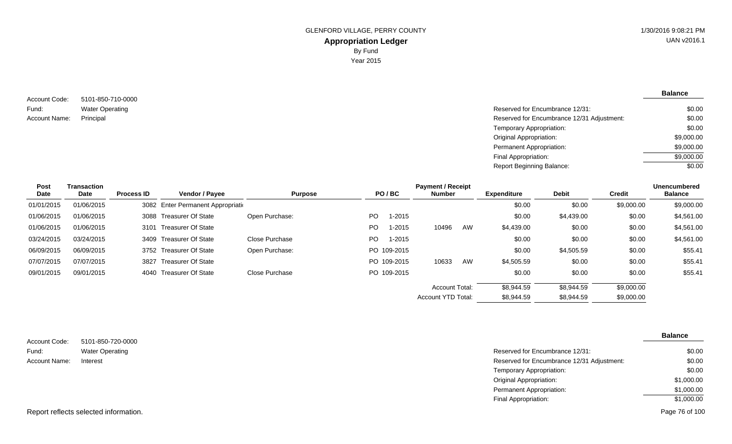GLENFORD VILLAGE, PERRY COUNTY

# Appropriation Ledger

By Fund

Year 2015

Account Code: 5101-850-710-0000
Fund: Water Operating
Account Name: Principal

| | Balance |
|---|---|
| Reserved for Encumbrance 12/31: | $0.00 |
| Reserved for Encumbrance 12/31 Adjustment: | $0.00 |
| Temporary Appropriation: | $0.00 |
| Original Appropriation: | $9,000.00 |
| Permanent Appropriation: | $9,000.00 |
| Final Appropriation: | $9,000.00 |
| Report Beginning Balance: | $0.00 |

| Post Date | Transaction Date | Process ID | Vendor / Payee | Purpose | PO / BC | Payment / Receipt Number | Expenditure | Debit | Credit | Unencumbered Balance |
|---|---|---|---|---|---|---|---|---|---|---|
| 01/01/2015 | 01/06/2015 | 3082 | Enter Permanent Appropriati | | | | $0.00 | $0.00 | $9,000.00 | $9,000.00 |
| 01/06/2015 | 01/06/2015 | 3088 | Treasurer Of State | Open Purchase: | PO 1-2015 | | $0.00 | $4,439.00 | $0.00 | $4,561.00 |
| 01/06/2015 | 01/06/2015 | 3101 | Treasurer Of State | | PO 1-2015 | 10496 AW | $4,439.00 | $0.00 | $0.00 | $4,561.00 |
| 03/24/2015 | 03/24/2015 | 3409 | Treasurer Of State | Close Purchase | PO 1-2015 | | $0.00 | $0.00 | $0.00 | $4,561.00 |
| 06/09/2015 | 06/09/2015 | 3752 | Treasurer Of State | Open Purchase: | PO 109-2015 | | $0.00 | $4,505.59 | $0.00 | $55.41 |
| 07/07/2015 | 07/07/2015 | 3827 | Treasurer Of State | | PO 109-2015 | 10633 AW | $4,505.59 | $0.00 | $0.00 | $55.41 |
| 09/01/2015 | 09/01/2015 | 4040 | Treasurer Of State | Close Purchase | PO 109-2015 | | $0.00 | $0.00 | $0.00 | $55.41 |
| | | | | | | Account Total: | $8,944.59 | $8,944.59 | $9,000.00 | |
| | | | | | | Account YTD Total: | $8,944.59 | $8,944.59 | $9,000.00 | |

Account Code: 5101-850-720-0000
Fund: Water Operating
Account Name: Interest

| | Balance |
|---|---|
| Reserved for Encumbrance 12/31: | $0.00 |
| Reserved for Encumbrance 12/31 Adjustment: | $0.00 |
| Temporary Appropriation: | $0.00 |
| Original Appropriation: | $1,000.00 |
| Permanent Appropriation: | $1,000.00 |
| Final Appropriation: | $1,000.00 |

Report reflects selected information.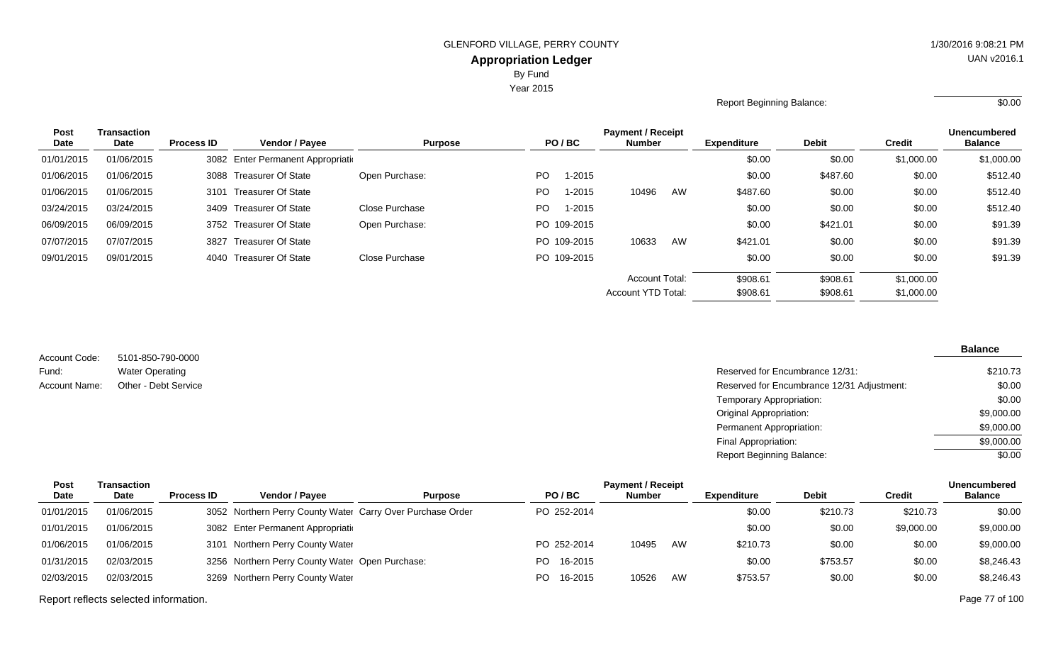GLENFORD VILLAGE, PERRY COUNTY

**Appropriation Ledger**

By Fund

Year 2015

Report Beginning Balance: $0.00

| Post Date | Transaction Date | Process ID | Vendor / Payee | Purpose | PO / BC | Payment / Receipt Number | | Expenditure | Debit | Credit | Unencumbered Balance |
|---|---|---|---|---|---|---|---|---|---|---|---|
| 01/01/2015 | 01/06/2015 | 3082 | Enter Permanent Appropriati | | | | | $0.00 | $0.00 | $1,000.00 | $1,000.00 |
| 01/06/2015 | 01/06/2015 | 3088 | Treasurer Of State | Open Purchase: | PO 1-2015 | | | $0.00 | $487.60 | $0.00 | $512.40 |
| 01/06/2015 | 01/06/2015 | 3101 | Treasurer Of State | | PO 1-2015 | 10496 | AW | $487.60 | $0.00 | $0.00 | $512.40 |
| 03/24/2015 | 03/24/2015 | 3409 | Treasurer Of State | Close Purchase | PO 1-2015 | | | $0.00 | $0.00 | $0.00 | $512.40 |
| 06/09/2015 | 06/09/2015 | 3752 | Treasurer Of State | Open Purchase: | PO 109-2015 | | | $0.00 | $421.01 | $0.00 | $91.39 |
| 07/07/2015 | 07/07/2015 | 3827 | Treasurer Of State | | PO 109-2015 | 10633 | AW | $421.01 | $0.00 | $0.00 | $91.39 |
| 09/01/2015 | 09/01/2015 | 4040 | Treasurer Of State | Close Purchase | PO 109-2015 | | | $0.00 | $0.00 | $0.00 | $91.39 |
| | | | | | | Account Total: | | $908.61 | $908.61 | $1,000.00 | |
| | | | | | | Account YTD Total: | | $908.61 | $908.61 | $1,000.00 | |

Account Code: 5101-850-790-0000

Fund: Water Operating

Account Name: Other - Debt Service

| | Balance |
|---|---|
| Reserved for Encumbrance 12/31: | $210.73 |
| Reserved for Encumbrance 12/31 Adjustment: | $0.00 |
| Temporary Appropriation: | $0.00 |
| Original Appropriation: | $9,000.00 |
| Permanent Appropriation: | $9,000.00 |
| Final Appropriation: | $9,000.00 |
| Report Beginning Balance: | $0.00 |

| Post Date | Transaction Date | Process ID | Vendor / Payee | Purpose | PO / BC | Payment / Receipt Number | | Expenditure | Debit | Credit | Unencumbered Balance |
|---|---|---|---|---|---|---|---|---|---|---|---|
| 01/01/2015 | 01/06/2015 | 3052 | Northern Perry County Water | Carry Over Purchase Order | PO 252-2014 | | | $0.00 | $210.73 | $210.73 | $0.00 |
| 01/01/2015 | 01/06/2015 | 3082 | Enter Permanent Appropriati | | | | | $0.00 | $0.00 | $9,000.00 | $9,000.00 |
| 01/06/2015 | 01/06/2015 | 3101 | Northern Perry County Water | | PO 252-2014 | 10495 | AW | $210.73 | $0.00 | $0.00 | $9,000.00 |
| 01/31/2015 | 02/03/2015 | 3256 | Northern Perry County Water | Open Purchase: | PO 16-2015 | | | $0.00 | $753.57 | $0.00 | $8,246.43 |
| 02/03/2015 | 02/03/2015 | 3269 | Northern Perry County Water | | PO 16-2015 | 10526 | AW | $753.57 | $0.00 | $0.00 | $8,246.43 |

Report reflects selected information.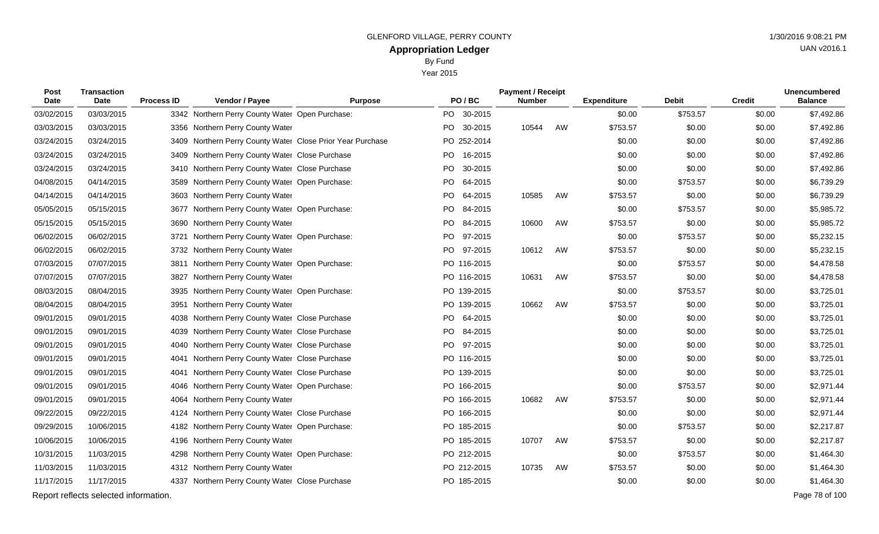GLENFORD VILLAGE, PERRY COUNTY

# Appropriation Ledger

By Fund

Year 2015

1/30/2016 9:08:21 PM

UAN v2016.1

| Post Date | Transaction Date | Process ID | Vendor / Payee | Purpose | PO / BC | Payment / Receipt Number | | Expenditure | Debit | Credit | Unencumbered Balance |
|---|---|---|---|---|---|---|---|---|---|---|---|
| 03/02/2015 | 03/03/2015 | 3342 | Northern Perry County Water | Open Purchase: | PO 30-2015 | | | $0.00 | $753.57 | $0.00 | $7,492.86 |
| 03/03/2015 | 03/03/2015 | 3356 | Northern Perry County Water | | PO 30-2015 | 10544 | AW | $753.57 | $0.00 | $0.00 | $7,492.86 |
| 03/24/2015 | 03/24/2015 | 3409 | Northern Perry County Water | Close Prior Year Purchase | PO 252-2014 | | | $0.00 | $0.00 | $0.00 | $7,492.86 |
| 03/24/2015 | 03/24/2015 | 3409 | Northern Perry County Water | Close Purchase | PO 16-2015 | | | $0.00 | $0.00 | $0.00 | $7,492.86 |
| 03/24/2015 | 03/24/2015 | 3410 | Northern Perry County Water | Close Purchase | PO 30-2015 | | | $0.00 | $0.00 | $0.00 | $7,492.86 |
| 04/08/2015 | 04/14/2015 | 3589 | Northern Perry County Water | Open Purchase: | PO 64-2015 | | | $0.00 | $753.57 | $0.00 | $6,739.29 |
| 04/14/2015 | 04/14/2015 | 3603 | Northern Perry County Water | | PO 64-2015 | 10585 | AW | $753.57 | $0.00 | $0.00 | $6,739.29 |
| 05/05/2015 | 05/15/2015 | 3677 | Northern Perry County Water | Open Purchase: | PO 84-2015 | | | $0.00 | $753.57 | $0.00 | $5,985.72 |
| 05/15/2015 | 05/15/2015 | 3690 | Northern Perry County Water | | PO 84-2015 | 10600 | AW | $753.57 | $0.00 | $0.00 | $5,985.72 |
| 06/02/2015 | 06/02/2015 | 3721 | Northern Perry County Water | Open Purchase: | PO 97-2015 | | | $0.00 | $753.57 | $0.00 | $5,232.15 |
| 06/02/2015 | 06/02/2015 | 3732 | Northern Perry County Water | | PO 97-2015 | 10612 | AW | $753.57 | $0.00 | $0.00 | $5,232.15 |
| 07/03/2015 | 07/07/2015 | 3811 | Northern Perry County Water | Open Purchase: | PO 116-2015 | | | $0.00 | $753.57 | $0.00 | $4,478.58 |
| 07/07/2015 | 07/07/2015 | 3827 | Northern Perry County Water | | PO 116-2015 | 10631 | AW | $753.57 | $0.00 | $0.00 | $4,478.58 |
| 08/03/2015 | 08/04/2015 | 3935 | Northern Perry County Water | Open Purchase: | PO 139-2015 | | | $0.00 | $753.57 | $0.00 | $3,725.01 |
| 08/04/2015 | 08/04/2015 | 3951 | Northern Perry County Water | | PO 139-2015 | 10662 | AW | $753.57 | $0.00 | $0.00 | $3,725.01 |
| 09/01/2015 | 09/01/2015 | 4038 | Northern Perry County Water | Close Purchase | PO 64-2015 | | | $0.00 | $0.00 | $0.00 | $3,725.01 |
| 09/01/2015 | 09/01/2015 | 4039 | Northern Perry County Water | Close Purchase | PO 84-2015 | | | $0.00 | $0.00 | $0.00 | $3,725.01 |
| 09/01/2015 | 09/01/2015 | 4040 | Northern Perry County Water | Close Purchase | PO 97-2015 | | | $0.00 | $0.00 | $0.00 | $3,725.01 |
| 09/01/2015 | 09/01/2015 | 4041 | Northern Perry County Water | Close Purchase | PO 116-2015 | | | $0.00 | $0.00 | $0.00 | $3,725.01 |
| 09/01/2015 | 09/01/2015 | 4041 | Northern Perry County Water | Close Purchase | PO 139-2015 | | | $0.00 | $0.00 | $0.00 | $3,725.01 |
| 09/01/2015 | 09/01/2015 | 4046 | Northern Perry County Water | Open Purchase: | PO 166-2015 | | | $0.00 | $753.57 | $0.00 | $2,971.44 |
| 09/01/2015 | 09/01/2015 | 4064 | Northern Perry County Water | | PO 166-2015 | 10682 | AW | $753.57 | $0.00 | $0.00 | $2,971.44 |
| 09/22/2015 | 09/22/2015 | 4124 | Northern Perry County Water | Close Purchase | PO 166-2015 | | | $0.00 | $0.00 | $0.00 | $2,971.44 |
| 09/29/2015 | 10/06/2015 | 4182 | Northern Perry County Water | Open Purchase: | PO 185-2015 | | | $0.00 | $753.57 | $0.00 | $2,217.87 |
| 10/06/2015 | 10/06/2015 | 4196 | Northern Perry County Water | | PO 185-2015 | 10707 | AW | $753.57 | $0.00 | $0.00 | $2,217.87 |
| 10/31/2015 | 11/03/2015 | 4298 | Northern Perry County Water | Open Purchase: | PO 212-2015 | | | $0.00 | $753.57 | $0.00 | $1,464.30 |
| 11/03/2015 | 11/03/2015 | 4312 | Northern Perry County Water | | PO 212-2015 | 10735 | AW | $753.57 | $0.00 | $0.00 | $1,464.30 |
| 11/17/2015 | 11/17/2015 | 4337 | Northern Perry County Water | Close Purchase | PO 185-2015 | | | $0.00 | $0.00 | $0.00 | $1,464.30 |

Report reflects selected information.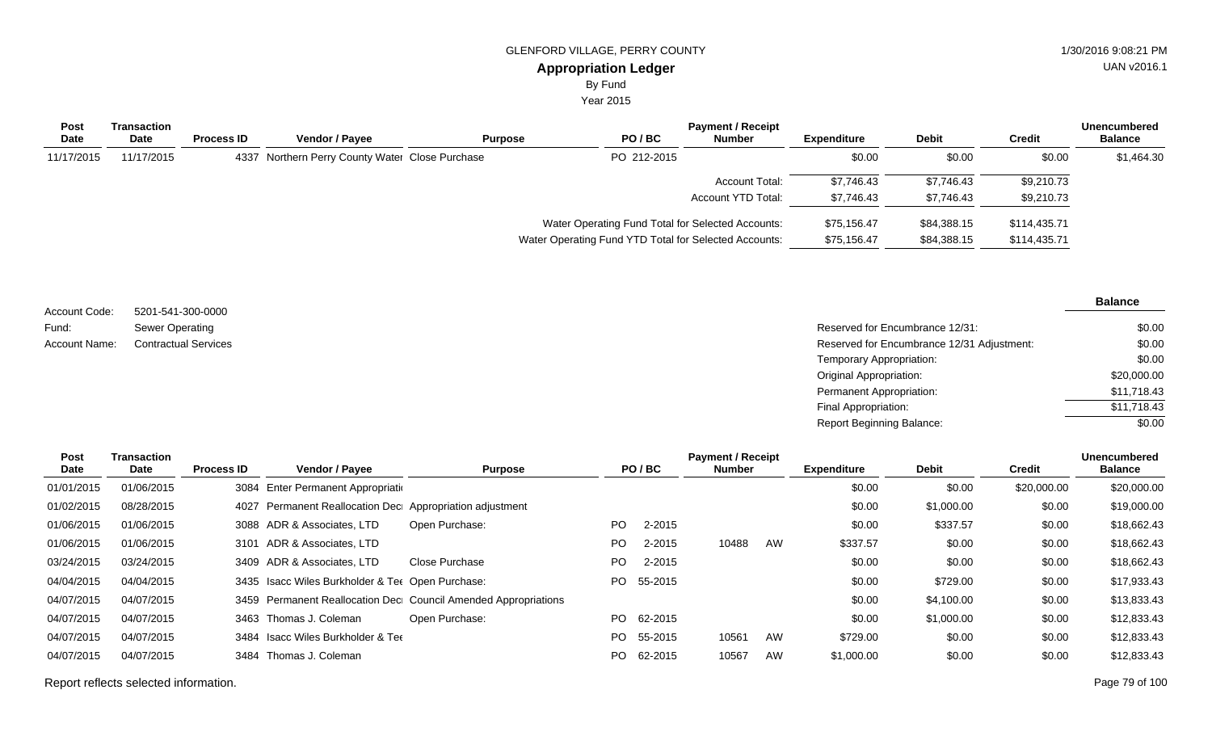GLENFORD VILLAGE, PERRY COUNTY

# Appropriation Ledger

By Fund

Year 2015

| Post Date | Transaction Date | Process ID | Vendor / Payee | Purpose | PO / BC | Payment / Receipt Number | Expenditure | Debit | Credit | Unencumbered Balance |
|---|---|---|---|---|---|---|---|---|---|---|
| 11/17/2015 | 11/17/2015 | 4337 | Northern Perry County Water | Close Purchase | PO 212-2015 | | $0.00 | $0.00 | $0.00 | $1,464.30 |
| | | | | | | Account Total: | $7,746.43 | $7,746.43 | $9,210.73 | |
| | | | | | | Account YTD Total: | $7,746.43 | $7,746.43 | $9,210.73 | |
| | | | | | | Water Operating Fund Total for Selected Accounts: | $75,156.47 | $84,388.15 | $114,435.71 | |
| | | | | | | Water Operating Fund YTD Total for Selected Accounts: | $75,156.47 | $84,388.15 | $114,435.71 | |

Account Code: 5201-541-300-0000
Fund: Sewer Operating
Account Name: Contractual Services

| | Balance |
|---|---|
| Reserved for Encumbrance 12/31: | $0.00 |
| Reserved for Encumbrance 12/31 Adjustment: | $0.00 |
| Temporary Appropriation: | $0.00 |
| Original Appropriation: | $20,000.00 |
| Permanent Appropriation: | $11,718.43 |
| Final Appropriation: | $11,718.43 |
| Report Beginning Balance: | $0.00 |

| Post Date | Transaction Date | Process ID | Vendor / Payee | Purpose | PO / BC | Payment / Receipt Number | Expenditure | Debit | Credit | Unencumbered Balance |
|---|---|---|---|---|---|---|---|---|---|---|
| 01/01/2015 | 01/06/2015 | 3084 | Enter Permanent Appropriati | | | | $0.00 | $0.00 | $20,000.00 | $20,000.00 |
| 01/02/2015 | 08/28/2015 | 4027 | Permanent Reallocation Dec | Appropriation adjustment | | | $0.00 | $1,000.00 | $0.00 | $19,000.00 |
| 01/06/2015 | 01/06/2015 | 3088 | ADR & Associates, LTD | Open Purchase: | PO 2-2015 | | $0.00 | $337.57 | $0.00 | $18,662.43 |
| 01/06/2015 | 01/06/2015 | 3101 | ADR & Associates, LTD | | PO 2-2015 | 10488 AW | $337.57 | $0.00 | $0.00 | $18,662.43 |
| 03/24/2015 | 03/24/2015 | 3409 | ADR & Associates, LTD | Close Purchase | PO 2-2015 | | $0.00 | $0.00 | $0.00 | $18,662.43 |
| 04/04/2015 | 04/04/2015 | 3435 | Isacc Wiles Burkholder & Tee | Open Purchase: | PO 55-2015 | | $0.00 | $729.00 | $0.00 | $17,933.43 |
| 04/07/2015 | 04/07/2015 | 3459 | Permanent Reallocation Dec | Council Amended Appropriations | | | $0.00 | $4,100.00 | $0.00 | $13,833.43 |
| 04/07/2015 | 04/07/2015 | 3463 | Thomas J. Coleman | Open Purchase: | PO 62-2015 | | $0.00 | $1,000.00 | $0.00 | $12,833.43 |
| 04/07/2015 | 04/07/2015 | 3484 | Isacc Wiles Burkholder & Tee | | PO 55-2015 | 10561 AW | $729.00 | $0.00 | $0.00 | $12,833.43 |
| 04/07/2015 | 04/07/2015 | 3484 | Thomas J. Coleman | | PO 62-2015 | 10567 AW | $1,000.00 | $0.00 | $0.00 | $12,833.43 |

Report reflects selected information.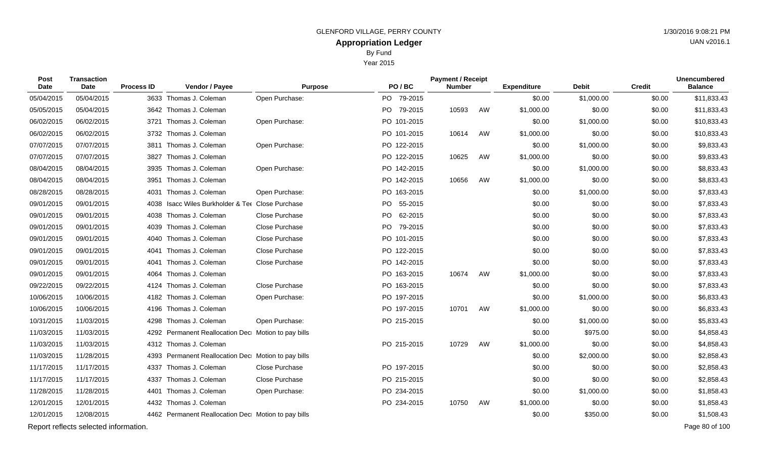GLENFORD VILLAGE, PERRY COUNTY

# Appropriation Ledger

By Fund

Year 2015

| Post Date | Transaction Date | Process ID | Vendor / Payee | Purpose | PO / BC | Payment / Receipt Number | | Expenditure | Debit | Credit | Unencumbered Balance |
|---|---|---|---|---|---|---|---|---|---|---|---|
| 05/04/2015 | 05/04/2015 | 3633 | Thomas J. Coleman | Open Purchase: | PO 79-2015 | | | $0.00 | $1,000.00 | $0.00 | $11,833.43 |
| 05/05/2015 | 05/04/2015 | 3642 | Thomas J. Coleman | | PO 79-2015 | 10593 | AW | $1,000.00 | $0.00 | $0.00 | $11,833.43 |
| 06/02/2015 | 06/02/2015 | 3721 | Thomas J. Coleman | Open Purchase: | PO 101-2015 | | | $0.00 | $1,000.00 | $0.00 | $10,833.43 |
| 06/02/2015 | 06/02/2015 | 3732 | Thomas J. Coleman | | PO 101-2015 | 10614 | AW | $1,000.00 | $0.00 | $0.00 | $10,833.43 |
| 07/07/2015 | 07/07/2015 | 3811 | Thomas J. Coleman | Open Purchase: | PO 122-2015 | | | $0.00 | $1,000.00 | $0.00 | $9,833.43 |
| 07/07/2015 | 07/07/2015 | 3827 | Thomas J. Coleman | | PO 122-2015 | 10625 | AW | $1,000.00 | $0.00 | $0.00 | $9,833.43 |
| 08/04/2015 | 08/04/2015 | 3935 | Thomas J. Coleman | Open Purchase: | PO 142-2015 | | | $0.00 | $1,000.00 | $0.00 | $8,833.43 |
| 08/04/2015 | 08/04/2015 | 3951 | Thomas J. Coleman | | PO 142-2015 | 10656 | AW | $1,000.00 | $0.00 | $0.00 | $8,833.43 |
| 08/28/2015 | 08/28/2015 | 4031 | Thomas J. Coleman | Open Purchase: | PO 163-2015 | | | $0.00 | $1,000.00 | $0.00 | $7,833.43 |
| 09/01/2015 | 09/01/2015 | 4038 | Isacc Wiles Burkholder & Tee | Close Purchase | PO 55-2015 | | | $0.00 | $0.00 | $0.00 | $7,833.43 |
| 09/01/2015 | 09/01/2015 | 4038 | Thomas J. Coleman | Close Purchase | PO 62-2015 | | | $0.00 | $0.00 | $0.00 | $7,833.43 |
| 09/01/2015 | 09/01/2015 | 4039 | Thomas J. Coleman | Close Purchase | PO 79-2015 | | | $0.00 | $0.00 | $0.00 | $7,833.43 |
| 09/01/2015 | 09/01/2015 | 4040 | Thomas J. Coleman | Close Purchase | PO 101-2015 | | | $0.00 | $0.00 | $0.00 | $7,833.43 |
| 09/01/2015 | 09/01/2015 | 4041 | Thomas J. Coleman | Close Purchase | PO 122-2015 | | | $0.00 | $0.00 | $0.00 | $7,833.43 |
| 09/01/2015 | 09/01/2015 | 4041 | Thomas J. Coleman | Close Purchase | PO 142-2015 | | | $0.00 | $0.00 | $0.00 | $7,833.43 |
| 09/01/2015 | 09/01/2015 | 4064 | Thomas J. Coleman | | PO 163-2015 | 10674 | AW | $1,000.00 | $0.00 | $0.00 | $7,833.43 |
| 09/22/2015 | 09/22/2015 | 4124 | Thomas J. Coleman | Close Purchase | PO 163-2015 | | | $0.00 | $0.00 | $0.00 | $7,833.43 |
| 10/06/2015 | 10/06/2015 | 4182 | Thomas J. Coleman | Open Purchase: | PO 197-2015 | | | $0.00 | $1,000.00 | $0.00 | $6,833.43 |
| 10/06/2015 | 10/06/2015 | 4196 | Thomas J. Coleman | | PO 197-2015 | 10701 | AW | $1,000.00 | $0.00 | $0.00 | $6,833.43 |
| 10/31/2015 | 11/03/2015 | 4298 | Thomas J. Coleman | Open Purchase: | PO 215-2015 | | | $0.00 | $1,000.00 | $0.00 | $5,833.43 |
| 11/03/2015 | 11/03/2015 | 4292 | Permanent Reallocation Deci | Motion to pay bills | | | | $0.00 | $975.00 | $0.00 | $4,858.43 |
| 11/03/2015 | 11/03/2015 | 4312 | Thomas J. Coleman | | PO 215-2015 | 10729 | AW | $1,000.00 | $0.00 | $0.00 | $4,858.43 |
| 11/03/2015 | 11/28/2015 | 4393 | Permanent Reallocation Deci | Motion to pay bills | | | | $0.00 | $2,000.00 | $0.00 | $2,858.43 |
| 11/17/2015 | 11/17/2015 | 4337 | Thomas J. Coleman | Close Purchase | PO 197-2015 | | | $0.00 | $0.00 | $0.00 | $2,858.43 |
| 11/17/2015 | 11/17/2015 | 4337 | Thomas J. Coleman | Close Purchase | PO 215-2015 | | | $0.00 | $0.00 | $0.00 | $2,858.43 |
| 11/28/2015 | 11/28/2015 | 4401 | Thomas J. Coleman | Open Purchase: | PO 234-2015 | | | $0.00 | $1,000.00 | $0.00 | $1,858.43 |
| 12/01/2015 | 12/01/2015 | 4432 | Thomas J. Coleman | | PO 234-2015 | 10750 | AW | $1,000.00 | $0.00 | $0.00 | $1,858.43 |
| 12/01/2015 | 12/08/2015 | 4462 | Permanent Reallocation Deci | Motion to pay bills | | | | $0.00 | $350.00 | $0.00 | $1,508.43 |

Report reflects selected information.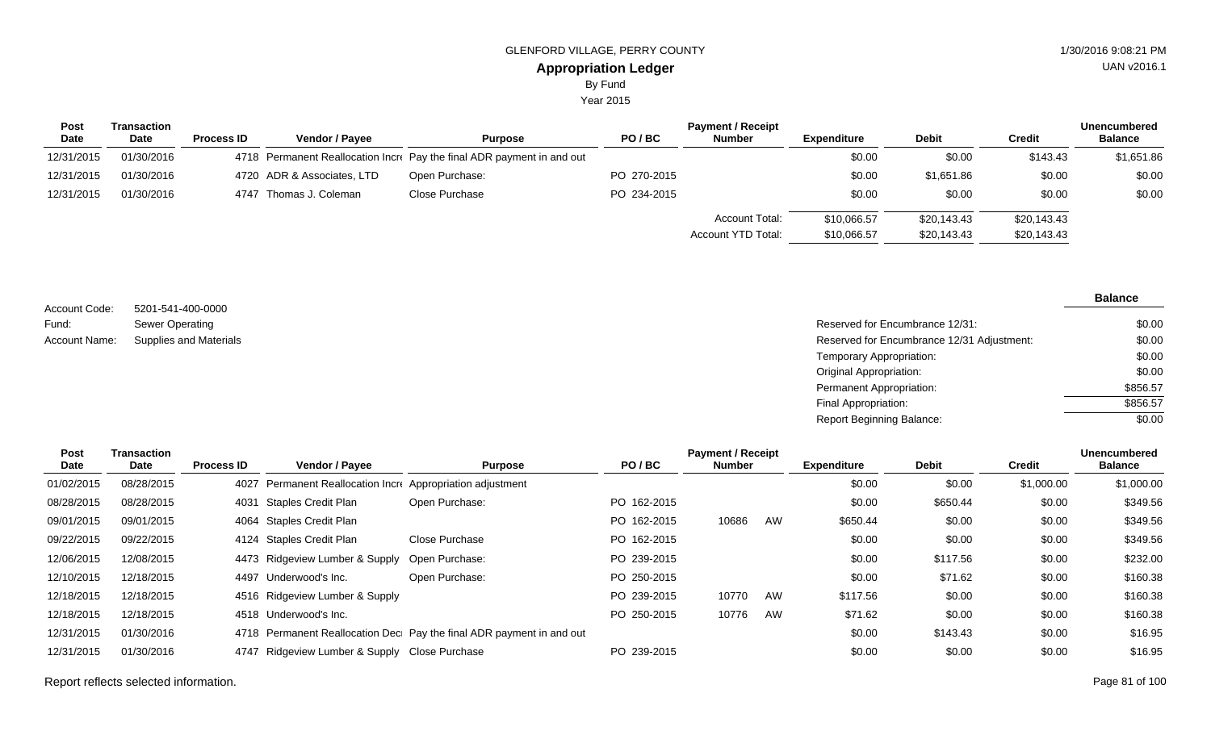GLENFORD VILLAGE, PERRY COUNTY

## Appropriation Ledger

By Fund

Year 2015

| Post Date | Transaction Date | Process ID | Vendor / Payee | Purpose | PO / BC | Payment / Receipt Number | Expenditure | Debit | Credit | Unencumbered Balance |
|---|---|---|---|---|---|---|---|---|---|---|
| 12/31/2015 | 01/30/2016 | 4718 | Permanent Reallocation Incr | Pay the final ADR payment in and out | | | $0.00 | $0.00 | $143.43 | $1,651.86 |
| 12/31/2015 | 01/30/2016 | 4720 | ADR & Associates, LTD | Open Purchase: | PO 270-2015 | | $0.00 | $1,651.86 | $0.00 | $0.00 |
| 12/31/2015 | 01/30/2016 | 4747 | Thomas J. Coleman | Close Purchase | PO 234-2015 | | $0.00 | $0.00 | $0.00 | $0.00 |
| | | | | | | Account Total: | $10,066.57 | $20,143.43 | $20,143.43 | |
| | | | | | | Account YTD Total: | $10,066.57 | $20,143.43 | $20,143.43 | |

Account Code: 5201-541-400-0000
Fund: Sewer Operating
Account Name: Supplies and Materials

| | Balance |
|---|---|
| Reserved for Encumbrance 12/31: | $0.00 |
| Reserved for Encumbrance 12/31 Adjustment: | $0.00 |
| Temporary Appropriation: | $0.00 |
| Original Appropriation: | $0.00 |
| Permanent Appropriation: | $856.57 |
| Final Appropriation: | $856.57 |
| Report Beginning Balance: | $0.00 |

| Post Date | Transaction Date | Process ID | Vendor / Payee | Purpose | PO / BC | Payment / Receipt Number | Expenditure | Debit | Credit | Unencumbered Balance |
|---|---|---|---|---|---|---|---|---|---|---|
| 01/02/2015 | 08/28/2015 | 4027 | Permanent Reallocation Incr | Appropriation adjustment | | | $0.00 | $0.00 | $1,000.00 | $1,000.00 |
| 08/28/2015 | 08/28/2015 | 4031 | Staples Credit Plan | Open Purchase: | PO 162-2015 | | $0.00 | $650.44 | $0.00 | $349.56 |
| 09/01/2015 | 09/01/2015 | 4064 | Staples Credit Plan | | PO 162-2015 | 10686 AW | $650.44 | $0.00 | $0.00 | $349.56 |
| 09/22/2015 | 09/22/2015 | 4124 | Staples Credit Plan | Close Purchase | PO 162-2015 | | $0.00 | $0.00 | $0.00 | $349.56 |
| 12/06/2015 | 12/08/2015 | 4473 | Ridgeview Lumber & Supply | Open Purchase: | PO 239-2015 | | $0.00 | $117.56 | $0.00 | $232.00 |
| 12/10/2015 | 12/18/2015 | 4497 | Underwood's Inc. | Open Purchase: | PO 250-2015 | | $0.00 | $71.62 | $0.00 | $160.38 |
| 12/18/2015 | 12/18/2015 | 4516 | Ridgeview Lumber & Supply | | PO 239-2015 | 10770 AW | $117.56 | $0.00 | $0.00 | $160.38 |
| 12/18/2015 | 12/18/2015 | 4518 | Underwood's Inc. | | PO 250-2015 | 10776 AW | $71.62 | $0.00 | $0.00 | $160.38 |
| 12/31/2015 | 01/30/2016 | 4718 | Permanent Reallocation Decr | Pay the final ADR payment in and out | | | $0.00 | $143.43 | $0.00 | $16.95 |
| 12/31/2015 | 01/30/2016 | 4747 | Ridgeview Lumber & Supply | Close Purchase | PO 239-2015 | | $0.00 | $0.00 | $0.00 | $16.95 |

Report reflects selected information.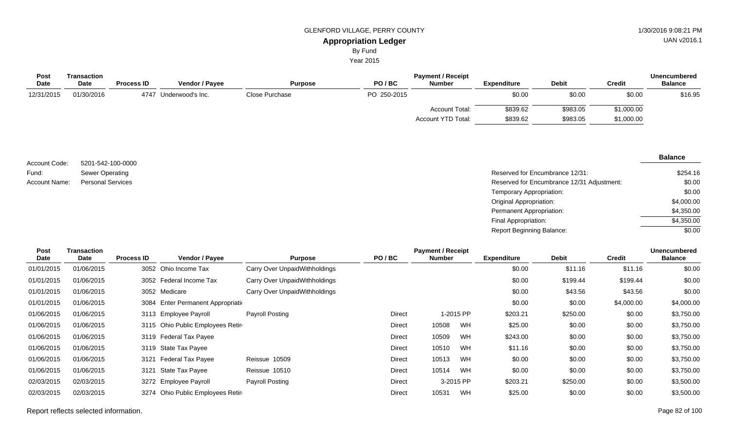GLENFORD VILLAGE, PERRY COUNTY

**Appropriation Ledger**

By Fund

Year 2015

| Post Date | Transaction Date | Process ID | Vendor / Payee | Purpose | PO / BC | Payment / Receipt Number | Expenditure | Debit | Credit | Unencumbered Balance |
|---|---|---|---|---|---|---|---|---|---|---|
| 12/31/2015 | 01/30/2016 | 4747 | Underwood's Inc. | Close Purchase | PO 250-2015 | | $0.00 | $0.00 | $0.00 | $16.95 |
| | | | | | | Account Total: | $839.62 | $983.05 | $1,000.00 | |
| | | | | | | Account YTD Total: | $839.62 | $983.05 | $1,000.00 | |

Account Code: 5201-542-100-0000

Fund: Sewer Operating

Account Name: Personal Services

| | Balance |
|---|---|
| Reserved for Encumbrance 12/31: | $254.16 |
| Reserved for Encumbrance 12/31 Adjustment: | $0.00 |
| Temporary Appropriation: | $0.00 |
| Original Appropriation: | $4,000.00 |
| Permanent Appropriation: | $4,350.00 |
| Final Appropriation: | $4,350.00 |
| Report Beginning Balance: | $0.00 |

| Post Date | Transaction Date | Process ID | Vendor / Payee | Purpose | PO / BC | Payment / Receipt Number | Expenditure | Debit | Credit | Unencumbered Balance |
|---|---|---|---|---|---|---|---|---|---|---|
| 01/01/2015 | 01/06/2015 | 3052 | Ohio Income Tax | Carry Over UnpaidWithholdings | | | $0.00 | $11.16 | $11.16 | $0.00 |
| 01/01/2015 | 01/06/2015 | 3052 | Federal Income Tax | Carry Over UnpaidWithholdings | | | $0.00 | $199.44 | $199.44 | $0.00 |
| 01/01/2015 | 01/06/2015 | 3052 | Medicare | Carry Over UnpaidWithholdings | | | $0.00 | $43.56 | $43.56 | $0.00 |
| 01/01/2015 | 01/06/2015 | 3084 | Enter Permanent Appropriati | | | | $0.00 | $0.00 | $4,000.00 | $4,000.00 |
| 01/06/2015 | 01/06/2015 | 3113 | Employee Payroll | Payroll Posting | Direct | 1-2015 PP | $203.21 | $250.00 | $0.00 | $3,750.00 |
| 01/06/2015 | 01/06/2015 | 3115 | Ohio Public Employees Retir | | Direct | 10508 WH | $25.00 | $0.00 | $0.00 | $3,750.00 |
| 01/06/2015 | 01/06/2015 | 3119 | Federal Tax Payee | | Direct | 10509 WH | $243.00 | $0.00 | $0.00 | $3,750.00 |
| 01/06/2015 | 01/06/2015 | 3119 | State Tax Payee | | Direct | 10510 WH | $11.16 | $0.00 | $0.00 | $3,750.00 |
| 01/06/2015 | 01/06/2015 | 3121 | Federal Tax Payee | Reissue 10509 | Direct | 10513 WH | $0.00 | $0.00 | $0.00 | $3,750.00 |
| 01/06/2015 | 01/06/2015 | 3121 | State Tax Payee | Reissue 10510 | Direct | 10514 WH | $0.00 | $0.00 | $0.00 | $3,750.00 |
| 02/03/2015 | 02/03/2015 | 3272 | Employee Payroll | Payroll Posting | Direct | 3-2015 PP | $203.21 | $250.00 | $0.00 | $3,500.00 |
| 02/03/2015 | 02/03/2015 | 3274 | Ohio Public Employees Retir | | Direct | 10531 WH | $25.00 | $0.00 | $0.00 | $3,500.00 |

Report reflects selected information.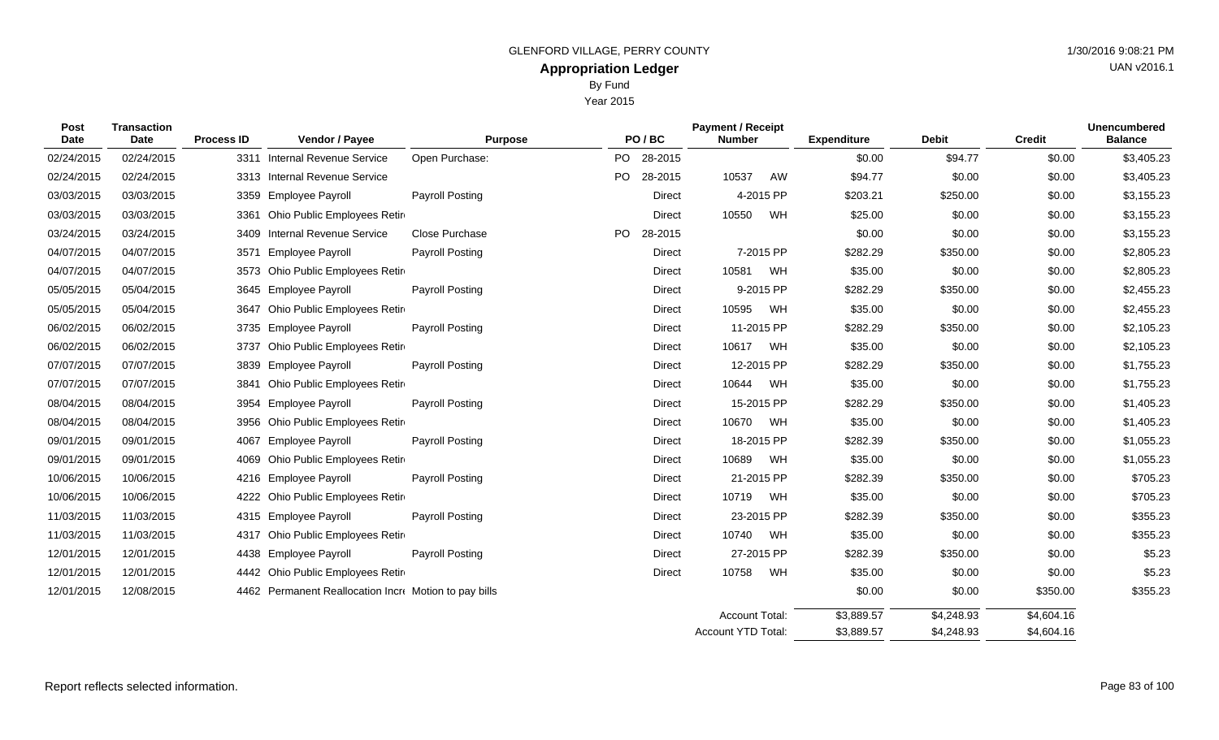GLENFORD VILLAGE, PERRY COUNTY

# Appropriation Ledger

By Fund

Year 2015

| Post Date | Transaction Date | Process ID | Vendor / Payee | Purpose | PO / BC | Payment / Receipt Number | Expenditure | Debit | Credit | Unencumbered Balance |
|---|---|---|---|---|---|---|---|---|---|---|
| 02/24/2015 | 02/24/2015 | 3311 | Internal Revenue Service | Open Purchase: | PO 28-2015 | | $0.00 | $94.77 | $0.00 | $3,405.23 |
| 02/24/2015 | 02/24/2015 | 3313 | Internal Revenue Service | | PO 28-2015 | 10537 AW | $94.77 | $0.00 | $0.00 | $3,405.23 |
| 03/03/2015 | 03/03/2015 | 3359 | Employee Payroll | Payroll Posting | Direct | 4-2015 PP | $203.21 | $250.00 | $0.00 | $3,155.23 |
| 03/03/2015 | 03/03/2015 | 3361 | Ohio Public Employees Retir | | Direct | 10550 WH | $25.00 | $0.00 | $0.00 | $3,155.23 |
| 03/24/2015 | 03/24/2015 | 3409 | Internal Revenue Service | Close Purchase | PO 28-2015 | | $0.00 | $0.00 | $0.00 | $3,155.23 |
| 04/07/2015 | 04/07/2015 | 3571 | Employee Payroll | Payroll Posting | Direct | 7-2015 PP | $282.29 | $350.00 | $0.00 | $2,805.23 |
| 04/07/2015 | 04/07/2015 | 3573 | Ohio Public Employees Retir | | Direct | 10581 WH | $35.00 | $0.00 | $0.00 | $2,805.23 |
| 05/05/2015 | 05/04/2015 | 3645 | Employee Payroll | Payroll Posting | Direct | 9-2015 PP | $282.29 | $350.00 | $0.00 | $2,455.23 |
| 05/05/2015 | 05/04/2015 | 3647 | Ohio Public Employees Retir | | Direct | 10595 WH | $35.00 | $0.00 | $0.00 | $2,455.23 |
| 06/02/2015 | 06/02/2015 | 3735 | Employee Payroll | Payroll Posting | Direct | 11-2015 PP | $282.29 | $350.00 | $0.00 | $2,105.23 |
| 06/02/2015 | 06/02/2015 | 3737 | Ohio Public Employees Retir | | Direct | 10617 WH | $35.00 | $0.00 | $0.00 | $2,105.23 |
| 07/07/2015 | 07/07/2015 | 3839 | Employee Payroll | Payroll Posting | Direct | 12-2015 PP | $282.29 | $350.00 | $0.00 | $1,755.23 |
| 07/07/2015 | 07/07/2015 | 3841 | Ohio Public Employees Retir | | Direct | 10644 WH | $35.00 | $0.00 | $0.00 | $1,755.23 |
| 08/04/2015 | 08/04/2015 | 3954 | Employee Payroll | Payroll Posting | Direct | 15-2015 PP | $282.29 | $350.00 | $0.00 | $1,405.23 |
| 08/04/2015 | 08/04/2015 | 3956 | Ohio Public Employees Retir | | Direct | 10670 WH | $35.00 | $0.00 | $0.00 | $1,405.23 |
| 09/01/2015 | 09/01/2015 | 4067 | Employee Payroll | Payroll Posting | Direct | 18-2015 PP | $282.39 | $350.00 | $0.00 | $1,055.23 |
| 09/01/2015 | 09/01/2015 | 4069 | Ohio Public Employees Retir | | Direct | 10689 WH | $35.00 | $0.00 | $0.00 | $1,055.23 |
| 10/06/2015 | 10/06/2015 | 4216 | Employee Payroll | Payroll Posting | Direct | 21-2015 PP | $282.39 | $350.00 | $0.00 | $705.23 |
| 10/06/2015 | 10/06/2015 | 4222 | Ohio Public Employees Retir | | Direct | 10719 WH | $35.00 | $0.00 | $0.00 | $705.23 |
| 11/03/2015 | 11/03/2015 | 4315 | Employee Payroll | Payroll Posting | Direct | 23-2015 PP | $282.39 | $350.00 | $0.00 | $355.23 |
| 11/03/2015 | 11/03/2015 | 4317 | Ohio Public Employees Retir | | Direct | 10740 WH | $35.00 | $0.00 | $0.00 | $355.23 |
| 12/01/2015 | 12/01/2015 | 4438 | Employee Payroll | Payroll Posting | Direct | 27-2015 PP | $282.39 | $350.00 | $0.00 | $5.23 |
| 12/01/2015 | 12/01/2015 | 4442 | Ohio Public Employees Retir | | Direct | 10758 WH | $35.00 | $0.00 | $0.00 | $5.23 |
| 12/01/2015 | 12/08/2015 | 4462 | Permanent Reallocation Incr | Motion to pay bills | | | $0.00 | $0.00 | $350.00 | $355.23 |
| | | | | | | Account Total: | $3,889.57 | $4,248.93 | $4,604.16 | |
| | | | | | | Account YTD Total: | $3,889.57 | $4,248.93 | $4,604.16 | |

Report reflects selected information.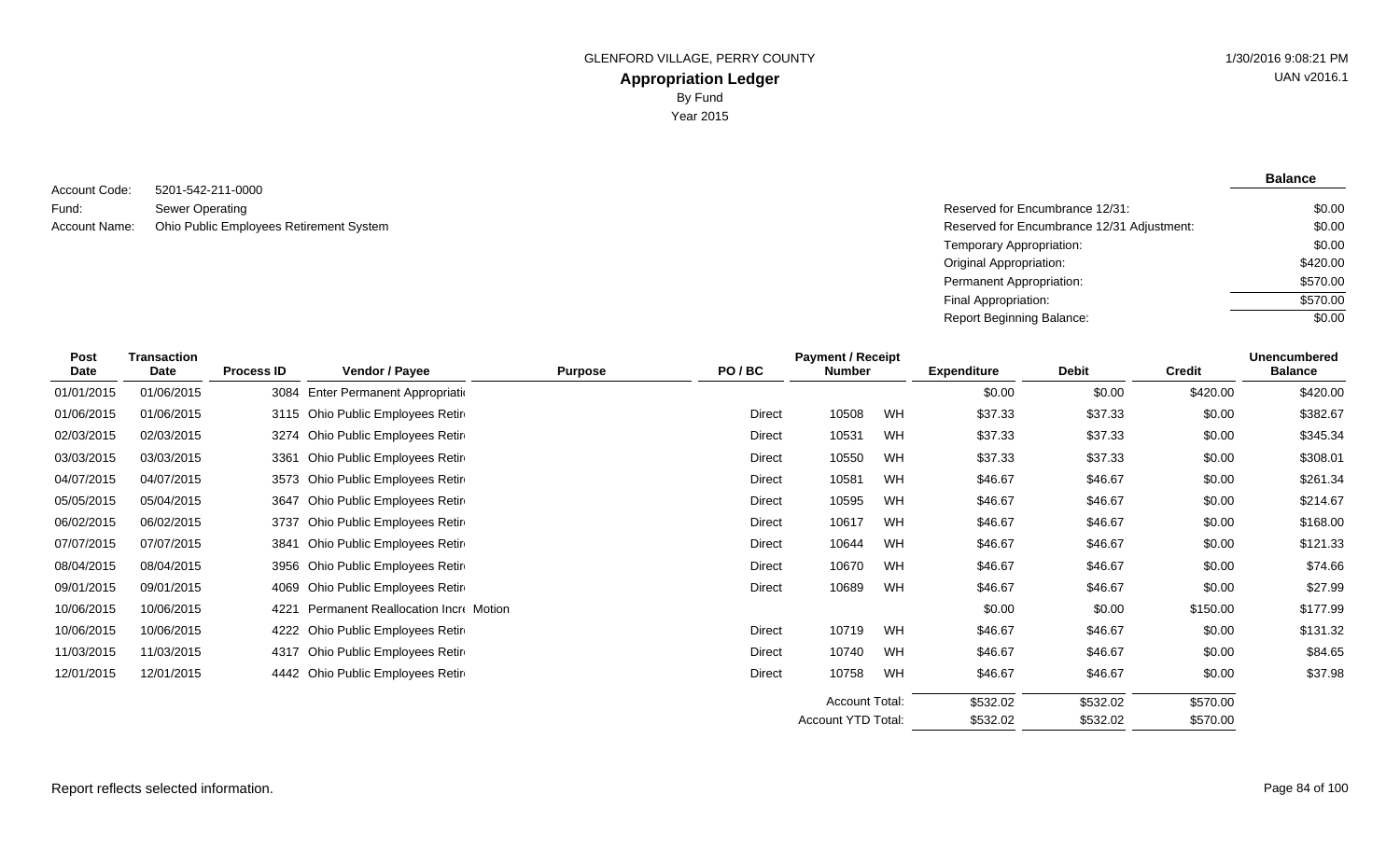GLENFORD VILLAGE, PERRY COUNTY

# Appropriation Ledger

By Fund

Year 2015

1/30/2016 9:08:21 PM

UAN v2016.1

Account Code: 5201-542-211-0000

Fund: Sewer Operating

Account Name: Ohio Public Employees Retirement System

| | Balance |
|---|---|
| Reserved for Encumbrance 12/31: | $0.00 |
| Reserved for Encumbrance 12/31 Adjustment: | $0.00 |
| Temporary Appropriation: | $0.00 |
| Original Appropriation: | $420.00 |
| Permanent Appropriation: | $570.00 |
| Final Appropriation: | $570.00 |
| Report Beginning Balance: | $0.00 |

| Post Date | Transaction Date | Process ID | Vendor / Payee | Purpose | PO / BC | Payment / Receipt Number | | Expenditure | Debit | Credit | Unencumbered Balance |
|---|---|---|---|---|---|---|---|---|---|---|---|
| 01/01/2015 | 01/06/2015 | 3084 | Enter Permanent Appropriati | | | | | $0.00 | $0.00 | $420.00 | $420.00 |
| 01/06/2015 | 01/06/2015 | 3115 | Ohio Public Employees Retir | | Direct | 10508 | WH | $37.33 | $37.33 | $0.00 | $382.67 |
| 02/03/2015 | 02/03/2015 | 3274 | Ohio Public Employees Retir | | Direct | 10531 | WH | $37.33 | $37.33 | $0.00 | $345.34 |
| 03/03/2015 | 03/03/2015 | 3361 | Ohio Public Employees Retir | | Direct | 10550 | WH | $37.33 | $37.33 | $0.00 | $308.01 |
| 04/07/2015 | 04/07/2015 | 3573 | Ohio Public Employees Retir | | Direct | 10581 | WH | $46.67 | $46.67 | $0.00 | $261.34 |
| 05/05/2015 | 05/04/2015 | 3647 | Ohio Public Employees Retir | | Direct | 10595 | WH | $46.67 | $46.67 | $0.00 | $214.67 |
| 06/02/2015 | 06/02/2015 | 3737 | Ohio Public Employees Retir | | Direct | 10617 | WH | $46.67 | $46.67 | $0.00 | $168.00 |
| 07/07/2015 | 07/07/2015 | 3841 | Ohio Public Employees Retir | | Direct | 10644 | WH | $46.67 | $46.67 | $0.00 | $121.33 |
| 08/04/2015 | 08/04/2015 | 3956 | Ohio Public Employees Retir | | Direct | 10670 | WH | $46.67 | $46.67 | $0.00 | $74.66 |
| 09/01/2015 | 09/01/2015 | 4069 | Ohio Public Employees Retir | | Direct | 10689 | WH | $46.67 | $46.67 | $0.00 | $27.99 |
| 10/06/2015 | 10/06/2015 | 4221 | Permanent Reallocation Incr | Motion | | | | $0.00 | $0.00 | $150.00 | $177.99 |
| 10/06/2015 | 10/06/2015 | 4222 | Ohio Public Employees Retir | | Direct | 10719 | WH | $46.67 | $46.67 | $0.00 | $131.32 |
| 11/03/2015 | 11/03/2015 | 4317 | Ohio Public Employees Retir | | Direct | 10740 | WH | $46.67 | $46.67 | $0.00 | $84.65 |
| 12/01/2015 | 12/01/2015 | 4442 | Ohio Public Employees Retir | | Direct | 10758 | WH | $46.67 | $46.67 | $0.00 | $37.98 |
| | | | | | | Account Total: | | $532.02 | $532.02 | $570.00 | |
| | | | | | | Account YTD Total: | | $532.02 | $532.02 | $570.00 | |

Report reflects selected information.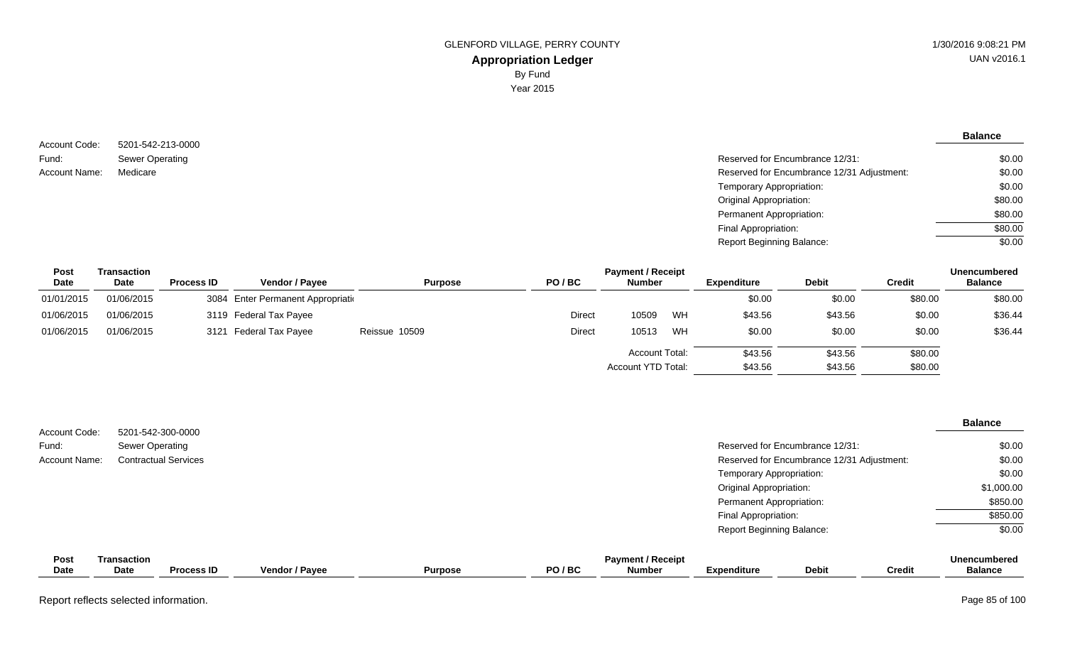GLENFORD VILLAGE, PERRY COUNTY

# Appropriation Ledger

By Fund

Year 2015

1/30/2016 9:08:21 PM
UAN v2016.1

Account Code: 5201-542-213-0000
Fund: Sewer Operating
Account Name: Medicare

| | Balance |
|---|---|
| Reserved for Encumbrance 12/31: | $0.00 |
| Reserved for Encumbrance 12/31 Adjustment: | $0.00 |
| Temporary Appropriation: | $0.00 |
| Original Appropriation: | $80.00 |
| Permanent Appropriation: | $80.00 |
| Final Appropriation: | $80.00 |
| Report Beginning Balance: | $0.00 |

| Post Date | Transaction Date | Process ID | Vendor / Payee | Purpose | PO / BC | Payment / Receipt Number | | Expenditure | Debit | Credit | Unencumbered Balance |
|---|---|---|---|---|---|---|---|---|---|---|---|
| 01/01/2015 | 01/06/2015 | 3084 | Enter Permanent Appropriati | | | | | $0.00 | $0.00 | $80.00 | $80.00 |
| 01/06/2015 | 01/06/2015 | 3119 | Federal Tax Payee | | Direct | 10509 | WH | $43.56 | $43.56 | $0.00 | $36.44 |
| 01/06/2015 | 01/06/2015 | 3121 | Federal Tax Payee | Reissue 10509 | Direct | 10513 | WH | $0.00 | $0.00 | $0.00 | $36.44 |
| | | | | | | Account Total: | | $43.56 | $43.56 | $80.00 | |
| | | | | | | Account YTD Total: | | $43.56 | $43.56 | $80.00 | |

Account Code: 5201-542-300-0000
Fund: Sewer Operating
Account Name: Contractual Services

| | Balance |
|---|---|
| Reserved for Encumbrance 12/31: | $0.00 |
| Reserved for Encumbrance 12/31 Adjustment: | $0.00 |
| Temporary Appropriation: | $0.00 |
| Original Appropriation: | $1,000.00 |
| Permanent Appropriation: | $850.00 |
| Final Appropriation: | $850.00 |
| Report Beginning Balance: | $0.00 |

| Post Date | Transaction Date | Process ID | Vendor / Payee | Purpose | PO / BC | Payment / Receipt Number | Expenditure | Debit | Credit | Unencumbered Balance |
|---|---|---|---|---|---|---|---|---|---|---|

Report reflects selected information.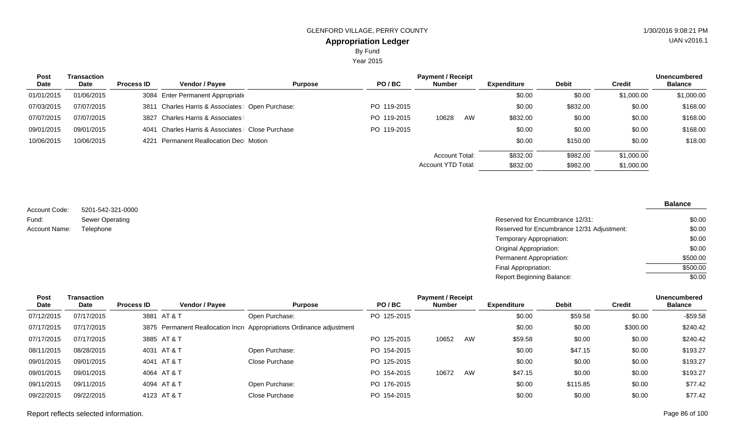GLENFORD VILLAGE, PERRY COUNTY

**Appropriation Ledger**

By Fund

Year 2015

| Post Date | Transaction Date | Process ID | Vendor / Payee | Purpose | PO / BC | Payment / Receipt Number | | Expenditure | Debit | Credit | Unencumbered Balance |
|---|---|---|---|---|---|---|---|---|---|---|---|
| 01/01/2015 | 01/06/2015 | 3084 | Enter Permanent Appropriati | | | | | $0.00 | $0.00 | $1,000.00 | $1,000.00 |
| 07/03/2015 | 07/07/2015 | 3811 | Charles Harris & Associates | Open Purchase: | PO 119-2015 | | | $0.00 | $832.00 | $0.00 | $168.00 |
| 07/07/2015 | 07/07/2015 | 3827 | Charles Harris & Associates | | PO 119-2015 | 10628 | AW | $832.00 | $0.00 | $0.00 | $168.00 |
| 09/01/2015 | 09/01/2015 | 4041 | Charles Harris & Associates | Close Purchase | PO 119-2015 | | | $0.00 | $0.00 | $0.00 | $168.00 |
| 10/06/2015 | 10/06/2015 | 4221 | Permanent Reallocation Decr | Motion | | | | $0.00 | $150.00 | $0.00 | $18.00 |
| | | | | | | Account Total: | | $832.00 | $982.00 | $1,000.00 | |
| | | | | | | Account YTD Total: | | $832.00 | $982.00 | $1,000.00 | |

Account Code: 5201-542-321-0000

Fund: Sewer Operating

Account Name: Telephone

| | Balance |
|---|---|
| Reserved for Encumbrance 12/31: | $0.00 |
| Reserved for Encumbrance 12/31 Adjustment: | $0.00 |
| Temporary Appropriation: | $0.00 |
| Original Appropriation: | $0.00 |
| Permanent Appropriation: | $500.00 |
| Final Appropriation: | $500.00 |
| Report Beginning Balance: | $0.00 |

| Post Date | Transaction Date | Process ID | Vendor / Payee | Purpose | PO / BC | Payment / Receipt Number | | Expenditure | Debit | Credit | Unencumbered Balance |
|---|---|---|---|---|---|---|---|---|---|---|---|
| 07/12/2015 | 07/17/2015 | 3881 | AT & T | Open Purchase: | PO 125-2015 | | | $0.00 | $59.58 | $0.00 | -$59.58 |
| 07/17/2015 | 07/17/2015 | 3875 | Permanent Reallocation Incre | Appropriations Ordinance adjustment | | | | $0.00 | $0.00 | $300.00 | $240.42 |
| 07/17/2015 | 07/17/2015 | 3885 | AT & T | | PO 125-2015 | 10652 | AW | $59.58 | $0.00 | $0.00 | $240.42 |
| 08/11/2015 | 08/28/2015 | 4031 | AT & T | Open Purchase: | PO 154-2015 | | | $0.00 | $47.15 | $0.00 | $193.27 |
| 09/01/2015 | 09/01/2015 | 4041 | AT & T | Close Purchase | PO 125-2015 | | | $0.00 | $0.00 | $0.00 | $193.27 |
| 09/01/2015 | 09/01/2015 | 4064 | AT & T | | PO 154-2015 | 10672 | AW | $47.15 | $0.00 | $0.00 | $193.27 |
| 09/11/2015 | 09/11/2015 | 4094 | AT & T | Open Purchase: | PO 176-2015 | | | $0.00 | $115.85 | $0.00 | $77.42 |
| 09/22/2015 | 09/22/2015 | 4123 | AT & T | Close Purchase | PO 154-2015 | | | $0.00 | $0.00 | $0.00 | $77.42 |

Report reflects selected information.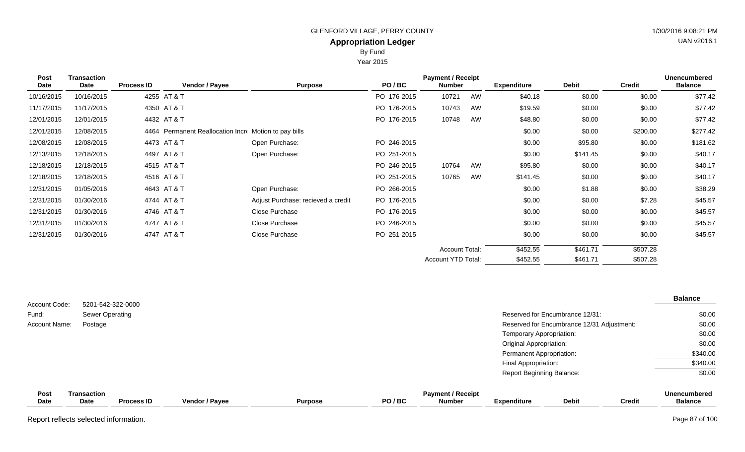GLENFORD VILLAGE, PERRY COUNTY

1/30/2016 9:08:21 PM

**Appropriation Ledger**

UAN v2016.1

By Fund

Year 2015

| Post Date | Transaction Date | Process ID | Vendor / Payee | Purpose | PO / BC | Payment / Receipt Number | | Expenditure | Debit | Credit | Unencumbered Balance |
|---|---|---|---|---|---|---|---|---|---|---|---|
| 10/16/2015 | 10/16/2015 | 4255 | AT & T | | PO 176-2015 | 10721 | AW | $40.18 | $0.00 | $0.00 | $77.42 |
| 11/17/2015 | 11/17/2015 | 4350 | AT & T | | PO 176-2015 | 10743 | AW | $19.59 | $0.00 | $0.00 | $77.42 |
| 12/01/2015 | 12/01/2015 | 4432 | AT & T | | PO 176-2015 | 10748 | AW | $48.80 | $0.00 | $0.00 | $77.42 |
| 12/01/2015 | 12/08/2015 | 4464 | Permanent Reallocation Incr | Motion to pay bills | | | | $0.00 | $0.00 | $200.00 | $277.42 |
| 12/08/2015 | 12/08/2015 | 4473 | AT & T | Open Purchase: | PO 246-2015 | | | $0.00 | $95.80 | $0.00 | $181.62 |
| 12/13/2015 | 12/18/2015 | 4497 | AT & T | Open Purchase: | PO 251-2015 | | | $0.00 | $141.45 | $0.00 | $40.17 |
| 12/18/2015 | 12/18/2015 | 4515 | AT & T | | PO 246-2015 | 10764 | AW | $95.80 | $0.00 | $0.00 | $40.17 |
| 12/18/2015 | 12/18/2015 | 4516 | AT & T | | PO 251-2015 | 10765 | AW | $141.45 | $0.00 | $0.00 | $40.17 |
| 12/31/2015 | 01/05/2016 | 4643 | AT & T | Open Purchase: | PO 266-2015 | | | $0.00 | $1.88 | $0.00 | $38.29 |
| 12/31/2015 | 01/30/2016 | 4744 | AT & T | Adjust Purchase: recieved a credit | PO 176-2015 | | | $0.00 | $0.00 | $7.28 | $45.57 |
| 12/31/2015 | 01/30/2016 | 4746 | AT & T | Close Purchase | PO 176-2015 | | | $0.00 | $0.00 | $0.00 | $45.57 |
| 12/31/2015 | 01/30/2016 | 4747 | AT & T | Close Purchase | PO 246-2015 | | | $0.00 | $0.00 | $0.00 | $45.57 |
| 12/31/2015 | 01/30/2016 | 4747 | AT & T | Close Purchase | PO 251-2015 | | | $0.00 | $0.00 | $0.00 | $45.57 |
| | | | | | | Account Total: | | $452.55 | $461.71 | $507.28 | |
| | | | | | | Account YTD Total: | | $452.55 | $461.71 | $507.28 | |

Account Code: 5201-542-322-0000
Fund: Sewer Operating
Account Name: Postage

| | Balance |
|---|---|
| Reserved for Encumbrance 12/31: | $0.00 |
| Reserved for Encumbrance 12/31 Adjustment: | $0.00 |
| Temporary Appropriation: | $0.00 |
| Original Appropriation: | $0.00 |
| Permanent Appropriation: | $340.00 |
| Final Appropriation: | $340.00 |
| Report Beginning Balance: | $0.00 |

| Post Date | Transaction Date | Process ID | Vendor / Payee | Purpose | PO / BC | Payment / Receipt Number | Expenditure | Debit | Credit | Unencumbered Balance |
|---|---|---|---|---|---|---|---|---|---|---|

Report reflects selected information.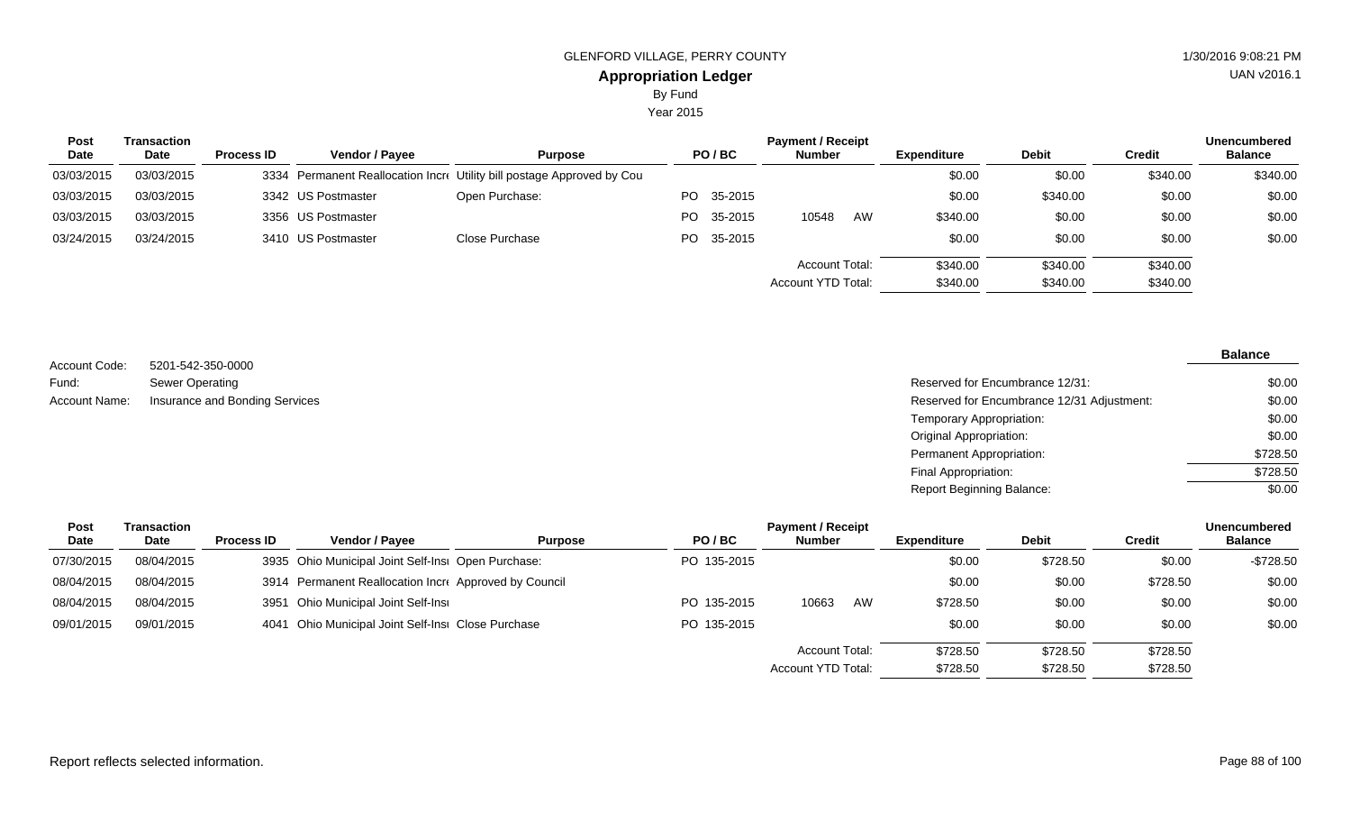GLENFORD VILLAGE, PERRY COUNTY

**Appropriation Ledger**

By Fund

Year 2015

| Post Date | Transaction Date | Process ID | Vendor / Payee | Purpose | PO / BC | Payment / Receipt Number | | Expenditure | Debit | Credit | Unencumbered Balance |
|---|---|---|---|---|---|---|---|---|---|---|---|
| 03/03/2015 | 03/03/2015 | 3334 | Permanent Reallocation Incr | Utility bill postage Approved by Cou | | | | $0.00 | $0.00 | $340.00 | $340.00 |
| 03/03/2015 | 03/03/2015 | 3342 | US Postmaster | Open Purchase: | PO 35-2015 | | | $0.00 | $340.00 | $0.00 | $0.00 |
| 03/03/2015 | 03/03/2015 | 3356 | US Postmaster | | PO 35-2015 | 10548 | AW | $340.00 | $0.00 | $0.00 | $0.00 |
| 03/24/2015 | 03/24/2015 | 3410 | US Postmaster | Close Purchase | PO 35-2015 | | | $0.00 | $0.00 | $0.00 | $0.00 |
| | | | | | | Account Total: | | $340.00 | $340.00 | $340.00 | |
| | | | | | | Account YTD Total: | | $340.00 | $340.00 | $340.00 | |

Account Code: 5201-542-350-0000

Fund: Sewer Operating

Account Name: Insurance and Bonding Services

| | Balance |
|---|---|
| Reserved for Encumbrance 12/31: | $0.00 |
| Reserved for Encumbrance 12/31 Adjustment: | $0.00 |
| Temporary Appropriation: | $0.00 |
| Original Appropriation: | $0.00 |
| Permanent Appropriation: | $728.50 |
| Final Appropriation: | $728.50 |
| Report Beginning Balance: | $0.00 |

| Post Date | Transaction Date | Process ID | Vendor / Payee | Purpose | PO / BC | Payment / Receipt Number | | Expenditure | Debit | Credit | Unencumbered Balance |
|---|---|---|---|---|---|---|---|---|---|---|---|
| 07/30/2015 | 08/04/2015 | 3935 | Ohio Municipal Joint Self-Insu | Open Purchase: | PO 135-2015 | | | $0.00 | $728.50 | $0.00 | -$728.50 |
| 08/04/2015 | 08/04/2015 | 3914 | Permanent Reallocation Incr | Approved by Council | | | | $0.00 | $0.00 | $728.50 | $0.00 |
| 08/04/2015 | 08/04/2015 | 3951 | Ohio Municipal Joint Self-Insu | | PO 135-2015 | 10663 | AW | $728.50 | $0.00 | $0.00 | $0.00 |
| 09/01/2015 | 09/01/2015 | 4041 | Ohio Municipal Joint Self-Insu | Close Purchase | PO 135-2015 | | | $0.00 | $0.00 | $0.00 | $0.00 |
| | | | | | | Account Total: | | $728.50 | $728.50 | $728.50 | |
| | | | | | | Account YTD Total: | | $728.50 | $728.50 | $728.50 | |

Report reflects selected information.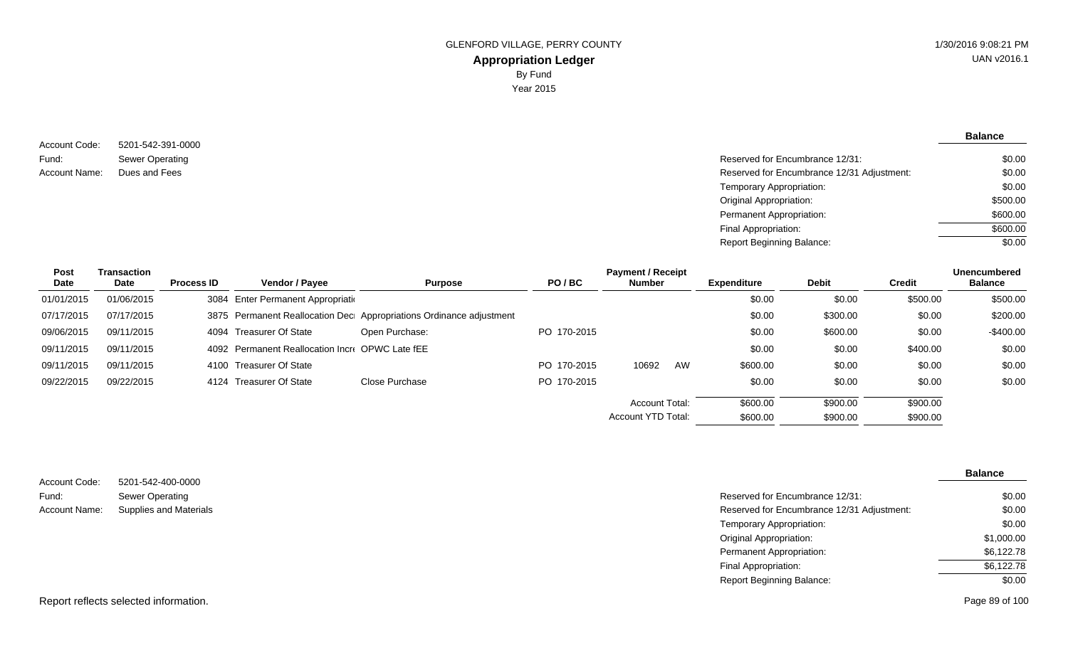GLENFORD VILLAGE, PERRY COUNTY

**Appropriation Ledger**

By Fund

Year 2015

1/30/2016 9:08:21 PM

UAN v2016.1

Account Code: 5201-542-391-0000

Fund: Sewer Operating

Account Name: Dues and Fees

| | Balance |
|---|---|
| Reserved for Encumbrance 12/31: | $0.00 |
| Reserved for Encumbrance 12/31 Adjustment: | $0.00 |
| Temporary Appropriation: | $0.00 |
| Original Appropriation: | $500.00 |
| Permanent Appropriation: | $600.00 |
| Final Appropriation: | $600.00 |
| Report Beginning Balance: | $0.00 |

| Post Date | Transaction Date | Process ID | Vendor / Payee | Purpose | PO / BC | Payment / Receipt Number | Expenditure | Debit | Credit | Unencumbered Balance |
|---|---|---|---|---|---|---|---|---|---|---|
| 01/01/2015 | 01/06/2015 | 3084 | Enter Permanent Appropriati | | | | $0.00 | $0.00 | $500.00 | $500.00 |
| 07/17/2015 | 07/17/2015 | 3875 | Permanent Reallocation Dec | Appropriations Ordinance adjustment | | | $0.00 | $300.00 | $0.00 | $200.00 |
| 09/06/2015 | 09/11/2015 | 4094 | Treasurer Of State | Open Purchase: | PO 170-2015 | | $0.00 | $600.00 | $0.00 | -$400.00 |
| 09/11/2015 | 09/11/2015 | 4092 | Permanent Reallocation Incr | OPWC Late fEE | | | $0.00 | $0.00 | $400.00 | $0.00 |
| 09/11/2015 | 09/11/2015 | 4100 | Treasurer Of State | | PO 170-2015 | 10692 AW | $600.00 | $0.00 | $0.00 | $0.00 |
| 09/22/2015 | 09/22/2015 | 4124 | Treasurer Of State | Close Purchase | PO 170-2015 | | $0.00 | $0.00 | $0.00 | $0.00 |
| | | | | | | Account Total: | $600.00 | $900.00 | $900.00 | |
| | | | | | | Account YTD Total: | $600.00 | $900.00 | $900.00 | |

Account Code: 5201-542-400-0000

Fund: Sewer Operating

Account Name: Supplies and Materials

| | Balance |
|---|---|
| Reserved for Encumbrance 12/31: | $0.00 |
| Reserved for Encumbrance 12/31 Adjustment: | $0.00 |
| Temporary Appropriation: | $0.00 |
| Original Appropriation: | $1,000.00 |
| Permanent Appropriation: | $6,122.78 |
| Final Appropriation: | $6,122.78 |
| Report Beginning Balance: | $0.00 |

Report reflects selected information.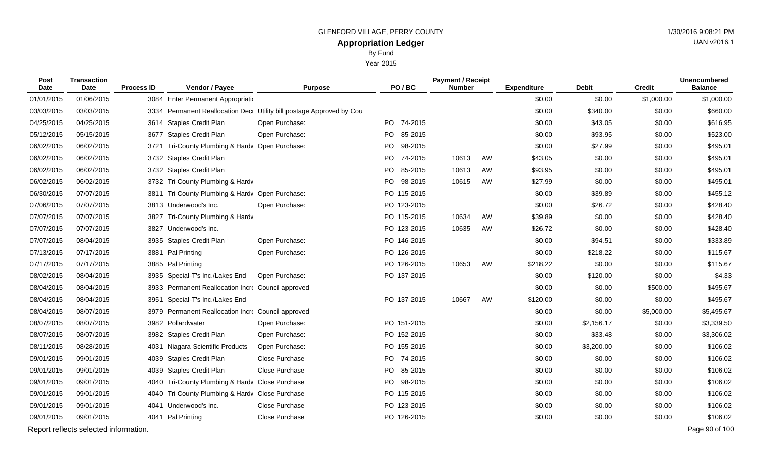GLENFORD VILLAGE, PERRY COUNTY

# Appropriation Ledger

By Fund

Year 2015

| Post Date | Transaction Date | Process ID | Vendor / Payee | Purpose | PO / BC | Payment / Receipt Number | | Expenditure | Debit | Credit | Unencumbered Balance |
|---|---|---|---|---|---|---|---|---|---|---|---|
| 01/01/2015 | 01/06/2015 | 3084 | Enter Permanent Appropriati | | | | | $0.00 | $0.00 | $1,000.00 | $1,000.00 |
| 03/03/2015 | 03/03/2015 | 3334 | Permanent Reallocation Dec | Utility bill postage Approved by Cou | | | | $0.00 | $340.00 | $0.00 | $660.00 |
| 04/25/2015 | 04/25/2015 | 3614 | Staples Credit Plan | Open Purchase: | PO 74-2015 | | | $0.00 | $43.05 | $0.00 | $616.95 |
| 05/12/2015 | 05/15/2015 | 3677 | Staples Credit Plan | Open Purchase: | PO 85-2015 | | | $0.00 | $93.95 | $0.00 | $523.00 |
| 06/02/2015 | 06/02/2015 | 3721 | Tri-County Plumbing & Hardv | Open Purchase: | PO 98-2015 | | | $0.00 | $27.99 | $0.00 | $495.01 |
| 06/02/2015 | 06/02/2015 | 3732 | Staples Credit Plan | | PO 74-2015 | 10613 | AW | $43.05 | $0.00 | $0.00 | $495.01 |
| 06/02/2015 | 06/02/2015 | 3732 | Staples Credit Plan | | PO 85-2015 | 10613 | AW | $93.95 | $0.00 | $0.00 | $495.01 |
| 06/02/2015 | 06/02/2015 | 3732 | Tri-County Plumbing & Hardv | | PO 98-2015 | 10615 | AW | $27.99 | $0.00 | $0.00 | $495.01 |
| 06/30/2015 | 07/07/2015 | 3811 | Tri-County Plumbing & Hardv | Open Purchase: | PO 115-2015 | | | $0.00 | $39.89 | $0.00 | $455.12 |
| 07/06/2015 | 07/07/2015 | 3813 | Underwood's Inc. | Open Purchase: | PO 123-2015 | | | $0.00 | $26.72 | $0.00 | $428.40 |
| 07/07/2015 | 07/07/2015 | 3827 | Tri-County Plumbing & Hardv | | PO 115-2015 | 10634 | AW | $39.89 | $0.00 | $0.00 | $428.40 |
| 07/07/2015 | 07/07/2015 | 3827 | Underwood's Inc. | | PO 123-2015 | 10635 | AW | $26.72 | $0.00 | $0.00 | $428.40 |
| 07/07/2015 | 08/04/2015 | 3935 | Staples Credit Plan | Open Purchase: | PO 146-2015 | | | $0.00 | $94.51 | $0.00 | $333.89 |
| 07/13/2015 | 07/17/2015 | 3881 | Pal Printing | Open Purchase: | PO 126-2015 | | | $0.00 | $218.22 | $0.00 | $115.67 |
| 07/17/2015 | 07/17/2015 | 3885 | Pal Printing | | PO 126-2015 | 10653 | AW | $218.22 | $0.00 | $0.00 | $115.67 |
| 08/02/2015 | 08/04/2015 | 3935 | Special-T's Inc./Lakes End | Open Purchase: | PO 137-2015 | | | $0.00 | $120.00 | $0.00 | -$4.33 |
| 08/04/2015 | 08/04/2015 | 3933 | Permanent Reallocation Incr | Council approved | | | | $0.00 | $0.00 | $500.00 | $495.67 |
| 08/04/2015 | 08/04/2015 | 3951 | Special-T's Inc./Lakes End | | PO 137-2015 | 10667 | AW | $120.00 | $0.00 | $0.00 | $495.67 |
| 08/04/2015 | 08/07/2015 | 3979 | Permanent Reallocation Incr | Council approved | | | | $0.00 | $0.00 | $5,000.00 | $5,495.67 |
| 08/07/2015 | 08/07/2015 | 3982 | Pollardwater | Open Purchase: | PO 151-2015 | | | $0.00 | $2,156.17 | $0.00 | $3,339.50 |
| 08/07/2015 | 08/07/2015 | 3982 | Staples Credit Plan | Open Purchase: | PO 152-2015 | | | $0.00 | $33.48 | $0.00 | $3,306.02 |
| 08/11/2015 | 08/28/2015 | 4031 | Niagara Scientific Products | Open Purchase: | PO 155-2015 | | | $0.00 | $3,200.00 | $0.00 | $106.02 |
| 09/01/2015 | 09/01/2015 | 4039 | Staples Credit Plan | Close Purchase | PO 74-2015 | | | $0.00 | $0.00 | $0.00 | $106.02 |
| 09/01/2015 | 09/01/2015 | 4039 | Staples Credit Plan | Close Purchase | PO 85-2015 | | | $0.00 | $0.00 | $0.00 | $106.02 |
| 09/01/2015 | 09/01/2015 | 4040 | Tri-County Plumbing & Hardv | Close Purchase | PO 98-2015 | | | $0.00 | $0.00 | $0.00 | $106.02 |
| 09/01/2015 | 09/01/2015 | 4040 | Tri-County Plumbing & Hardv | Close Purchase | PO 115-2015 | | | $0.00 | $0.00 | $0.00 | $106.02 |
| 09/01/2015 | 09/01/2015 | 4041 | Underwood's Inc. | Close Purchase | PO 123-2015 | | | $0.00 | $0.00 | $0.00 | $106.02 |
| 09/01/2015 | 09/01/2015 | 4041 | Pal Printing | Close Purchase | PO 126-2015 | | | $0.00 | $0.00 | $0.00 | $106.02 |

Report reflects selected information.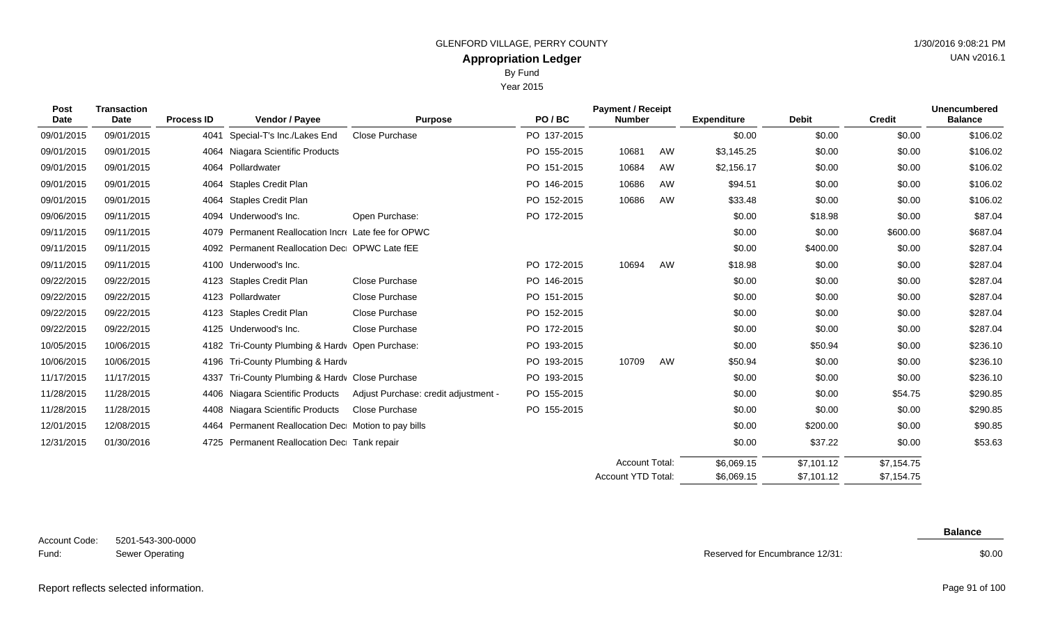GLENFORD VILLAGE, PERRY COUNTY

# Appropriation Ledger

By Fund

Year 2015

| Post Date | Transaction Date | Process ID | Vendor / Payee | Purpose | PO / BC | Payment / Receipt Number | | Expenditure | Debit | Credit | Unencumbered Balance |
|---|---|---|---|---|---|---|---|---|---|---|---|
| 09/01/2015 | 09/01/2015 | 4041 | Special-T's Inc./Lakes End | Close Purchase | PO 137-2015 | | | $0.00 | $0.00 | $0.00 | $106.02 |
| 09/01/2015 | 09/01/2015 | 4064 | Niagara Scientific Products | | PO 155-2015 | 10681 | AW | $3,145.25 | $0.00 | $0.00 | $106.02 |
| 09/01/2015 | 09/01/2015 | 4064 | Pollardwater | | PO 151-2015 | 10684 | AW | $2,156.17 | $0.00 | $0.00 | $106.02 |
| 09/01/2015 | 09/01/2015 | 4064 | Staples Credit Plan | | PO 146-2015 | 10686 | AW | $94.51 | $0.00 | $0.00 | $106.02 |
| 09/01/2015 | 09/01/2015 | 4064 | Staples Credit Plan | | PO 152-2015 | 10686 | AW | $33.48 | $0.00 | $0.00 | $106.02 |
| 09/06/2015 | 09/11/2015 | 4094 | Underwood's Inc. | Open Purchase: | PO 172-2015 | | | $0.00 | $18.98 | $0.00 | $87.04 |
| 09/11/2015 | 09/11/2015 | 4079 | Permanent Reallocation Incr | Late fee for OPWC | | | | $0.00 | $0.00 | $600.00 | $687.04 |
| 09/11/2015 | 09/11/2015 | 4092 | Permanent Reallocation Dec | OPWC Late fEE | | | | $0.00 | $400.00 | $0.00 | $287.04 |
| 09/11/2015 | 09/11/2015 | 4100 | Underwood's Inc. | | PO 172-2015 | 10694 | AW | $18.98 | $0.00 | $0.00 | $287.04 |
| 09/22/2015 | 09/22/2015 | 4123 | Staples Credit Plan | Close Purchase | PO 146-2015 | | | $0.00 | $0.00 | $0.00 | $287.04 |
| 09/22/2015 | 09/22/2015 | 4123 | Pollardwater | Close Purchase | PO 151-2015 | | | $0.00 | $0.00 | $0.00 | $287.04 |
| 09/22/2015 | 09/22/2015 | 4123 | Staples Credit Plan | Close Purchase | PO 152-2015 | | | $0.00 | $0.00 | $0.00 | $287.04 |
| 09/22/2015 | 09/22/2015 | 4125 | Underwood's Inc. | Close Purchase | PO 172-2015 | | | $0.00 | $0.00 | $0.00 | $287.04 |
| 10/05/2015 | 10/06/2015 | 4182 | Tri-County Plumbing & Hardv | Open Purchase: | PO 193-2015 | | | $0.00 | $50.94 | $0.00 | $236.10 |
| 10/06/2015 | 10/06/2015 | 4196 | Tri-County Plumbing & Hardv | | PO 193-2015 | 10709 | AW | $50.94 | $0.00 | $0.00 | $236.10 |
| 11/17/2015 | 11/17/2015 | 4337 | Tri-County Plumbing & Hardv | Close Purchase | PO 193-2015 | | | $0.00 | $0.00 | $0.00 | $236.10 |
| 11/28/2015 | 11/28/2015 | 4406 | Niagara Scientific Products | Adjust Purchase: credit adjustment - | PO 155-2015 | | | $0.00 | $0.00 | $54.75 | $290.85 |
| 11/28/2015 | 11/28/2015 | 4408 | Niagara Scientific Products | Close Purchase | PO 155-2015 | | | $0.00 | $0.00 | $0.00 | $290.85 |
| 12/01/2015 | 12/08/2015 | 4464 | Permanent Reallocation Dec | Motion to pay bills | | | | $0.00 | $200.00 | $0.00 | $90.85 |
| 12/31/2015 | 01/30/2016 | 4725 | Permanent Reallocation Dec | Tank repair | | | | $0.00 | $37.22 | $0.00 | $53.63 |
| | | | | | | Account Total: | | $6,069.15 | $7,101.12 | $7,154.75 | |
| | | | | | | Account YTD Total: | | $6,069.15 | $7,101.12 | $7,154.75 | |

Account Code: 5201-543-300-0000

Fund: Sewer Operating

| | Balance |
|---|---|
| Reserved for Encumbrance 12/31: | $0.00 |

Report reflects selected information.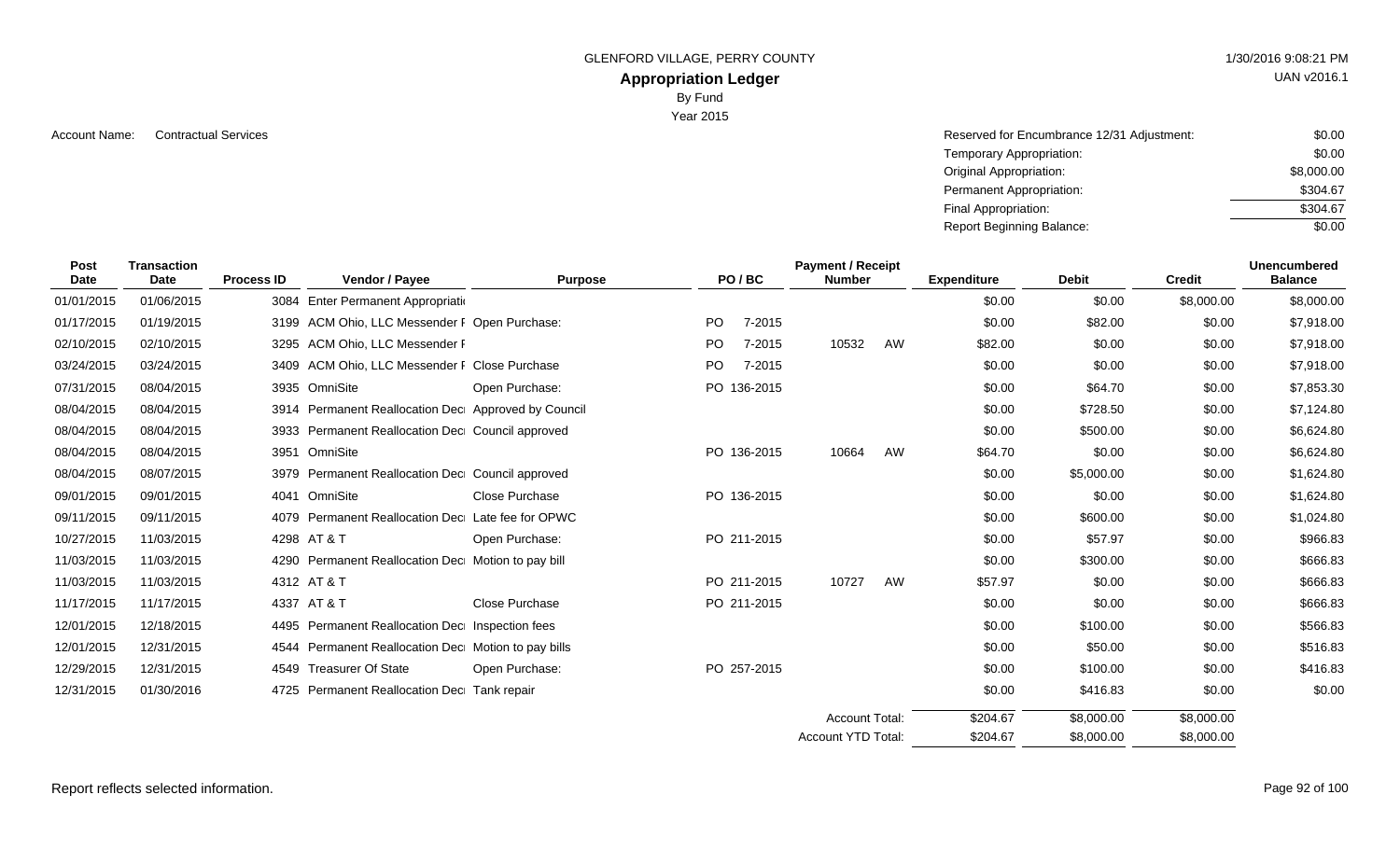GLENFORD VILLAGE, PERRY COUNTY

# Appropriation Ledger

By Fund

Year 2015

1/30/2016 9:08:21 PM

UAN v2016.1

Account Name: Contractual Services

| | |
|---|---|
| Reserved for Encumbrance 12/31 Adjustment: | $0.00 |
| Temporary Appropriation: | $0.00 |
| Original Appropriation: | $8,000.00 |
| Permanent Appropriation: | $304.67 |
| Final Appropriation: | $304.67 |
| Report Beginning Balance: | $0.00 |

| Post Date | Transaction Date | Process ID | Vendor / Payee | Purpose | PO / BC | Payment / Receipt Number | Expenditure | Debit | Credit | Unencumbered Balance |
|---|---|---|---|---|---|---|---|---|---|---|
| 01/01/2015 | 01/06/2015 | 3084 | Enter Permanent Appropriati | | | | $0.00 | $0.00 | $8,000.00 | $8,000.00 |
| 01/17/2015 | 01/19/2015 | 3199 | ACM Ohio, LLC Messender F | Open Purchase: | PO 7-2015 | | $0.00 | $82.00 | $0.00 | $7,918.00 |
| 02/10/2015 | 02/10/2015 | 3295 | ACM Ohio, LLC Messender F | | PO 7-2015 | 10532 AW | $82.00 | $0.00 | $0.00 | $7,918.00 |
| 03/24/2015 | 03/24/2015 | 3409 | ACM Ohio, LLC Messender F | Close Purchase | PO 7-2015 | | $0.00 | $0.00 | $0.00 | $7,918.00 |
| 07/31/2015 | 08/04/2015 | 3935 | OmniSite | Open Purchase: | PO 136-2015 | | $0.00 | $64.70 | $0.00 | $7,853.30 |
| 08/04/2015 | 08/04/2015 | 3914 | Permanent Reallocation Dec | Approved by Council | | | $0.00 | $728.50 | $0.00 | $7,124.80 |
| 08/04/2015 | 08/04/2015 | 3933 | Permanent Reallocation Dec | Council approved | | | $0.00 | $500.00 | $0.00 | $6,624.80 |
| 08/04/2015 | 08/04/2015 | 3951 | OmniSite | | PO 136-2015 | 10664 AW | $64.70 | $0.00 | $0.00 | $6,624.80 |
| 08/04/2015 | 08/07/2015 | 3979 | Permanent Reallocation Dec | Council approved | | | $0.00 | $5,000.00 | $0.00 | $1,624.80 |
| 09/01/2015 | 09/01/2015 | 4041 | OmniSite | Close Purchase | PO 136-2015 | | $0.00 | $0.00 | $0.00 | $1,624.80 |
| 09/11/2015 | 09/11/2015 | 4079 | Permanent Reallocation Dec | Late fee for OPWC | | | $0.00 | $600.00 | $0.00 | $1,024.80 |
| 10/27/2015 | 11/03/2015 | 4298 | AT & T | Open Purchase: | PO 211-2015 | | $0.00 | $57.97 | $0.00 | $966.83 |
| 11/03/2015 | 11/03/2015 | 4290 | Permanent Reallocation Dec | Motion to pay bill | | | $0.00 | $300.00 | $0.00 | $666.83 |
| 11/03/2015 | 11/03/2015 | 4312 | AT & T | | PO 211-2015 | 10727 AW | $57.97 | $0.00 | $0.00 | $666.83 |
| 11/17/2015 | 11/17/2015 | 4337 | AT & T | Close Purchase | PO 211-2015 | | $0.00 | $0.00 | $0.00 | $666.83 |
| 12/01/2015 | 12/18/2015 | 4495 | Permanent Reallocation Dec | Inspection fees | | | $0.00 | $100.00 | $0.00 | $566.83 |
| 12/01/2015 | 12/31/2015 | 4544 | Permanent Reallocation Dec | Motion to pay bills | | | $0.00 | $50.00 | $0.00 | $516.83 |
| 12/29/2015 | 12/31/2015 | 4549 | Treasurer Of State | Open Purchase: | PO 257-2015 | | $0.00 | $100.00 | $0.00 | $416.83 |
| 12/31/2015 | 01/30/2016 | 4725 | Permanent Reallocation Dec | Tank repair | | | $0.00 | $416.83 | $0.00 | $0.00 |
| | | | | | | Account Total: | $204.67 | $8,000.00 | $8,000.00 | |
| | | | | | | Account YTD Total: | $204.67 | $8,000.00 | $8,000.00 | |

Report reflects selected information.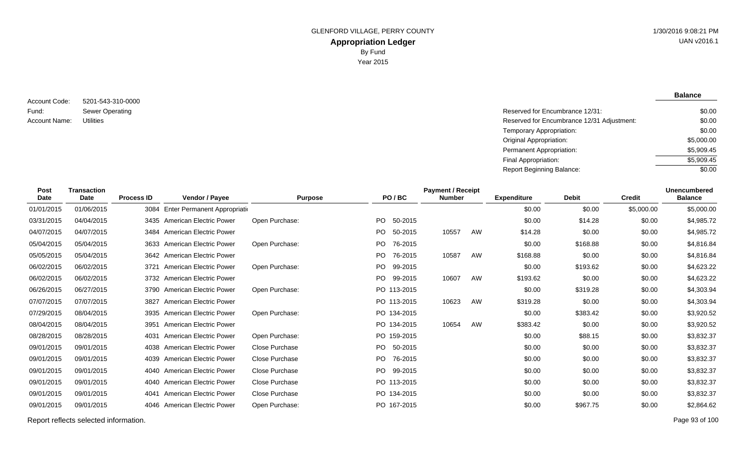GLENFORD VILLAGE, PERRY COUNTY

# Appropriation Ledger

By Fund

Year 2015

1/30/2016 9:08:21 PM

UAN v2016.1

Account Code: 5201-543-310-0000

Fund: Sewer Operating

Account Name: Utilities

| | Balance |
|---|---|
| Reserved for Encumbrance 12/31: | $0.00 |
| Reserved for Encumbrance 12/31 Adjustment: | $0.00 |
| Temporary Appropriation: | $0.00 |
| Original Appropriation: | $5,000.00 |
| Permanent Appropriation: | $5,909.45 |
| Final Appropriation: | $5,909.45 |
| Report Beginning Balance: | $0.00 |

| Post Date | Transaction Date | Process ID | Vendor / Payee | Purpose | PO / BC | Payment / Receipt Number | | Expenditure | Debit | Credit | Unencumbered Balance |
|---|---|---|---|---|---|---|---|---|---|---|---|
| 01/01/2015 | 01/06/2015 | 3084 | Enter Permanent Appropriati | | | | | $0.00 | $0.00 | $5,000.00 | $5,000.00 |
| 03/31/2015 | 04/04/2015 | 3435 | American Electric Power | Open Purchase: | PO 50-2015 | | | $0.00 | $14.28 | $0.00 | $4,985.72 |
| 04/07/2015 | 04/07/2015 | 3484 | American Electric Power | | PO 50-2015 | 10557 | AW | $14.28 | $0.00 | $0.00 | $4,985.72 |
| 05/04/2015 | 05/04/2015 | 3633 | American Electric Power | Open Purchase: | PO 76-2015 | | | $0.00 | $168.88 | $0.00 | $4,816.84 |
| 05/05/2015 | 05/04/2015 | 3642 | American Electric Power | | PO 76-2015 | 10587 | AW | $168.88 | $0.00 | $0.00 | $4,816.84 |
| 06/02/2015 | 06/02/2015 | 3721 | American Electric Power | Open Purchase: | PO 99-2015 | | | $0.00 | $193.62 | $0.00 | $4,623.22 |
| 06/02/2015 | 06/02/2015 | 3732 | American Electric Power | | PO 99-2015 | 10607 | AW | $193.62 | $0.00 | $0.00 | $4,623.22 |
| 06/26/2015 | 06/27/2015 | 3790 | American Electric Power | Open Purchase: | PO 113-2015 | | | $0.00 | $319.28 | $0.00 | $4,303.94 |
| 07/07/2015 | 07/07/2015 | 3827 | American Electric Power | | PO 113-2015 | 10623 | AW | $319.28 | $0.00 | $0.00 | $4,303.94 |
| 07/29/2015 | 08/04/2015 | 3935 | American Electric Power | Open Purchase: | PO 134-2015 | | | $0.00 | $383.42 | $0.00 | $3,920.52 |
| 08/04/2015 | 08/04/2015 | 3951 | American Electric Power | | PO 134-2015 | 10654 | AW | $383.42 | $0.00 | $0.00 | $3,920.52 |
| 08/28/2015 | 08/28/2015 | 4031 | American Electric Power | Open Purchase: | PO 159-2015 | | | $0.00 | $88.15 | $0.00 | $3,832.37 |
| 09/01/2015 | 09/01/2015 | 4038 | American Electric Power | Close Purchase | PO 50-2015 | | | $0.00 | $0.00 | $0.00 | $3,832.37 |
| 09/01/2015 | 09/01/2015 | 4039 | American Electric Power | Close Purchase | PO 76-2015 | | | $0.00 | $0.00 | $0.00 | $3,832.37 |
| 09/01/2015 | 09/01/2015 | 4040 | American Electric Power | Close Purchase | PO 99-2015 | | | $0.00 | $0.00 | $0.00 | $3,832.37 |
| 09/01/2015 | 09/01/2015 | 4040 | American Electric Power | Close Purchase | PO 113-2015 | | | $0.00 | $0.00 | $0.00 | $3,832.37 |
| 09/01/2015 | 09/01/2015 | 4041 | American Electric Power | Close Purchase | PO 134-2015 | | | $0.00 | $0.00 | $0.00 | $3,832.37 |
| 09/01/2015 | 09/01/2015 | 4046 | American Electric Power | Open Purchase: | PO 167-2015 | | | $0.00 | $967.75 | $0.00 | $2,864.62 |

Report reflects selected information.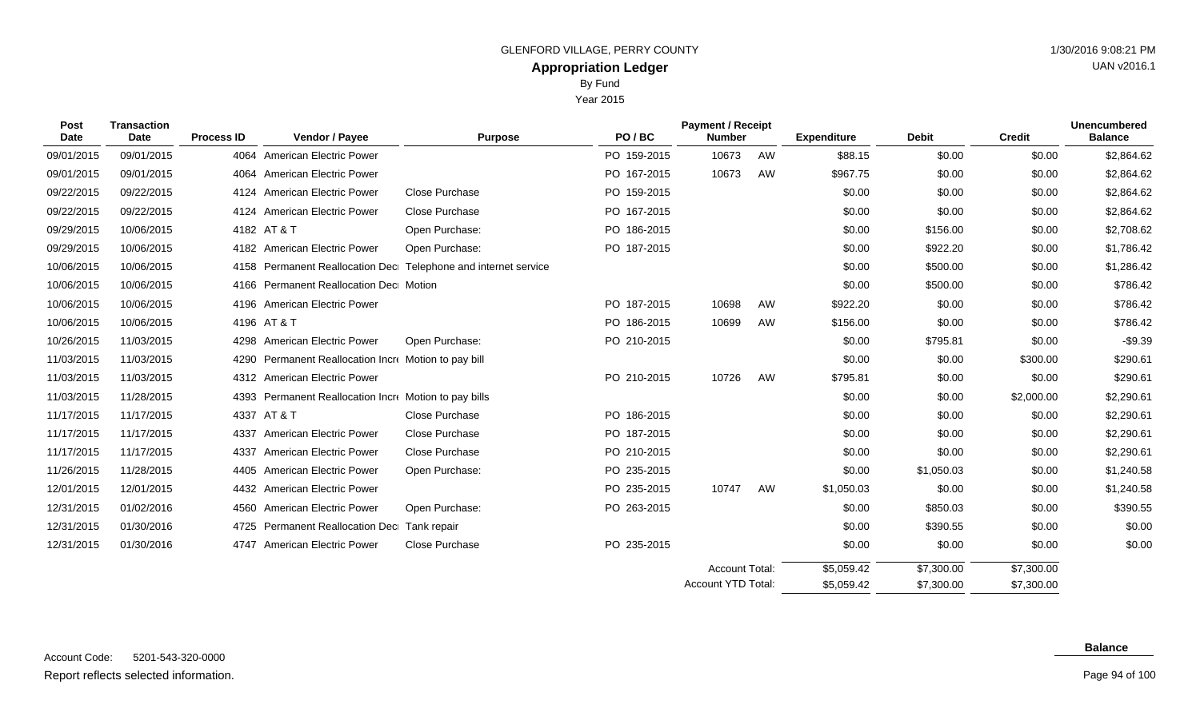GLENFORD VILLAGE, PERRY COUNTY

## Appropriation Ledger

By Fund

Year 2015

1/30/2016 9:08:21 PM

UAN v2016.1

| Post Date | Transaction Date | Process ID | Vendor / Payee | Purpose | PO / BC | Payment / Receipt Number | | Expenditure | Debit | Credit | Unencumbered Balance |
|---|---|---|---|---|---|---|---|---|---|---|---|
| 09/01/2015 | 09/01/2015 | 4064 | American Electric Power | | PO 159-2015 | 10673 | AW | $88.15 | $0.00 | $0.00 | $2,864.62 |
| 09/01/2015 | 09/01/2015 | 4064 | American Electric Power | | PO 167-2015 | 10673 | AW | $967.75 | $0.00 | $0.00 | $2,864.62 |
| 09/22/2015 | 09/22/2015 | 4124 | American Electric Power | Close Purchase | PO 159-2015 | | | $0.00 | $0.00 | $0.00 | $2,864.62 |
| 09/22/2015 | 09/22/2015 | 4124 | American Electric Power | Close Purchase | PO 167-2015 | | | $0.00 | $0.00 | $0.00 | $2,864.62 |
| 09/29/2015 | 10/06/2015 | 4182 | AT & T | Open Purchase: | PO 186-2015 | | | $0.00 | $156.00 | $0.00 | $2,708.62 |
| 09/29/2015 | 10/06/2015 | 4182 | American Electric Power | Open Purchase: | PO 187-2015 | | | $0.00 | $922.20 | $0.00 | $1,786.42 |
| 10/06/2015 | 10/06/2015 | 4158 | Permanent Reallocation Deci | Telephone and internet service | | | | $0.00 | $500.00 | $0.00 | $1,286.42 |
| 10/06/2015 | 10/06/2015 | 4166 | Permanent Reallocation Deci | Motion | | | | $0.00 | $500.00 | $0.00 | $786.42 |
| 10/06/2015 | 10/06/2015 | 4196 | American Electric Power | | PO 187-2015 | 10698 | AW | $922.20 | $0.00 | $0.00 | $786.42 |
| 10/06/2015 | 10/06/2015 | 4196 | AT & T | | PO 186-2015 | 10699 | AW | $156.00 | $0.00 | $0.00 | $786.42 |
| 10/26/2015 | 11/03/2015 | 4298 | American Electric Power | Open Purchase: | PO 210-2015 | | | $0.00 | $795.81 | $0.00 | -$9.39 |
| 11/03/2015 | 11/03/2015 | 4290 | Permanent Reallocation Incre | Motion to pay bill | | | | $0.00 | $0.00 | $300.00 | $290.61 |
| 11/03/2015 | 11/03/2015 | 4312 | American Electric Power | | PO 210-2015 | 10726 | AW | $795.81 | $0.00 | $0.00 | $290.61 |
| 11/03/2015 | 11/28/2015 | 4393 | Permanent Reallocation Incre | Motion to pay bills | | | | $0.00 | $0.00 | $2,000.00 | $2,290.61 |
| 11/17/2015 | 11/17/2015 | 4337 | AT & T | Close Purchase | PO 186-2015 | | | $0.00 | $0.00 | $0.00 | $2,290.61 |
| 11/17/2015 | 11/17/2015 | 4337 | American Electric Power | Close Purchase | PO 187-2015 | | | $0.00 | $0.00 | $0.00 | $2,290.61 |
| 11/17/2015 | 11/17/2015 | 4337 | American Electric Power | Close Purchase | PO 210-2015 | | | $0.00 | $0.00 | $0.00 | $2,290.61 |
| 11/26/2015 | 11/28/2015 | 4405 | American Electric Power | Open Purchase: | PO 235-2015 | | | $0.00 | $1,050.03 | $0.00 | $1,240.58 |
| 12/01/2015 | 12/01/2015 | 4432 | American Electric Power | | PO 235-2015 | 10747 | AW | $1,050.03 | $0.00 | $0.00 | $1,240.58 |
| 12/31/2015 | 01/02/2016 | 4560 | American Electric Power | Open Purchase: | PO 263-2015 | | | $0.00 | $850.03 | $0.00 | $390.55 |
| 12/31/2015 | 01/30/2016 | 4725 | Permanent Reallocation Deci | Tank repair | | | | $0.00 | $390.55 | $0.00 | $0.00 |
| 12/31/2015 | 01/30/2016 | 4747 | American Electric Power | Close Purchase | PO 235-2015 | | | $0.00 | $0.00 | $0.00 | $0.00 |
| | | | | | | Account Total: | | $5,059.42 | $7,300.00 | $7,300.00 | |
| | | | | | | Account YTD Total: | | $5,059.42 | $7,300.00 | $7,300.00 | |

Account Code: 5201-543-320-0000

**Balance**

Report reflects selected information.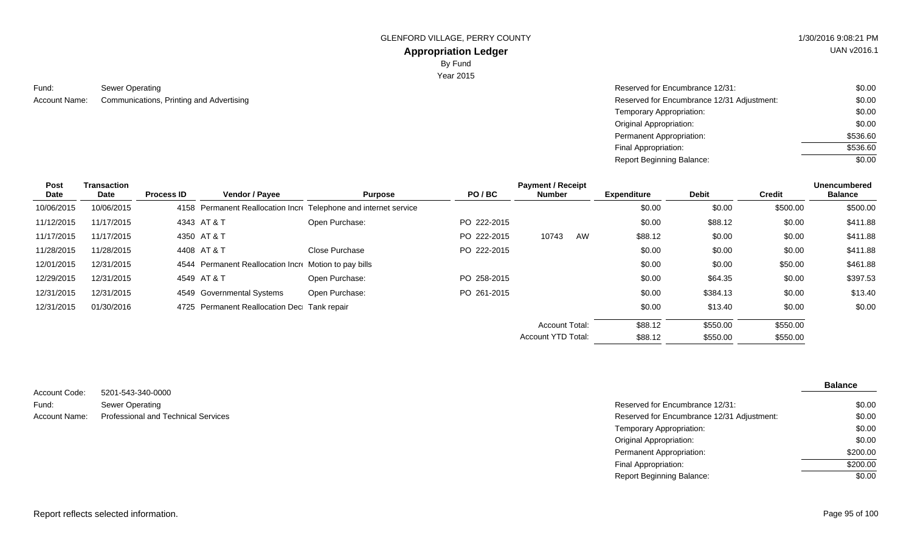GLENFORD VILLAGE, PERRY COUNTY

1/30/2016 9:08:21 PM

## Appropriation Ledger

By Fund

Year 2015

UAN v2016.1

Fund: Sewer Operating

Account Name: Communications, Printing and Advertising

| | |
|---|---|
| Reserved for Encumbrance 12/31: | $0.00 |
| Reserved for Encumbrance 12/31 Adjustment: | $0.00 |
| Temporary Appropriation: | $0.00 |
| Original Appropriation: | $0.00 |
| Permanent Appropriation: | $536.60 |
| Final Appropriation: | $536.60 |
| Report Beginning Balance: | $0.00 |

| Post Date | Transaction Date | Process ID | Vendor / Payee | Purpose | PO / BC | Payment / Receipt Number | Expenditure | Debit | Credit | Unencumbered Balance |
|---|---|---|---|---|---|---|---|---|---|---|
| 10/06/2015 | 10/06/2015 | 4158 | Permanent Reallocation Incre | Telephone and internet service | | | $0.00 | $0.00 | $500.00 | $500.00 |
| 11/12/2015 | 11/17/2015 | 4343 | AT & T | Open Purchase: | PO 222-2015 | | $0.00 | $88.12 | $0.00 | $411.88 |
| 11/17/2015 | 11/17/2015 | 4350 | AT & T | | PO 222-2015 | 10743 AW | $88.12 | $0.00 | $0.00 | $411.88 |
| 11/28/2015 | 11/28/2015 | 4408 | AT & T | Close Purchase | PO 222-2015 | | $0.00 | $0.00 | $0.00 | $411.88 |
| 12/01/2015 | 12/31/2015 | 4544 | Permanent Reallocation Incre | Motion to pay bills | | | $0.00 | $0.00 | $50.00 | $461.88 |
| 12/29/2015 | 12/31/2015 | 4549 | AT & T | Open Purchase: | PO 258-2015 | | $0.00 | $64.35 | $0.00 | $397.53 |
| 12/31/2015 | 12/31/2015 | 4549 | Governmental Systems | Open Purchase: | PO 261-2015 | | $0.00 | $384.13 | $0.00 | $13.40 |
| 12/31/2015 | 01/30/2016 | 4725 | Permanent Reallocation Decr | Tank repair | | | $0.00 | $13.40 | $0.00 | $0.00 |
| | | | | | | Account Total: | $88.12 | $550.00 | $550.00 | |
| | | | | | | Account YTD Total: | $88.12 | $550.00 | $550.00 | |

Account Code: 5201-543-340-0000

Fund: Sewer Operating

Account Name: Professional and Technical Services

| | Balance |
|---|---|
| Reserved for Encumbrance 12/31: | $0.00 |
| Reserved for Encumbrance 12/31 Adjustment: | $0.00 |
| Temporary Appropriation: | $0.00 |
| Original Appropriation: | $0.00 |
| Permanent Appropriation: | $200.00 |
| Final Appropriation: | $200.00 |
| Report Beginning Balance: | $0.00 |

Report reflects selected information.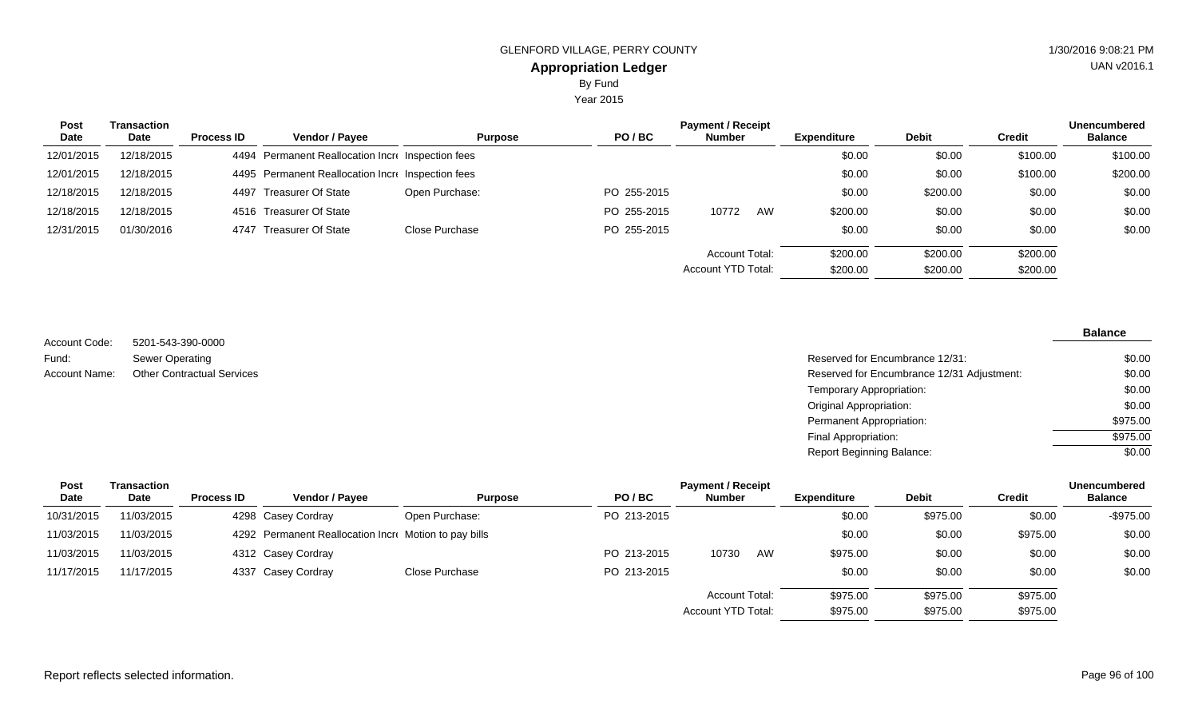GLENFORD VILLAGE, PERRY COUNTY

## Appropriation Ledger

By Fund

Year 2015

| Post Date | Transaction Date | Process ID | Vendor / Payee | Purpose | PO / BC | Payment / Receipt Number | | Expenditure | Debit | Credit | Unencumbered Balance |
|---|---|---|---|---|---|---|---|---|---|---|---|
| 12/01/2015 | 12/18/2015 | 4494 | Permanent Reallocation Incr | Inspection fees | | | | $0.00 | $0.00 | $100.00 | $100.00 |
| 12/01/2015 | 12/18/2015 | 4495 | Permanent Reallocation Incr | Inspection fees | | | | $0.00 | $0.00 | $100.00 | $200.00 |
| 12/18/2015 | 12/18/2015 | 4497 | Treasurer Of State | Open Purchase: | PO 255-2015 | | | $0.00 | $200.00 | $0.00 | $0.00 |
| 12/18/2015 | 12/18/2015 | 4516 | Treasurer Of State | | PO 255-2015 | 10772 | AW | $200.00 | $0.00 | $0.00 | $0.00 |
| 12/31/2015 | 01/30/2016 | 4747 | Treasurer Of State | Close Purchase | PO 255-2015 | | | $0.00 | $0.00 | $0.00 | $0.00 |
| | | | | | | Account Total: | | $200.00 | $200.00 | $200.00 | |
| | | | | | | Account YTD Total: | | $200.00 | $200.00 | $200.00 | |

Account Code: 5201-543-390-0000

Fund: Sewer Operating

Account Name: Other Contractual Services

| | Balance |
|---|---|
| Reserved for Encumbrance 12/31: | $0.00 |
| Reserved for Encumbrance 12/31 Adjustment: | $0.00 |
| Temporary Appropriation: | $0.00 |
| Original Appropriation: | $0.00 |
| Permanent Appropriation: | $975.00 |
| Final Appropriation: | $975.00 |
| Report Beginning Balance: | $0.00 |

| Post Date | Transaction Date | Process ID | Vendor / Payee | Purpose | PO / BC | Payment / Receipt Number | | Expenditure | Debit | Credit | Unencumbered Balance |
|---|---|---|---|---|---|---|---|---|---|---|---|
| 10/31/2015 | 11/03/2015 | 4298 | Casey Cordray | Open Purchase: | PO 213-2015 | | | $0.00 | $975.00 | $0.00 | -$975.00 |
| 11/03/2015 | 11/03/2015 | 4292 | Permanent Reallocation Incr | Motion to pay bills | | | | $0.00 | $0.00 | $975.00 | $0.00 |
| 11/03/2015 | 11/03/2015 | 4312 | Casey Cordray | | PO 213-2015 | 10730 | AW | $975.00 | $0.00 | $0.00 | $0.00 |
| 11/17/2015 | 11/17/2015 | 4337 | Casey Cordray | Close Purchase | PO 213-2015 | | | $0.00 | $0.00 | $0.00 | $0.00 |
| | | | | | | Account Total: | | $975.00 | $975.00 | $975.00 | |
| | | | | | | Account YTD Total: | | $975.00 | $975.00 | $975.00 | |

Report reflects selected information.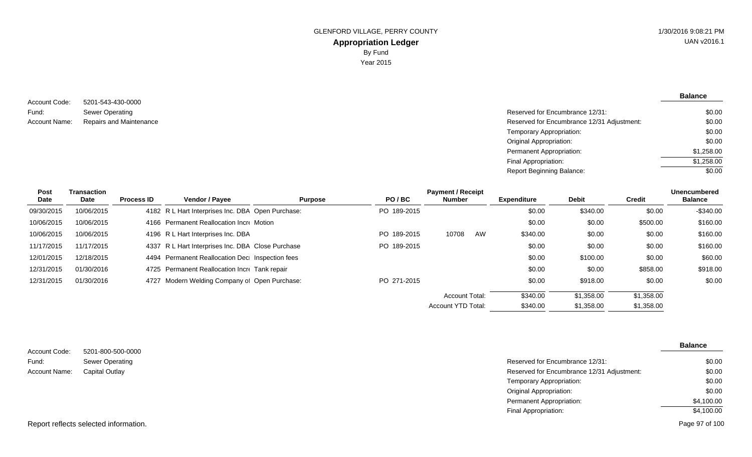Account Code: 5201-543-430-0000
Fund: Sewer Operating
Account Name: Repairs and Maintenance

| | Balance |
|---|---|
| Reserved for Encumbrance 12/31: | $0.00 |
| Reserved for Encumbrance 12/31 Adjustment: | $0.00 |
| Temporary Appropriation: | $0.00 |
| Original Appropriation: | $0.00 |
| Permanent Appropriation: | $1,258.00 |
| Final Appropriation: | $1,258.00 |
| Report Beginning Balance: | $0.00 |

| Post Date | Transaction Date | Process ID | Vendor / Payee | Purpose | PO / BC | Payment / Receipt Number | | Expenditure | Debit | Credit | Unencumbered Balance |
|---|---|---|---|---|---|---|---|---|---|---|---|
| 09/30/2015 | 10/06/2015 | 4182 | R L Hart Interprises Inc. DBA | Open Purchase: | PO 189-2015 | | | $0.00 | $340.00 | $0.00 | -$340.00 |
| 10/06/2015 | 10/06/2015 | 4166 | Permanent Reallocation Incr | Motion | | | | $0.00 | $0.00 | $500.00 | $160.00 |
| 10/06/2015 | 10/06/2015 | 4196 | R L Hart Interprises Inc. DBA | | PO 189-2015 | 10708 | AW | $340.00 | $0.00 | $0.00 | $160.00 |
| 11/17/2015 | 11/17/2015 | 4337 | R L Hart Interprises Inc. DBA | Close Purchase | PO 189-2015 | | | $0.00 | $0.00 | $0.00 | $160.00 |
| 12/01/2015 | 12/18/2015 | 4494 | Permanent Reallocation Decr | Inspection fees | | | | $0.00 | $100.00 | $0.00 | $60.00 |
| 12/31/2015 | 01/30/2016 | 4725 | Permanent Reallocation Incr | Tank repair | | | | $0.00 | $0.00 | $858.00 | $918.00 |
| 12/31/2015 | 01/30/2016 | 4727 | Modern Welding Company of | Open Purchase: | PO 271-2015 | | | $0.00 | $918.00 | $0.00 | $0.00 |
| | | | | | | Account Total: | | $340.00 | $1,358.00 | $1,358.00 | |
| | | | | | | Account YTD Total: | | $340.00 | $1,358.00 | $1,358.00 | |

Account Code: 5201-800-500-0000
Fund: Sewer Operating
Account Name: Capital Outlay

| | Balance |
|---|---|
| Reserved for Encumbrance 12/31: | $0.00 |
| Reserved for Encumbrance 12/31 Adjustment: | $0.00 |
| Temporary Appropriation: | $0.00 |
| Original Appropriation: | $0.00 |
| Permanent Appropriation: | $4,100.00 |
| Final Appropriation: | $4,100.00 |

Report reflects selected information.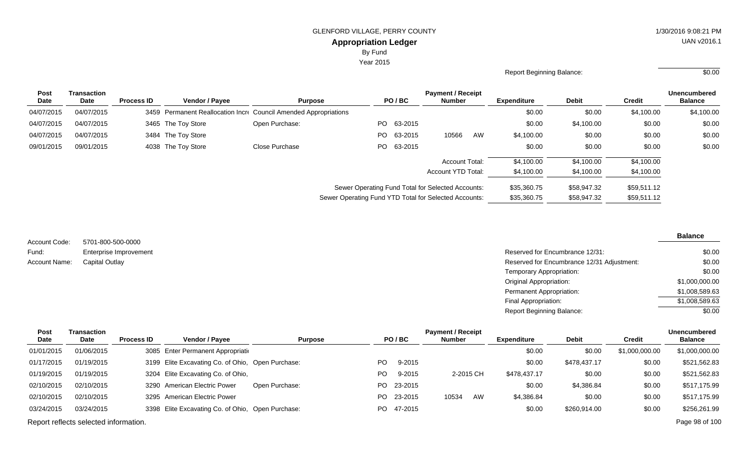GLENFORD VILLAGE, PERRY COUNTY

**Appropriation Ledger**

By Fund

Year 2015

Report Beginning Balance: $0.00

| Post Date | Transaction Date | Process ID | Vendor / Payee | Purpose | PO / BC | Payment / Receipt Number | Expenditure | Debit | Credit | Unencumbered Balance |
|---|---|---|---|---|---|---|---|---|---|---|
| 04/07/2015 | 04/07/2015 | 3459 | Permanent Reallocation Incr | Council Amended Appropriations | | | $0.00 | $0.00 | $4,100.00 | $4,100.00 |
| 04/07/2015 | 04/07/2015 | 3465 | The Toy Store | Open Purchase: | PO 63-2015 | | $0.00 | $4,100.00 | $0.00 | $0.00 |
| 04/07/2015 | 04/07/2015 | 3484 | The Toy Store | | PO 63-2015 | 10566 AW | $4,100.00 | $0.00 | $0.00 | $0.00 |
| 09/01/2015 | 09/01/2015 | 4038 | The Toy Store | Close Purchase | PO 63-2015 | | $0.00 | $0.00 | $0.00 | $0.00 |
| | | | | | | Account Total: | $4,100.00 | $4,100.00 | $4,100.00 | |
| | | | | | | Account YTD Total: | $4,100.00 | $4,100.00 | $4,100.00 | |
| | | | | | | Sewer Operating Fund Total for Selected Accounts: | $35,360.75 | $58,947.32 | $59,511.12 | |
| | | | | | | Sewer Operating Fund YTD Total for Selected Accounts: | $35,360.75 | $58,947.32 | $59,511.12 | |

Account Code: 5701-800-500-0000

Fund: Enterprise Improvement

Account Name: Capital Outlay

| | Balance |
|---|---|
| Reserved for Encumbrance 12/31: | $0.00 |
| Reserved for Encumbrance 12/31 Adjustment: | $0.00 |
| Temporary Appropriation: | $0.00 |
| Original Appropriation: | $1,000,000.00 |
| Permanent Appropriation: | $1,008,589.63 |
| Final Appropriation: | $1,008,589.63 |
| Report Beginning Balance: | $0.00 |

| Post Date | Transaction Date | Process ID | Vendor / Payee | Purpose | PO / BC | Payment / Receipt Number | Expenditure | Debit | Credit | Unencumbered Balance |
|---|---|---|---|---|---|---|---|---|---|---|
| 01/01/2015 | 01/06/2015 | 3085 | Enter Permanent Appropriati | | | | $0.00 | $0.00 | $1,000,000.00 | $1,000,000.00 |
| 01/17/2015 | 01/19/2015 | 3199 | Elite Excavating Co. of Ohio, | Open Purchase: | PO 9-2015 | | $0.00 | $478,437.17 | $0.00 | $521,562.83 |
| 01/19/2015 | 01/19/2015 | 3204 | Elite Excavating Co. of Ohio, | | PO 9-2015 | 2-2015 CH | $478,437.17 | $0.00 | $0.00 | $521,562.83 |
| 02/10/2015 | 02/10/2015 | 3290 | American Electric Power | Open Purchase: | PO 23-2015 | | $0.00 | $4,386.84 | $0.00 | $517,175.99 |
| 02/10/2015 | 02/10/2015 | 3295 | American Electric Power | | PO 23-2015 | 10534 AW | $4,386.84 | $0.00 | $0.00 | $517,175.99 |
| 03/24/2015 | 03/24/2015 | 3398 | Elite Excavating Co. of Ohio, | Open Purchase: | PO 47-2015 | | $0.00 | $260,914.00 | $0.00 | $256,261.99 |

Report reflects selected information.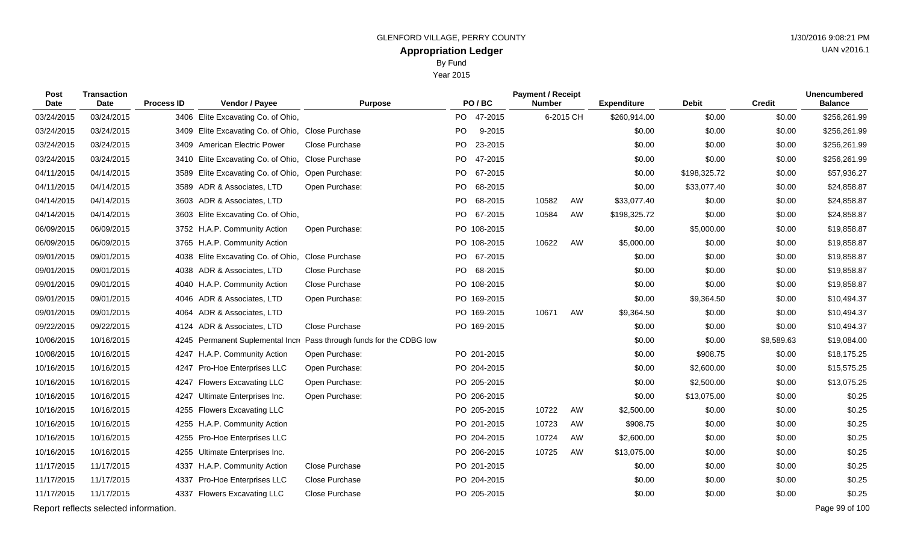GLENFORD VILLAGE, PERRY COUNTY

# Appropriation Ledger

By Fund

Year 2015

1/30/2016 9:08:21 PM

UAN v2016.1

| Post Date | Transaction Date | Process ID | Vendor / Payee | Purpose | PO / BC | Payment / Receipt Number | | Expenditure | Debit | Credit | Unencumbered Balance |
|---|---|---|---|---|---|---|---|---|---|---|---|
| 03/24/2015 | 03/24/2015 | 3406 | Elite Excavating Co. of Ohio, | | PO 47-2015 | 6-2015 CH | | $260,914.00 | $0.00 | $0.00 | $256,261.99 |
| 03/24/2015 | 03/24/2015 | 3409 | Elite Excavating Co. of Ohio, | Close Purchase | PO 9-2015 | | | $0.00 | $0.00 | $0.00 | $256,261.99 |
| 03/24/2015 | 03/24/2015 | 3409 | American Electric Power | Close Purchase | PO 23-2015 | | | $0.00 | $0.00 | $0.00 | $256,261.99 |
| 03/24/2015 | 03/24/2015 | 3410 | Elite Excavating Co. of Ohio, | Close Purchase | PO 47-2015 | | | $0.00 | $0.00 | $0.00 | $256,261.99 |
| 04/11/2015 | 04/14/2015 | 3589 | Elite Excavating Co. of Ohio, | Open Purchase: | PO 67-2015 | | | $0.00 | $198,325.72 | $0.00 | $57,936.27 |
| 04/11/2015 | 04/14/2015 | 3589 | ADR & Associates, LTD | Open Purchase: | PO 68-2015 | | | $0.00 | $33,077.40 | $0.00 | $24,858.87 |
| 04/14/2015 | 04/14/2015 | 3603 | ADR & Associates, LTD | | PO 68-2015 | 10582 | AW | $33,077.40 | $0.00 | $0.00 | $24,858.87 |
| 04/14/2015 | 04/14/2015 | 3603 | Elite Excavating Co. of Ohio, | | PO 67-2015 | 10584 | AW | $198,325.72 | $0.00 | $0.00 | $24,858.87 |
| 06/09/2015 | 06/09/2015 | 3752 | H.A.P. Community Action | Open Purchase: | PO 108-2015 | | | $0.00 | $5,000.00 | $0.00 | $19,858.87 |
| 06/09/2015 | 06/09/2015 | 3765 | H.A.P. Community Action | | PO 108-2015 | 10622 | AW | $5,000.00 | $0.00 | $0.00 | $19,858.87 |
| 09/01/2015 | 09/01/2015 | 4038 | Elite Excavating Co. of Ohio, | Close Purchase | PO 67-2015 | | | $0.00 | $0.00 | $0.00 | $19,858.87 |
| 09/01/2015 | 09/01/2015 | 4038 | ADR & Associates, LTD | Close Purchase | PO 68-2015 | | | $0.00 | $0.00 | $0.00 | $19,858.87 |
| 09/01/2015 | 09/01/2015 | 4040 | H.A.P. Community Action | Close Purchase | PO 108-2015 | | | $0.00 | $0.00 | $0.00 | $19,858.87 |
| 09/01/2015 | 09/01/2015 | 4046 | ADR & Associates, LTD | Open Purchase: | PO 169-2015 | | | $0.00 | $9,364.50 | $0.00 | $10,494.37 |
| 09/01/2015 | 09/01/2015 | 4064 | ADR & Associates, LTD | | PO 169-2015 | 10671 | AW | $9,364.50 | $0.00 | $0.00 | $10,494.37 |
| 09/22/2015 | 09/22/2015 | 4124 | ADR & Associates, LTD | Close Purchase | PO 169-2015 | | | $0.00 | $0.00 | $0.00 | $10,494.37 |
| 10/06/2015 | 10/16/2015 | 4245 | Permanent Suplemental Incr | Pass through funds for the CDBG low | | | | $0.00 | $0.00 | $8,589.63 | $19,084.00 |
| 10/08/2015 | 10/16/2015 | 4247 | H.A.P. Community Action | Open Purchase: | PO 201-2015 | | | $0.00 | $908.75 | $0.00 | $18,175.25 |
| 10/16/2015 | 10/16/2015 | 4247 | Pro-Hoe Enterprises LLC | Open Purchase: | PO 204-2015 | | | $0.00 | $2,600.00 | $0.00 | $15,575.25 |
| 10/16/2015 | 10/16/2015 | 4247 | Flowers Excavating LLC | Open Purchase: | PO 205-2015 | | | $0.00 | $2,500.00 | $0.00 | $13,075.25 |
| 10/16/2015 | 10/16/2015 | 4247 | Ultimate Enterprises Inc. | Open Purchase: | PO 206-2015 | | | $0.00 | $13,075.00 | $0.00 | $0.25 |
| 10/16/2015 | 10/16/2015 | 4255 | Flowers Excavating LLC | | PO 205-2015 | 10722 | AW | $2,500.00 | $0.00 | $0.00 | $0.25 |
| 10/16/2015 | 10/16/2015 | 4255 | H.A.P. Community Action | | PO 201-2015 | 10723 | AW | $908.75 | $0.00 | $0.00 | $0.25 |
| 10/16/2015 | 10/16/2015 | 4255 | Pro-Hoe Enterprises LLC | | PO 204-2015 | 10724 | AW | $2,600.00 | $0.00 | $0.00 | $0.25 |
| 10/16/2015 | 10/16/2015 | 4255 | Ultimate Enterprises Inc. | | PO 206-2015 | 10725 | AW | $13,075.00 | $0.00 | $0.00 | $0.25 |
| 11/17/2015 | 11/17/2015 | 4337 | H.A.P. Community Action | Close Purchase | PO 201-2015 | | | $0.00 | $0.00 | $0.00 | $0.25 |
| 11/17/2015 | 11/17/2015 | 4337 | Pro-Hoe Enterprises LLC | Close Purchase | PO 204-2015 | | | $0.00 | $0.00 | $0.00 | $0.25 |
| 11/17/2015 | 11/17/2015 | 4337 | Flowers Excavating LLC | Close Purchase | PO 205-2015 | | | $0.00 | $0.00 | $0.00 | $0.25 |

Report reflects selected information.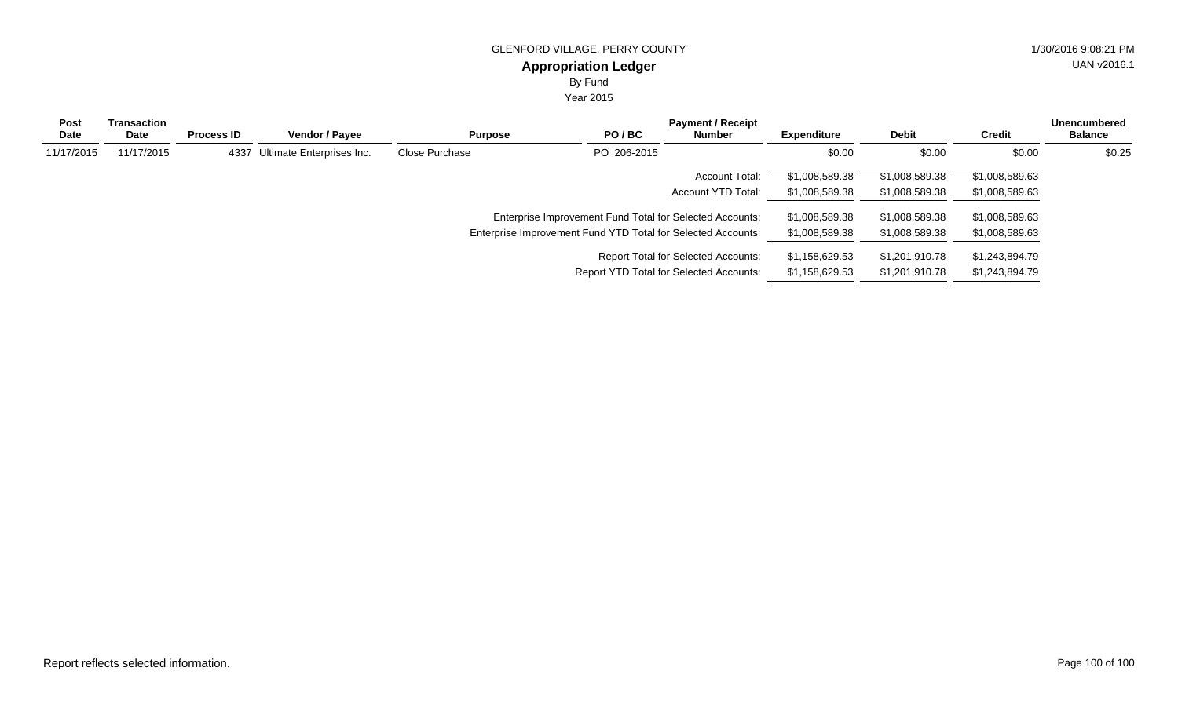GLENFORD VILLAGE, PERRY COUNTY

# Appropriation Ledger

By Fund

Year 2015

1/30/2016 9:08:21 PM

UAN v2016.1

| Post Date | Transaction Date | Process ID | Vendor / Payee | Purpose | PO / BC | Payment / Receipt Number | Expenditure | Debit | Credit | Unencumbered Balance |
|---|---|---|---|---|---|---|---|---|---|---|
| 11/17/2015 | 11/17/2015 | 4337 | Ultimate Enterprises Inc. | Close Purchase | PO 206-2015 | | $0.00 | $0.00 | $0.00 | $0.25 |
| | | | | | | Account Total: | $1,008,589.38 | $1,008,589.38 | $1,008,589.63 | |
| | | | | | | Account YTD Total: | $1,008,589.38 | $1,008,589.38 | $1,008,589.63 | |
| | | | | | | Enterprise Improvement Fund Total for Selected Accounts: | $1,008,589.38 | $1,008,589.38 | $1,008,589.63 | |
| | | | | | | Enterprise Improvement Fund YTD Total for Selected Accounts: | $1,008,589.38 | $1,008,589.38 | $1,008,589.63 | |
| | | | | | | Report Total for Selected Accounts: | $1,158,629.53 | $1,201,910.78 | $1,243,894.79 | |
| | | | | | | Report YTD Total for Selected Accounts: | $1,158,629.53 | $1,201,910.78 | $1,243,894.79 | |

Report reflects selected information.